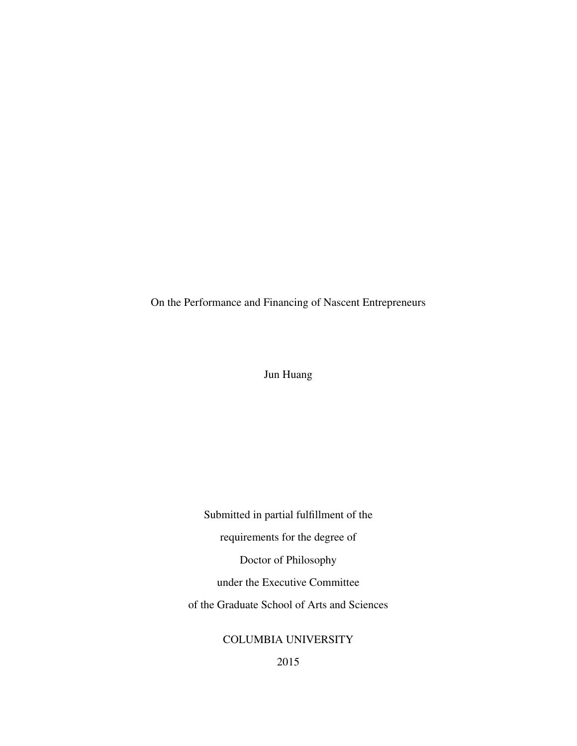# On the Performance and Financing of Nascent Entrepreneurs

Jun Huang

Submitted in partial fulfillment of the

requirements for the degree of

Doctor of Philosophy

under the Executive Committee

of the Graduate School of Arts and Sciences

COLUMBIA UNIVERSITY

2015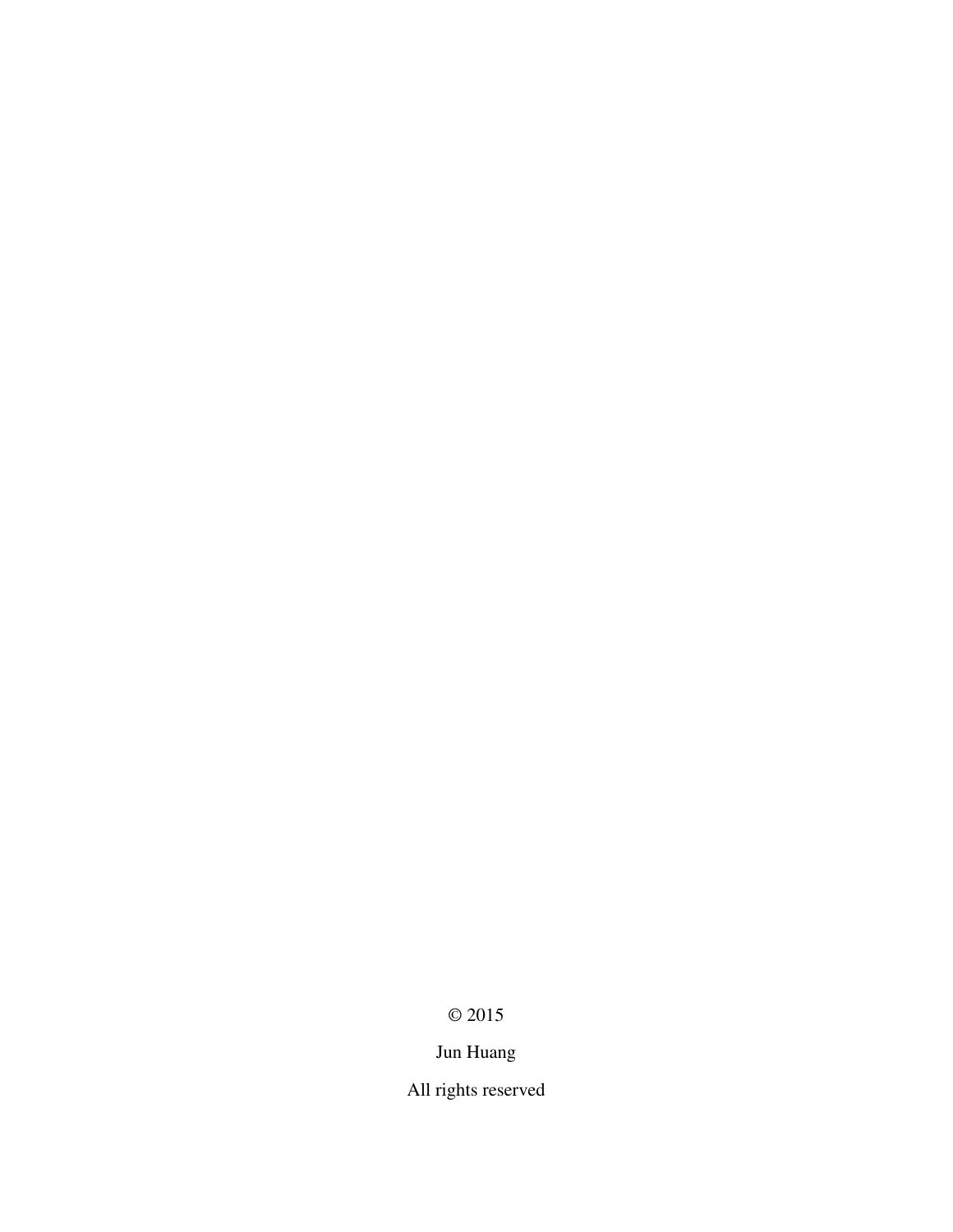© 2015

Jun Huang

All rights reserved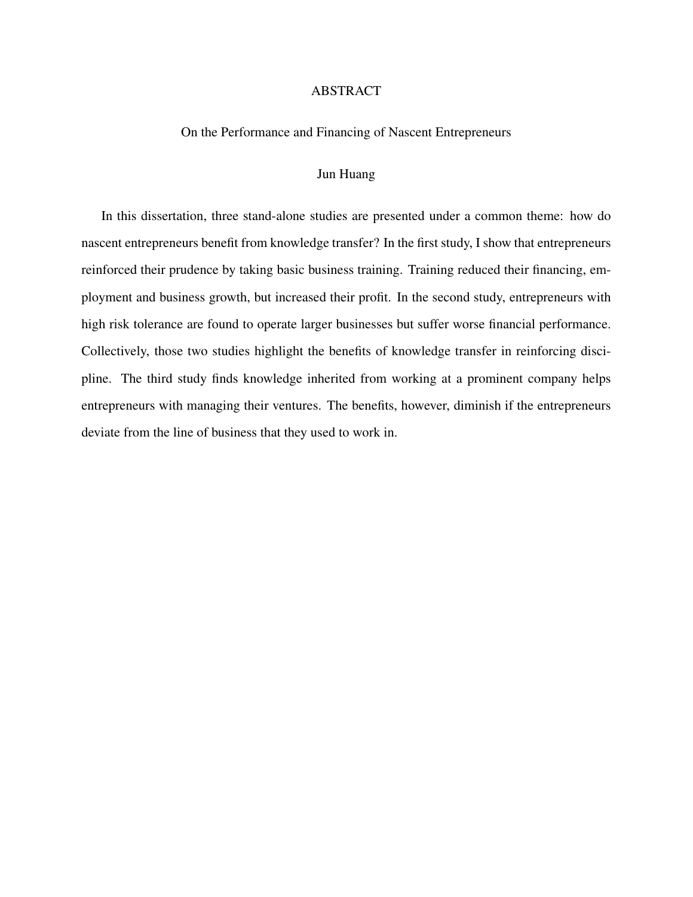# ABSTRACT

## On the Performance and Financing of Nascent Entrepreneurs

Jun Huang

In this dissertation, three stand-alone studies are presented under a common theme: how do nascent entrepreneurs benefit from knowledge transfer? In the first study, I show that entrepreneurs reinforced their prudence by taking basic business training. Training reduced their financing, employment and business growth, but increased their profit. In the second study, entrepreneurs with high risk tolerance are found to operate larger businesses but suffer worse financial performance. Collectively, those two studies highlight the benefits of knowledge transfer in reinforcing discipline. The third study finds knowledge inherited from working at a prominent company helps entrepreneurs with managing their ventures. The benefits, however, diminish if the entrepreneurs deviate from the line of business that they used to work in.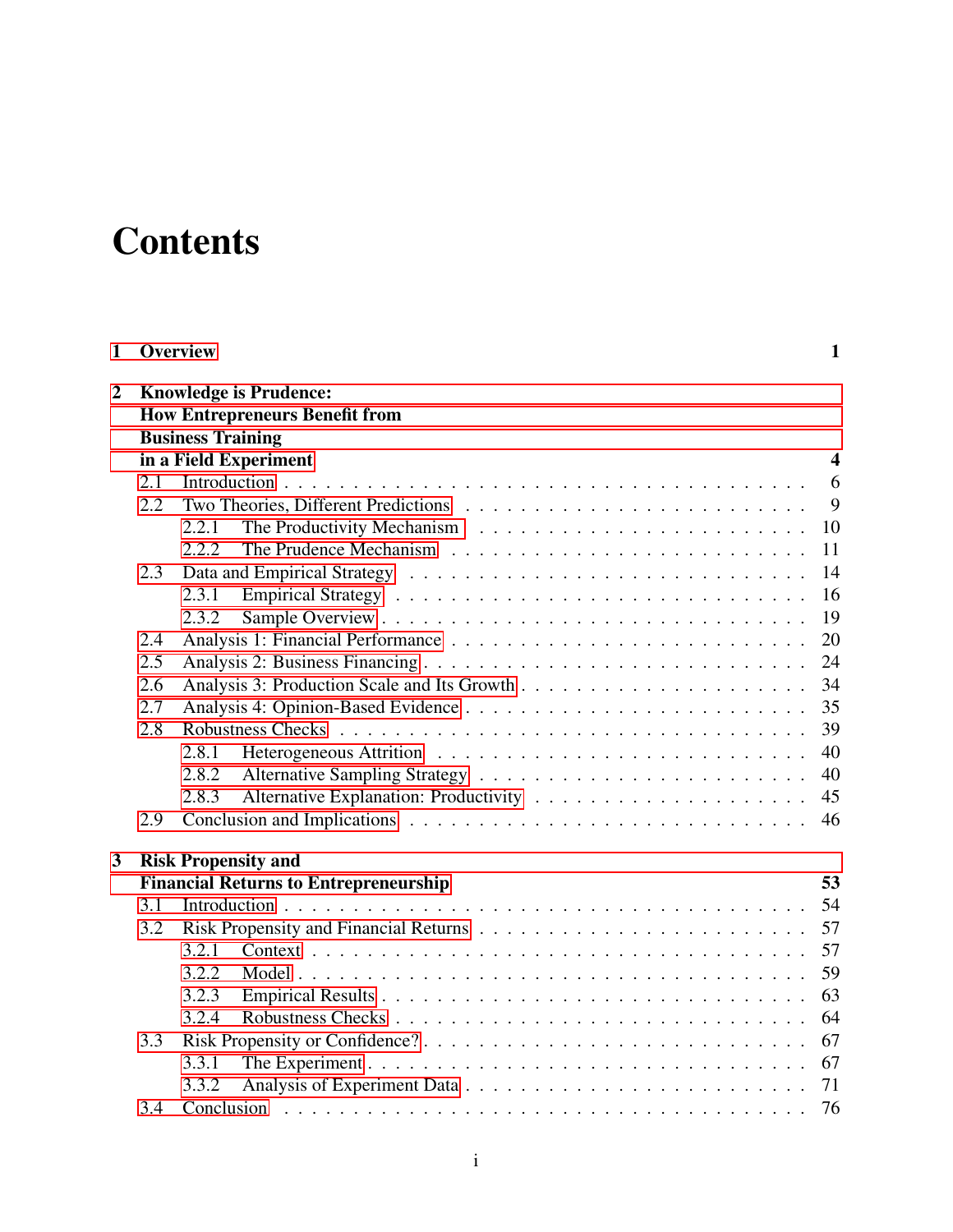# Contents

**1 Overview** **1**

**2 Knowledge is Prudence: How Entrepreneurs Benefit from Business Training in a Field Experiment** **4**

- 2.1 Introduction . . . . . 6
- 2.2 Two Theories, Different Predictions . . . . . 9
  - 2.2.1 The Productivity Mechanism . . . . . 10
  - 2.2.2 The Prudence Mechanism . . . . . 11
- 2.3 Data and Empirical Strategy . . . . . 14
  - 2.3.1 Empirical Strategy . . . . . 16
  - 2.3.2 Sample Overview . . . . . 19
- 2.4 Analysis 1: Financial Performance . . . . . 20
- 2.5 Analysis 2: Business Financing . . . . . 24
- 2.6 Analysis 3: Production Scale and Its Growth . . . . . 34
- 2.7 Analysis 4: Opinion-Based Evidence . . . . . 35
- 2.8 Robustness Checks . . . . . 39
  - 2.8.1 Heterogeneous Attrition . . . . . 40
  - 2.8.2 Alternative Sampling Strategy . . . . . 40
  - 2.8.3 Alternative Explanation: Productivity . . . . . 45
- 2.9 Conclusion and Implications . . . . . 46

**3 Risk Propensity and Financial Returns to Entrepreneurship** **53**

- 3.1 Introduction . . . . . 54
- 3.2 Risk Propensity and Financial Returns . . . . . 57
  - 3.2.1 Context . . . . . 57
  - 3.2.2 Model . . . . . 59
  - 3.2.3 Empirical Results . . . . . 63
  - 3.2.4 Robustness Checks . . . . . 64
- 3.3 Risk Propensity or Confidence? . . . . . 67
  - 3.3.1 The Experiment . . . . . 67
  - 3.3.2 Analysis of Experiment Data . . . . . 71
- 3.4 Conclusion . . . . . 76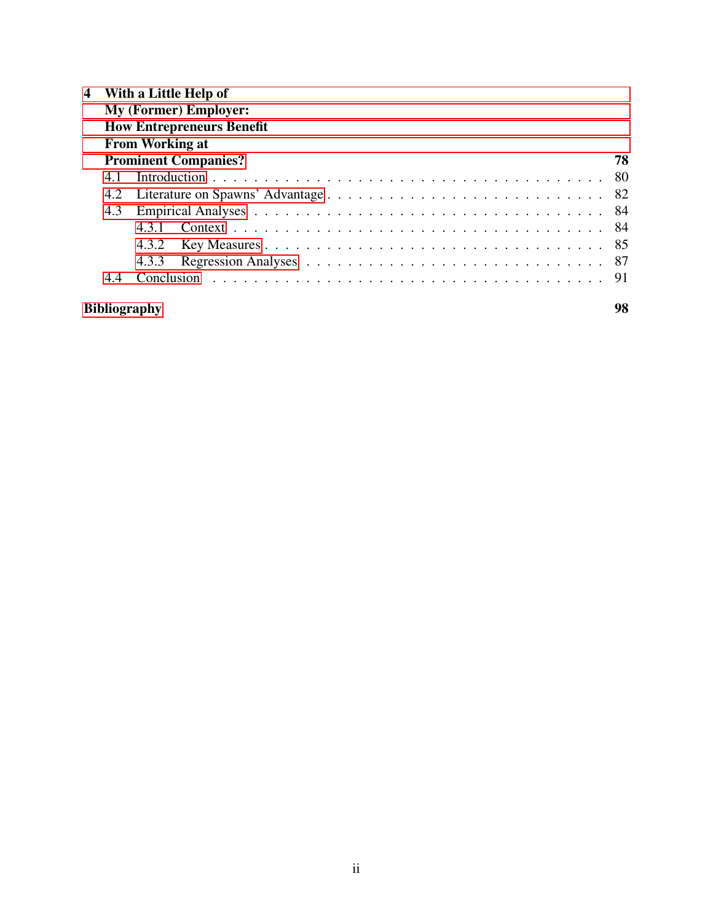**4 With a Little Help of My (Former) Employer: How Entrepreneurs Benefit From Working at Prominent Companies?** **78**

- 4.1 Introduction . . . . . 80
- 4.2 Literature on Spawns' Advantage . . . . . 82
- 4.3 Empirical Analyses . . . . . 84
  - 4.3.1 Context . . . . . 84
  - 4.3.2 Key Measures . . . . . 85
  - 4.3.3 Regression Analyses . . . . . 87
- 4.4 Conclusion . . . . . 91

**Bibliography** **98**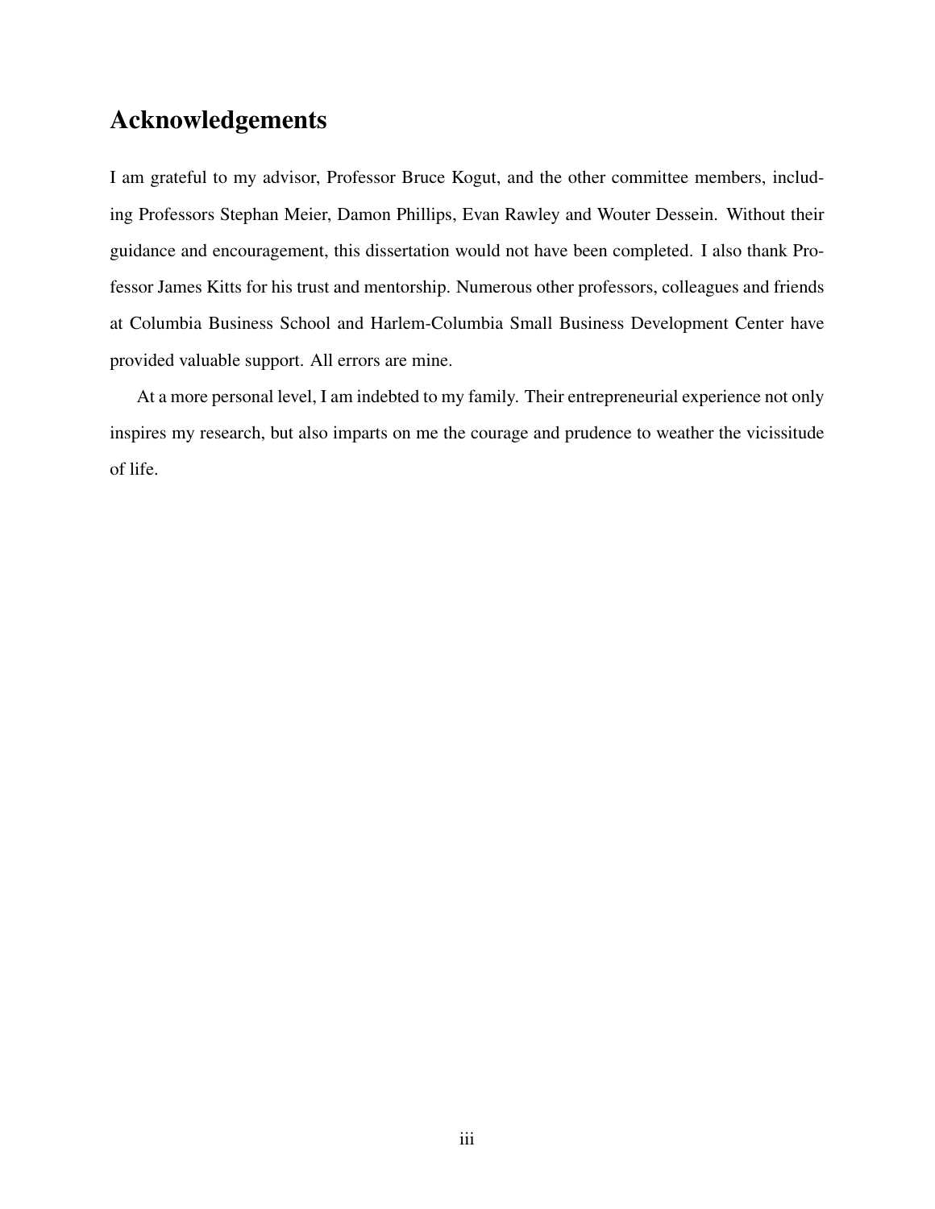## Acknowledgements

I am grateful to my advisor, Professor Bruce Kogut, and the other committee members, including Professors Stephan Meier, Damon Phillips, Evan Rawley and Wouter Dessein. Without their guidance and encouragement, this dissertation would not have been completed. I also thank Professor James Kitts for his trust and mentorship. Numerous other professors, colleagues and friends at Columbia Business School and Harlem-Columbia Small Business Development Center have provided valuable support. All errors are mine.

At a more personal level, I am indebted to my family. Their entrepreneurial experience not only inspires my research, but also imparts on me the courage and prudence to weather the vicissitude of life.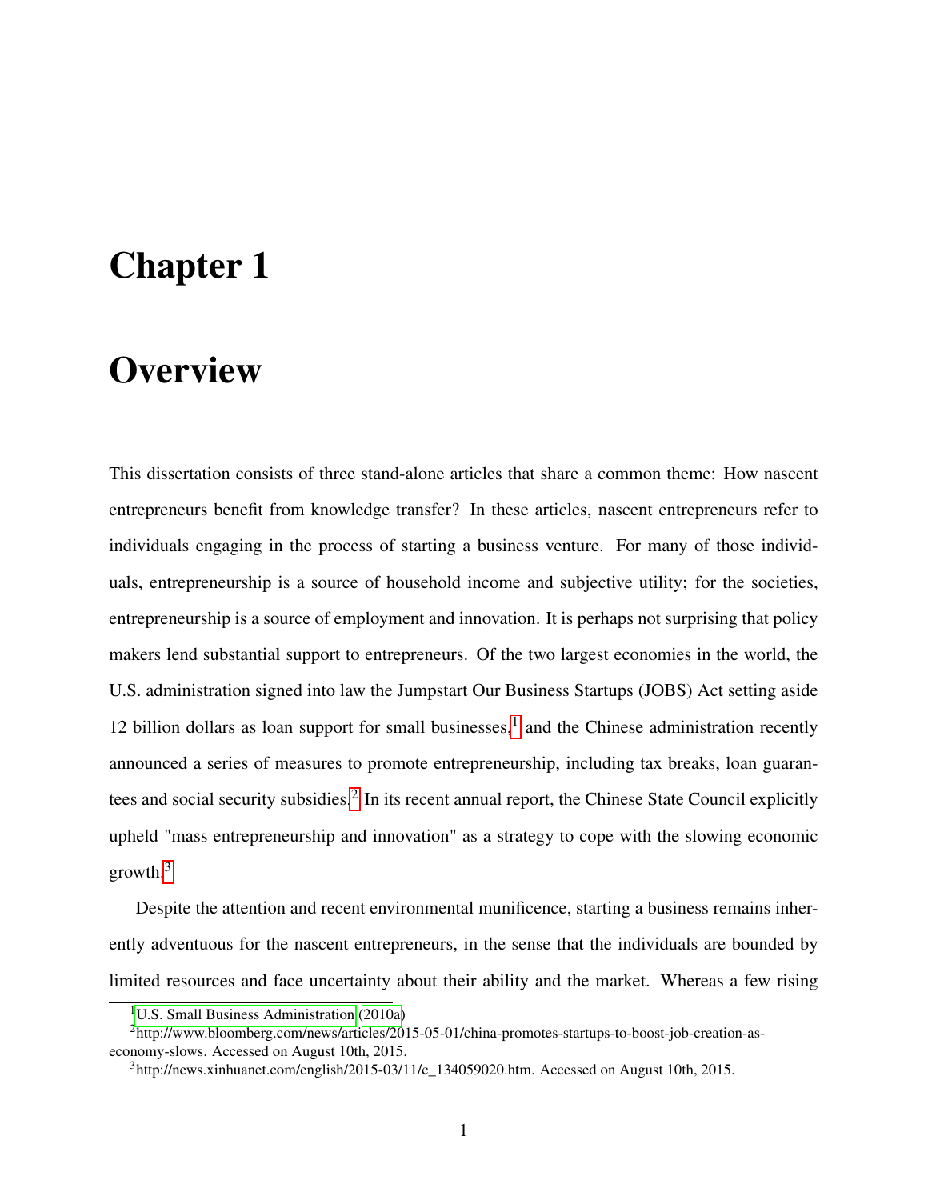# Chapter 1

# Overview

This dissertation consists of three stand-alone articles that share a common theme: How nascent entrepreneurs benefit from knowledge transfer? In these articles, nascent entrepreneurs refer to individuals engaging in the process of starting a business venture. For many of those individuals, entrepreneurship is a source of household income and subjective utility; for the societies, entrepreneurship is a source of employment and innovation. It is perhaps not surprising that policy makers lend substantial support to entrepreneurs. Of the two largest economies in the world, the U.S. administration signed into law the Jumpstart Our Business Startups (JOBS) Act setting aside 12 billion dollars as loan support for small businesses,[1] and the Chinese administration recently announced a series of measures to promote entrepreneurship, including tax breaks, loan guarantees and social security subsidies.[2] In its recent annual report, the Chinese State Council explicitly upheld "mass entrepreneurship and innovation" as a strategy to cope with the slowing economic growth.[3]

Despite the attention and recent environmental munificence, starting a business remains inherently adventuous for the nascent entrepreneurs, in the sense that the individuals are bounded by limited resources and face uncertainty about their ability and the market. Whereas a few rising

[1] U.S. Small Business Administration (2010a)

[2] http://www.bloomberg.com/news/articles/2015-05-01/china-promotes-startups-to-boost-job-creation-as-economy-slows. Accessed on August 10th, 2015.

[3] http://news.xinhuanet.com/english/2015-03/11/c_134059020.htm. Accessed on August 10th, 2015.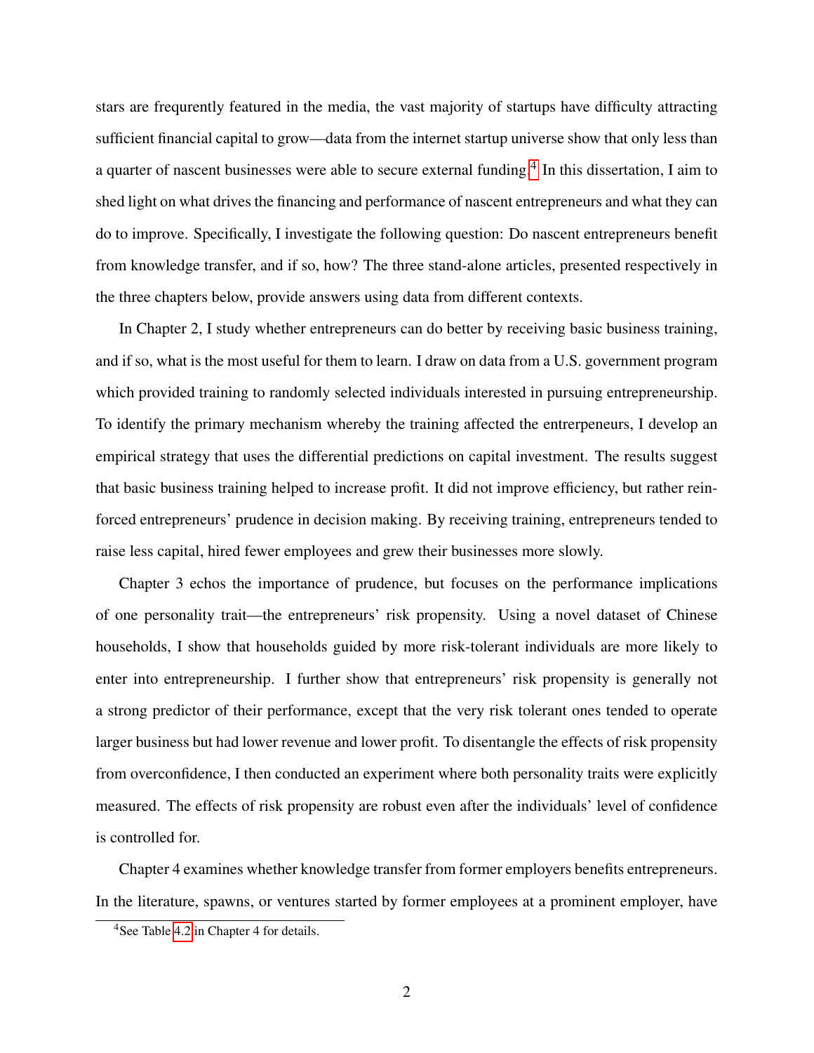stars are frequrently featured in the media, the vast majority of startups have difficulty attracting sufficient financial capital to grow—data from the internet startup universe show that only less than a quarter of nascent businesses were able to secure external funding.[4] In this dissertation, I aim to shed light on what drives the financing and performance of nascent entrepreneurs and what they can do to improve. Specifically, I investigate the following question: Do nascent entrepreneurs benefit from knowledge transfer, and if so, how? The three stand-alone articles, presented respectively in the three chapters below, provide answers using data from different contexts.

In Chapter 2, I study whether entrepreneurs can do better by receiving basic business training, and if so, what is the most useful for them to learn. I draw on data from a U.S. government program which provided training to randomly selected individuals interested in pursuing entrepreneurship. To identify the primary mechanism whereby the training affected the enterpreneurs, I develop an empirical strategy that uses the differential predictions on capital investment. The results suggest that basic business training helped to increase profit. It did not improve efficiency, but rather reinforced entrepreneurs' prudence in decision making. By receiving training, entrepreneurs tended to raise less capital, hired fewer employees and grew their businesses more slowly.

Chapter 3 echos the importance of prudence, but focuses on the performance implications of one personality trait—the entrepreneurs' risk propensity. Using a novel dataset of Chinese households, I show that households guided by more risk-tolerant individuals are more likely to enter into entrepreneurship. I further show that entrepreneurs' risk propensity is generally not a strong predictor of their performance, except that the very risk tolerant ones tended to operate larger business but had lower revenue and lower profit. To disentangle the effects of risk propensity from overconfidence, I then conducted an experiment where both personality traits were explicitly measured. The effects of risk propensity are robust even after the individuals' level of confidence is controlled for.

Chapter 4 examines whether knowledge transfer from former employers benefits entrepreneurs. In the literature, spawns, or ventures started by former employees at a prominent employer, have

[4] See Table 4.2 in Chapter 4 for details.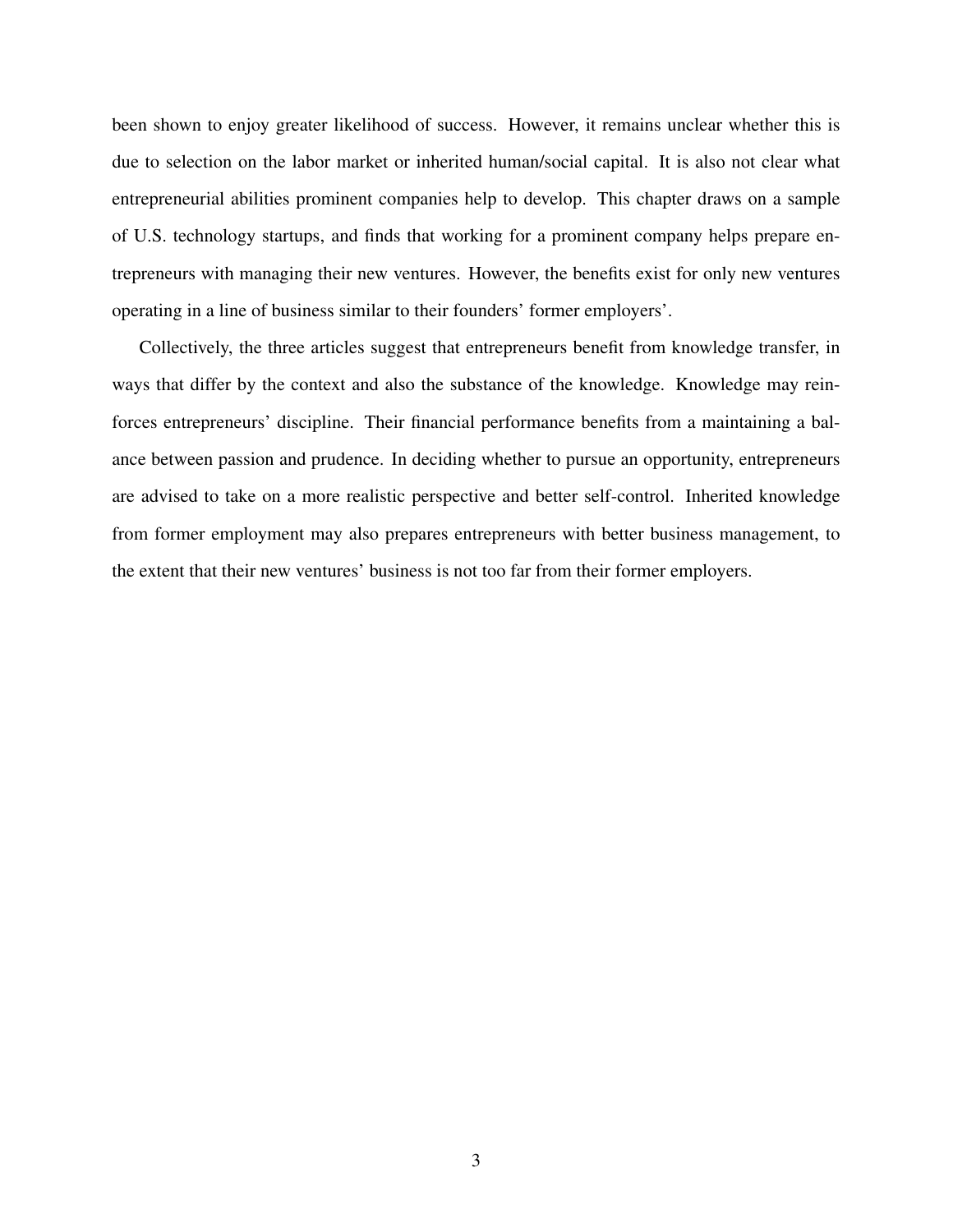been shown to enjoy greater likelihood of success. However, it remains unclear whether this is due to selection on the labor market or inherited human/social capital. It is also not clear what entrepreneurial abilities prominent companies help to develop. This chapter draws on a sample of U.S. technology startups, and finds that working for a prominent company helps prepare entrepreneurs with managing their new ventures. However, the benefits exist for only new ventures operating in a line of business similar to their founders' former employers'.

Collectively, the three articles suggest that entrepreneurs benefit from knowledge transfer, in ways that differ by the context and also the substance of the knowledge. Knowledge may reinforces entrepreneurs' discipline. Their financial performance benefits from a maintaining a balance between passion and prudence. In deciding whether to pursue an opportunity, entrepreneurs are advised to take on a more realistic perspective and better self-control. Inherited knowledge from former employment may also prepares entrepreneurs with better business management, to the extent that their new ventures' business is not too far from their former employers.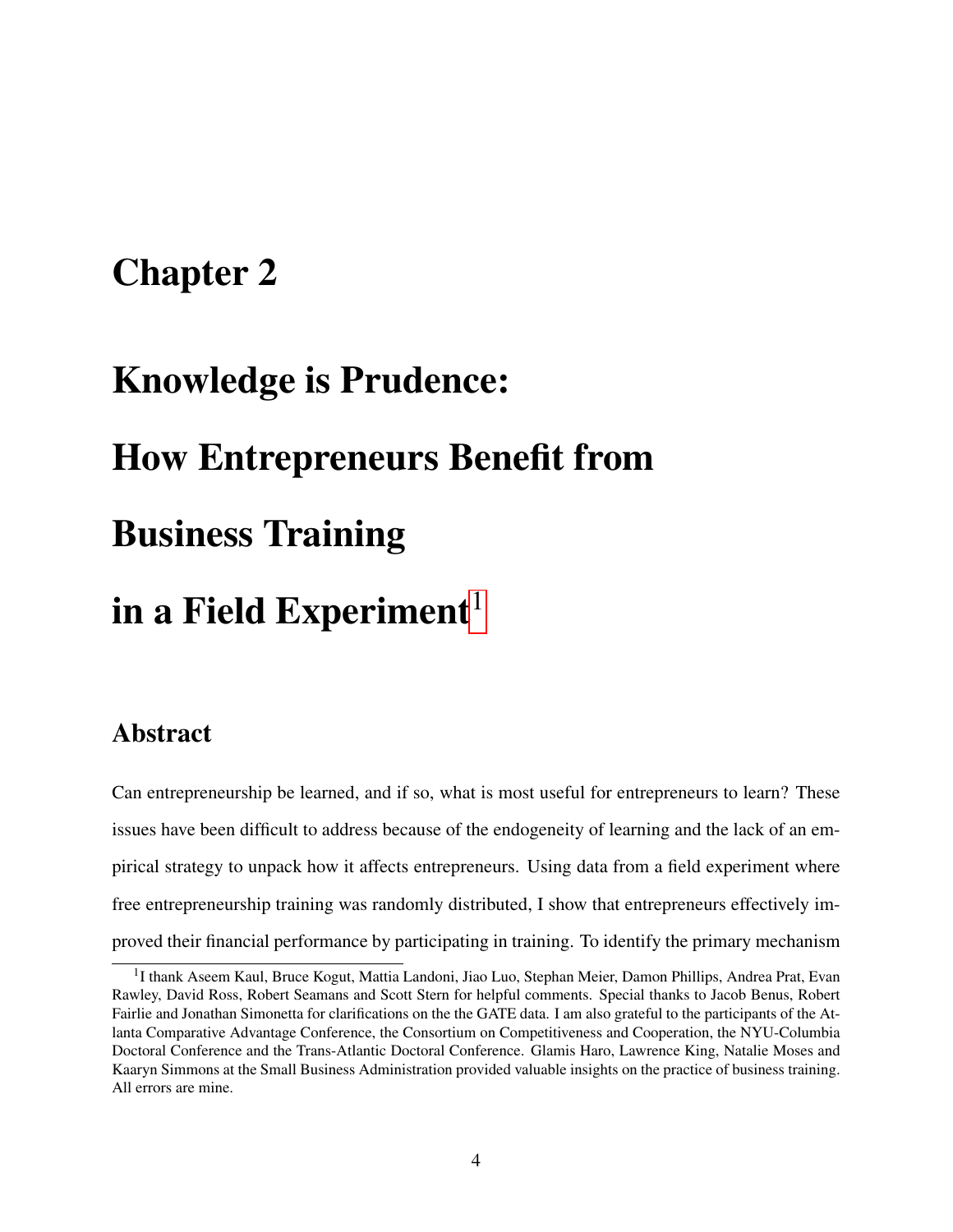# Chapter 2

# Knowledge is Prudence: How Entrepreneurs Benefit from Business Training in a Field Experiment[1]

## Abstract

Can entrepreneurship be learned, and if so, what is most useful for entrepreneurs to learn? These issues have been difficult to address because of the endogeneity of learning and the lack of an empirical strategy to unpack how it affects entrepreneurs. Using data from a field experiment where free entrepreneurship training was randomly distributed, I show that entrepreneurs effectively improved their financial performance by participating in training. To identify the primary mechanism

[1] I thank Aseem Kaul, Bruce Kogut, Mattia Landoni, Jiao Luo, Stephan Meier, Damon Phillips, Andrea Prat, Evan Rawley, David Ross, Robert Seamans and Scott Stern for helpful comments. Special thanks to Jacob Benus, Robert Fairlie and Jonathan Simonetta for clarifications on the the GATE data. I am also grateful to the participants of the Atlanta Comparative Advantage Conference, the Consortium on Competitiveness and Cooperation, the NYU-Columbia Doctoral Conference and the Trans-Atlantic Doctoral Conference. Glamis Haro, Lawrence King, Natalie Moses and Kaaryn Simmons at the Small Business Administration provided valuable insights on the practice of business training. All errors are mine.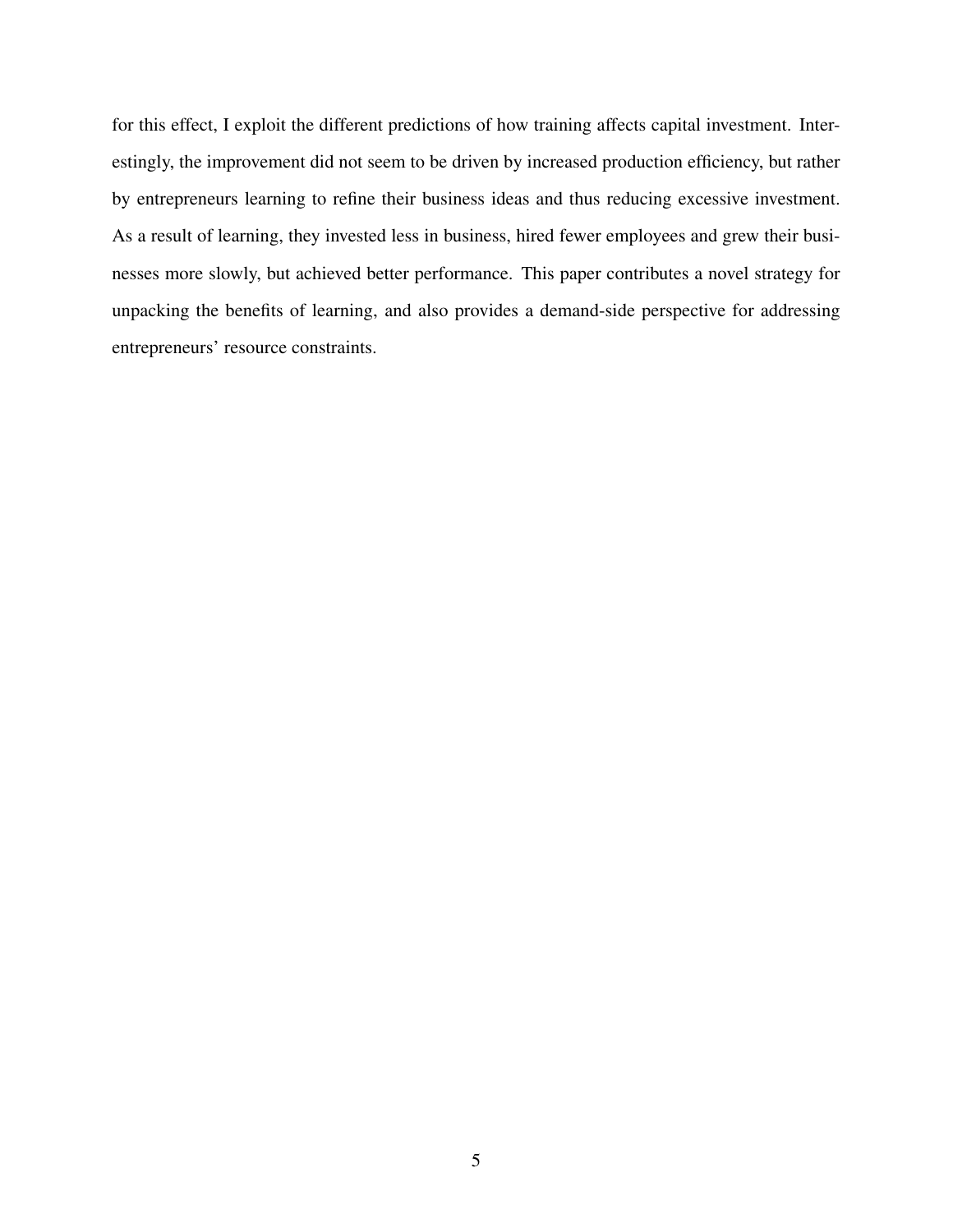for this effect, I exploit the different predictions of how training affects capital investment. Interestingly, the improvement did not seem to be driven by increased production efficiency, but rather by entrepreneurs learning to refine their business ideas and thus reducing excessive investment. As a result of learning, they invested less in business, hired fewer employees and grew their businesses more slowly, but achieved better performance. This paper contributes a novel strategy for unpacking the benefits of learning, and also provides a demand-side perspective for addressing entrepreneurs' resource constraints.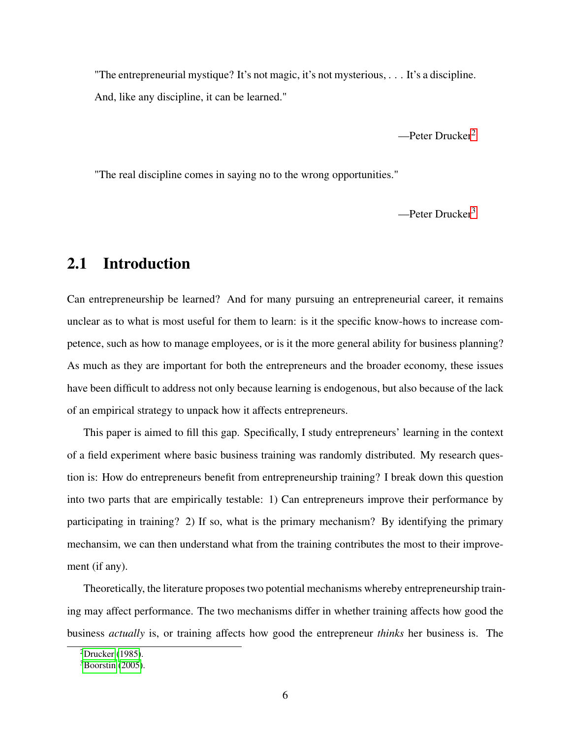"The entrepreneurial mystique? It's not magic, it's not mysterious, . . . It's a discipline. And, like any discipline, it can be learned."

—Peter Drucker[2]

"The real discipline comes in saying no to the wrong opportunities."

—Peter Drucker[3]

## 2.1 Introduction

Can entrepreneurship be learned? And for many pursuing an entrepreneurial career, it remains unclear as to what is most useful for them to learn: is it the specific know-hows to increase competence, such as how to manage employees, or is it the more general ability for business planning? As much as they are important for both the entrepreneurs and the broader economy, these issues have been difficult to address not only because learning is endogenous, but also because of the lack of an empirical strategy to unpack how it affects entrepreneurs.

This paper is aimed to fill this gap. Specifically, I study entrepreneurs' learning in the context of a field experiment where basic business training was randomly distributed. My research question is: How do entrepreneurs benefit from entrepreneurship training? I break down this question into two parts that are empirically testable: 1) Can entrepreneurs improve their performance by participating in training? 2) If so, what is the primary mechanism? By identifying the primary mechansim, we can then understand what from the training contributes the most to their improvement (if any).

Theoretically, the literature proposes two potential mechanisms whereby entrepreneurship training may affect performance. The two mechanisms differ in whether training affects how good the business *actually* is, or training affects how good the entrepreneur *thinks* her business is. The

[2] Drucker (1985).

[3] Boorstin (2005).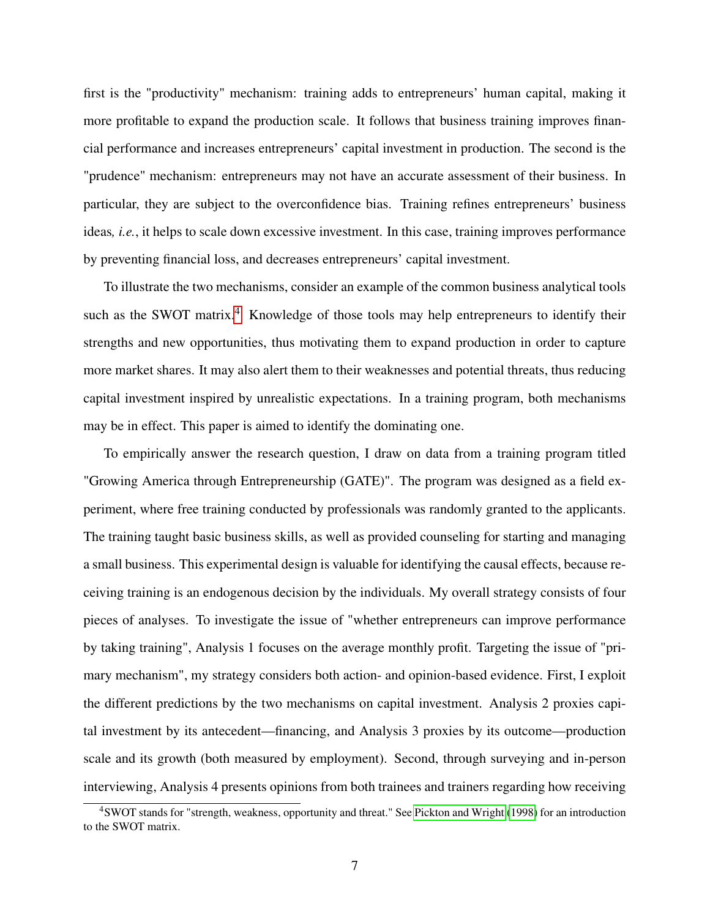first is the "productivity" mechanism: training adds to entrepreneurs' human capital, making it more profitable to expand the production scale. It follows that business training improves financial performance and increases entrepreneurs' capital investment in production. The second is the "prudence" mechanism: entrepreneurs may not have an accurate assessment of their business. In particular, they are subject to the overconfidence bias. Training refines entrepreneurs' business ideas*, i.e.*, it helps to scale down excessive investment. In this case, training improves performance by preventing financial loss, and decreases entrepreneurs' capital investment.

To illustrate the two mechanisms, consider an example of the common business analytical tools such as the SWOT matrix.[4] Knowledge of those tools may help entrepreneurs to identify their strengths and new opportunities, thus motivating them to expand production in order to capture more market shares. It may also alert them to their weaknesses and potential threats, thus reducing capital investment inspired by unrealistic expectations. In a training program, both mechanisms may be in effect. This paper is aimed to identify the dominating one.

To empirically answer the research question, I draw on data from a training program titled "Growing America through Entrepreneurship (GATE)". The program was designed as a field experiment, where free training conducted by professionals was randomly granted to the applicants. The training taught basic business skills, as well as provided counseling for starting and managing a small business. This experimental design is valuable for identifying the causal effects, because receiving training is an endogenous decision by the individuals. My overall strategy consists of four pieces of analyses. To investigate the issue of "whether entrepreneurs can improve performance by taking training", Analysis 1 focuses on the average monthly profit. Targeting the issue of "primary mechanism", my strategy considers both action- and opinion-based evidence. First, I exploit the different predictions by the two mechanisms on capital investment. Analysis 2 proxies capital investment by its antecedent—financing, and Analysis 3 proxies by its outcome—production scale and its growth (both measured by employment). Second, through surveying and in-person interviewing, Analysis 4 presents opinions from both trainees and trainers regarding how receiving

[4] SWOT stands for "strength, weakness, opportunity and threat." See Pickton and Wright (1998) for an introduction to the SWOT matrix.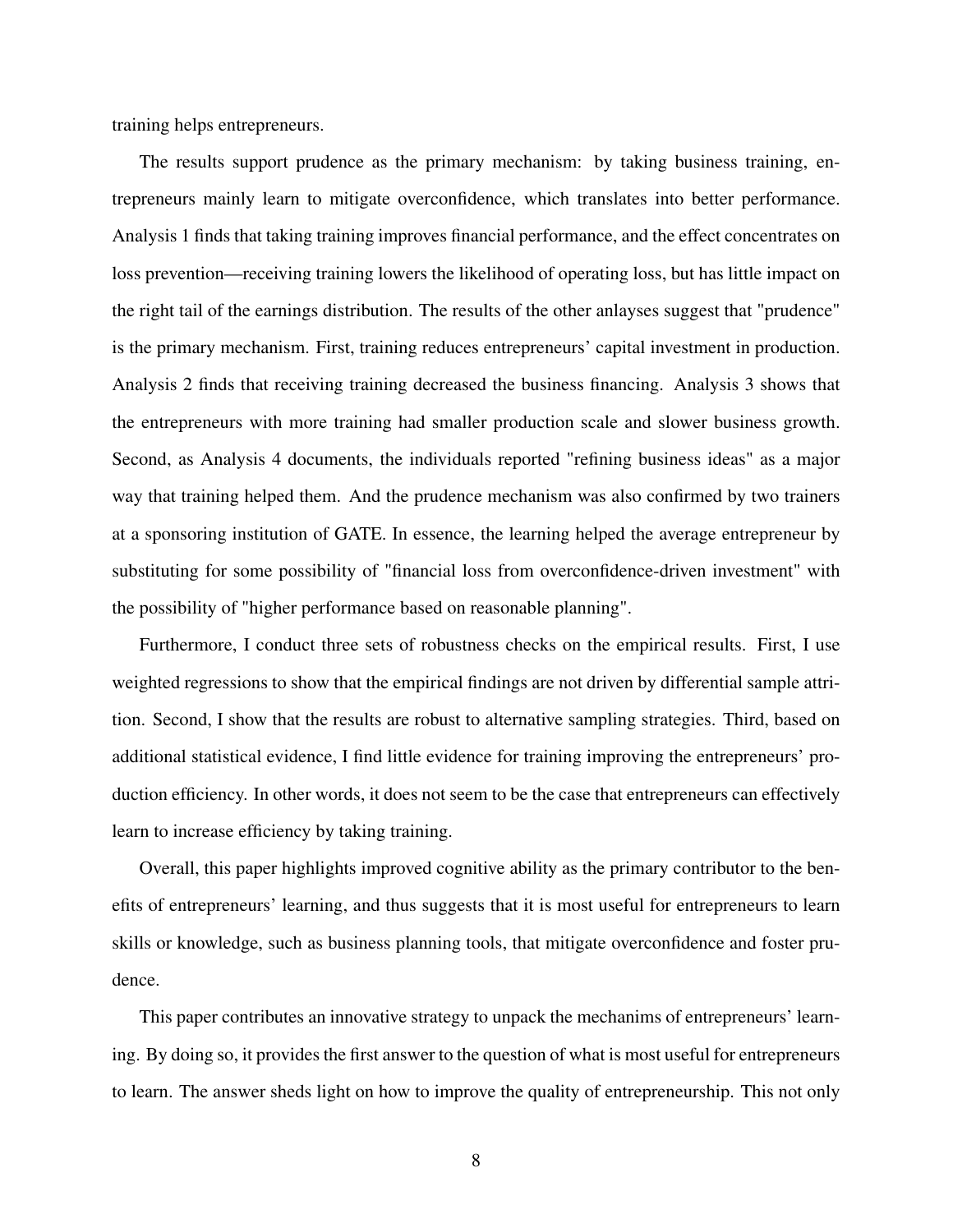training helps entrepreneurs.

The results support prudence as the primary mechanism: by taking business training, entrepreneurs mainly learn to mitigate overconfidence, which translates into better performance. Analysis 1 finds that taking training improves financial performance, and the effect concentrates on loss prevention—receiving training lowers the likelihood of operating loss, but has little impact on the right tail of the earnings distribution. The results of the other anlayses suggest that "prudence" is the primary mechanism. First, training reduces entrepreneurs' capital investment in production. Analysis 2 finds that receiving training decreased the business financing. Analysis 3 shows that the entrepreneurs with more training had smaller production scale and slower business growth. Second, as Analysis 4 documents, the individuals reported "refining business ideas" as a major way that training helped them. And the prudence mechanism was also confirmed by two trainers at a sponsoring institution of GATE. In essence, the learning helped the average entrepreneur by substituting for some possibility of "financial loss from overconfidence-driven investment" with the possibility of "higher performance based on reasonable planning".

Furthermore, I conduct three sets of robustness checks on the empirical results. First, I use weighted regressions to show that the empirical findings are not driven by differential sample attrition. Second, I show that the results are robust to alternative sampling strategies. Third, based on additional statistical evidence, I find little evidence for training improving the entrepreneurs' production efficiency. In other words, it does not seem to be the case that entrepreneurs can effectively learn to increase efficiency by taking training.

Overall, this paper highlights improved cognitive ability as the primary contributor to the benefits of entrepreneurs' learning, and thus suggests that it is most useful for entrepreneurs to learn skills or knowledge, such as business planning tools, that mitigate overconfidence and foster prudence.

This paper contributes an innovative strategy to unpack the mechanims of entrepreneurs' learning. By doing so, it provides the first answer to the question of what is most useful for entrepreneurs to learn. The answer sheds light on how to improve the quality of entrepreneurship. This not only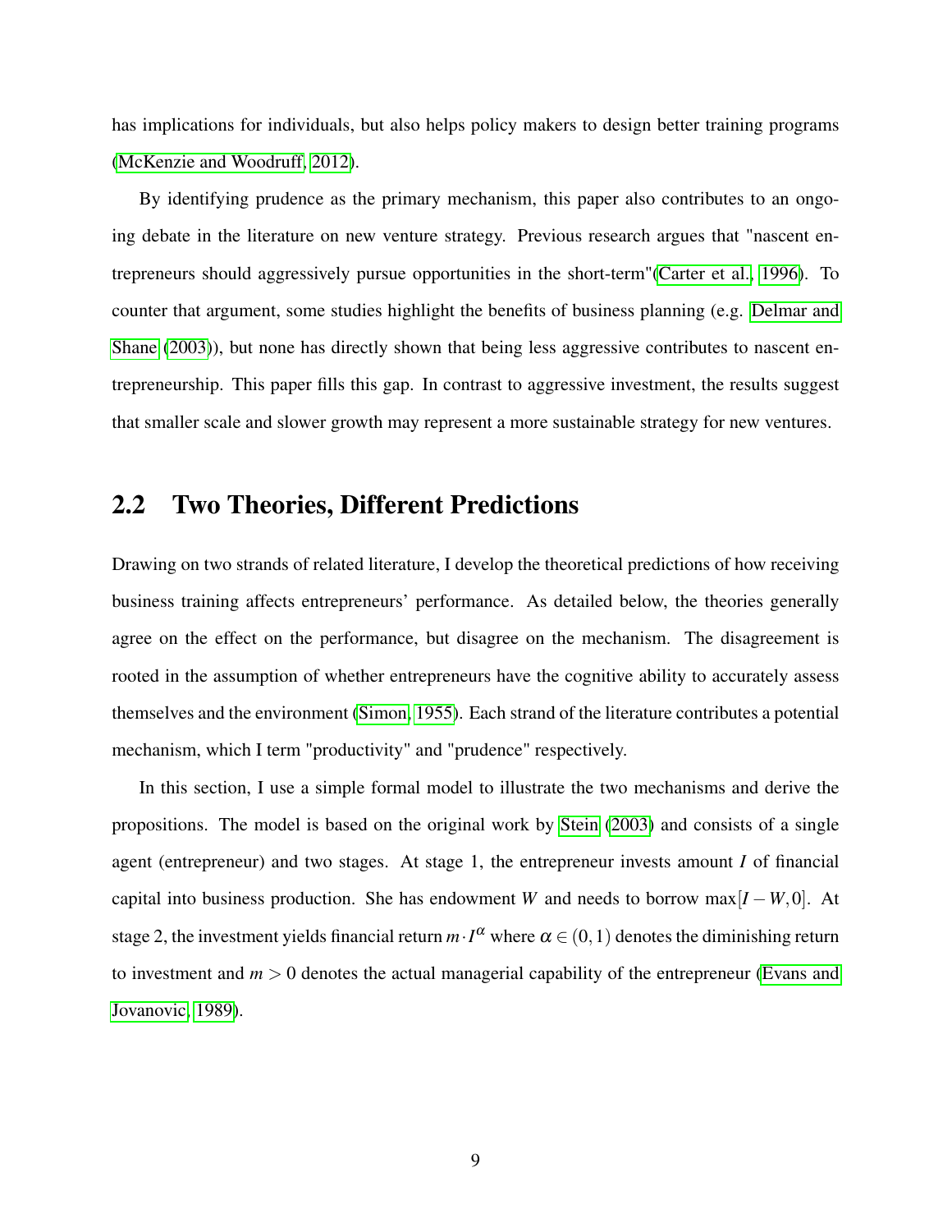has implications for individuals, but also helps policy makers to design better training programs (McKenzie and Woodruff, 2012).

By identifying prudence as the primary mechanism, this paper also contributes to an ongoing debate in the literature on new venture strategy. Previous research argues that "nascent entrepreneurs should aggressively pursue opportunities in the short-term"(Carter et al., 1996). To counter that argument, some studies highlight the benefits of business planning (e.g. Delmar and Shane (2003)), but none has directly shown that being less aggressive contributes to nascent entrepreneurship. This paper fills this gap. In contrast to aggressive investment, the results suggest that smaller scale and slower growth may represent a more sustainable strategy for new ventures.

## 2.2 Two Theories, Different Predictions

Drawing on two strands of related literature, I develop the theoretical predictions of how receiving business training affects entrepreneurs' performance. As detailed below, the theories generally agree on the effect on the performance, but disagree on the mechanism. The disagreement is rooted in the assumption of whether entrepreneurs have the cognitive ability to accurately assess themselves and the environment (Simon, 1955). Each strand of the literature contributes a potential mechanism, which I term "productivity" and "prudence" respectively.

In this section, I use a simple formal model to illustrate the two mechanisms and derive the propositions. The model is based on the original work by Stein (2003) and consists of a single agent (entrepreneur) and two stages. At stage 1, the entrepreneur invests amount $I$ of financial capital into business production. She has endowment $W$ and needs to borrow $\max[I-W,0]$. At stage 2, the investment yields financial return $m \cdot I^{\alpha}$ where $\alpha \in (0,1)$ denotes the diminishing return to investment and $m > 0$ denotes the actual managerial capability of the entrepreneur (Evans and Jovanovic, 1989).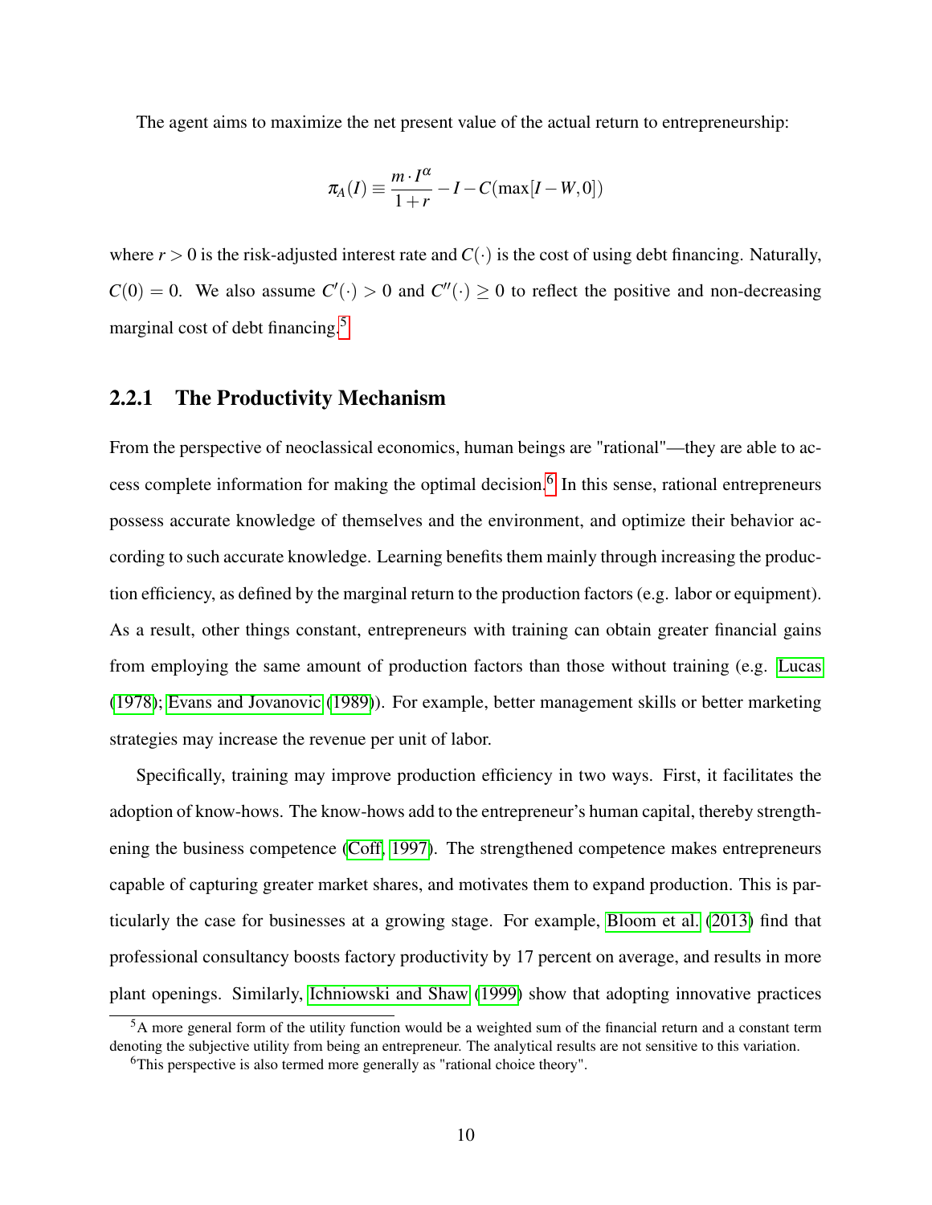The agent aims to maximize the net present value of the actual return to entrepreneurship:

$$\pi_A(I) \equiv \frac{m \cdot I^{\alpha}}{1+r} - I - C(\max[I-W, 0])$$

where $r > 0$ is the risk-adjusted interest rate and $C(\cdot)$ is the cost of using debt financing. Naturally, $C(0) = 0$. We also assume $C'(\cdot) > 0$ and $C''(\cdot) \geq 0$ to reflect the positive and non-decreasing marginal cost of debt financing.[5]

### 2.2.1 The Productivity Mechanism

From the perspective of neoclassical economics, human beings are "rational"—they are able to access complete information for making the optimal decision.[6] In this sense, rational entrepreneurs possess accurate knowledge of themselves and the environment, and optimize their behavior according to such accurate knowledge. Learning benefits them mainly through increasing the production efficiency, as defined by the marginal return to the production factors (e.g. labor or equipment). As a result, other things constant, entrepreneurs with training can obtain greater financial gains from employing the same amount of production factors than those without training (e.g. Lucas (1978); Evans and Jovanovic (1989)). For example, better management skills or better marketing strategies may increase the revenue per unit of labor.

Specifically, training may improve production efficiency in two ways. First, it facilitates the adoption of know-hows. The know-hows add to the entrepreneur's human capital, thereby strengthening the business competence (Coff, 1997). The strengthened competence makes entrepreneurs capable of capturing greater market shares, and motivates them to expand production. This is particularly the case for businesses at a growing stage. For example, Bloom et al. (2013) find that professional consultancy boosts factory productivity by 17 percent on average, and results in more plant openings. Similarly, Ichniowski and Shaw (1999) show that adopting innovative practices

[5] A more general form of the utility function would be a weighted sum of the financial return and a constant term denoting the subjective utility from being an entrepreneur. The analytical results are not sensitive to this variation.

[6] This perspective is also termed more generally as "rational choice theory".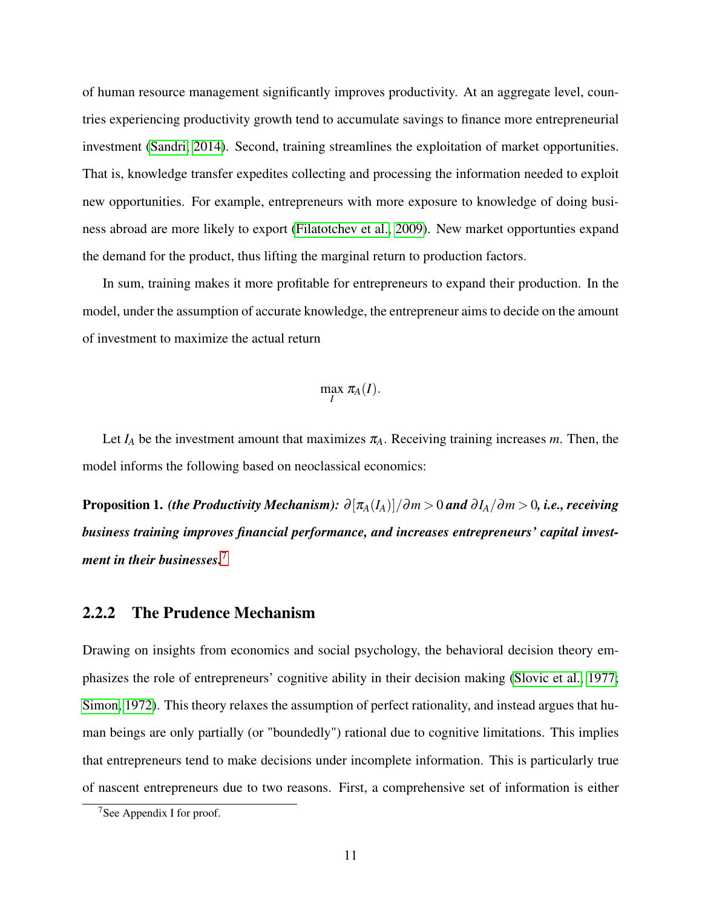of human resource management significantly improves productivity. At an aggregate level, countries experiencing productivity growth tend to accumulate savings to finance more entrepreneurial investment (Sandri, 2014). Second, training streamlines the exploitation of market opportunities. That is, knowledge transfer expedites collecting and processing the information needed to exploit new opportunities. For example, entrepreneurs with more exposure to knowledge of doing business abroad are more likely to export (Filatotchev et al., 2009). New market opportunties expand the demand for the product, thus lifting the marginal return to production factors.

In sum, training makes it more profitable for entrepreneurs to expand their production. In the model, under the assumption of accurate knowledge, the entrepreneur aims to decide on the amount of investment to maximize the actual return

$$\max_{I} \pi_A(I).$$

Let $I_A$ be the investment amount that maximizes $\pi_A$. Receiving training increases $m$. Then, the model informs the following based on neoclassical economics:

**Proposition 1.** ***(the Productivity Mechanism):*** $\partial[\pi_A(I_A)]/\partial m > 0$ ***and*** $\partial I_A/\partial m > 0$***, i.e., receiving business training improves financial performance, and increases entrepreneurs' capital investment in their businesses.***[7]

### 2.2.2 The Prudence Mechanism

Drawing on insights from economics and social psychology, the behavioral decision theory emphasizes the role of entrepreneurs' cognitive ability in their decision making (Slovic et al., 1977; Simon, 1972). This theory relaxes the assumption of perfect rationality, and instead argues that human beings are only partially (or "boundedly") rational due to cognitive limitations. This implies that entrepreneurs tend to make decisions under incomplete information. This is particularly true of nascent entrepreneurs due to two reasons. First, a comprehensive set of information is either

[7] See Appendix I for proof.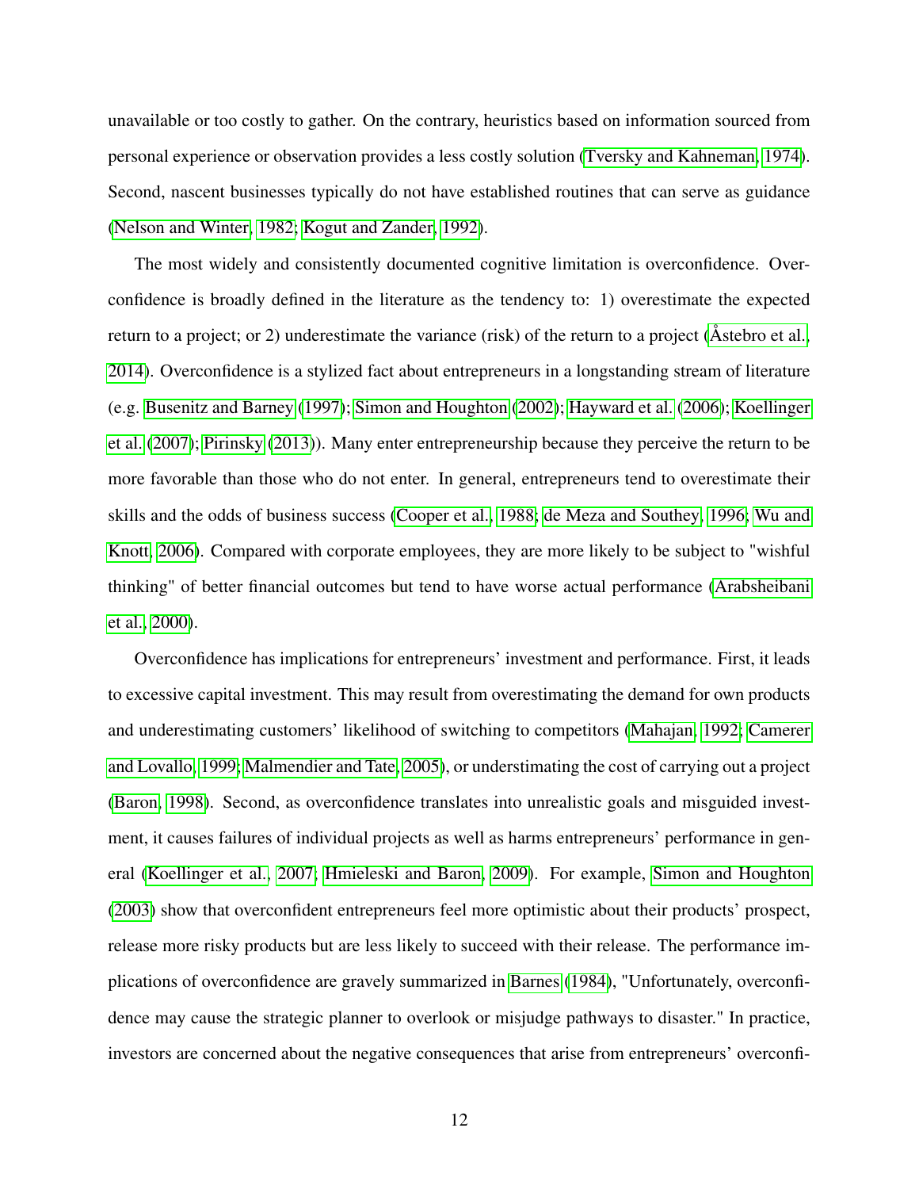unavailable or too costly to gather. On the contrary, heuristics based on information sourced from personal experience or observation provides a less costly solution (Tversky and Kahneman, 1974). Second, nascent businesses typically do not have established routines that can serve as guidance (Nelson and Winter, 1982; Kogut and Zander, 1992).

The most widely and consistently documented cognitive limitation is overconfidence. Overconfidence is broadly defined in the literature as the tendency to: 1) overestimate the expected return to a project; or 2) underestimate the variance (risk) of the return to a project (Åstebro et al., 2014). Overconfidence is a stylized fact about entrepreneurs in a longstanding stream of literature (e.g. Busenitz and Barney (1997); Simon and Houghton (2002); Hayward et al. (2006); Koellinger et al. (2007); Pirinsky (2013)). Many enter entrepreneurship because they perceive the return to be more favorable than those who do not enter. In general, entrepreneurs tend to overestimate their skills and the odds of business success (Cooper et al., 1988; de Meza and Southey, 1996; Wu and Knott, 2006). Compared with corporate employees, they are more likely to be subject to "wishful thinking" of better financial outcomes but tend to have worse actual performance (Arabsheibani et al., 2000).

Overconfidence has implications for entrepreneurs' investment and performance. First, it leads to excessive capital investment. This may result from overestimating the demand for own products and underestimating customers' likelihood of switching to competitors (Mahajan, 1992; Camerer and Lovallo, 1999; Malmendier and Tate, 2005), or understimating the cost of carrying out a project (Baron, 1998). Second, as overconfidence translates into unrealistic goals and misguided investment, it causes failures of individual projects as well as harms entrepreneurs' performance in general (Koellinger et al., 2007; Hmieleski and Baron, 2009). For example, Simon and Houghton (2003) show that overconfident entrepreneurs feel more optimistic about their products' prospect, release more risky products but are less likely to succeed with their release. The performance implications of overconfidence are gravely summarized in Barnes (1984), "Unfortunately, overconfidence may cause the strategic planner to overlook or misjudge pathways to disaster." In practice, investors are concerned about the negative consequences that arise from entrepreneurs' overconfi-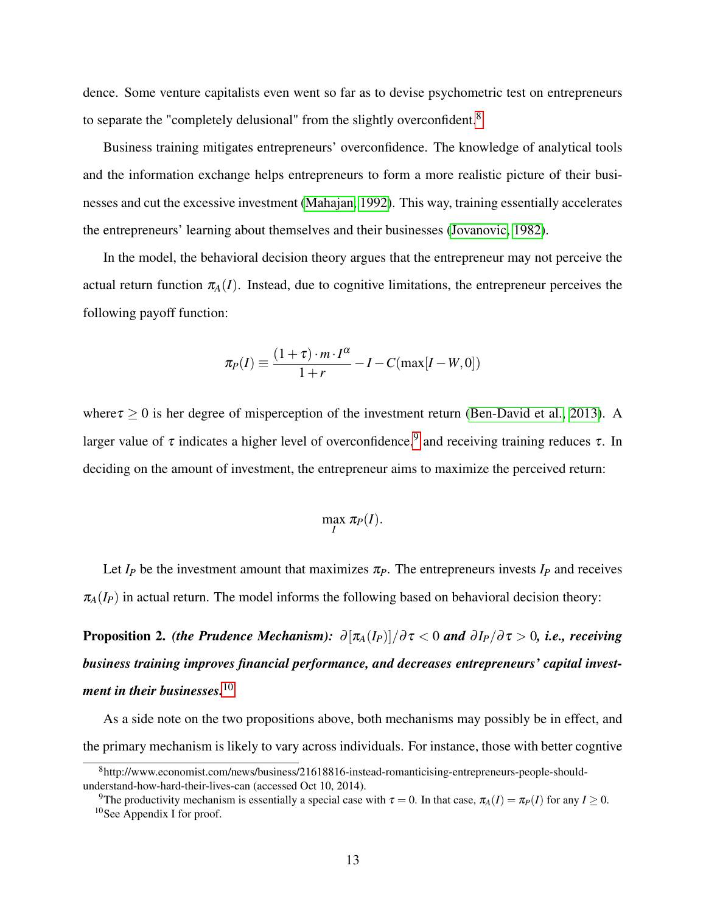dence. Some venture capitalists even went so far as to devise psychometric test on entrepreneurs to separate the "completely delusional" from the slightly overconfident.[8]

Business training mitigates entrepreneurs' overconfidence. The knowledge of analytical tools and the information exchange helps entrepreneurs to form a more realistic picture of their businesses and cut the excessive investment (Mahajan, 1992). This way, training essentially accelerates the entrepreneurs' learning about themselves and their businesses (Jovanovic, 1982).

In the model, the behavioral decision theory argues that the entrepreneur may not perceive the actual return function $\pi_A(I)$. Instead, due to cognitive limitations, the entrepreneur perceives the following payoff function:

$$\pi_P(I) \equiv \frac{(1+\tau) \cdot m \cdot I^{\alpha}}{1+r} - I - C(\max[I-W, 0])$$

where $\tau \geq 0$ is her degree of misperception of the investment return (Ben-David et al., 2013). A larger value of $\tau$ indicates a higher level of overconfidence,[9] and receiving training reduces $\tau$. In deciding on the amount of investment, the entrepreneur aims to maximize the perceived return:

$$\max_{I} \pi_P(I).$$

Let $I_P$ be the investment amount that maximizes $\pi_P$. The entrepreneurs invests $I_P$ and receives $\pi_A(I_P)$ in actual return. The model informs the following based on behavioral decision theory:

**Proposition 2.** ***(the Prudence Mechanism):*** $\partial[\pi_A(I_P)]/\partial\tau < 0$ ***and*** $\partial I_P/\partial\tau > 0$***, i.e., receiving business training improves financial performance, and decreases entrepreneurs' capital investment in their businesses.***[10]

As a side note on the two propositions above, both mechanisms may possibly be in effect, and the primary mechanism is likely to vary across individuals. For instance, those with better cogntive

[8] http://www.economist.com/news/business/21618816-instead-romanticising-entrepreneurs-people-should-understand-how-hard-their-lives-can (accessed Oct 10, 2014).

[9] The productivity mechanism is essentially a special case with $\tau = 0$. In that case, $\pi_A(I) = \pi_P(I)$ for any $I \geq 0$.

[10] See Appendix I for proof.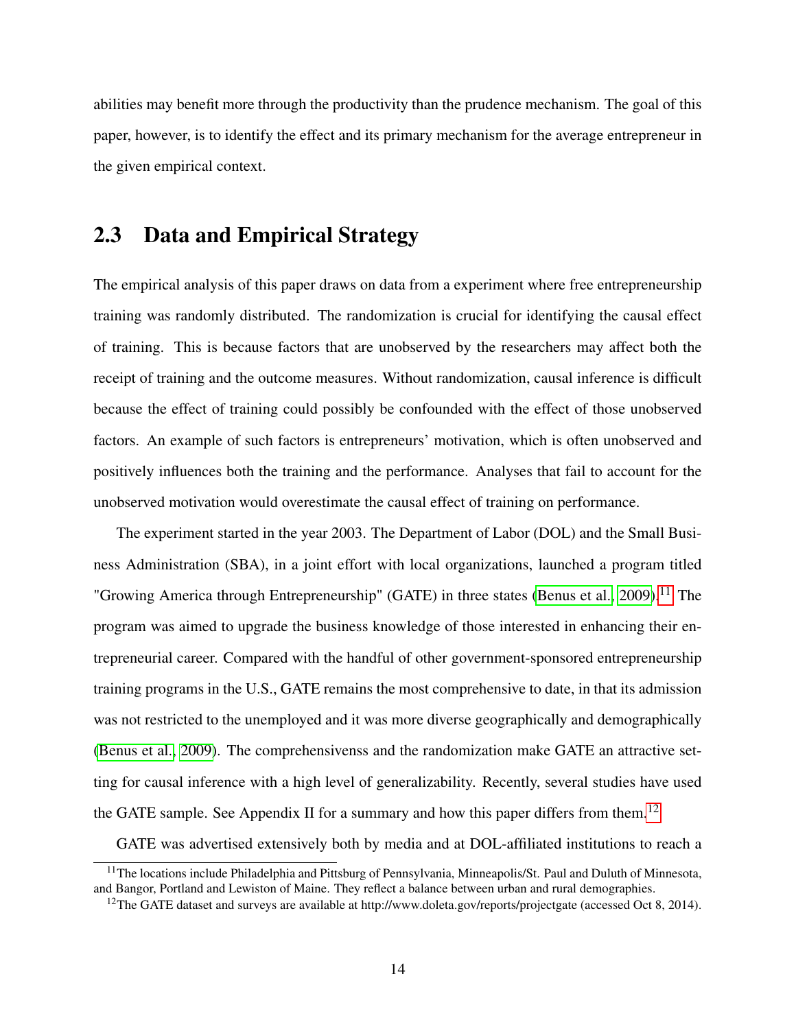abilities may benefit more through the productivity than the prudence mechanism. The goal of this paper, however, is to identify the effect and its primary mechanism for the average entrepreneur in the given empirical context.

## 2.3 Data and Empirical Strategy

The empirical analysis of this paper draws on data from a experiment where free entrepreneurship training was randomly distributed. The randomization is crucial for identifying the causal effect of training. This is because factors that are unobserved by the researchers may affect both the receipt of training and the outcome measures. Without randomization, causal inference is difficult because the effect of training could possibly be confounded with the effect of those unobserved factors. An example of such factors is entrepreneurs' motivation, which is often unobserved and positively influences both the training and the performance. Analyses that fail to account for the unobserved motivation would overestimate the causal effect of training on performance.

The experiment started in the year 2003. The Department of Labor (DOL) and the Small Business Administration (SBA), in a joint effort with local organizations, launched a program titled "Growing America through Entrepreneurship" (GATE) in three states (Benus et al., 2009).[11] The program was aimed to upgrade the business knowledge of those interested in enhancing their entrepreneurial career. Compared with the handful of other government-sponsored entrepreneurship training programs in the U.S., GATE remains the most comprehensive to date, in that its admission was not restricted to the unemployed and it was more diverse geographically and demographically (Benus et al., 2009). The comprehensivenss and the randomization make GATE an attractive setting for causal inference with a high level of generalizability. Recently, several studies have used the GATE sample. See Appendix II for a summary and how this paper differs from them.[12]

GATE was advertised extensively both by media and at DOL-affiliated institutions to reach a

[11] The locations include Philadelphia and Pittsburg of Pennsylvania, Minneapolis/St. Paul and Duluth of Minnesota, and Bangor, Portland and Lewiston of Maine. They reflect a balance between urban and rural demographies.

[12] The GATE dataset and surveys are available at http://www.doleta.gov/reports/projectgate (accessed Oct 8, 2014).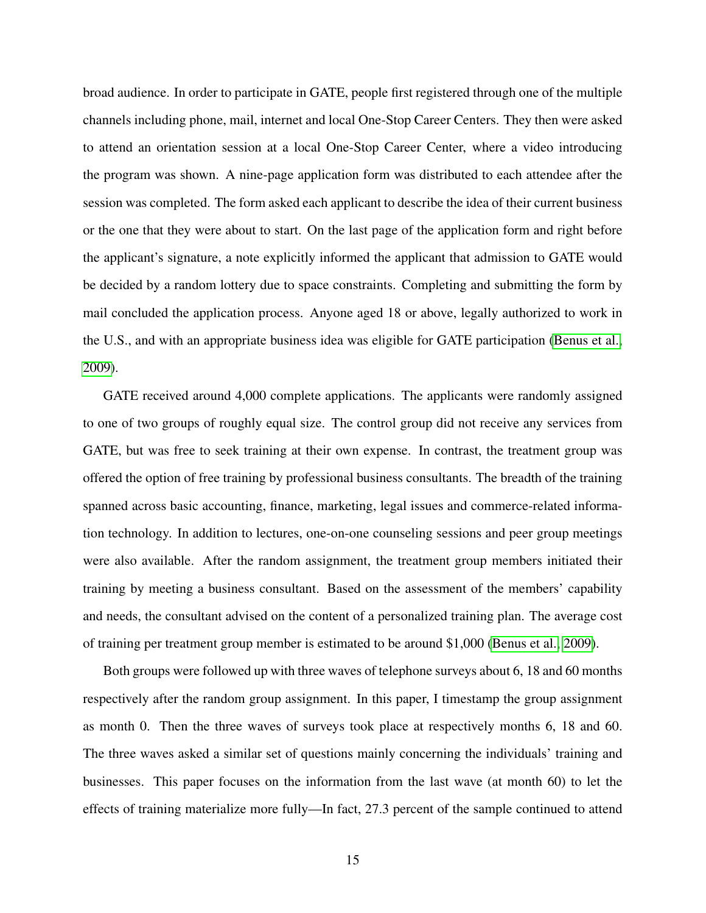broad audience. In order to participate in GATE, people first registered through one of the multiple channels including phone, mail, internet and local One-Stop Career Centers. They then were asked to attend an orientation session at a local One-Stop Career Center, where a video introducing the program was shown. A nine-page application form was distributed to each attendee after the session was completed. The form asked each applicant to describe the idea of their current business or the one that they were about to start. On the last page of the application form and right before the applicant's signature, a note explicitly informed the applicant that admission to GATE would be decided by a random lottery due to space constraints. Completing and submitting the form by mail concluded the application process. Anyone aged 18 or above, legally authorized to work in the U.S., and with an appropriate business idea was eligible for GATE participation (Benus et al., 2009).

GATE received around 4,000 complete applications. The applicants were randomly assigned to one of two groups of roughly equal size. The control group did not receive any services from GATE, but was free to seek training at their own expense. In contrast, the treatment group was offered the option of free training by professional business consultants. The breadth of the training spanned across basic accounting, finance, marketing, legal issues and commerce-related information technology. In addition to lectures, one-on-one counseling sessions and peer group meetings were also available. After the random assignment, the treatment group members initiated their training by meeting a business consultant. Based on the assessment of the members' capability and needs, the consultant advised on the content of a personalized training plan. The average cost of training per treatment group member is estimated to be around $1,000 (Benus et al., 2009).

Both groups were followed up with three waves of telephone surveys about 6, 18 and 60 months respectively after the random group assignment. In this paper, I timestamp the group assignment as month 0. Then the three waves of surveys took place at respectively months 6, 18 and 60. The three waves asked a similar set of questions mainly concerning the individuals' training and businesses. This paper focuses on the information from the last wave (at month 60) to let the effects of training materialize more fully—In fact, 27.3 percent of the sample continued to attend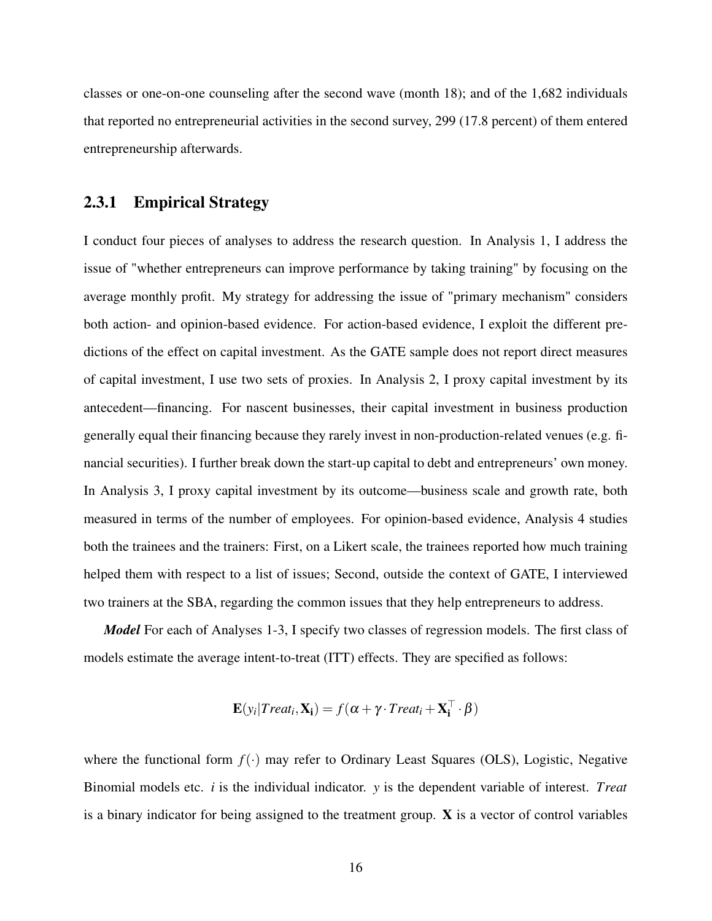classes or one-on-one counseling after the second wave (month 18); and of the 1,682 individuals that reported no entrepreneurial activities in the second survey, 299 (17.8 percent) of them entered entrepreneurship afterwards.

### 2.3.1 Empirical Strategy

I conduct four pieces of analyses to address the research question. In Analysis 1, I address the issue of "whether entrepreneurs can improve performance by taking training" by focusing on the average monthly profit. My strategy for addressing the issue of "primary mechanism" considers both action- and opinion-based evidence. For action-based evidence, I exploit the different predictions of the effect on capital investment. As the GATE sample does not report direct measures of capital investment, I use two sets of proxies. In Analysis 2, I proxy capital investment by its antecedent—financing. For nascent businesses, their capital investment in business production generally equal their financing because they rarely invest in non-production-related venues (e.g. financial securities). I further break down the start-up capital to debt and entrepreneurs' own money. In Analysis 3, I proxy capital investment by its outcome—business scale and growth rate, both measured in terms of the number of employees. For opinion-based evidence, Analysis 4 studies both the trainees and the trainers: First, on a Likert scale, the trainees reported how much training helped them with respect to a list of issues; Second, outside the context of GATE, I interviewed two trainers at the SBA, regarding the common issues that they help entrepreneurs to address.

***Model*** For each of Analyses 1-3, I specify two classes of regression models. The first class of models estimate the average intent-to-treat (ITT) effects. They are specified as follows:

$$\mathbf{E}(y_i | Treat_i, \mathbf{X_i}) = f(\alpha + \gamma \cdot Treat_i + \mathbf{X_i}^\top \cdot \beta)$$

where the functional form $f(\cdot)$ may refer to Ordinary Least Squares (OLS), Logistic, Negative Binomial models etc. $i$ is the individual indicator. $y$ is the dependent variable of interest. $Treat$ is a binary indicator for being assigned to the treatment group. $\mathbf{X}$ is a vector of control variables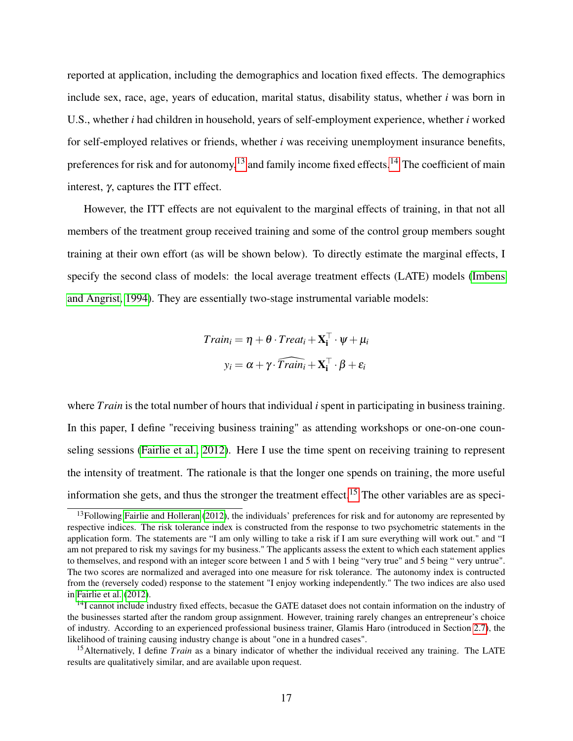reported at application, including the demographics and location fixed effects. The demographics include sex, race, age, years of education, marital status, disability status, whether $i$ was born in U.S., whether $i$ had children in household, years of self-employment experience, whether $i$ worked for self-employed relatives or friends, whether $i$ was receiving unemployment insurance benefits, preferences for risk and for autonomy,[13] and family income fixed effects.[14] The coefficient of main interest, $\gamma$, captures the ITT effect.

However, the ITT effects are not equivalent to the marginal effects of training, in that not all members of the treatment group received training and some of the control group members sought training at their own effort (as will be shown below). To directly estimate the marginal effects, I specify the second class of models: the local average treatment effects (LATE) models (Imbens and Angrist, 1994). They are essentially two-stage instrumental variable models:

$$Train_i = \eta + \theta \cdot Treat_i + \mathbf{X_i}^\top \cdot \psi + \mu_i$$
$$y_i = \alpha + \gamma \cdot \widehat{Train_i} + \mathbf{X_i}^\top \cdot \beta + \varepsilon_i$$

where $Train$ is the total number of hours that individual $i$ spent in participating in business training. In this paper, I define "receiving business training" as attending workshops or one-on-one counseling sessions (Fairlie et al., 2012). Here I use the time spent on receiving training to represent the intensity of treatment. The rationale is that the longer one spends on training, the more useful information she gets, and thus the stronger the treatment effect.[15] The other variables are as speci-

[13] Following Fairlie and Holleran (2012), the individuals' preferences for risk and for autonomy are represented by respective indices. The risk tolerance index is constructed from the response to two psychometric statements in the application form. The statements are "I am only willing to take a risk if I am sure everything will work out." and "I am not prepared to risk my savings for my business." The applicants assess the extent to which each statement applies to themselves, and respond with an integer score between 1 and 5 with 1 being "very true" and 5 being " very untrue". The two scores are normalized and averaged into one measure for risk tolerance. The autonomy index is contructed from the (reversely coded) response to the statement "I enjoy working independently." The two indices are also used in Fairlie et al. (2012).

[14] I cannot include industry fixed effects, becasue the GATE dataset does not contain information on the industry of the businesses started after the random group assignment. However, training rarely changes an entrepreneur's choice of industry. According to an experienced professional business trainer, Glamis Haro (introduced in Section 2.7), the likelihood of training causing industry change is about "one in a hundred cases".

[15] Alternatively, I define $Train$ as a binary indicator of whether the individual received any training. The LATE results are qualitatively similar, and are available upon request.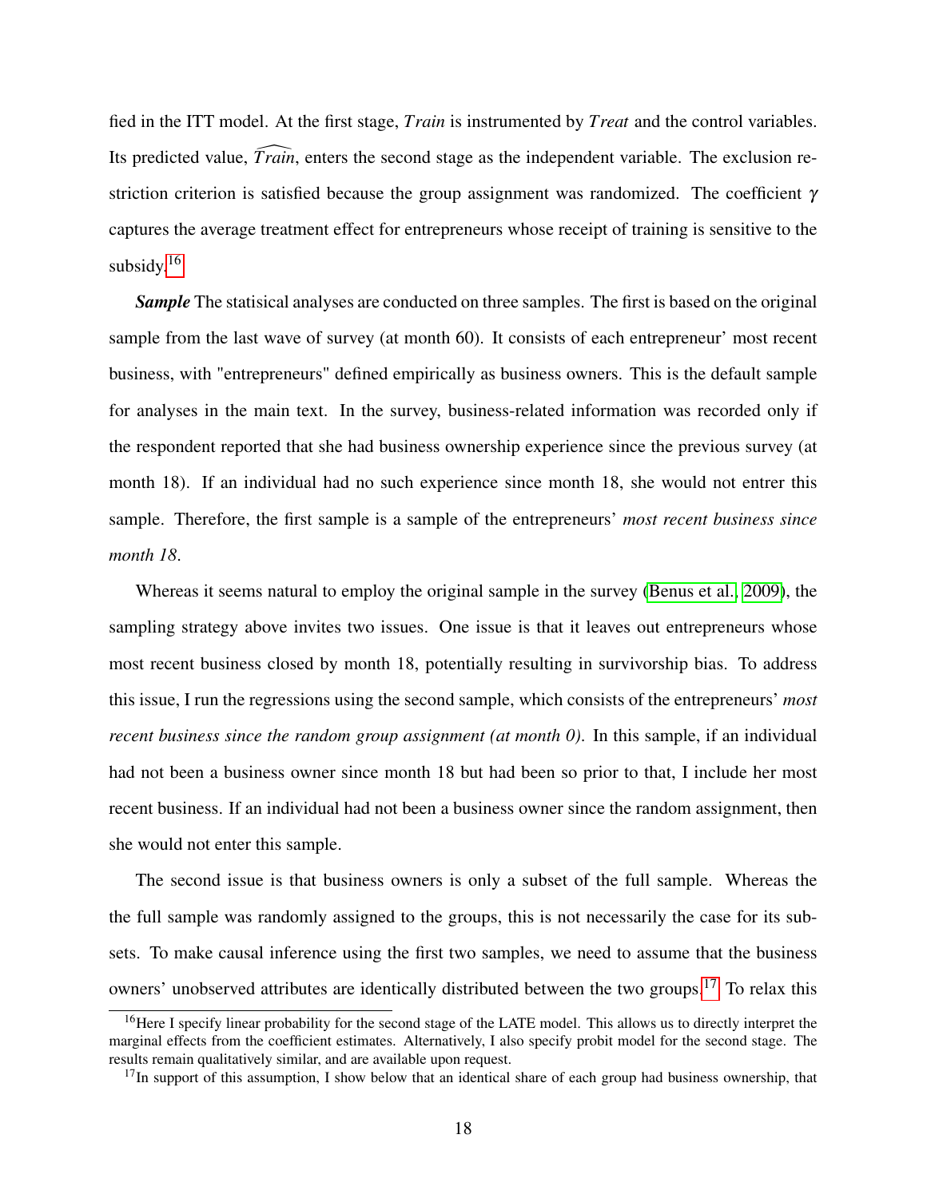fied in the ITT model. At the first stage, $Train$ is instrumented by $Treat$ and the control variables. Its predicted value, $\widehat{Train}$, enters the second stage as the independent variable. The exclusion restriction criterion is satisfied because the group assignment was randomized. The coefficient $\gamma$ captures the average treatment effect for entrepreneurs whose receipt of training is sensitive to the subsidy.[16]

***Sample*** The statisical analyses are conducted on three samples. The first is based on the original sample from the last wave of survey (at month 60). It consists of each entrepreneur' most recent business, with "entrepreneurs" defined empirically as business owners. This is the default sample for analyses in the main text. In the survey, business-related information was recorded only if the respondent reported that she had business ownership experience since the previous survey (at month 18). If an individual had no such experience since month 18, she would not entrer this sample. Therefore, the first sample is a sample of the entrepreneurs' *most recent business since month 18*.

Whereas it seems natural to employ the original sample in the survey (Benus et al., 2009), the sampling strategy above invites two issues. One issue is that it leaves out entrepreneurs whose most recent business closed by month 18, potentially resulting in survivorship bias. To address this issue, I run the regressions using the second sample, which consists of the entrepreneurs' *most recent business since the random group assignment (at month 0)*. In this sample, if an individual had not been a business owner since month 18 but had been so prior to that, I include her most recent business. If an individual had not been a business owner since the random assignment, then she would not enter this sample.

The second issue is that business owners is only a subset of the full sample. Whereas the the full sample was randomly assigned to the groups, this is not necessarily the case for its subsets. To make causal inference using the first two samples, we need to assume that the business owners' unobserved attributes are identically distributed between the two groups.[17] To relax this

[16]Here I specify linear probability for the second stage of the LATE model. This allows us to directly interpret the marginal effects from the coefficient estimates. Alternatively, I also specify probit model for the second stage. The results remain qualitatively similar, and are available upon request.

[17]In support of this assumption, I show below that an identical share of each group had business ownership, that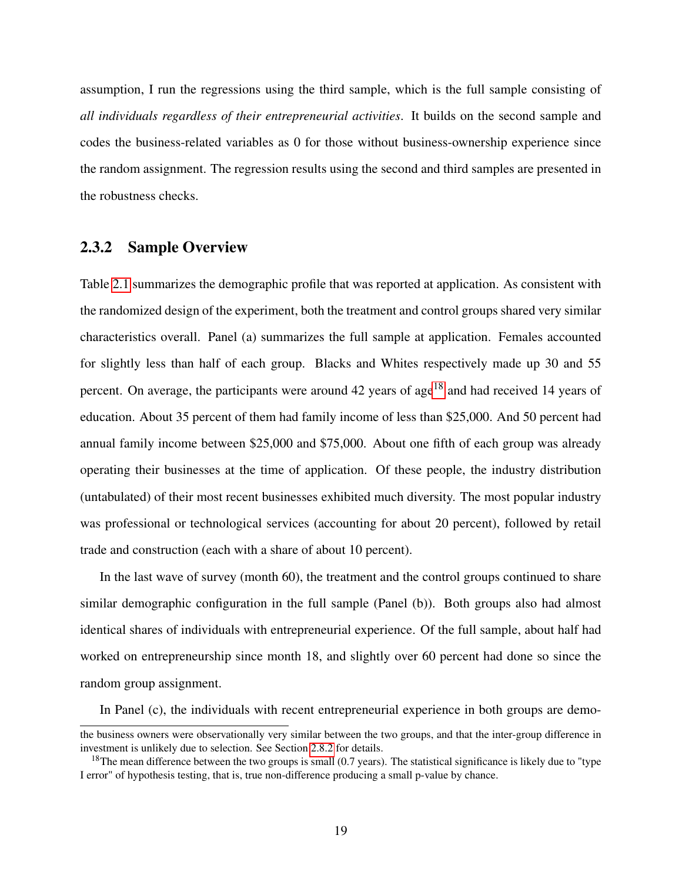assumption, I run the regressions using the third sample, which is the full sample consisting of *all individuals regardless of their entrepreneurial activities*. It builds on the second sample and codes the business-related variables as 0 for those without business-ownership experience since the random assignment. The regression results using the second and third samples are presented in the robustness checks.

### 2.3.2 Sample Overview

Table 2.1 summarizes the demographic profile that was reported at application. As consistent with the randomized design of the experiment, both the treatment and control groups shared very similar characteristics overall. Panel (a) summarizes the full sample at application. Females accounted for slightly less than half of each group. Blacks and Whites respectively made up 30 and 55 percent. On average, the participants were around 42 years of age[18] and had received 14 years of education. About 35 percent of them had family income of less than $25,000. And 50 percent had annual family income between $25,000 and $75,000. About one fifth of each group was already operating their businesses at the time of application. Of these people, the industry distribution (untabulated) of their most recent businesses exhibited much diversity. The most popular industry was professional or technological services (accounting for about 20 percent), followed by retail trade and construction (each with a share of about 10 percent).

In the last wave of survey (month 60), the treatment and the control groups continued to share similar demographic configuration in the full sample (Panel (b)). Both groups also had almost identical shares of individuals with entrepreneurial experience. Of the full sample, about half had worked on entrepreneurship since month 18, and slightly over 60 percent had done so since the random group assignment.

In Panel (c), the individuals with recent entrepreneurial experience in both groups are demo-

---

the business owners were observationally very similar between the two groups, and that the inter-group difference in investment is unlikely due to selection. See Section 2.8.2 for details.

[18] The mean difference between the two groups is small (0.7 years). The statistical significance is likely due to "type I error" of hypothesis testing, that is, true non-difference producing a small p-value by chance.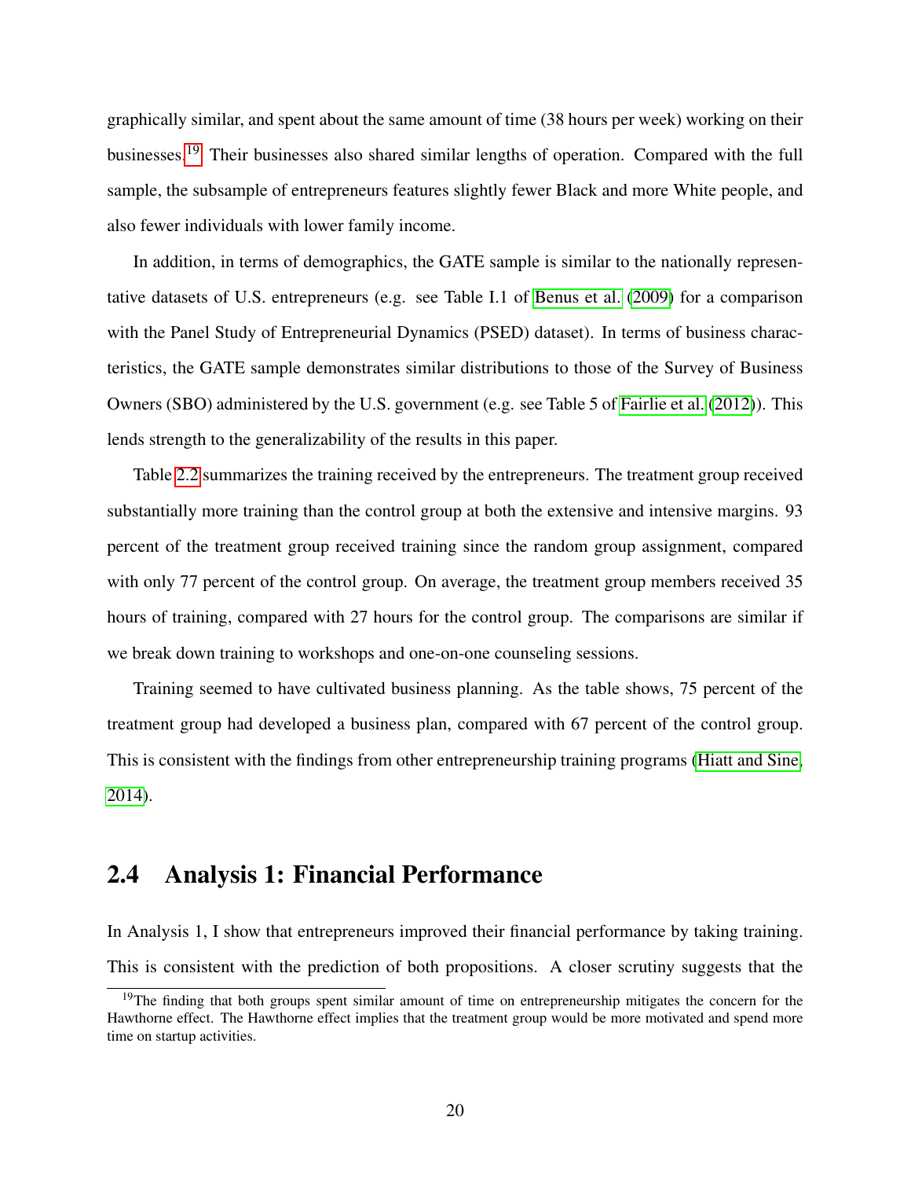graphically similar, and spent about the same amount of time (38 hours per week) working on their businesses.[19] Their businesses also shared similar lengths of operation. Compared with the full sample, the subsample of entrepreneurs features slightly fewer Black and more White people, and also fewer individuals with lower family income.

In addition, in terms of demographics, the GATE sample is similar to the nationally representative datasets of U.S. entrepreneurs (e.g. see Table I.1 of Benus et al. (2009) for a comparison with the Panel Study of Entrepreneurial Dynamics (PSED) dataset). In terms of business characteristics, the GATE sample demonstrates similar distributions to those of the Survey of Business Owners (SBO) administered by the U.S. government (e.g. see Table 5 of Fairlie et al. (2012)). This lends strength to the generalizability of the results in this paper.

Table 2.2 summarizes the training received by the entrepreneurs. The treatment group received substantially more training than the control group at both the extensive and intensive margins. 93 percent of the treatment group received training since the random group assignment, compared with only 77 percent of the control group. On average, the treatment group members received 35 hours of training, compared with 27 hours for the control group. The comparisons are similar if we break down training to workshops and one-on-one counseling sessions.

Training seemed to have cultivated business planning. As the table shows, 75 percent of the treatment group had developed a business plan, compared with 67 percent of the control group. This is consistent with the findings from other entrepreneurship training programs (Hiatt and Sine, 2014).

## 2.4 Analysis 1: Financial Performance

In Analysis 1, I show that entrepreneurs improved their financial performance by taking training. This is consistent with the prediction of both propositions. A closer scrutiny suggests that the

[19] The finding that both groups spent similar amount of time on entrepreneurship mitigates the concern for the Hawthorne effect. The Hawthorne effect implies that the treatment group would be more motivated and spend more time on startup activities.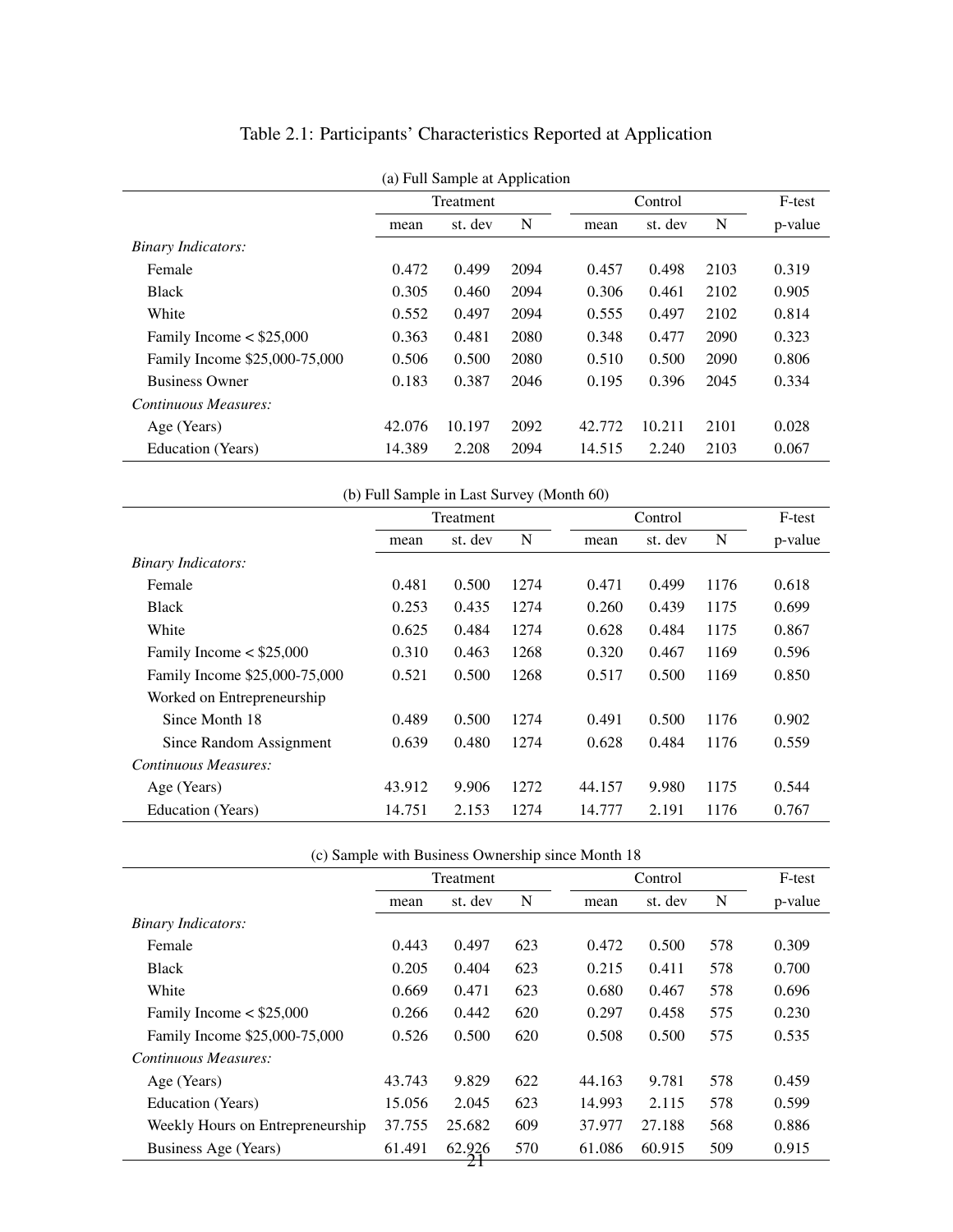# Table 2.1: Participants' Characteristics Reported at Application

(a) Full Sample at Application

| | Treatment | | | Control | | | F-test |
|---|---|---|---|---|---|---|---|
| | mean | st. dev | N | mean | st. dev | N | p-value |
| *Binary Indicators:* | | | | | | | |
| Female | 0.472 | 0.499 | 2094 | 0.457 | 0.498 | 2103 | 0.319 |
| Black | 0.305 | 0.460 | 2094 | 0.306 | 0.461 | 2102 | 0.905 |
| White | 0.552 | 0.497 | 2094 | 0.555 | 0.497 | 2102 | 0.814 |
| Family Income < $25,000 | 0.363 | 0.481 | 2080 | 0.348 | 0.477 | 2090 | 0.323 |
| Family Income $25,000-75,000 | 0.506 | 0.500 | 2080 | 0.510 | 0.500 | 2090 | 0.806 |
| Business Owner | 0.183 | 0.387 | 2046 | 0.195 | 0.396 | 2045 | 0.334 |
| *Continuous Measures:* | | | | | | | |
| Age (Years) | 42.076 | 10.197 | 2092 | 42.772 | 10.211 | 2101 | 0.028 |
| Education (Years) | 14.389 | 2.208 | 2094 | 14.515 | 2.240 | 2103 | 0.067 |

(b) Full Sample in Last Survey (Month 60)

| | Treatment | | | Control | | | F-test |
|---|---|---|---|---|---|---|---|
| | mean | st. dev | N | mean | st. dev | N | p-value |
| *Binary Indicators:* | | | | | | | |
| Female | 0.481 | 0.500 | 1274 | 0.471 | 0.499 | 1176 | 0.618 |
| Black | 0.253 | 0.435 | 1274 | 0.260 | 0.439 | 1175 | 0.699 |
| White | 0.625 | 0.484 | 1274 | 0.628 | 0.484 | 1175 | 0.867 |
| Family Income < $25,000 | 0.310 | 0.463 | 1268 | 0.320 | 0.467 | 1169 | 0.596 |
| Family Income $25,000-75,000 | 0.521 | 0.500 | 1268 | 0.517 | 0.500 | 1169 | 0.850 |
| Worked on Entrepreneurship | | | | | | | |
| Since Month 18 | 0.489 | 0.500 | 1274 | 0.491 | 0.500 | 1176 | 0.902 |
| Since Random Assignment | 0.639 | 0.480 | 1274 | 0.628 | 0.484 | 1176 | 0.559 |
| *Continuous Measures:* | | | | | | | |
| Age (Years) | 43.912 | 9.906 | 1272 | 44.157 | 9.980 | 1175 | 0.544 |
| Education (Years) | 14.751 | 2.153 | 1274 | 14.777 | 2.191 | 1176 | 0.767 |

(c) Sample with Business Ownership since Month 18

| | Treatment | | | Control | | | F-test |
|---|---|---|---|---|---|---|---|
| | mean | st. dev | N | mean | st. dev | N | p-value |
| *Binary Indicators:* | | | | | | | |
| Female | 0.443 | 0.497 | 623 | 0.472 | 0.500 | 578 | 0.309 |
| Black | 0.205 | 0.404 | 623 | 0.215 | 0.411 | 578 | 0.700 |
| White | 0.669 | 0.471 | 623 | 0.680 | 0.467 | 578 | 0.696 |
| Family Income < $25,000 | 0.266 | 0.442 | 620 | 0.297 | 0.458 | 575 | 0.230 |
| Family Income $25,000-75,000 | 0.526 | 0.500 | 620 | 0.508 | 0.500 | 575 | 0.535 |
| *Continuous Measures:* | | | | | | | |
| Age (Years) | 43.743 | 9.829 | 622 | 44.163 | 9.781 | 578 | 0.459 |
| Education (Years) | 15.056 | 2.045 | 623 | 14.993 | 2.115 | 578 | 0.599 |
| Weekly Hours on Entrepreneurship | 37.755 | 25.682 | 609 | 37.977 | 27.188 | 568 | 0.886 |
| Business Age (Years) | 61.491 | 62.926 | 570 | 61.086 | 60.915 | 509 | 0.915 |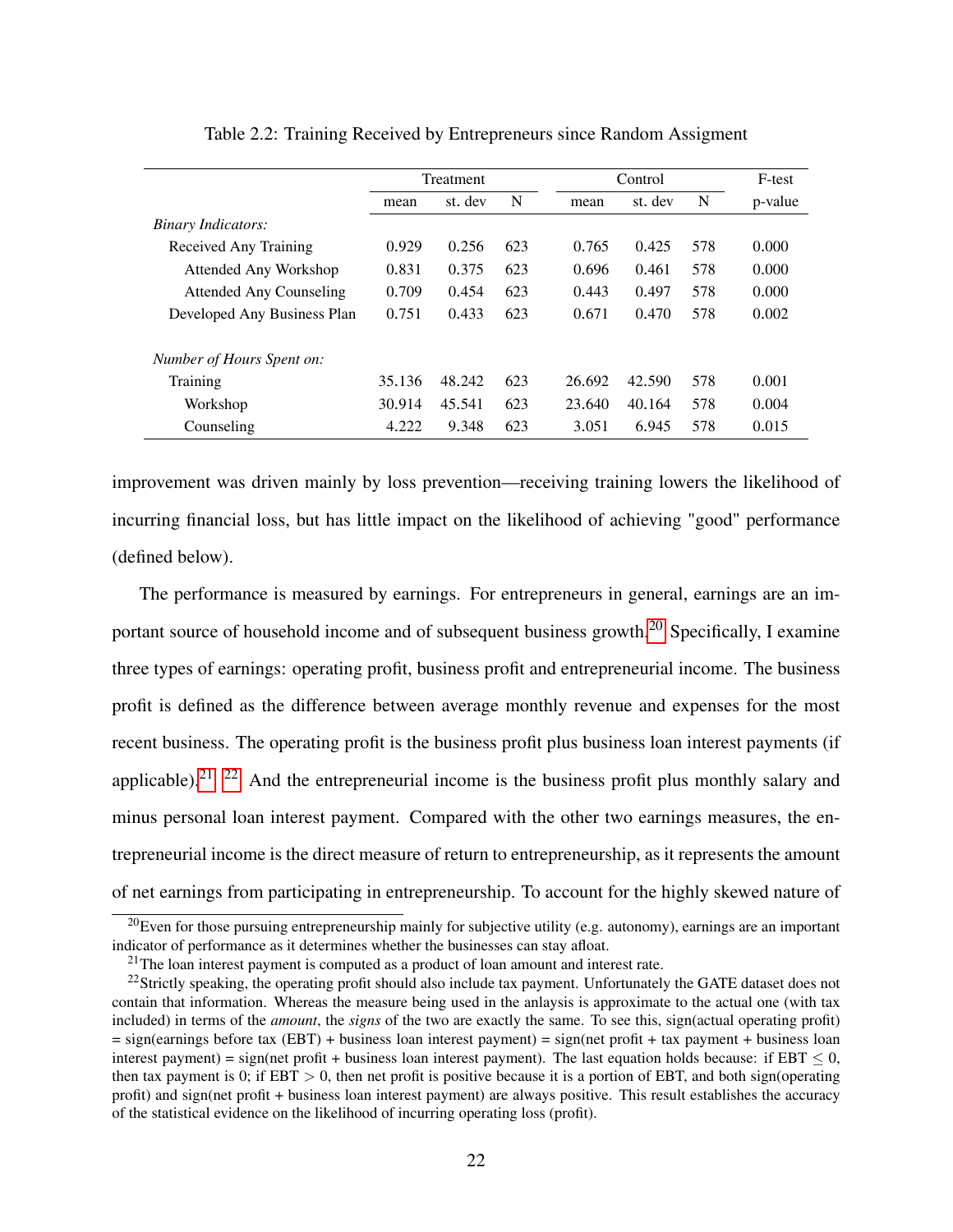Table 2.2: Training Received by Entrepreneurs since Random Assigment

| | Treatment | | | Control | | | F-test |
|---|---|---|---|---|---|---|---|
| | mean | st. dev | N | mean | st. dev | N | p-value |
| *Binary Indicators:* | | | | | | | |
| Received Any Training | 0.929 | 0.256 | 623 | 0.765 | 0.425 | 578 | 0.000 |
| Attended Any Workshop | 0.831 | 0.375 | 623 | 0.696 | 0.461 | 578 | 0.000 |
| Attended Any Counseling | 0.709 | 0.454 | 623 | 0.443 | 0.497 | 578 | 0.000 |
| Developed Any Business Plan | 0.751 | 0.433 | 623 | 0.671 | 0.470 | 578 | 0.002 |
| *Number of Hours Spent on:* | | | | | | | |
| Training | 35.136 | 48.242 | 623 | 26.692 | 42.590 | 578 | 0.001 |
| Workshop | 30.914 | 45.541 | 623 | 23.640 | 40.164 | 578 | 0.004 |
| Counseling | 4.222 | 9.348 | 623 | 3.051 | 6.945 | 578 | 0.015 |

improvement was driven mainly by loss prevention—receiving training lowers the likelihood of incurring financial loss, but has little impact on the likelihood of achieving "good" performance (defined below).

The performance is measured by earnings. For entrepreneurs in general, earnings are an important source of household income and of subsequent business growth.[20] Specifically, I examine three types of earnings: operating profit, business profit and entrepreneurial income. The business profit is defined as the difference between average monthly revenue and expenses for the most recent business. The operating profit is the business profit plus business loan interest payments (if applicable).[21] [22] And the entrepreneurial income is the business profit plus monthly salary and minus personal loan interest payment. Compared with the other two earnings measures, the entrepreneurial income is the direct measure of return to entrepreneurship, as it represents the amount of net earnings from participating in entrepreneurship. To account for the highly skewed nature of

[20]Even for those pursuing entrepreneurship mainly for subjective utility (e.g. autonomy), earnings are an important indicator of performance as it determines whether the businesses can stay afloat.

[21]The loan interest payment is computed as a product of loan amount and interest rate.

[22]Strictly speaking, the operating profit should also include tax payment. Unfortunately the GATE dataset does not contain that information. Whereas the measure being used in the anlaysis is approximate to the actual one (with tax included) in terms of the *amount*, the *signs* of the two are exactly the same. To see this, sign(actual operating profit) = sign(earnings before tax (EBT) + business loan interest payment) = sign(net profit + tax payment + business loan interest payment) = sign(net profit + business loan interest payment). The last equation holds because: if EBT $\leq 0$, then tax payment is 0; if EBT $> 0$, then net profit is positive because it is a portion of EBT, and both sign(operating profit) and sign(net profit + business loan interest payment) are always positive. This result establishes the accuracy of the statistical evidence on the likelihood of incurring operating loss (profit).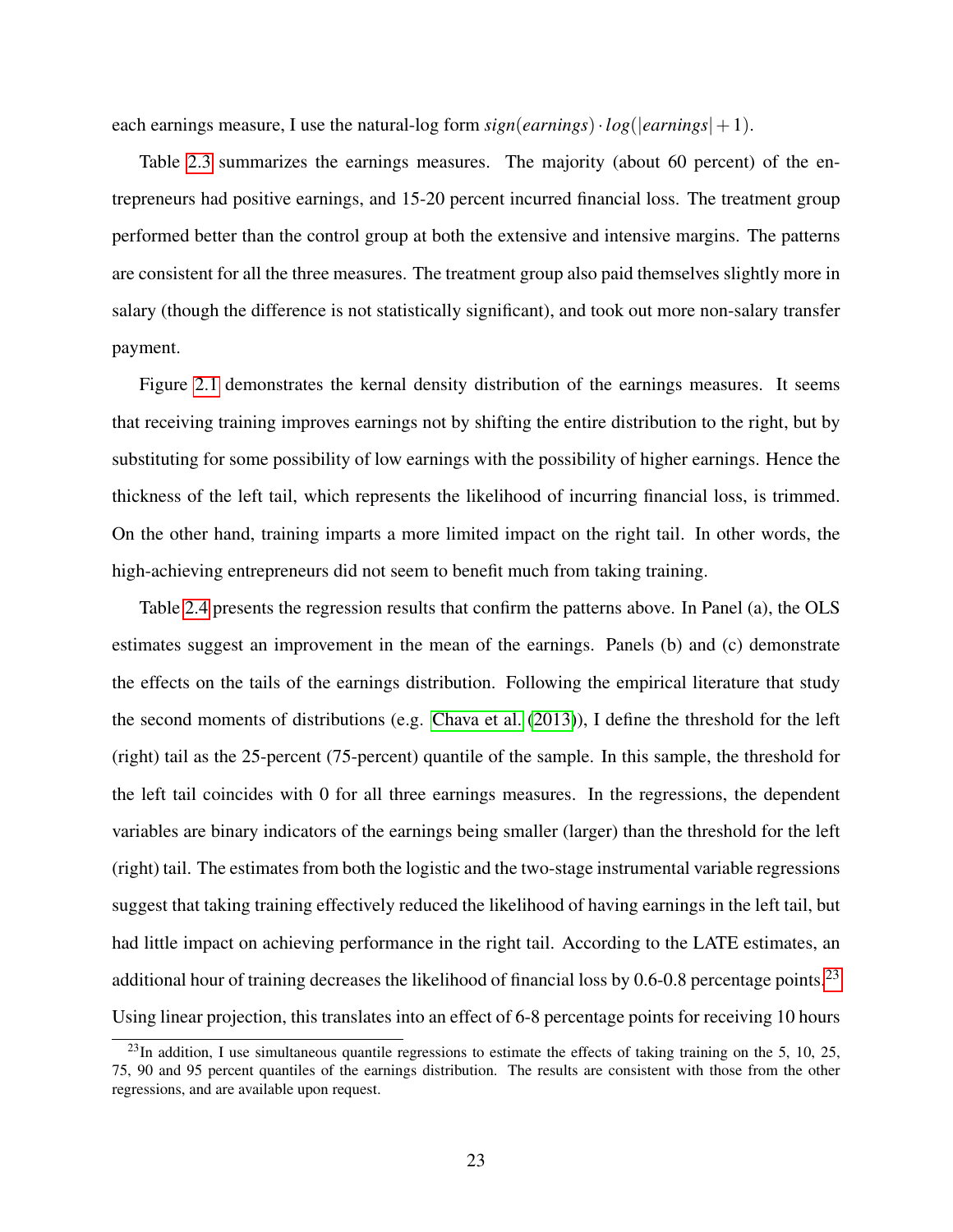each earnings measure, I use the natural-log form $sign(earnings) \cdot log(|earnings| + 1)$.

Table 2.3 summarizes the earnings measures. The majority (about 60 percent) of the entrepreneurs had positive earnings, and 15-20 percent incurred financial loss. The treatment group performed better than the control group at both the extensive and intensive margins. The patterns are consistent for all the three measures. The treatment group also paid themselves slightly more in salary (though the difference is not statistically significant), and took out more non-salary transfer payment.

Figure 2.1 demonstrates the kernal density distribution of the earnings measures. It seems that receiving training improves earnings not by shifting the entire distribution to the right, but by substituting for some possibility of low earnings with the possibility of higher earnings. Hence the thickness of the left tail, which represents the likelihood of incurring financial loss, is trimmed. On the other hand, training imparts a more limited impact on the right tail. In other words, the high-achieving entrepreneurs did not seem to benefit much from taking training.

Table 2.4 presents the regression results that confirm the patterns above. In Panel (a), the OLS estimates suggest an improvement in the mean of the earnings. Panels (b) and (c) demonstrate the effects on the tails of the earnings distribution. Following the empirical literature that study the second moments of distributions (e.g. Chava et al. (2013)), I define the threshold for the left (right) tail as the 25-percent (75-percent) quantile of the sample. In this sample, the threshold for the left tail coincides with 0 for all three earnings measures. In the regressions, the dependent variables are binary indicators of the earnings being smaller (larger) than the threshold for the left (right) tail. The estimates from both the logistic and the two-stage instrumental variable regressions suggest that taking training effectively reduced the likelihood of having earnings in the left tail, but had little impact on achieving performance in the right tail. According to the LATE estimates, an additional hour of training decreases the likelihood of financial loss by 0.6-0.8 percentage points.[23] Using linear projection, this translates into an effect of 6-8 percentage points for receiving 10 hours

[23] In addition, I use simultaneous quantile regressions to estimate the effects of taking training on the 5, 10, 25, 75, 90 and 95 percent quantiles of the earnings distribution. The results are consistent with those from the other regressions, and are available upon request.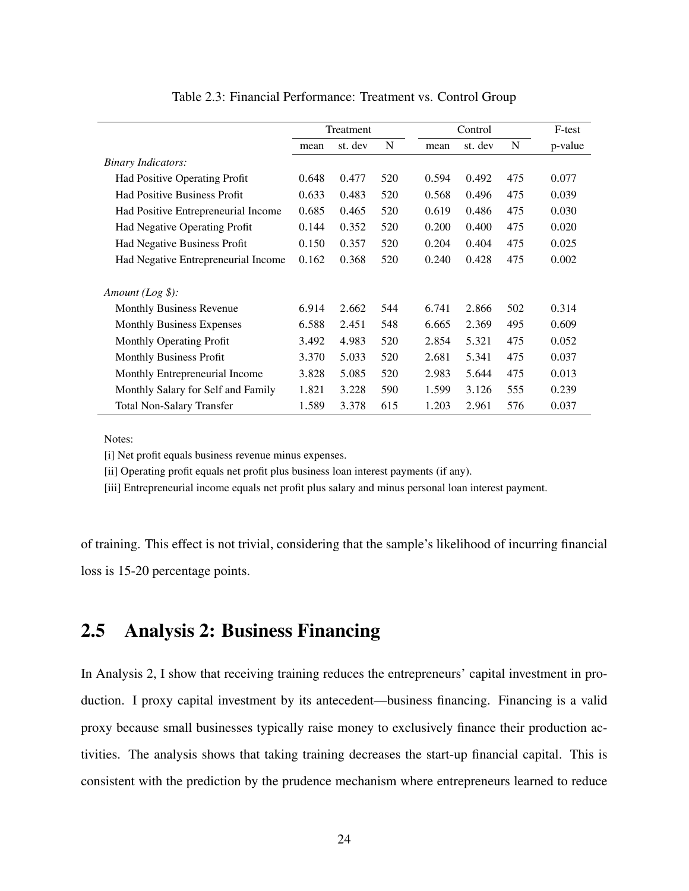Table 2.3: Financial Performance: Treatment vs. Control Group

| | Treatment | | | Control | | | F-test |
|---|---|---|---|---|---|---|---|
| | mean | st. dev | N | mean | st. dev | N | p-value |
| *Binary Indicators:* | | | | | | | |
| Had Positive Operating Profit | 0.648 | 0.477 | 520 | 0.594 | 0.492 | 475 | 0.077 |
| Had Positive Business Profit | 0.633 | 0.483 | 520 | 0.568 | 0.496 | 475 | 0.039 |
| Had Positive Entrepreneurial Income | 0.685 | 0.465 | 520 | 0.619 | 0.486 | 475 | 0.030 |
| Had Negative Operating Profit | 0.144 | 0.352 | 520 | 0.200 | 0.400 | 475 | 0.020 |
| Had Negative Business Profit | 0.150 | 0.357 | 520 | 0.204 | 0.404 | 475 | 0.025 |
| Had Negative Entrepreneurial Income | 0.162 | 0.368 | 520 | 0.240 | 0.428 | 475 | 0.002 |
| *Amount (Log $):* | | | | | | | |
| Monthly Business Revenue | 6.914 | 2.662 | 544 | 6.741 | 2.866 | 502 | 0.314 |
| Monthly Business Expenses | 6.588 | 2.451 | 548 | 6.665 | 2.369 | 495 | 0.609 |
| Monthly Operating Profit | 3.492 | 4.983 | 520 | 2.854 | 5.321 | 475 | 0.052 |
| Monthly Business Profit | 3.370 | 5.033 | 520 | 2.681 | 5.341 | 475 | 0.037 |
| Monthly Entrepreneurial Income | 3.828 | 5.085 | 520 | 2.983 | 5.644 | 475 | 0.013 |
| Monthly Salary for Self and Family | 1.821 | 3.228 | 590 | 1.599 | 3.126 | 555 | 0.239 |
| Total Non-Salary Transfer | 1.589 | 3.378 | 615 | 1.203 | 2.961 | 576 | 0.037 |

Notes:

[i] Net profit equals business revenue minus expenses.

[ii] Operating profit equals net profit plus business loan interest payments (if any).

[iii] Entrepreneurial income equals net profit plus salary and minus personal loan interest payment.

of training. This effect is not trivial, considering that the sample's likelihood of incurring financial loss is 15-20 percentage points.

## 2.5 Analysis 2: Business Financing

In Analysis 2, I show that receiving training reduces the entrepreneurs' capital investment in production. I proxy capital investment by its antecedent—business financing. Financing is a valid proxy because small businesses typically raise money to exclusively finance their production activities. The analysis shows that taking training decreases the start-up financial capital. This is consistent with the prediction by the prudence mechanism where entrepreneurs learned to reduce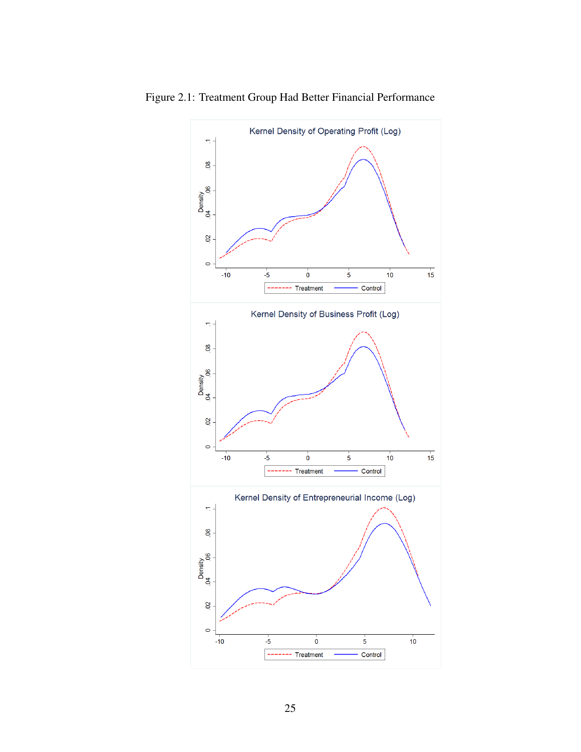Figure 2.1: Treatment Group Had Better Financial Performance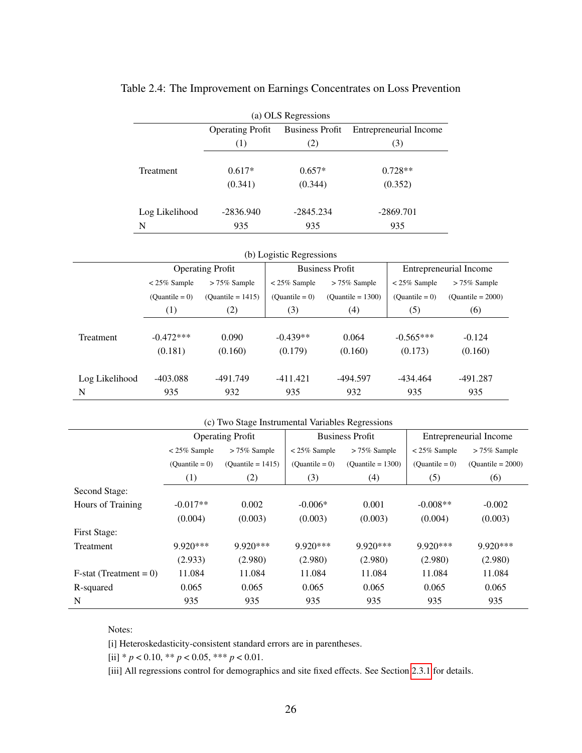Table 2.4: The Improvement on Earnings Concentrates on Loss Prevention

(a) OLS Regressions

| | Operating Profit | Business Profit | Entrepreneurial Income |
|---|---|---|---|
| | (1) | (2) | (3) |
| Treatment | 0.617* | 0.657* | 0.728** |
| | (0.341) | (0.344) | (0.352) |
| Log Likelihood | -2836.940 | -2845.234 | -2869.701 |
| N | 935 | 935 | 935 |

(b) Logistic Regressions

| | Operating Profit | | Business Profit | | Entrepreneurial Income | |
|---|---|---|---|---|---|---|
| | < 25% Sample | > 75% Sample | < 25% Sample | > 75% Sample | < 25% Sample | > 75% Sample |
| | (Quantile = 0) | (Quantile = 1415) | (Quantile = 0) | (Quantile = 1300) | (Quantile = 0) | (Quantile = 2000) |
| | (1) | (2) | (3) | (4) | (5) | (6) |
| Treatment | -0.472*** | 0.090 | -0.439** | 0.064 | -0.565*** | -0.124 |
| | (0.181) | (0.160) | (0.179) | (0.160) | (0.173) | (0.160) |
| Log Likelihood | -403.088 | -491.749 | -411.421 | -494.597 | -434.464 | -491.287 |
| N | 935 | 932 | 935 | 932 | 935 | 935 |

(c) Two Stage Instrumental Variables Regressions

| | Operating Profit | | Business Profit | | Entrepreneurial Income | |
|---|---|---|---|---|---|---|
| | < 25% Sample | > 75% Sample | < 25% Sample | > 75% Sample | < 25% Sample | > 75% Sample |
| | (Quantile = 0) | (Quantile = 1415) | (Quantile = 0) | (Quantile = 1300) | (Quantile = 0) | (Quantile = 2000) |
| | (1) | (2) | (3) | (4) | (5) | (6) |
| Second Stage: | | | | | | |
| Hours of Training | -0.017** | 0.002 | -0.006* | 0.001 | -0.008** | -0.002 |
| | (0.004) | (0.003) | (0.003) | (0.003) | (0.004) | (0.003) |
| First Stage: | | | | | | |
| Treatment | 9.920*** | 9.920*** | 9.920*** | 9.920*** | 9.920*** | 9.920*** |
| | (2.933) | (2.980) | (2.980) | (2.980) | (2.980) | (2.980) |
| F-stat (Treatment = 0) | 11.084 | 11.084 | 11.084 | 11.084 | 11.084 | 11.084 |
| R-squared | 0.065 | 0.065 | 0.065 | 0.065 | 0.065 | 0.065 |
| N | 935 | 935 | 935 | 935 | 935 | 935 |

Notes:

[i] Heteroskedasticity-consistent standard errors are in parentheses.

[ii] * $p < 0.10$, ** $p < 0.05$, *** $p < 0.01$.

[iii] All regressions control for demographics and site fixed effects. See Section 2.3.1 for details.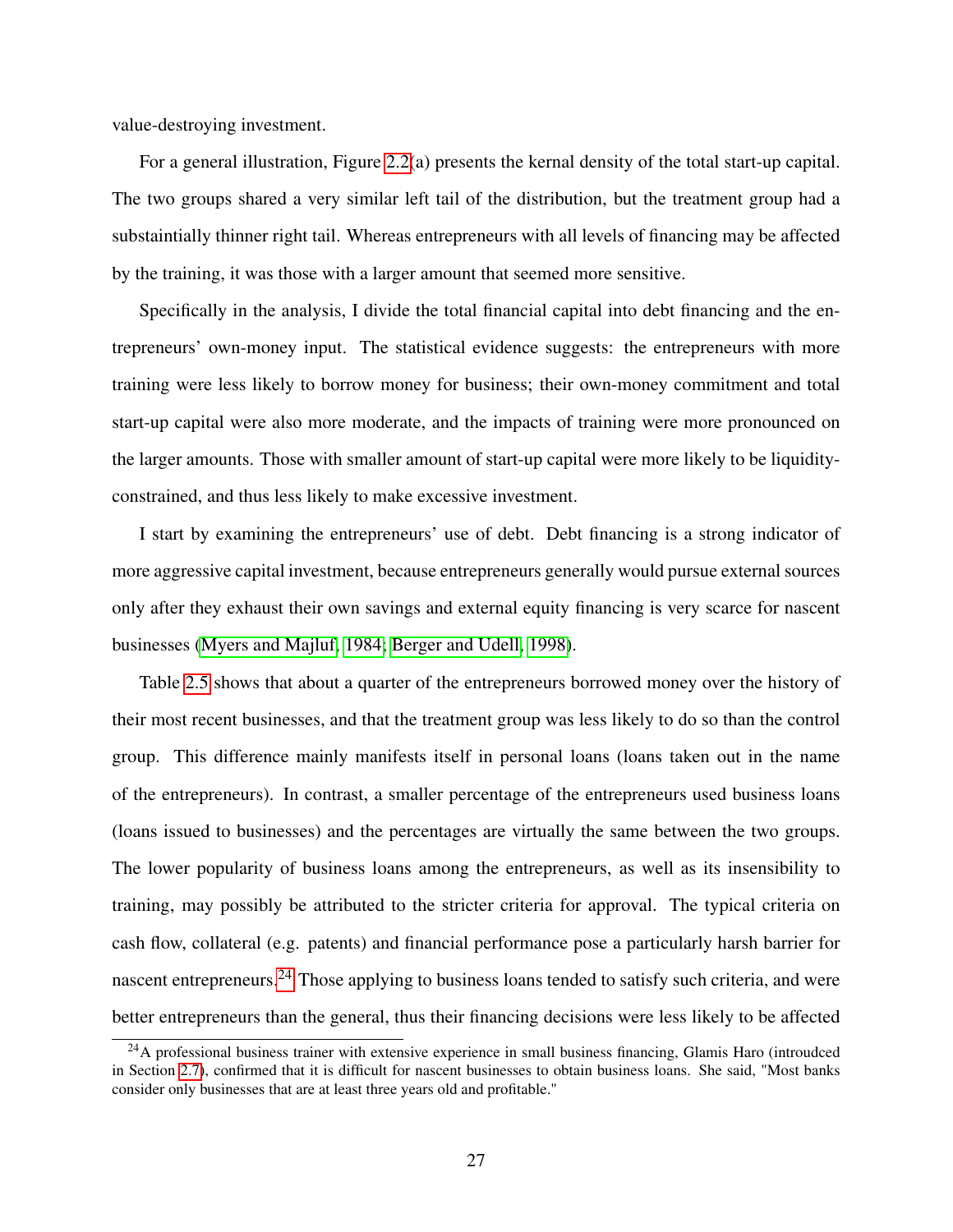value-destroying investment.

For a general illustration, Figure 2.2(a) presents the kernal density of the total start-up capital. The two groups shared a very similar left tail of the distribution, but the treatment group had a substaintially thinner right tail. Whereas entrepreneurs with all levels of financing may be affected by the training, it was those with a larger amount that seemed more sensitive.

Specifically in the analysis, I divide the total financial capital into debt financing and the entrepreneurs' own-money input. The statistical evidence suggests: the entrepreneurs with more training were less likely to borrow money for business; their own-money commitment and total start-up capital were also more moderate, and the impacts of training were more pronounced on the larger amounts. Those with smaller amount of start-up capital were more likely to be liquidity-constrained, and thus less likely to make excessive investment.

I start by examining the entrepreneurs' use of debt. Debt financing is a strong indicator of more aggressive capital investment, because entrepreneurs generally would pursue external sources only after they exhaust their own savings and external equity financing is very scarce for nascent businesses (Myers and Majluf, 1984; Berger and Udell, 1998).

Table 2.5 shows that about a quarter of the entrepreneurs borrowed money over the history of their most recent businesses, and that the treatment group was less likely to do so than the control group. This difference mainly manifests itself in personal loans (loans taken out in the name of the entrepreneurs). In contrast, a smaller percentage of the entrepreneurs used business loans (loans issued to businesses) and the percentages are virtually the same between the two groups. The lower popularity of business loans among the entrepreneurs, as well as its insensibility to training, may possibly be attributed to the stricter criteria for approval. The typical criteria on cash flow, collateral (e.g. patents) and financial performance pose a particularly harsh barrier for nascent entrepreneurs.[24] Those applying to business loans tended to satisfy such criteria, and were better entrepreneurs than the general, thus their financing decisions were less likely to be affected

[24] A professional business trainer with extensive experience in small business financing, Glamis Haro (introudced in Section 2.7), confirmed that it is difficult for nascent businesses to obtain business loans. She said, "Most banks consider only businesses that are at least three years old and profitable."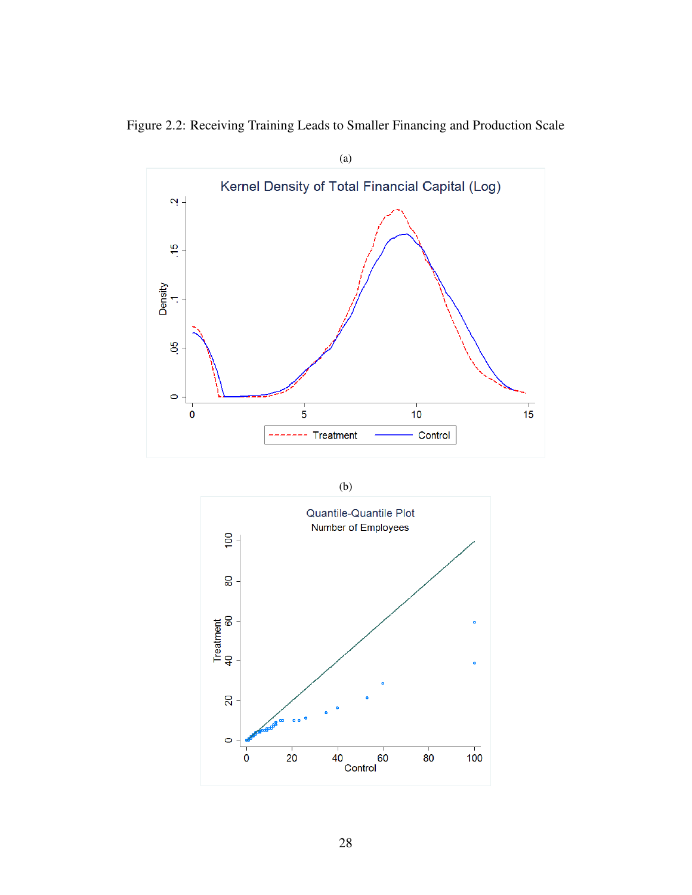Figure 2.2: Receiving Training Leads to Smaller Financing and Production Scale

(a)

(b)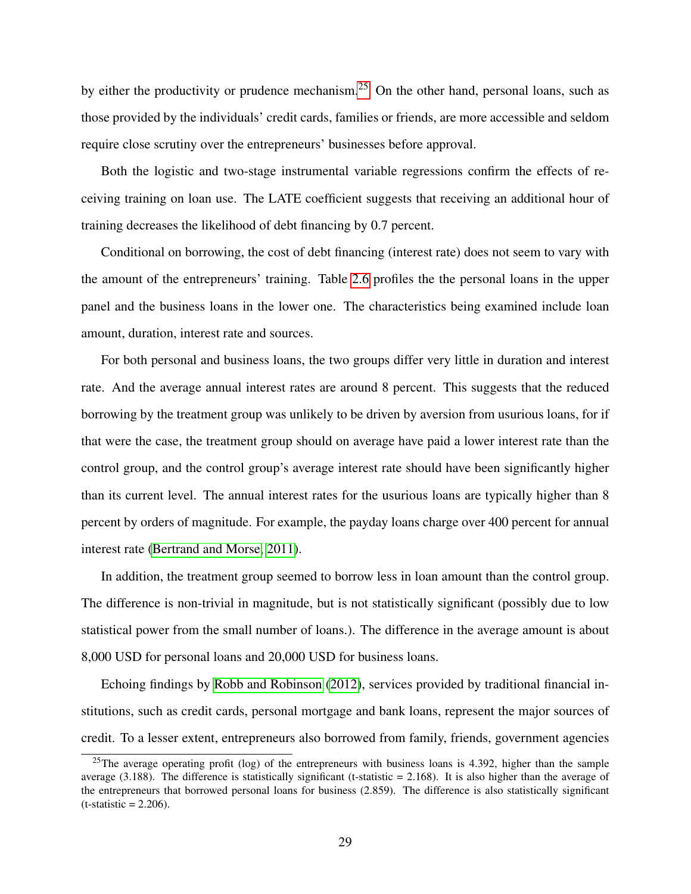by either the productivity or prudence mechanism.[25] On the other hand, personal loans, such as those provided by the individuals' credit cards, families or friends, are more accessible and seldom require close scrutiny over the entrepreneurs' businesses before approval.

Both the logistic and two-stage instrumental variable regressions confirm the effects of receiving training on loan use. The LATE coefficient suggests that receiving an additional hour of training decreases the likelihood of debt financing by 0.7 percent.

Conditional on borrowing, the cost of debt financing (interest rate) does not seem to vary with the amount of the entrepreneurs' training. Table 2.6 profiles the the personal loans in the upper panel and the business loans in the lower one. The characteristics being examined include loan amount, duration, interest rate and sources.

For both personal and business loans, the two groups differ very little in duration and interest rate. And the average annual interest rates are around 8 percent. This suggests that the reduced borrowing by the treatment group was unlikely to be driven by aversion from usurious loans, for if that were the case, the treatment group should on average have paid a lower interest rate than the control group, and the control group's average interest rate should have been significantly higher than its current level. The annual interest rates for the usurious loans are typically higher than 8 percent by orders of magnitude. For example, the payday loans charge over 400 percent for annual interest rate (Bertrand and Morse, 2011).

In addition, the treatment group seemed to borrow less in loan amount than the control group. The difference is non-trivial in magnitude, but is not statistically significant (possibly due to low statistical power from the small number of loans.). The difference in the average amount is about 8,000 USD for personal loans and 20,000 USD for business loans.

Echoing findings by Robb and Robinson (2012), services provided by traditional financial institutions, such as credit cards, personal mortgage and bank loans, represent the major sources of credit. To a lesser extent, entrepreneurs also borrowed from family, friends, government agencies

[25]The average operating profit (log) of the entrepreneurs with business loans is 4.392, higher than the sample average (3.188). The difference is statistically significant (t-statistic = 2.168). It is also higher than the average of the entrepreneurs that borrowed personal loans for business (2.859). The difference is also statistically significant (t-statistic = 2.206).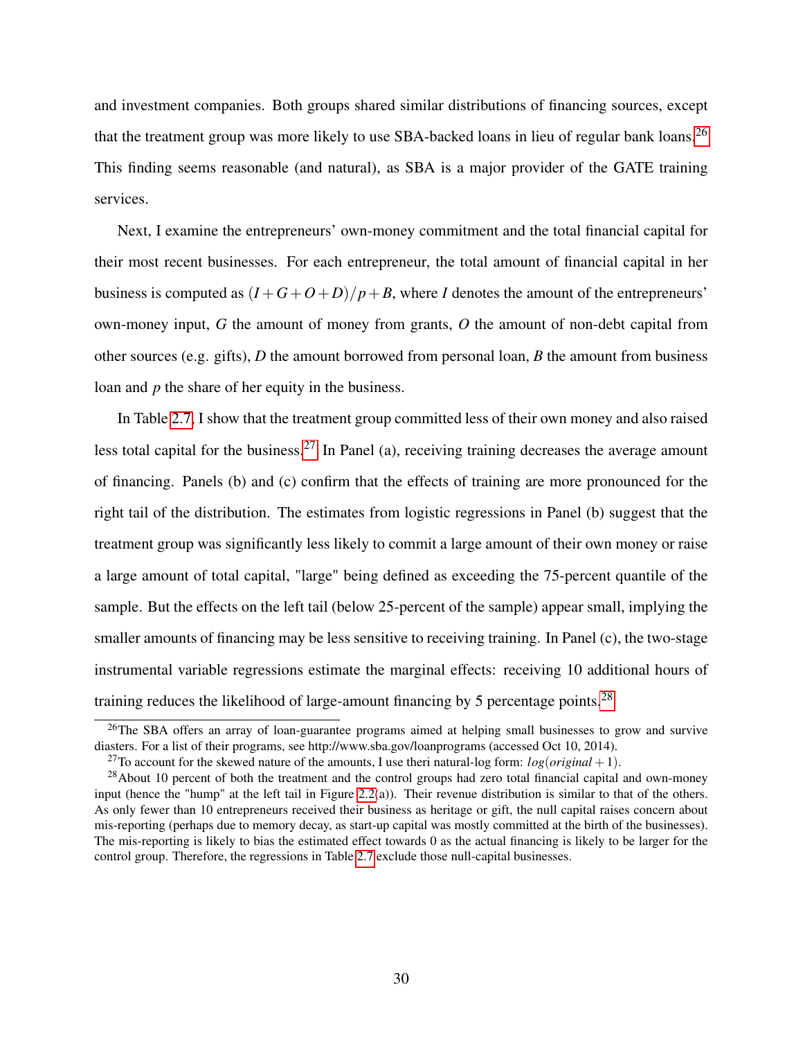and investment companies. Both groups shared similar distributions of financing sources, except that the treatment group was more likely to use SBA-backed loans in lieu of regular bank loans.[26] This finding seems reasonable (and natural), as SBA is a major provider of the GATE training services.

Next, I examine the entrepreneurs' own-money commitment and the total financial capital for their most recent businesses. For each entrepreneur, the total amount of financial capital in her business is computed as $(I+G+O+D)/p+B$, where $I$ denotes the amount of the entrepreneurs' own-money input, $G$ the amount of money from grants, $O$ the amount of non-debt capital from other sources (e.g. gifts), $D$ the amount borrowed from personal loan, $B$ the amount from business loan and $p$ the share of her equity in the business.

In Table 2.7, I show that the treatment group committed less of their own money and also raised less total capital for the business.[27] In Panel (a), receiving training decreases the average amount of financing. Panels (b) and (c) confirm that the effects of training are more pronounced for the right tail of the distribution. The estimates from logistic regressions in Panel (b) suggest that the treatment group was significantly less likely to commit a large amount of their own money or raise a large amount of total capital, "large" being defined as exceeding the 75-percent quantile of the sample. But the effects on the left tail (below 25-percent of the sample) appear small, implying the smaller amounts of financing may be less sensitive to receiving training. In Panel (c), the two-stage instrumental variable regressions estimate the marginal effects: receiving 10 additional hours of training reduces the likelihood of large-amount financing by 5 percentage points.[28]

---

[26] The SBA offers an array of loan-guarantee programs aimed at helping small businesses to grow and survive disasters. For a list of their programs, see http://www.sba.gov/loanprograms (accessed Oct 10, 2014).

[27] To account for the skewed nature of the amounts, I use theri natural-log form: $log(original+1)$.

[28] About 10 percent of both the treatment and the control groups had zero total financial capital and own-money input (hence the "hump" at the left tail in Figure 2.2(a)). Their revenue distribution is similar to that of the others. As only fewer than 10 entrepreneurs received their business as heritage or gift, the null capital raises concern about mis-reporting (perhaps due to memory decay, as start-up capital was mostly committed at the birth of the businesses). The mis-reporting is likely to bias the estimated effect towards 0 as the actual financing is likely to be larger for the control group. Therefore, the regressions in Table 2.7 exclude those null-capital businesses.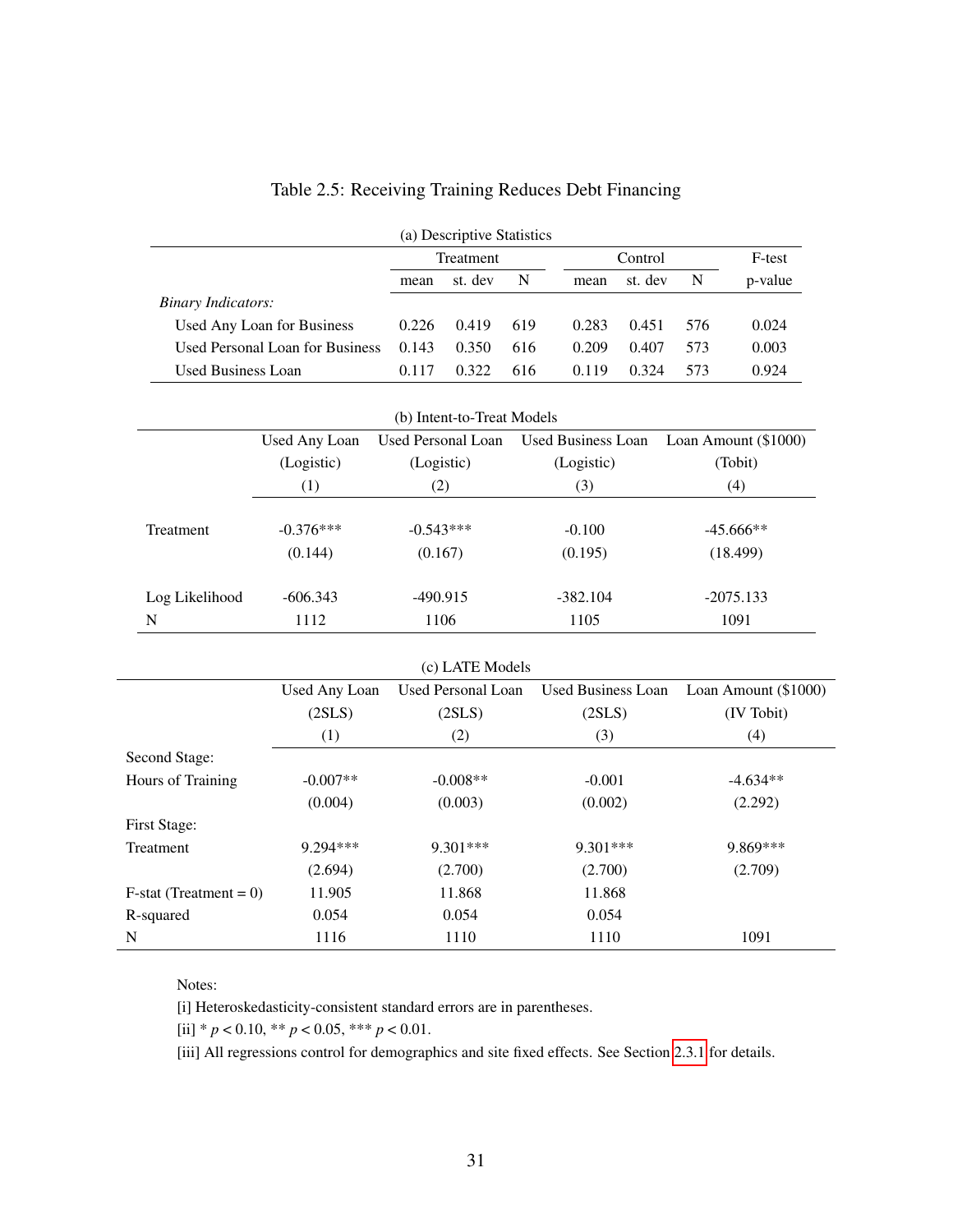Table 2.5: Receiving Training Reduces Debt Financing

(a) Descriptive Statistics

| | Treatment | | | Control | | | F-test |
|---|---|---|---|---|---|---|---|
| | mean | st. dev | N | mean | st. dev | N | p-value |
| *Binary Indicators:* | | | | | | | |
| Used Any Loan for Business | 0.226 | 0.419 | 619 | 0.283 | 0.451 | 576 | 0.024 |
| Used Personal Loan for Business | 0.143 | 0.350 | 616 | 0.209 | 0.407 | 573 | 0.003 |
| Used Business Loan | 0.117 | 0.322 | 616 | 0.119 | 0.324 | 573 | 0.924 |

(b) Intent-to-Treat Models

| | Used Any Loan (Logistic) | Used Personal Loan (Logistic) | Used Business Loan (Logistic) | Loan Amount ($1000) (Tobit) |
|---|---|---|---|---|
| | (1) | (2) | (3) | (4) |
| Treatment | -0.376*** | -0.543*** | -0.100 | -45.666** |
| | (0.144) | (0.167) | (0.195) | (18.499) |
| Log Likelihood | -606.343 | -490.915 | -382.104 | -2075.133 |
| N | 1112 | 1106 | 1105 | 1091 |

(c) LATE Models

| | Used Any Loan (2SLS) | Used Personal Loan (2SLS) | Used Business Loan (2SLS) | Loan Amount ($1000) (IV Tobit) |
|---|---|---|---|---|
| | (1) | (2) | (3) | (4) |
| Second Stage: | | | | |
| Hours of Training | -0.007** | -0.008** | -0.001 | -4.634** |
| | (0.004) | (0.003) | (0.002) | (2.292) |
| First Stage: | | | | |
| Treatment | 9.294*** | 9.301*** | 9.301*** | 9.869*** |
| | (2.694) | (2.700) | (2.700) | (2.709) |
| F-stat (Treatment = 0) | 11.905 | 11.868 | 11.868 | |
| R-squared | 0.054 | 0.054 | 0.054 | |
| N | 1116 | 1110 | 1110 | 1091 |

Notes:

[i] Heteroskedasticity-consistent standard errors are in parentheses.

[ii] * $p < 0.10$, ** $p < 0.05$, *** $p < 0.01$.

[iii] All regressions control for demographics and site fixed effects. See Section 2.3.1 for details.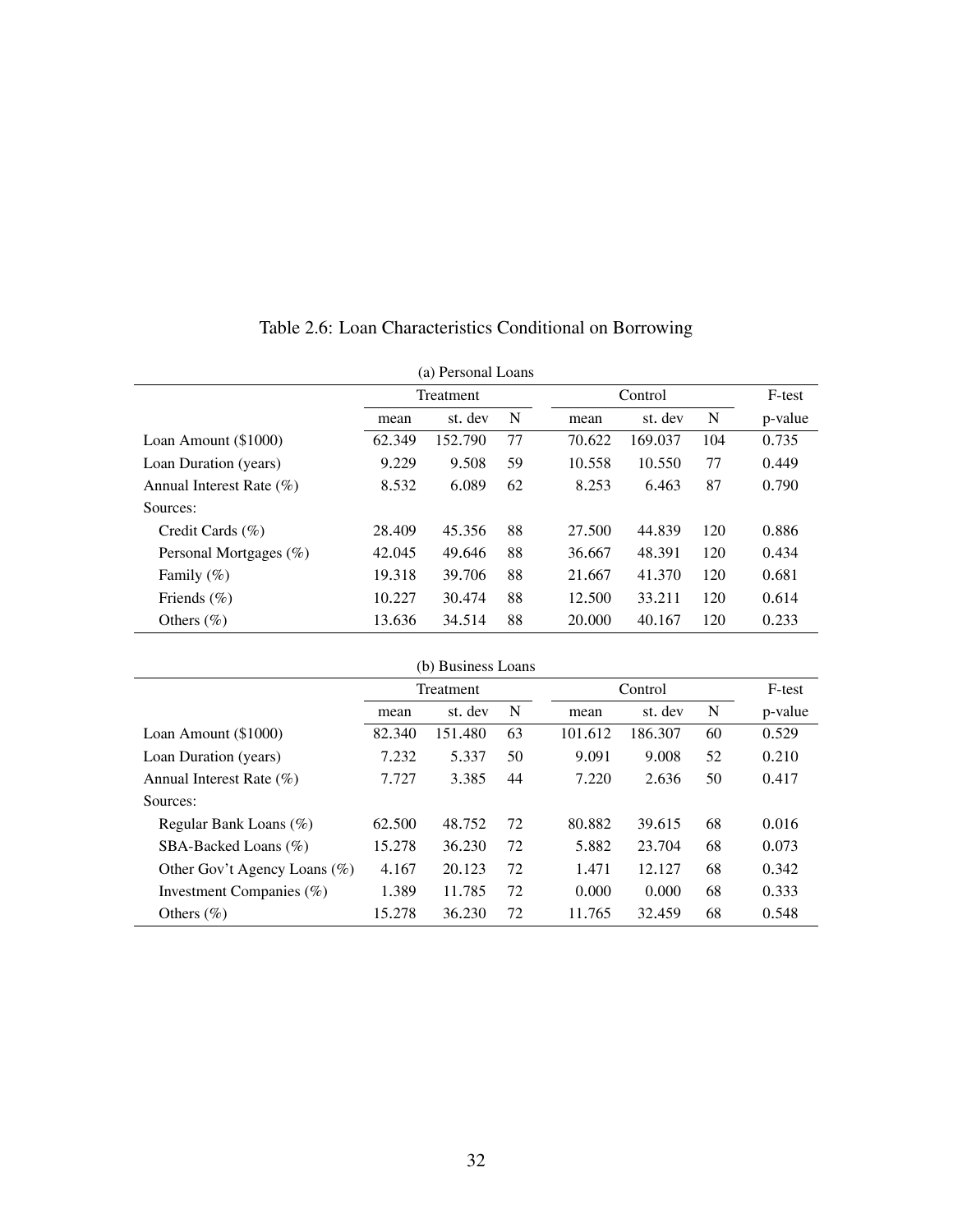Table 2.6: Loan Characteristics Conditional on Borrowing

(a) Personal Loans

| | Treatment | | | Control | | | F-test |
|---|---|---|---|---|---|---|---|
| | mean | st. dev | N | mean | st. dev | N | p-value |
| Loan Amount (\$1000) | 62.349 | 152.790 | 77 | 70.622 | 169.037 | 104 | 0.735 |
| Loan Duration (years) | 9.229 | 9.508 | 59 | 10.558 | 10.550 | 77 | 0.449 |
| Annual Interest Rate (%) | 8.532 | 6.089 | 62 | 8.253 | 6.463 | 87 | 0.790 |
| Sources: | | | | | | | |
| Credit Cards (%) | 28.409 | 45.356 | 88 | 27.500 | 44.839 | 120 | 0.886 |
| Personal Mortgages (%) | 42.045 | 49.646 | 88 | 36.667 | 48.391 | 120 | 0.434 |
| Family (%) | 19.318 | 39.706 | 88 | 21.667 | 41.370 | 120 | 0.681 |
| Friends (%) | 10.227 | 30.474 | 88 | 12.500 | 33.211 | 120 | 0.614 |
| Others (%) | 13.636 | 34.514 | 88 | 20.000 | 40.167 | 120 | 0.233 |

(b) Business Loans

| | Treatment | | | Control | | | F-test |
|---|---|---|---|---|---|---|---|
| | mean | st. dev | N | mean | st. dev | N | p-value |
| Loan Amount (\$1000) | 82.340 | 151.480 | 63 | 101.612 | 186.307 | 60 | 0.529 |
| Loan Duration (years) | 7.232 | 5.337 | 50 | 9.091 | 9.008 | 52 | 0.210 |
| Annual Interest Rate (%) | 7.727 | 3.385 | 44 | 7.220 | 2.636 | 50 | 0.417 |
| Sources: | | | | | | | |
| Regular Bank Loans (%) | 62.500 | 48.752 | 72 | 80.882 | 39.615 | 68 | 0.016 |
| SBA-Backed Loans (%) | 15.278 | 36.230 | 72 | 5.882 | 23.704 | 68 | 0.073 |
| Other Gov't Agency Loans (%) | 4.167 | 20.123 | 72 | 1.471 | 12.127 | 68 | 0.342 |
| Investment Companies (%) | 1.389 | 11.785 | 72 | 0.000 | 0.000 | 68 | 0.333 |
| Others (%) | 15.278 | 36.230 | 72 | 11.765 | 32.459 | 68 | 0.548 |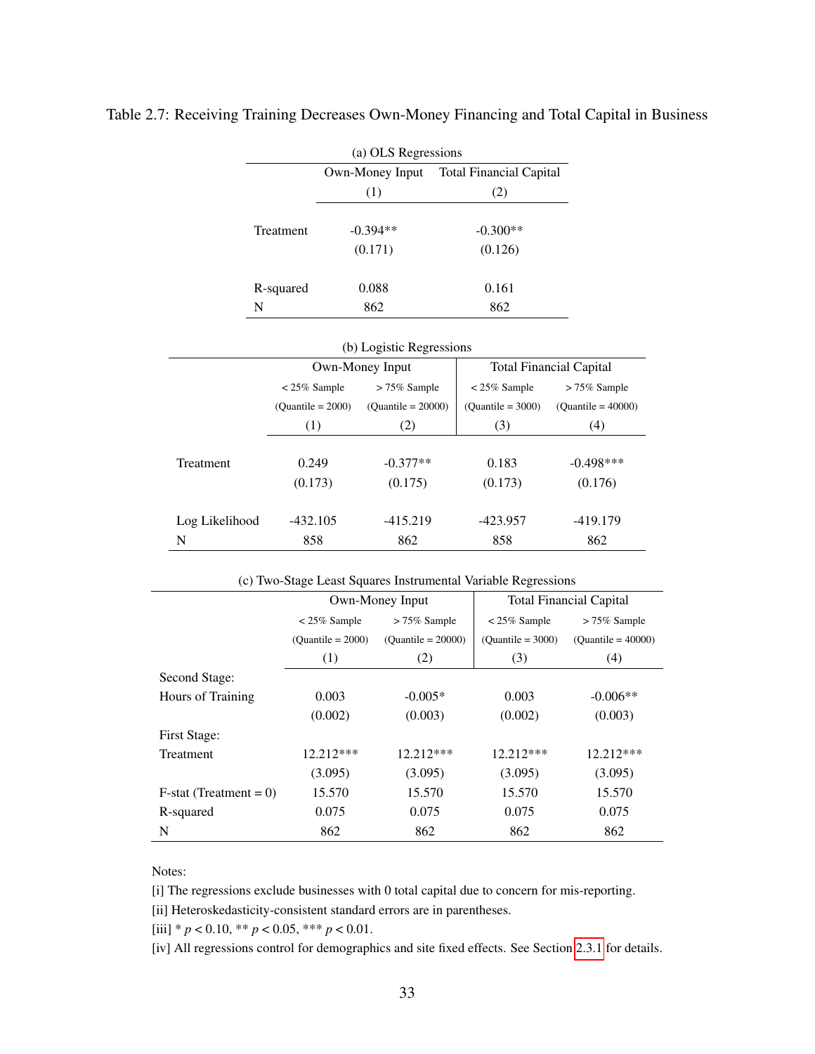Table 2.7: Receiving Training Decreases Own-Money Financing and Total Capital in Business

(a) OLS Regressions

| | Own-Money Input | Total Financial Capital |
|---|---|---|
| | (1) | (2) |
| Treatment | -0.394** | -0.300** |
| | (0.171) | (0.126) |
| R-squared | 0.088 | 0.161 |
| N | 862 | 862 |

(b) Logistic Regressions

| | Own-Money Input | | Total Financial Capital | |
|---|---|---|---|---|
| | < 25% Sample (Quantile = 2000) | > 75% Sample (Quantile = 20000) | < 25% Sample (Quantile = 3000) | > 75% Sample (Quantile = 40000) |
| | (1) | (2) | (3) | (4) |
| Treatment | 0.249 | -0.377** | 0.183 | -0.498*** |
| | (0.173) | (0.175) | (0.173) | (0.176) |
| Log Likelihood | -432.105 | -415.219 | -423.957 | -419.179 |
| N | 858 | 862 | 858 | 862 |

(c) Two-Stage Least Squares Instrumental Variable Regressions

| | Own-Money Input | | Total Financial Capital | |
|---|---|---|---|---|
| | < 25% Sample (Quantile = 2000) | > 75% Sample (Quantile = 20000) | < 25% Sample (Quantile = 3000) | > 75% Sample (Quantile = 40000) |
| | (1) | (2) | (3) | (4) |
| Second Stage: | | | | |
| Hours of Training | 0.003 | -0.005* | 0.003 | -0.006** |
| | (0.002) | (0.003) | (0.002) | (0.003) |
| First Stage: | | | | |
| Treatment | 12.212*** | 12.212*** | 12.212*** | 12.212*** |
| | (3.095) | (3.095) | (3.095) | (3.095) |
| F-stat (Treatment = 0) | 15.570 | 15.570 | 15.570 | 15.570 |
| R-squared | 0.075 | 0.075 | 0.075 | 0.075 |
| N | 862 | 862 | 862 | 862 |

Notes:

[i] The regressions exclude businesses with 0 total capital due to concern for mis-reporting.

[ii] Heteroskedasticity-consistent standard errors are in parentheses.

[iii] * $p < 0.10$, ** $p < 0.05$, *** $p < 0.01$.

[iv] All regressions control for demographics and site fixed effects. See Section 2.3.1 for details.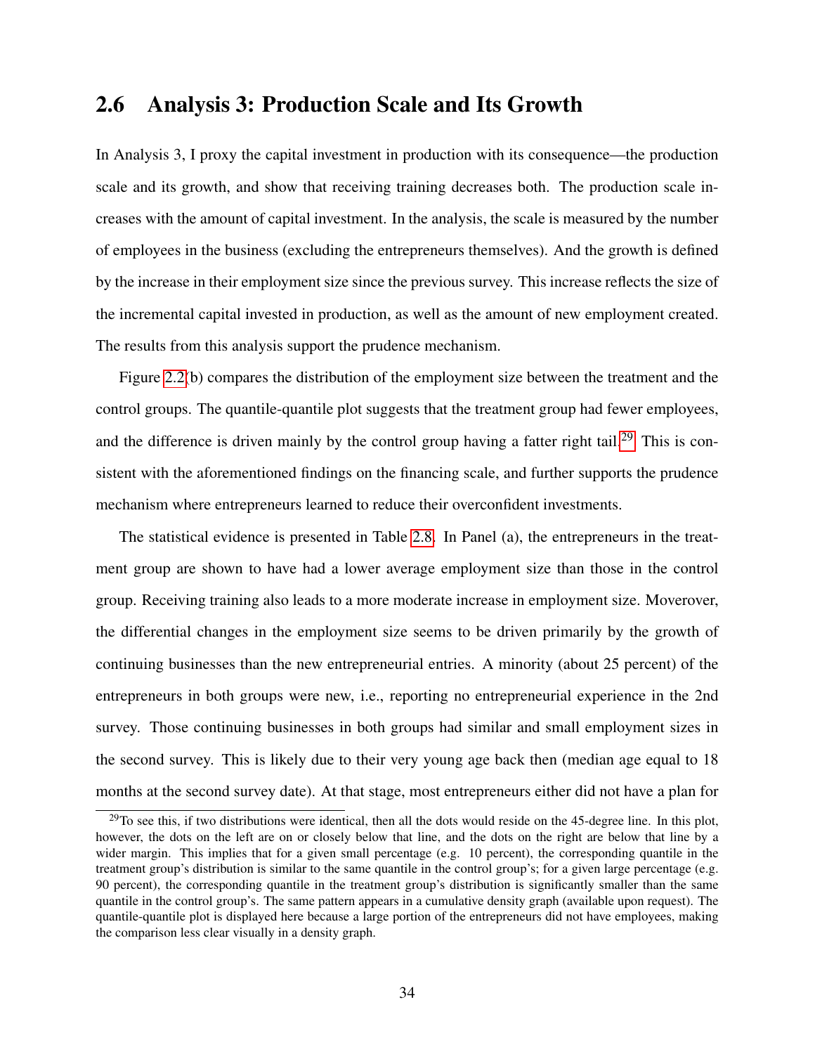## 2.6 Analysis 3: Production Scale and Its Growth

In Analysis 3, I proxy the capital investment in production with its consequence—the production scale and its growth, and show that receiving training decreases both. The production scale increases with the amount of capital investment. In the analysis, the scale is measured by the number of employees in the business (excluding the entrepreneurs themselves). And the growth is defined by the increase in their employment size since the previous survey. This increase reflects the size of the incremental capital invested in production, as well as the amount of new employment created. The results from this analysis support the prudence mechanism.

Figure 2.2(b) compares the distribution of the employment size between the treatment and the control groups. The quantile-quantile plot suggests that the treatment group had fewer employees, and the difference is driven mainly by the control group having a fatter right tail.[29] This is consistent with the aforementioned findings on the financing scale, and further supports the prudence mechanism where entrepreneurs learned to reduce their overconfident investments.

The statistical evidence is presented in Table 2.8. In Panel (a), the entrepreneurs in the treatment group are shown to have had a lower average employment size than those in the control group. Receiving training also leads to a more moderate increase in employment size. Moverover, the differential changes in the employment size seems to be driven primarily by the growth of continuing businesses than the new entrepreneurial entries. A minority (about 25 percent) of the entrepreneurs in both groups were new, i.e., reporting no entrepreneurial experience in the 2nd survey. Those continuing businesses in both groups had similar and small employment sizes in the second survey. This is likely due to their very young age back then (median age equal to 18 months at the second survey date). At that stage, most entrepreneurs either did not have a plan for

[29] To see this, if two distributions were identical, then all the dots would reside on the 45-degree line. In this plot, however, the dots on the left are on or closely below that line, and the dots on the right are below that line by a wider margin. This implies that for a given small percentage (e.g. 10 percent), the corresponding quantile in the treatment group's distribution is similar to the same quantile in the control group's; for a given large percentage (e.g. 90 percent), the corresponding quantile in the treatment group's distribution is significantly smaller than the same quantile in the control group's. The same pattern appears in a cumulative density graph (available upon request). The quantile-quantile plot is displayed here because a large portion of the entrepreneurs did not have employees, making the comparison less clear visually in a density graph.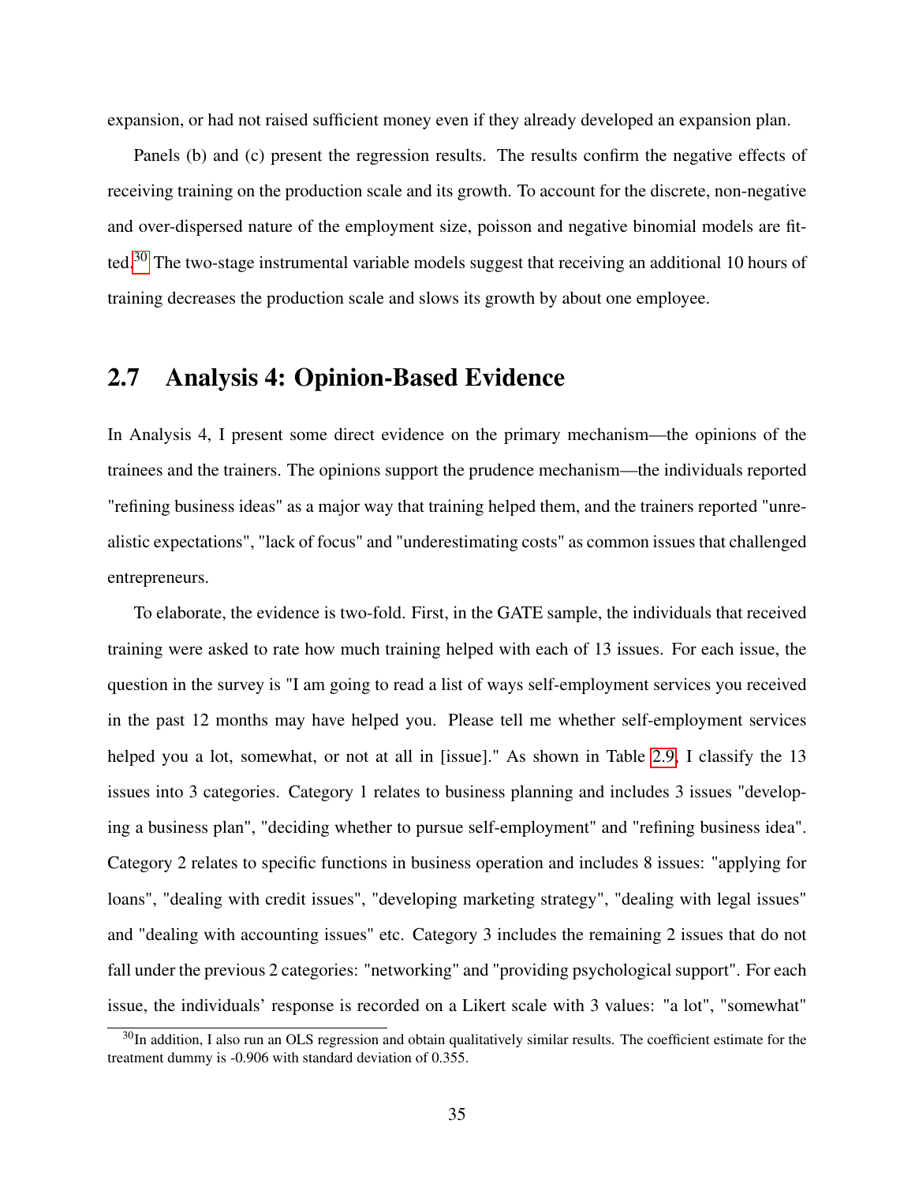expansion, or had not raised sufficient money even if they already developed an expansion plan.

Panels (b) and (c) present the regression results. The results confirm the negative effects of receiving training on the production scale and its growth. To account for the discrete, non-negative and over-dispersed nature of the employment size, poisson and negative binomial models are fitted.[30] The two-stage instrumental variable models suggest that receiving an additional 10 hours of training decreases the production scale and slows its growth by about one employee.

## 2.7 Analysis 4: Opinion-Based Evidence

In Analysis 4, I present some direct evidence on the primary mechanism—the opinions of the trainees and the trainers. The opinions support the prudence mechanism—the individuals reported "refining business ideas" as a major way that training helped them, and the trainers reported "unrealistic expectations", "lack of focus" and "underestimating costs" as common issues that challenged entrepreneurs.

To elaborate, the evidence is two-fold. First, in the GATE sample, the individuals that received training were asked to rate how much training helped with each of 13 issues. For each issue, the question in the survey is "I am going to read a list of ways self-employment services you received in the past 12 months may have helped you. Please tell me whether self-employment services helped you a lot, somewhat, or not at all in [issue]." As shown in Table 2.9, I classify the 13 issues into 3 categories. Category 1 relates to business planning and includes 3 issues "developing a business plan", "deciding whether to pursue self-employment" and "refining business idea". Category 2 relates to specific functions in business operation and includes 8 issues: "applying for loans", "dealing with credit issues", "developing marketing strategy", "dealing with legal issues" and "dealing with accounting issues" etc. Category 3 includes the remaining 2 issues that do not fall under the previous 2 categories: "networking" and "providing psychological support". For each issue, the individuals' response is recorded on a Likert scale with 3 values: "a lot", "somewhat"

[30]In addition, I also run an OLS regression and obtain qualitatively similar results. The coefficient estimate for the treatment dummy is -0.906 with standard deviation of 0.355.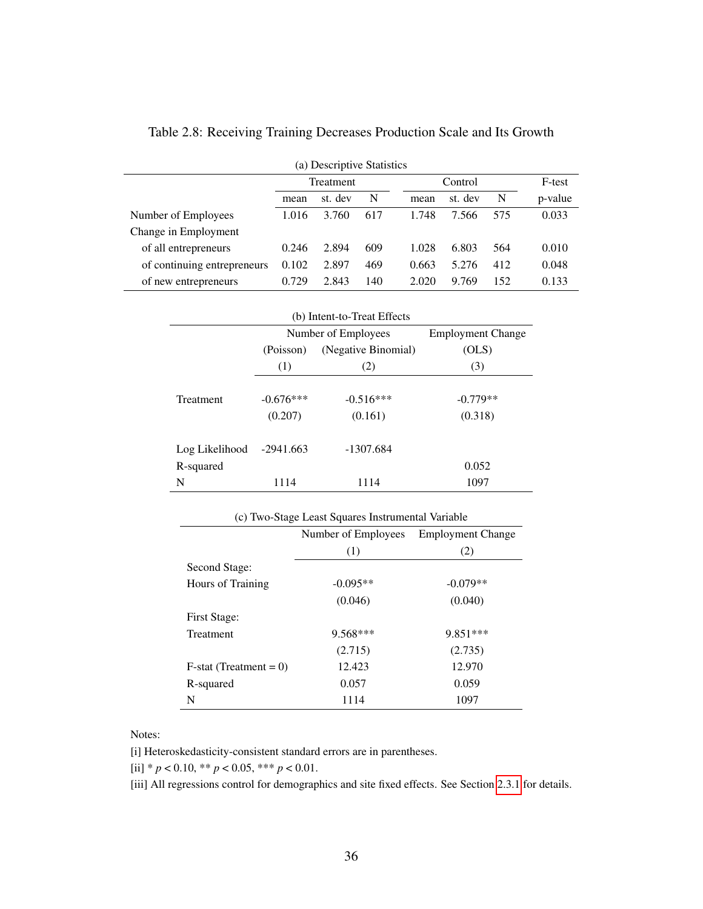Table 2.8: Receiving Training Decreases Production Scale and Its Growth

(a) Descriptive Statistics

| | Treatment | | | Control | | | F-test |
|---|---|---|---|---|---|---|---|
| | mean | st. dev | N | mean | st. dev | N | p-value |
| Number of Employees | 1.016 | 3.760 | 617 | 1.748 | 7.566 | 575 | 0.033 |
| Change in Employment | | | | | | | |
| of all entrepreneurs | 0.246 | 2.894 | 609 | 1.028 | 6.803 | 564 | 0.010 |
| of continuing entrepreneurs | 0.102 | 2.897 | 469 | 0.663 | 5.276 | 412 | 0.048 |
| of new entrepreneurs | 0.729 | 2.843 | 140 | 2.020 | 9.769 | 152 | 0.133 |

(b) Intent-to-Treat Effects

| | Number of Employees | | Employment Change |
|---|---|---|---|
| | (Poisson) | (Negative Binomial) | (OLS) |
| | (1) | (2) | (3) |
| Treatment | -0.676*** | -0.516*** | -0.779** |
| | (0.207) | (0.161) | (0.318) |
| Log Likelihood | -2941.663 | -1307.684 | |
| R-squared | | | 0.052 |
| N | 1114 | 1114 | 1097 |

(c) Two-Stage Least Squares Instrumental Variable

| | Number of Employees | Employment Change |
|---|---|---|
| | (1) | (2) |
| Second Stage: | | |
| Hours of Training | -0.095** | -0.079** |
| | (0.046) | (0.040) |
| First Stage: | | |
| Treatment | 9.568*** | 9.851*** |
| | (2.715) | (2.735) |
| F-stat (Treatment = 0) | 12.423 | 12.970 |
| R-squared | 0.057 | 0.059 |
| N | 1114 | 1097 |

Notes:

[i] Heteroskedasticity-consistent standard errors are in parentheses.

[ii] * $p < 0.10$, ** $p < 0.05$, *** $p < 0.01$.

[iii] All regressions control for demographics and site fixed effects. See Section 2.3.1 for details.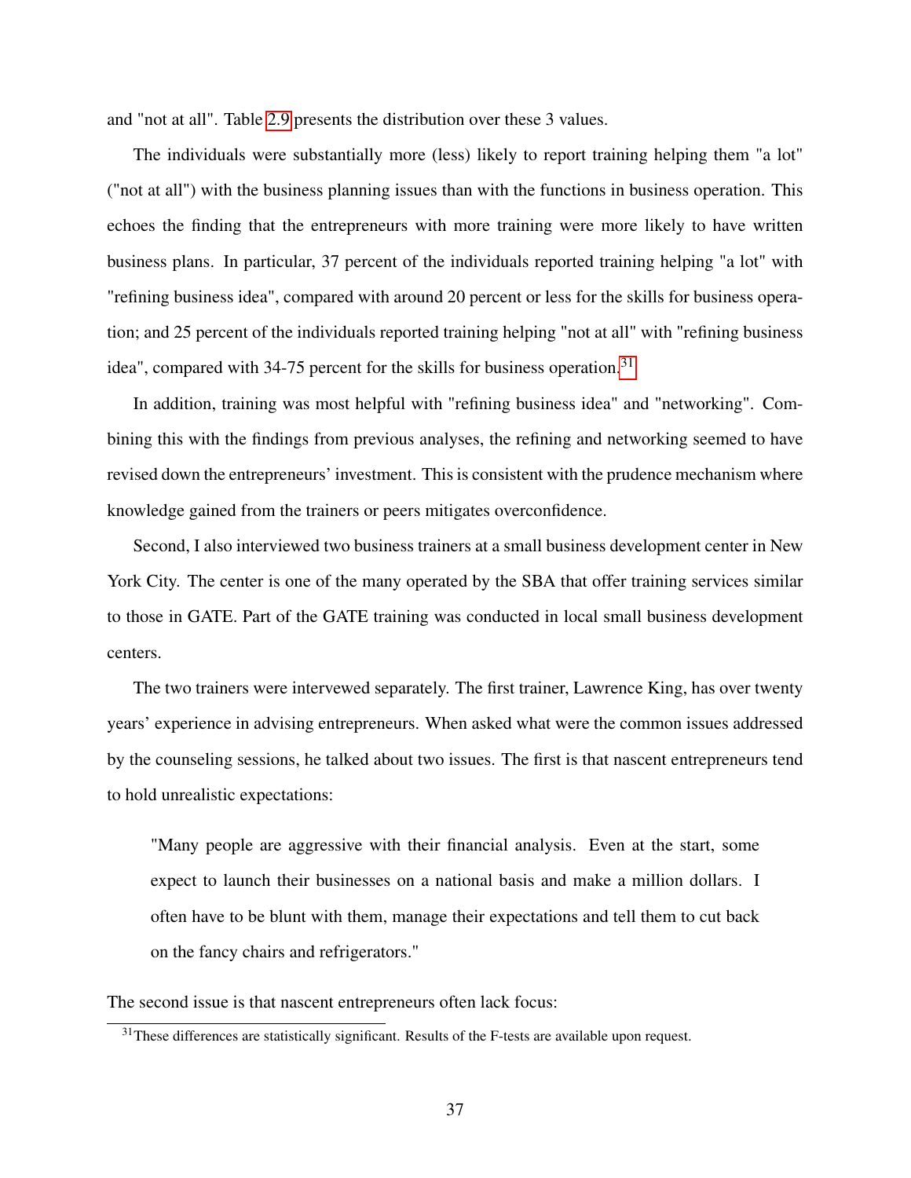and "not at all". Table 2.9 presents the distribution over these 3 values.

The individuals were substantially more (less) likely to report training helping them "a lot" ("not at all") with the business planning issues than with the functions in business operation. This echoes the finding that the entrepreneurs with more training were more likely to have written business plans. In particular, 37 percent of the individuals reported training helping "a lot" with "refining business idea", compared with around 20 percent or less for the skills for business operation; and 25 percent of the individuals reported training helping "not at all" with "refining business idea", compared with 34-75 percent for the skills for business operation.[31]

In addition, training was most helpful with "refining business idea" and "networking". Combining this with the findings from previous analyses, the refining and networking seemed to have revised down the entrepreneurs' investment. This is consistent with the prudence mechanism where knowledge gained from the trainers or peers mitigates overconfidence.

Second, I also interviewed two business trainers at a small business development center in New York City. The center is one of the many operated by the SBA that offer training services similar to those in GATE. Part of the GATE training was conducted in local small business development centers.

The two trainers were intervewed separately. The first trainer, Lawrence King, has over twenty years' experience in advising entrepreneurs. When asked what were the common issues addressed by the counseling sessions, he talked about two issues. The first is that nascent entrepreneurs tend to hold unrealistic expectations:

> "Many people are aggressive with their financial analysis. Even at the start, some expect to launch their businesses on a national basis and make a million dollars. I often have to be blunt with them, manage their expectations and tell them to cut back on the fancy chairs and refrigerators."

The second issue is that nascent entrepreneurs often lack focus:

[31] These differences are statistically significant. Results of the F-tests are available upon request.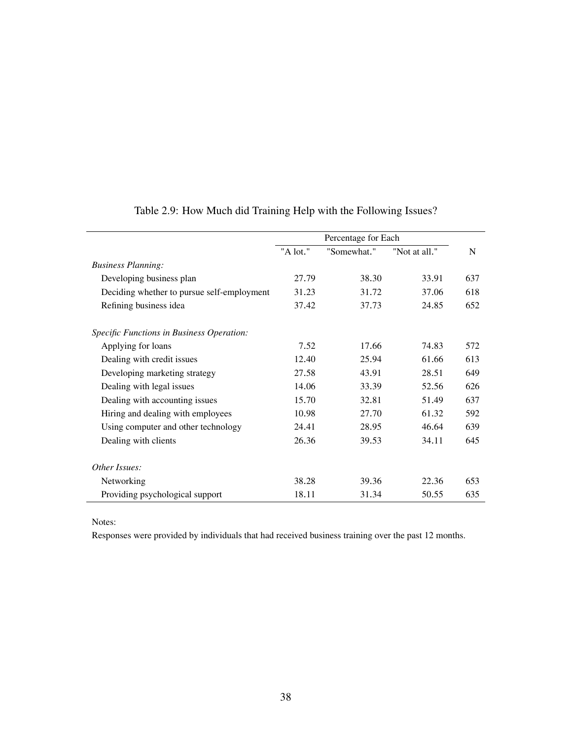Table 2.9: How Much did Training Help with the Following Issues?

| | Percentage for Each | | | |
|---|---|---|---|---|
| | "A lot." | "Somewhat." | "Not at all." | N |
| *Business Planning:* | | | | |
| Developing business plan | 27.79 | 38.30 | 33.91 | 637 |
| Deciding whether to pursue self-employment | 31.23 | 31.72 | 37.06 | 618 |
| Refining business idea | 37.42 | 37.73 | 24.85 | 652 |
| *Specific Functions in Business Operation:* | | | | |
| Applying for loans | 7.52 | 17.66 | 74.83 | 572 |
| Dealing with credit issues | 12.40 | 25.94 | 61.66 | 613 |
| Developing marketing strategy | 27.58 | 43.91 | 28.51 | 649 |
| Dealing with legal issues | 14.06 | 33.39 | 52.56 | 626 |
| Dealing with accounting issues | 15.70 | 32.81 | 51.49 | 637 |
| Hiring and dealing with employees | 10.98 | 27.70 | 61.32 | 592 |
| Using computer and other technology | 24.41 | 28.95 | 46.64 | 639 |
| Dealing with clients | 26.36 | 39.53 | 34.11 | 645 |
| *Other Issues:* | | | | |
| Networking | 38.28 | 39.36 | 22.36 | 653 |
| Providing psychological support | 18.11 | 31.34 | 50.55 | 635 |

Notes:
Responses were provided by individuals that had received business training over the past 12 months.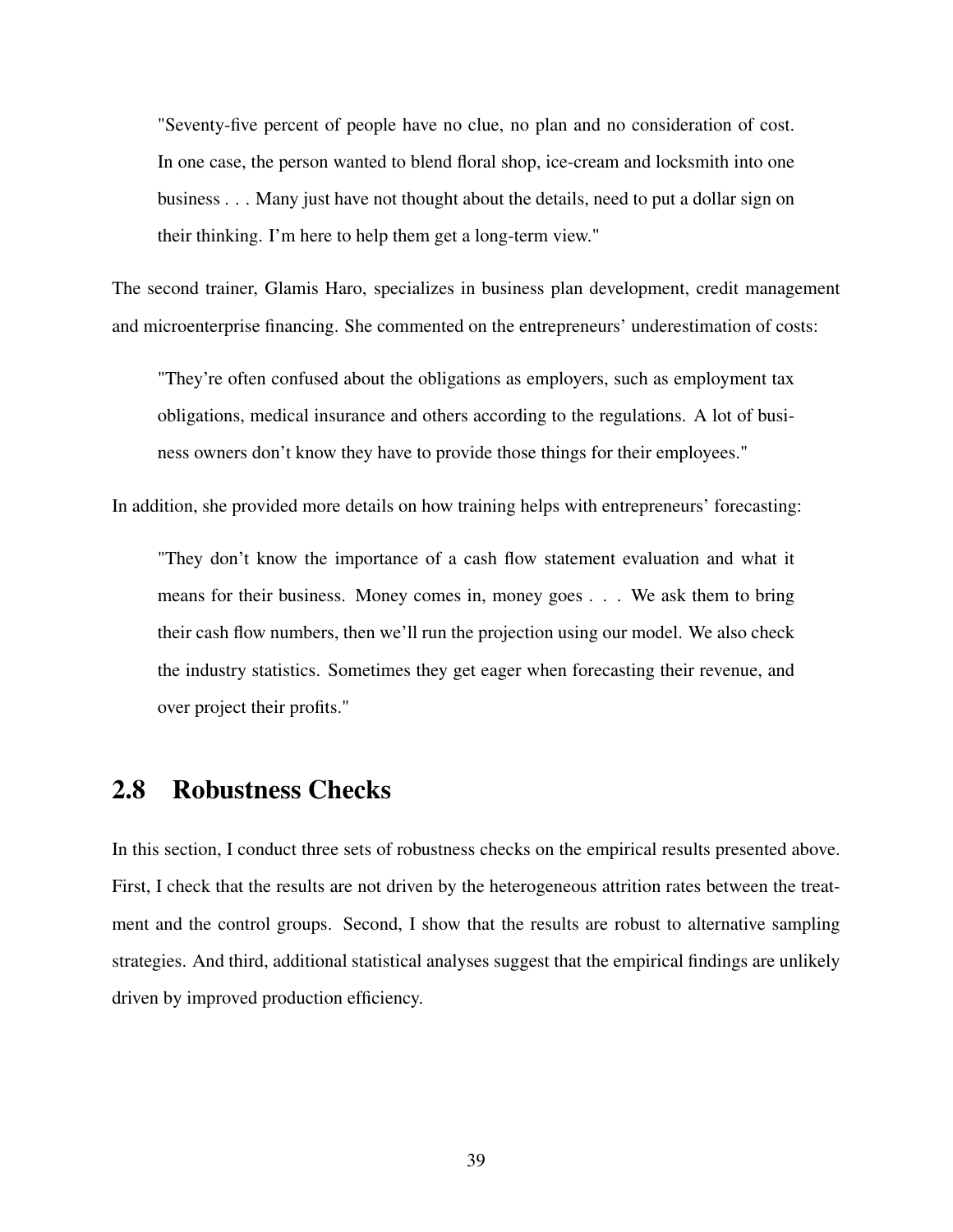> "Seventy-five percent of people have no clue, no plan and no consideration of cost. In one case, the person wanted to blend floral shop, ice-cream and locksmith into one business . . . Many just have not thought about the details, need to put a dollar sign on their thinking. I'm here to help them get a long-term view."

The second trainer, Glamis Haro, specializes in business plan development, credit management and microenterprise financing. She commented on the entrepreneurs' underestimation of costs:

> "They're often confused about the obligations as employers, such as employment tax obligations, medical insurance and others according to the regulations. A lot of business owners don't know they have to provide those things for their employees."

In addition, she provided more details on how training helps with entrepreneurs' forecasting:

> "They don't know the importance of a cash flow statement evaluation and what it means for their business. Money comes in, money goes . . . We ask them to bring their cash flow numbers, then we'll run the projection using our model. We also check the industry statistics. Sometimes they get eager when forecasting their revenue, and over project their profits."

## 2.8 Robustness Checks

In this section, I conduct three sets of robustness checks on the empirical results presented above. First, I check that the results are not driven by the heterogeneous attrition rates between the treatment and the control groups. Second, I show that the results are robust to alternative sampling strategies. And third, additional statistical analyses suggest that the empirical findings are unlikely driven by improved production efficiency.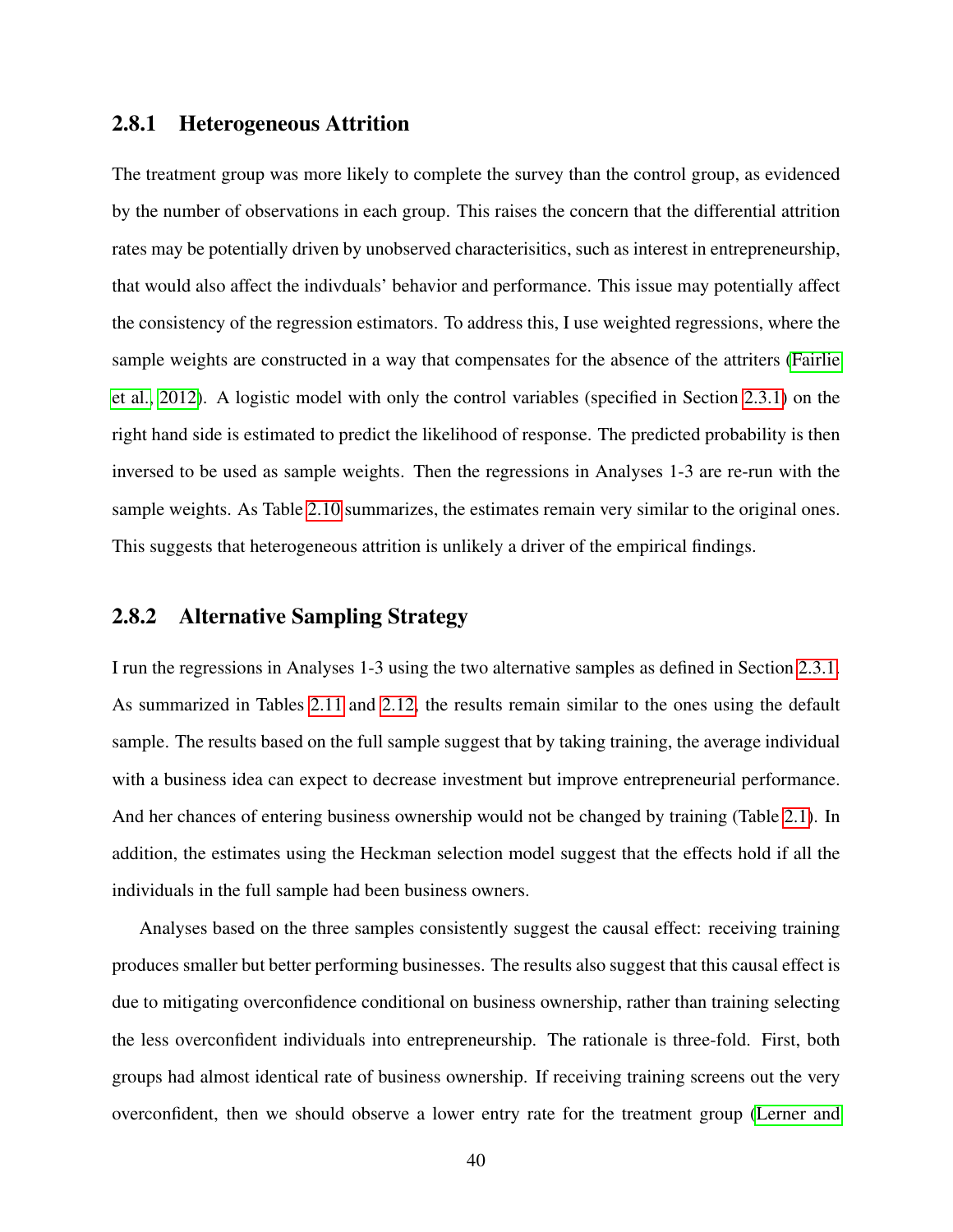### 2.8.1 Heterogeneous Attrition

The treatment group was more likely to complete the survey than the control group, as evidenced by the number of observations in each group. This raises the concern that the differential attrition rates may be potentially driven by unobserved characterisitics, such as interest in entrepreneurship, that would also affect the indivduals' behavior and performance. This issue may potentially affect the consistency of the regression estimators. To address this, I use weighted regressions, where the sample weights are constructed in a way that compensates for the absence of the attriters (Fairlie et al., 2012). A logistic model with only the control variables (specified in Section 2.3.1) on the right hand side is estimated to predict the likelihood of response. The predicted probability is then inversed to be used as sample weights. Then the regressions in Analyses 1-3 are re-run with the sample weights. As Table 2.10 summarizes, the estimates remain very similar to the original ones. This suggests that heterogeneous attrition is unlikely a driver of the empirical findings.

### 2.8.2 Alternative Sampling Strategy

I run the regressions in Analyses 1-3 using the two alternative samples as defined in Section 2.3.1. As summarized in Tables 2.11 and 2.12, the results remain similar to the ones using the default sample. The results based on the full sample suggest that by taking training, the average individual with a business idea can expect to decrease investment but improve entrepreneurial performance. And her chances of entering business ownership would not be changed by training (Table 2.1). In addition, the estimates using the Heckman selection model suggest that the effects hold if all the individuals in the full sample had been business owners.

Analyses based on the three samples consistently suggest the causal effect: receiving training produces smaller but better performing businesses. The results also suggest that this causal effect is due to mitigating overconfidence conditional on business ownership, rather than training selecting the less overconfident individuals into entrepreneurship. The rationale is three-fold. First, both groups had almost identical rate of business ownership. If receiving training screens out the very overconfident, then we should observe a lower entry rate for the treatment group (Lerner and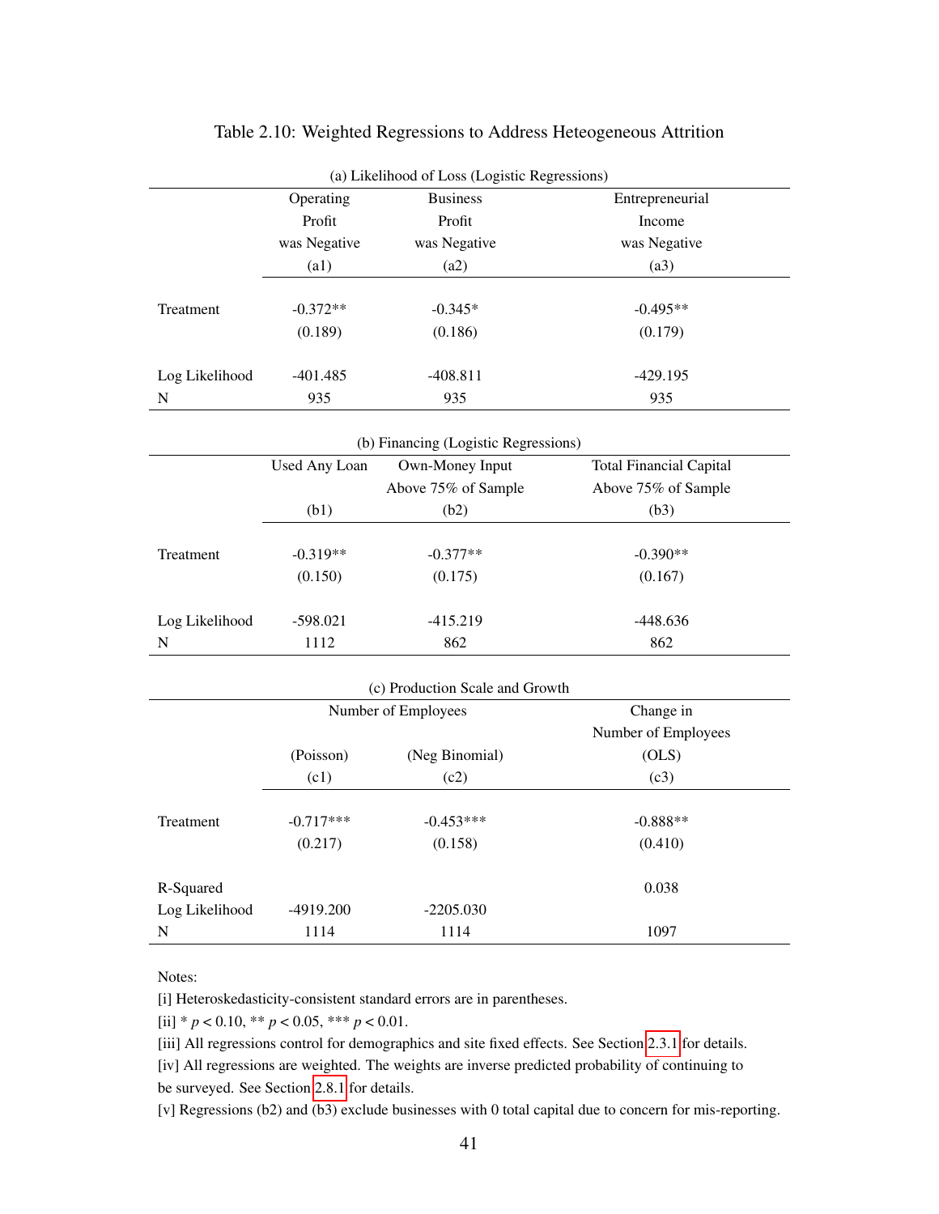Table 2.10: Weighted Regressions to Address Heteogeneous Attrition

(a) Likelihood of Loss (Logistic Regressions)

| | Operating Profit was Negative | Business Profit was Negative | Entrepreneurial Income was Negative |
|---|---|---|---|
| | (a1) | (a2) | (a3) |
| Treatment | -0.372** | -0.345* | -0.495** |
| | (0.189) | (0.186) | (0.179) |
| Log Likelihood | -401.485 | -408.811 | -429.195 |
| N | 935 | 935 | 935 |

(b) Financing (Logistic Regressions)

| | Used Any Loan | Own-Money Input Above 75% of Sample | Total Financial Capital Above 75% of Sample |
|---|---|---|---|
| | (b1) | (b2) | (b3) |
| Treatment | -0.319** | -0.377** | -0.390** |
| | (0.150) | (0.175) | (0.167) |
| Log Likelihood | -598.021 | -415.219 | -448.636 |
| N | 1112 | 862 | 862 |

(c) Production Scale and Growth

| | Number of Employees | | Change in Number of Employees |
|---|---|---|---|
| | (Poisson) | (Neg Binomial) | (OLS) |
| | (c1) | (c2) | (c3) |
| Treatment | -0.717*** | -0.453*** | -0.888** |
| | (0.217) | (0.158) | (0.410) |
| R-Squared | | | 0.038 |
| Log Likelihood | -4919.200 | -2205.030 | |
| N | 1114 | 1114 | 1097 |

Notes:
[i] Heteroskedasticity-consistent standard errors are in parentheses.
[ii] * $p < 0.10$, ** $p < 0.05$, *** $p < 0.01$.
[iii] All regressions control for demographics and site fixed effects. See Section 2.3.1 for details.
[iv] All regressions are weighted. The weights are inverse predicted probability of continuing to be surveyed. See Section 2.8.1 for details.
[v] Regressions (b2) and (b3) exclude businesses with 0 total capital due to concern for mis-reporting.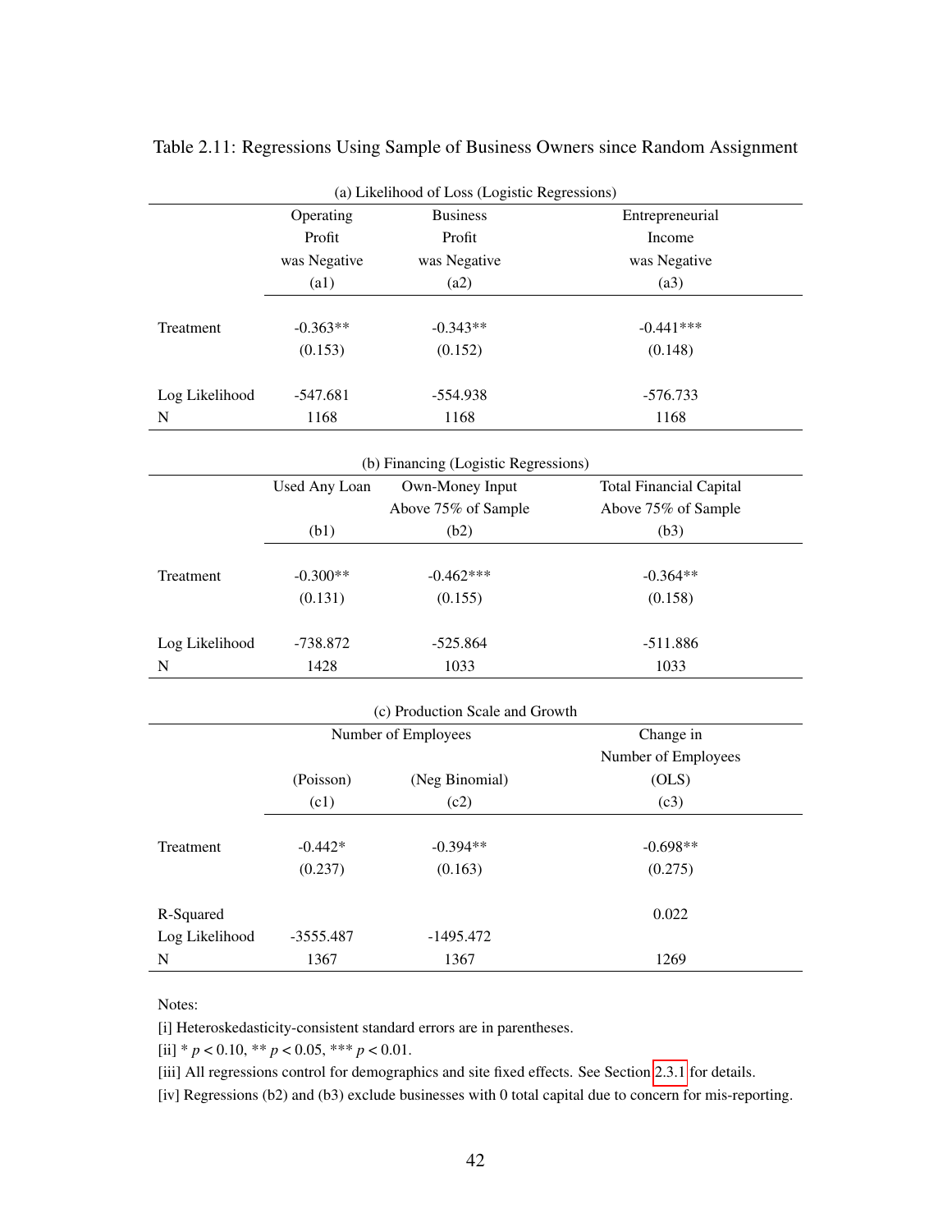Table 2.11: Regressions Using Sample of Business Owners since Random Assignment

(a) Likelihood of Loss (Logistic Regressions)

| | Operating Profit was Negative | Business Profit was Negative | Entrepreneurial Income was Negative |
|---|---|---|---|
| | (a1) | (a2) | (a3) |
| Treatment | -0.363** | -0.343** | -0.441*** |
| | (0.153) | (0.152) | (0.148) |
| Log Likelihood | -547.681 | -554.938 | -576.733 |
| N | 1168 | 1168 | 1168 |

(b) Financing (Logistic Regressions)

| | Used Any Loan | Own-Money Input Above 75% of Sample | Total Financial Capital Above 75% of Sample |
|---|---|---|---|
| | (b1) | (b2) | (b3) |
| Treatment | -0.300** | -0.462*** | -0.364** |
| | (0.131) | (0.155) | (0.158) |
| Log Likelihood | -738.872 | -525.864 | -511.886 |
| N | 1428 | 1033 | 1033 |

(c) Production Scale and Growth

| | Number of Employees | | Change in Number of Employees |
|---|---|---|---|
| | (Poisson) | (Neg Binomial) | (OLS) |
| | (c1) | (c2) | (c3) |
| Treatment | -0.442* | -0.394** | -0.698** |
| | (0.237) | (0.163) | (0.275) |
| R-Squared | | | 0.022 |
| Log Likelihood | -3555.487 | -1495.472 | |
| N | 1367 | 1367 | 1269 |

Notes:

[i] Heteroskedasticity-consistent standard errors are in parentheses.

[ii] * $p < 0.10$, ** $p < 0.05$, *** $p < 0.01$.

[iii] All regressions control for demographics and site fixed effects. See Section 2.3.1 for details.

[iv] Regressions (b2) and (b3) exclude businesses with 0 total capital due to concern for mis-reporting.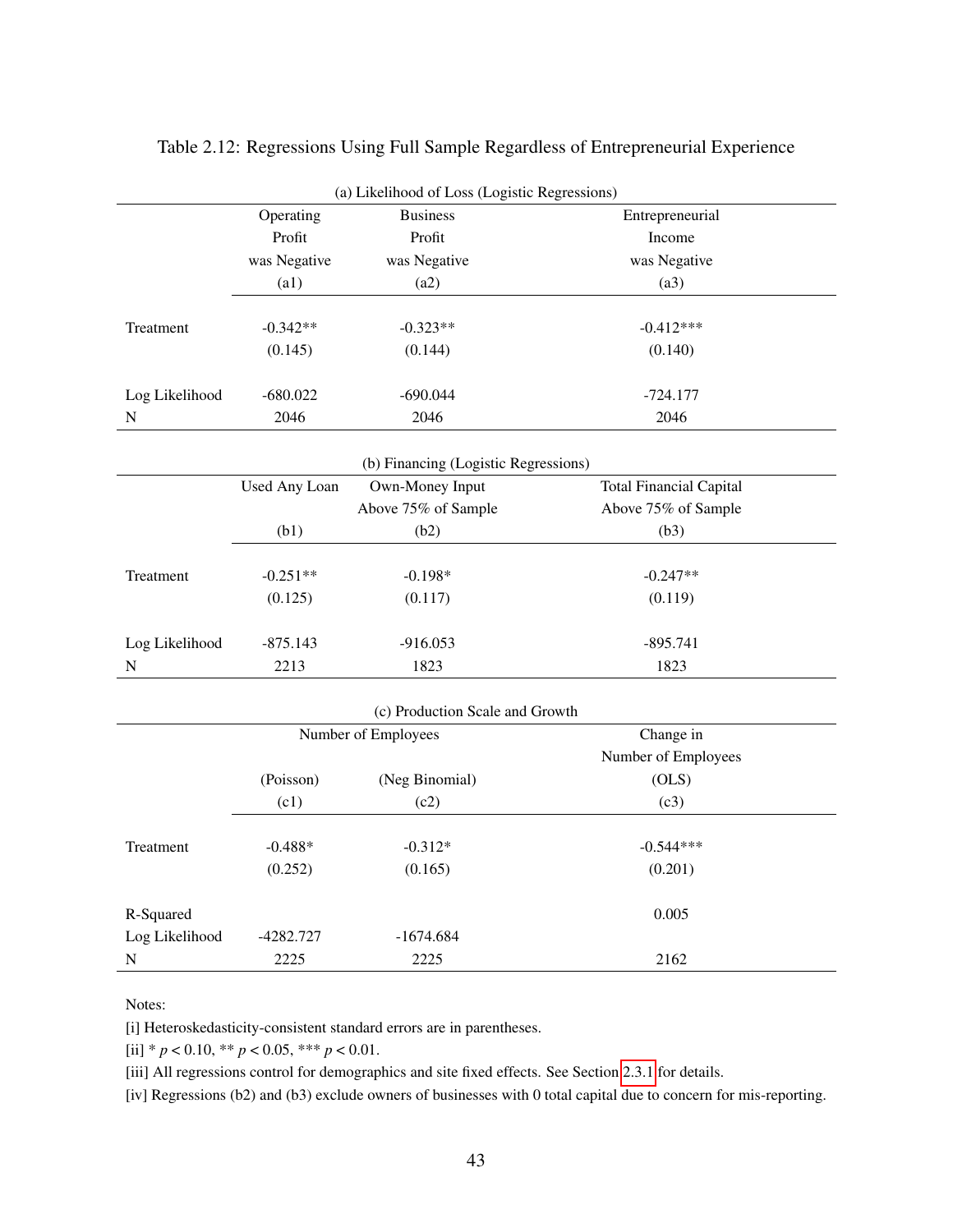Table 2.12: Regressions Using Full Sample Regardless of Entrepreneurial Experience

(a) Likelihood of Loss (Logistic Regressions)

| | Operating Profit was Negative | Business Profit was Negative | Entrepreneurial Income was Negative |
|---|---|---|---|
| | (a1) | (a2) | (a3) |
| Treatment | -0.342** | -0.323** | -0.412*** |
| | (0.145) | (0.144) | (0.140) |
| Log Likelihood | -680.022 | -690.044 | -724.177 |
| N | 2046 | 2046 | 2046 |

(b) Financing (Logistic Regressions)

| | Used Any Loan | Own-Money Input Above 75% of Sample | Total Financial Capital Above 75% of Sample |
|---|---|---|---|
| | (b1) | (b2) | (b3) |
| Treatment | -0.251** | -0.198* | -0.247** |
| | (0.125) | (0.117) | (0.119) |
| Log Likelihood | -875.143 | -916.053 | -895.741 |
| N | 2213 | 1823 | 1823 |

(c) Production Scale and Growth

| | Number of Employees | | Change in Number of Employees |
|---|---|---|---|
| | (Poisson) | (Neg Binomial) | (OLS) |
| | (c1) | (c2) | (c3) |
| Treatment | -0.488* | -0.312* | -0.544*** |
| | (0.252) | (0.165) | (0.201) |
| R-Squared | | | 0.005 |
| Log Likelihood | -4282.727 | -1674.684 | |
| N | 2225 | 2225 | 2162 |

Notes:

[i] Heteroskedasticity-consistent standard errors are in parentheses.

[ii] * $p < 0.10$, ** $p < 0.05$, *** $p < 0.01$.

[iii] All regressions control for demographics and site fixed effects. See Section 2.3.1 for details.

[iv] Regressions (b2) and (b3) exclude owners of businesses with 0 total capital due to concern for mis-reporting.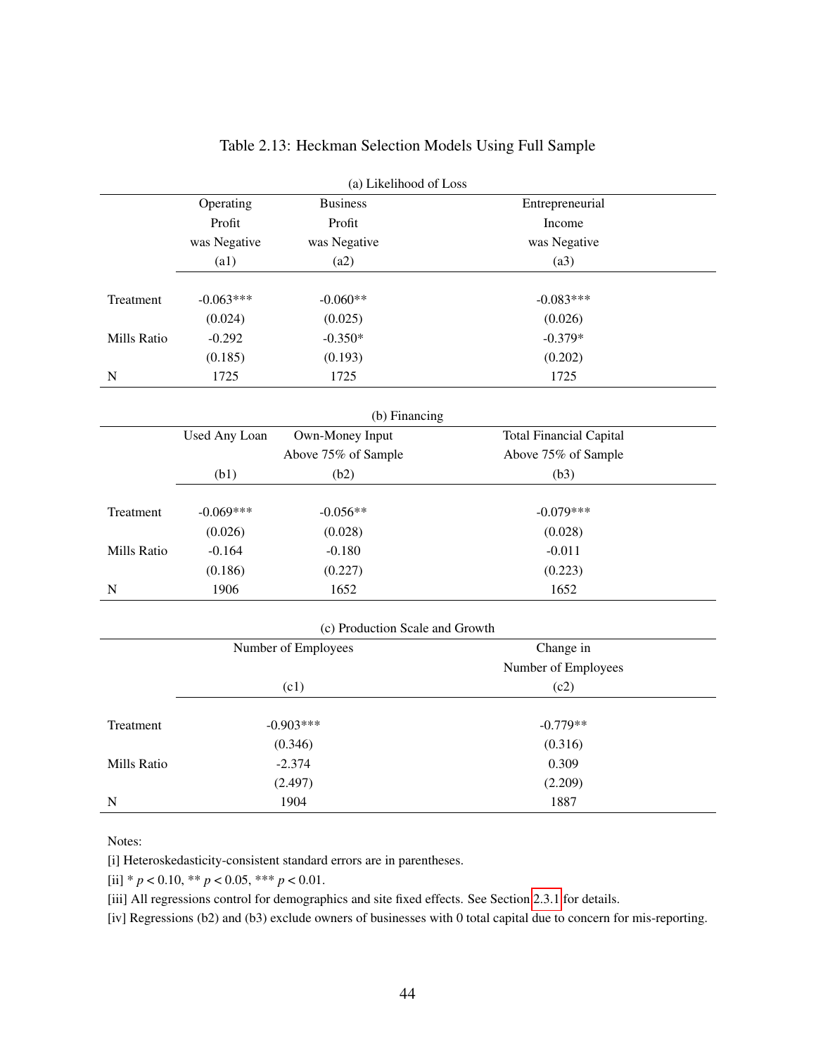Table 2.13: Heckman Selection Models Using Full Sample

(a) Likelihood of Loss

| | Operating Profit was Negative | Business Profit was Negative | Entrepreneurial Income was Negative |
|---|---|---|---|
| | (a1) | (a2) | (a3) |
| Treatment | -0.063*** | -0.060** | -0.083*** |
| | (0.024) | (0.025) | (0.026) |
| Mills Ratio | -0.292 | -0.350* | -0.379* |
| | (0.185) | (0.193) | (0.202) |
| N | 1725 | 1725 | 1725 |

(b) Financing

| | Used Any Loan | Own-Money Input Above 75% of Sample | Total Financial Capital Above 75% of Sample |
|---|---|---|---|
| | (b1) | (b2) | (b3) |
| Treatment | -0.069*** | -0.056** | -0.079*** |
| | (0.026) | (0.028) | (0.028) |
| Mills Ratio | -0.164 | -0.180 | -0.011 |
| | (0.186) | (0.227) | (0.223) |
| N | 1906 | 1652 | 1652 |

(c) Production Scale and Growth

| | Number of Employees | Change in Number of Employees |
|---|---|---|
| | (c1) | (c2) |
| Treatment | -0.903*** | -0.779** |
| | (0.346) | (0.316) |
| Mills Ratio | -2.374 | 0.309 |
| | (2.497) | (2.209) |
| N | 1904 | 1887 |

Notes:

[i] Heteroskedasticity-consistent standard errors are in parentheses.

[ii] * $p < 0.10$, ** $p < 0.05$, *** $p < 0.01$.

[iii] All regressions control for demographics and site fixed effects. See Section 2.3.1 for details.

[iv] Regressions (b2) and (b3) exclude owners of businesses with 0 total capital due to concern for mis-reporting.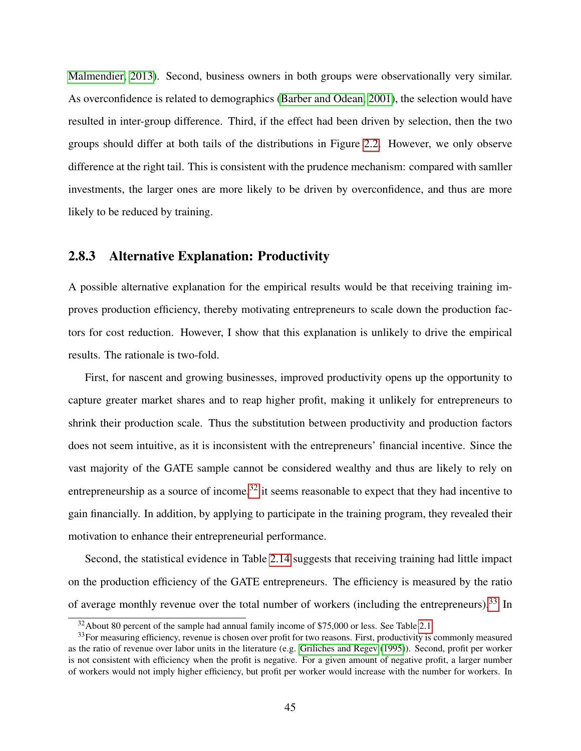Malmendier, 2013). Second, business owners in both groups were observationally very similar. As overconfidence is related to demographics (Barber and Odean, 2001), the selection would have resulted in inter-group difference. Third, if the effect had been driven by selection, then the two groups should differ at both tails of the distributions in Figure 2.2. However, we only observe difference at the right tail. This is consistent with the prudence mechanism: compared with samller investments, the larger ones are more likely to be driven by overconfidence, and thus are more likely to be reduced by training.

### 2.8.3 Alternative Explanation: Productivity

A possible alternative explanation for the empirical results would be that receiving training improves production efficiency, thereby motivating entrepreneurs to scale down the production factors for cost reduction. However, I show that this explanation is unlikely to drive the empirical results. The rationale is two-fold.

First, for nascent and growing businesses, improved productivity opens up the opportunity to capture greater market shares and to reap higher profit, making it unlikely for entrepreneurs to shrink their production scale. Thus the substitution between productivity and production factors does not seem intuitive, as it is inconsistent with the entrepreneurs' financial incentive. Since the vast majority of the GATE sample cannot be considered wealthy and thus are likely to rely on entrepreneurship as a source of income,[32] it seems reasonable to expect that they had incentive to gain financially. In addition, by applying to participate in the training program, they revealed their motivation to enhance their entrepreneurial performance.

Second, the statistical evidence in Table 2.14 suggests that receiving training had little impact on the production efficiency of the GATE entrepreneurs. The efficiency is measured by the ratio of average monthly revenue over the total number of workers (including the entrepreneurs).[33] In

[32] About 80 percent of the sample had annual family income of $75,000 or less. See Table 2.1.

[33] For measuring efficiency, revenue is chosen over profit for two reasons. First, productivity is commonly measured as the ratio of revenue over labor units in the literature (e.g. Griliches and Regev (1995)). Second, profit per worker is not consistent with efficiency when the profit is negative. For a given amount of negative profit, a larger number of workers would not imply higher efficiency, but profit per worker would increase with the number for workers. In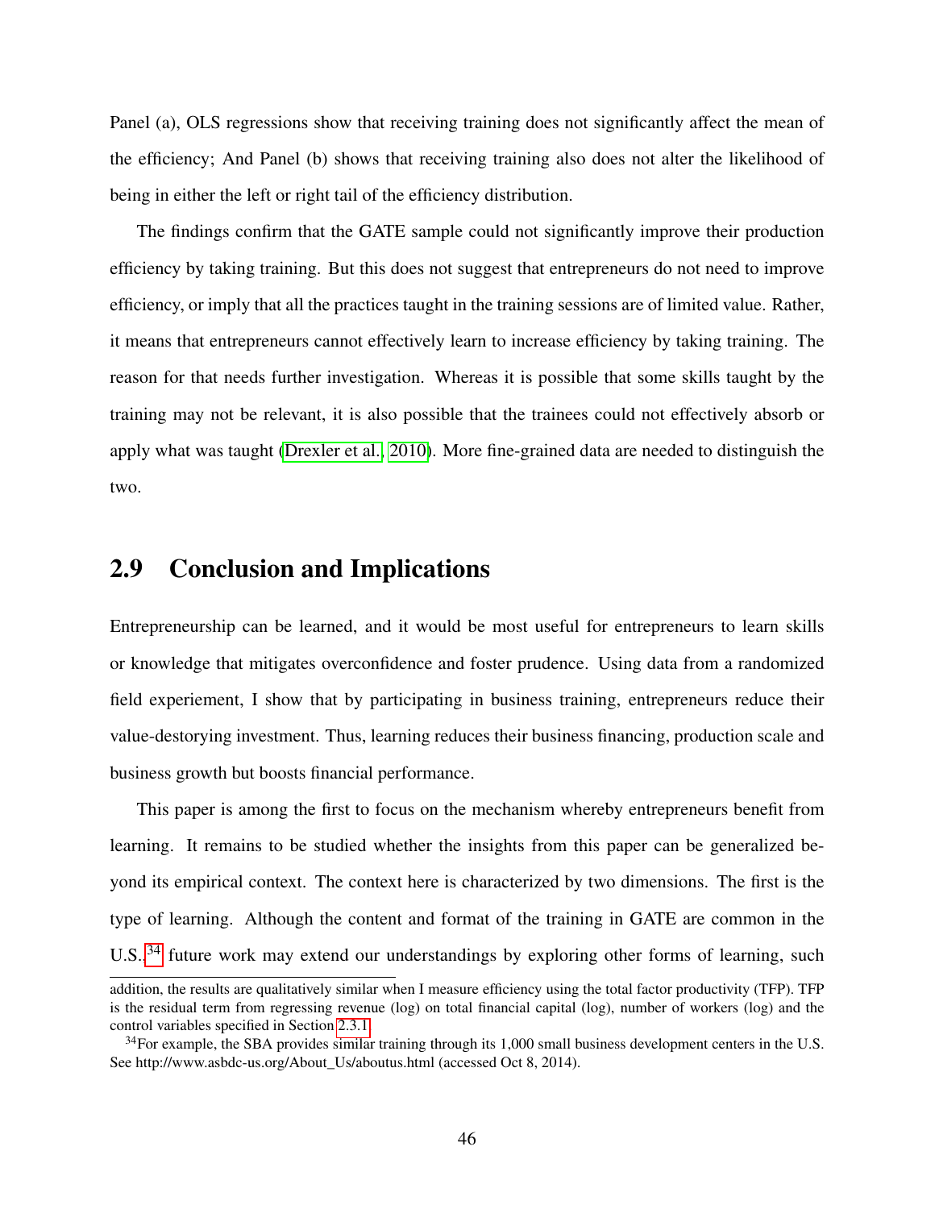Panel (a), OLS regressions show that receiving training does not significantly affect the mean of the efficiency; And Panel (b) shows that receiving training also does not alter the likelihood of being in either the left or right tail of the efficiency distribution.

The findings confirm that the GATE sample could not significantly improve their production efficiency by taking training. But this does not suggest that entrepreneurs do not need to improve efficiency, or imply that all the practices taught in the training sessions are of limited value. Rather, it means that entrepreneurs cannot effectively learn to increase efficiency by taking training. The reason for that needs further investigation. Whereas it is possible that some skills taught by the training may not be relevant, it is also possible that the trainees could not effectively absorb or apply what was taught (Drexler et al., 2010). More fine-grained data are needed to distinguish the two.

## 2.9 Conclusion and Implications

Entrepreneurship can be learned, and it would be most useful for entrepreneurs to learn skills or knowledge that mitigates overconfidence and foster prudence. Using data from a randomized field experiement, I show that by participating in business training, entrepreneurs reduce their value-destorying investment. Thus, learning reduces their business financing, production scale and business growth but boosts financial performance.

This paper is among the first to focus on the mechanism whereby entrepreneurs benefit from learning. It remains to be studied whether the insights from this paper can be generalized beyond its empirical context. The context here is characterized by two dimensions. The first is the type of learning. Although the content and format of the training in GATE are common in the U.S.,[34] future work may extend our understandings by exploring other forms of learning, such

addition, the results are qualitatively similar when I measure efficiency using the total factor productivity (TFP). TFP is the residual term from regressing revenue (log) on total financial capital (log), number of workers (log) and the control variables specified in Section 2.3.1.

[34] For example, the SBA provides similar training through its 1,000 small business development centers in the U.S. See http://www.asbdc-us.org/About_Us/aboutus.html (accessed Oct 8, 2014).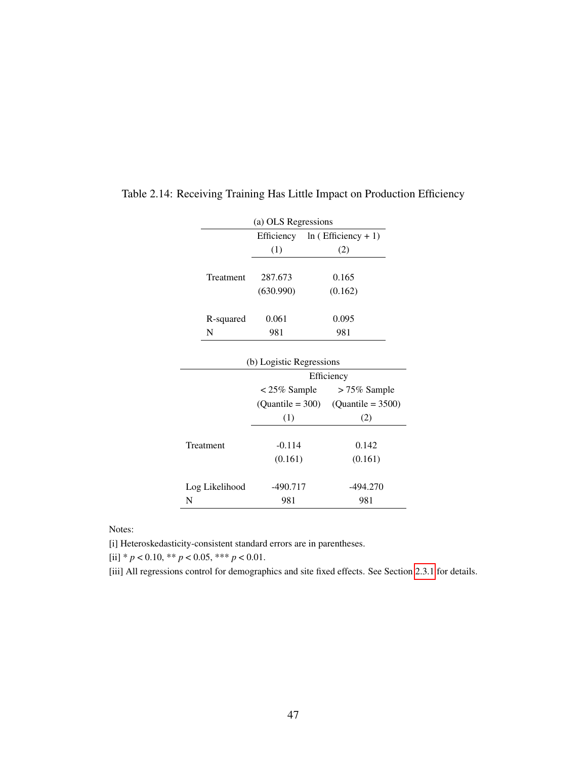Table 2.14: Receiving Training Has Little Impact on Production Efficiency

(a) OLS Regressions

| | Efficiency | ln ( Efficiency + 1) |
|---|---|---|
| | (1) | (2) |
| Treatment | 287.673 | 0.165 |
| | (630.990) | (0.162) |
| R-squared | 0.061 | 0.095 |
| N | 981 | 981 |

(b) Logistic Regressions

| | Efficiency | |
|---|---|---|
| | < 25% Sample (Quantile = 300) | > 75% Sample (Quantile = 3500) |
| | (1) | (2) |
| Treatment | -0.114 | 0.142 |
| | (0.161) | (0.161) |
| Log Likelihood | -490.717 | -494.270 |
| N | 981 | 981 |

Notes:

[i] Heteroskedasticity-consistent standard errors are in parentheses.

[ii] * $p < 0.10$, ** $p < 0.05$, *** $p < 0.01$.

[iii] All regressions control for demographics and site fixed effects. See Section 2.3.1 for details.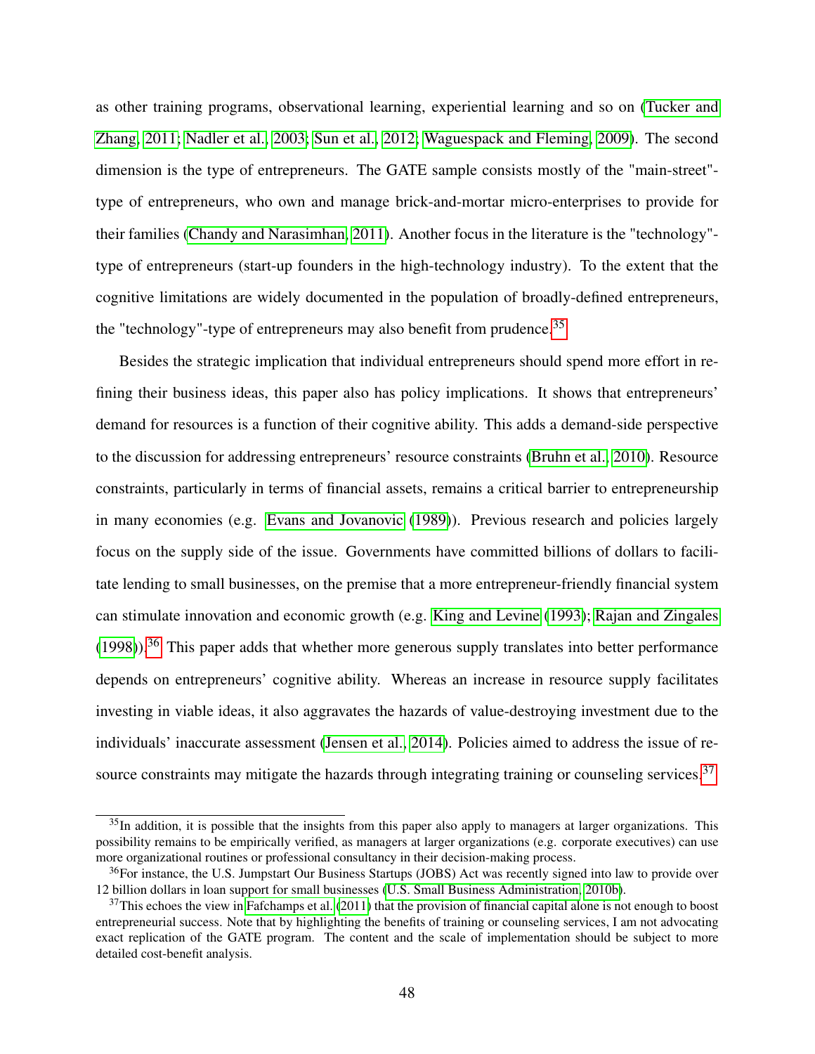as other training programs, observational learning, experiential learning and so on (Tucker and Zhang, 2011; Nadler et al., 2003; Sun et al., 2012; Waguespack and Fleming, 2009). The second dimension is the type of entrepreneurs. The GATE sample consists mostly of the "main-street"-type of entrepreneurs, who own and manage brick-and-mortar micro-enterprises to provide for their families (Chandy and Narasimhan, 2011). Another focus in the literature is the "technology"-type of entrepreneurs (start-up founders in the high-technology industry). To the extent that the cognitive limitations are widely documented in the population of broadly-defined entrepreneurs, the "technology"-type of entrepreneurs may also benefit from prudence.[35]

Besides the strategic implication that individual entrepreneurs should spend more effort in refining their business ideas, this paper also has policy implications. It shows that entrepreneurs' demand for resources is a function of their cognitive ability. This adds a demand-side perspective to the discussion for addressing entrepreneurs' resource constraints (Bruhn et al., 2010). Resource constraints, particularly in terms of financial assets, remains a critical barrier to entrepreneurship in many economies (e.g. Evans and Jovanovic (1989)). Previous research and policies largely focus on the supply side of the issue. Governments have committed billions of dollars to facilitate lending to small businesses, on the premise that a more entrepreneur-friendly financial system can stimulate innovation and economic growth (e.g. King and Levine (1993); Rajan and Zingales (1998)).[36] This paper adds that whether more generous supply translates into better performance depends on entrepreneurs' cognitive ability. Whereas an increase in resource supply facilitates investing in viable ideas, it also aggravates the hazards of value-destroying investment due to the individuals' inaccurate assessment (Jensen et al., 2014). Policies aimed to address the issue of resource constraints may mitigate the hazards through integrating training or counseling services.[37]

---

[35] In addition, it is possible that the insights from this paper also apply to managers at larger organizations. This possibility remains to be empirically verified, as managers at larger organizations (e.g. corporate executives) can use more organizational routines or professional consultancy in their decision-making process.

[36] For instance, the U.S. Jumpstart Our Business Startups (JOBS) Act was recently signed into law to provide over 12 billion dollars in loan support for small businesses (U.S. Small Business Administration, 2010b).

[37] This echoes the view in Fafchamps et al. (2011) that the provision of financial capital alone is not enough to boost entrepreneurial success. Note that by highlighting the benefits of training or counseling services, I am not advocating exact replication of the GATE program. The content and the scale of implementation should be subject to more detailed cost-benefit analysis.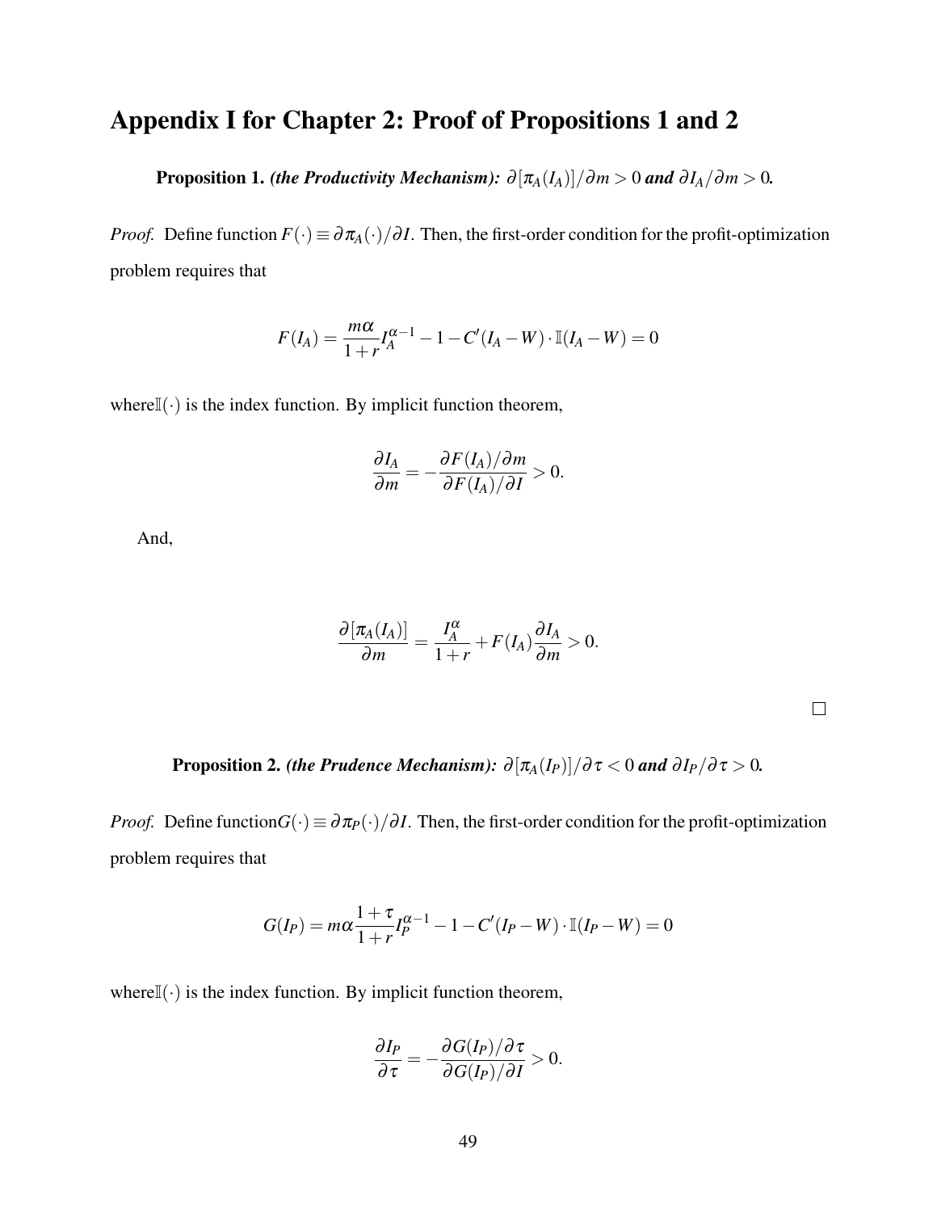# Appendix I for Chapter 2: Proof of Propositions 1 and 2

**Proposition 1.** ***(the Productivity Mechanism):*** $\partial[\pi_A(I_A)]/\partial m > 0$ ***and*** $\partial I_A/\partial m > 0$.

*Proof.* Define function $F(\cdot) \equiv \partial \pi_A(\cdot)/\partial I$. Then, the first-order condition for the profit-optimization problem requires that

$$F(I_A) = \frac{m\alpha}{1+r} I_A^{\alpha-1} - 1 - C'(I_A - W) \cdot \mathbb{I}(I_A - W) = 0$$

where $\mathbb{I}(\cdot)$ is the index function. By implicit function theorem,

$$\frac{\partial I_A}{\partial m} = -\frac{\partial F(I_A)/\partial m}{\partial F(I_A)/\partial I} > 0.$$

And,

$$\frac{\partial[\pi_A(I_A)]}{\partial m} = \frac{I_A^{\alpha}}{1+r} + F(I_A)\frac{\partial I_A}{\partial m} > 0.$$

$\square$

**Proposition 2.** ***(the Prudence Mechanism):*** $\partial[\pi_A(I_P)]/\partial \tau < 0$ ***and*** $\partial I_P/\partial \tau > 0$.

*Proof.* Define function $G(\cdot) \equiv \partial \pi_P(\cdot)/\partial I$. Then, the first-order condition for the profit-optimization problem requires that

$$G(I_P) = m\alpha \frac{1+\tau}{1+r} I_P^{\alpha-1} - 1 - C'(I_P - W) \cdot \mathbb{I}(I_P - W) = 0$$

where $\mathbb{I}(\cdot)$ is the index function. By implicit function theorem,

$$\frac{\partial I_P}{\partial \tau} = -\frac{\partial G(I_P)/\partial \tau}{\partial G(I_P)/\partial I} > 0.$$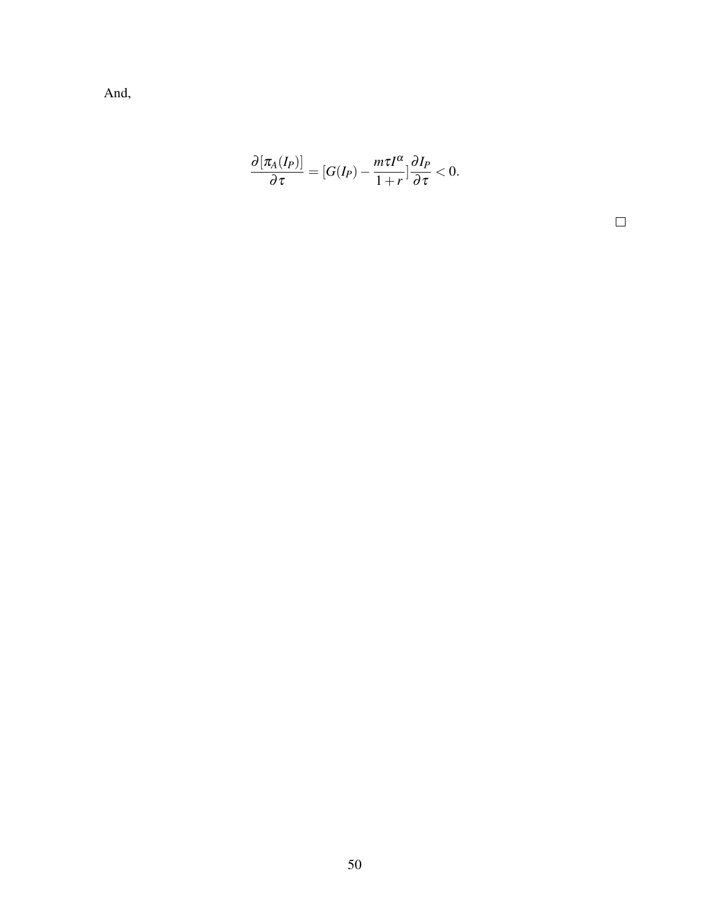And,

$$\frac{\partial[\pi_A(I_P)]}{\partial \tau} = [G(I_P) - \frac{m\tau I^\alpha}{1+r}]\frac{\partial I_P}{\partial \tau} < 0.$$

□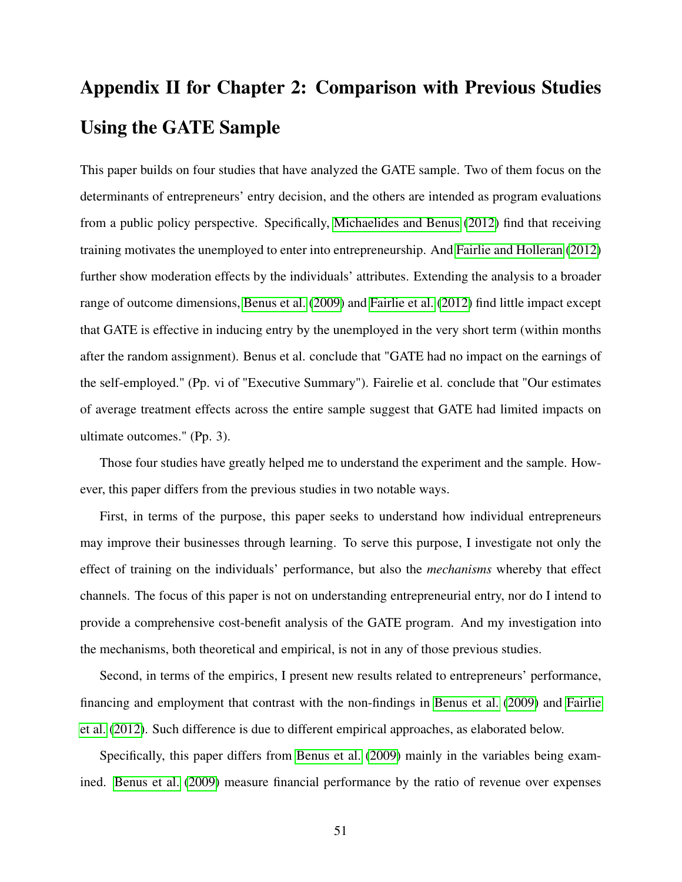# Appendix II for Chapter 2: Comparison with Previous Studies Using the GATE Sample

This paper builds on four studies that have analyzed the GATE sample. Two of them focus on the determinants of entrepreneurs' entry decision, and the others are intended as program evaluations from a public policy perspective. Specifically, Michaelides and Benus (2012) find that receiving training motivates the unemployed to enter into entrepreneurship. And Fairlie and Holleran (2012) further show moderation effects by the individuals' attributes. Extending the analysis to a broader range of outcome dimensions, Benus et al. (2009) and Fairlie et al. (2012) find little impact except that GATE is effective in inducing entry by the unemployed in the very short term (within months after the random assignment). Benus et al. conclude that "GATE had no impact on the earnings of the self-employed." (Pp. vi of "Executive Summary"). Fairelie et al. conclude that "Our estimates of average treatment effects across the entire sample suggest that GATE had limited impacts on ultimate outcomes." (Pp. 3).

Those four studies have greatly helped me to understand the experiment and the sample. However, this paper differs from the previous studies in two notable ways.

First, in terms of the purpose, this paper seeks to understand how individual entrepreneurs may improve their businesses through learning. To serve this purpose, I investigate not only the effect of training on the individuals' performance, but also the *mechanisms* whereby that effect channels. The focus of this paper is not on understanding entrepreneurial entry, nor do I intend to provide a comprehensive cost-benefit analysis of the GATE program. And my investigation into the mechanisms, both theoretical and empirical, is not in any of those previous studies.

Second, in terms of the empirics, I present new results related to entrepreneurs' performance, financing and employment that contrast with the non-findings in Benus et al. (2009) and Fairlie et al. (2012). Such difference is due to different empirical approaches, as elaborated below.

Specifically, this paper differs from Benus et al. (2009) mainly in the variables being examined. Benus et al. (2009) measure financial performance by the ratio of revenue over expenses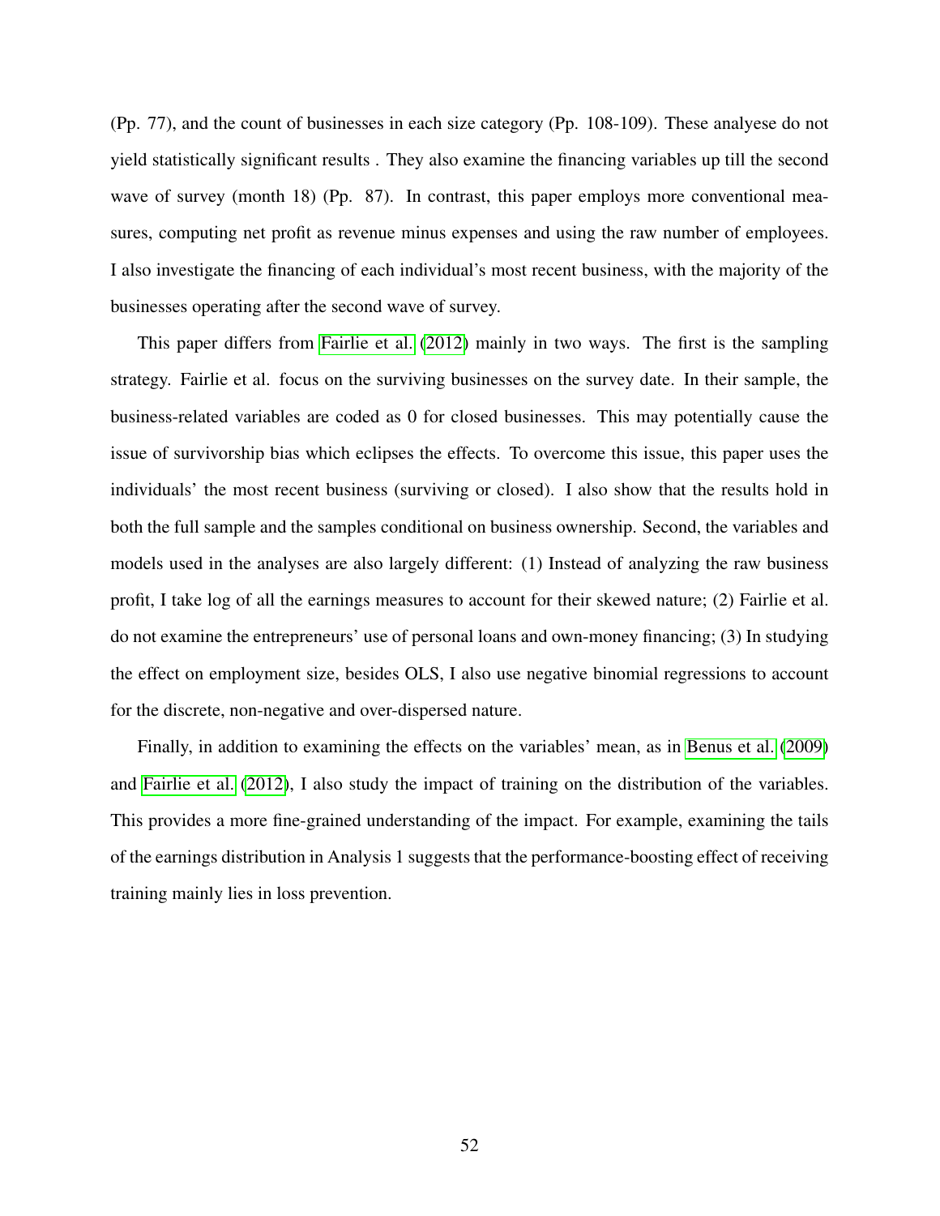(Pp. 77), and the count of businesses in each size category (Pp. 108-109). These analyese do not yield statistically significant results . They also examine the financing variables up till the second wave of survey (month 18) (Pp. 87). In contrast, this paper employs more conventional measures, computing net profit as revenue minus expenses and using the raw number of employees. I also investigate the financing of each individual's most recent business, with the majority of the businesses operating after the second wave of survey.

This paper differs from Fairlie et al. (2012) mainly in two ways. The first is the sampling strategy. Fairlie et al. focus on the surviving businesses on the survey date. In their sample, the business-related variables are coded as 0 for closed businesses. This may potentially cause the issue of survivorship bias which eclipses the effects. To overcome this issue, this paper uses the individuals' the most recent business (surviving or closed). I also show that the results hold in both the full sample and the samples conditional on business ownership. Second, the variables and models used in the analyses are also largely different: (1) Instead of analyzing the raw business profit, I take log of all the earnings measures to account for their skewed nature; (2) Fairlie et al. do not examine the entrepreneurs' use of personal loans and own-money financing; (3) In studying the effect on employment size, besides OLS, I also use negative binomial regressions to account for the discrete, non-negative and over-dispersed nature.

Finally, in addition to examining the effects on the variables' mean, as in Benus et al. (2009) and Fairlie et al. (2012), I also study the impact of training on the distribution of the variables. This provides a more fine-grained understanding of the impact. For example, examining the tails of the earnings distribution in Analysis 1 suggests that the performance-boosting effect of receiving training mainly lies in loss prevention.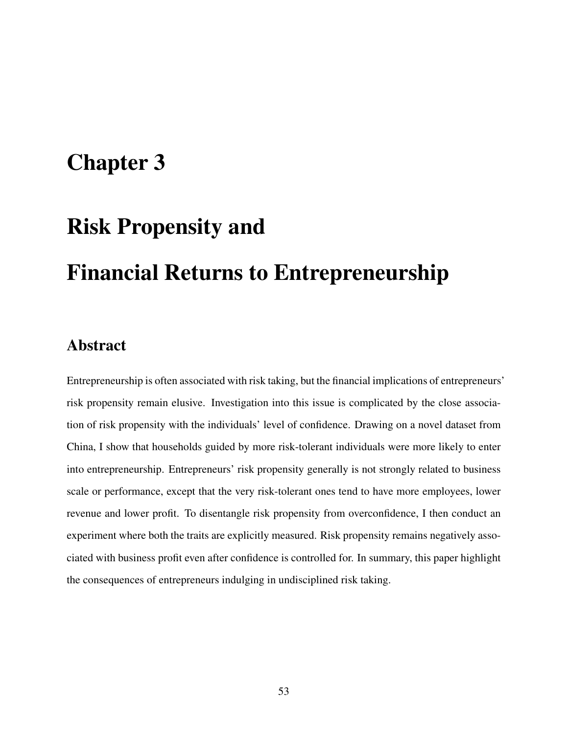# Chapter 3

# Risk Propensity and Financial Returns to Entrepreneurship

## Abstract

Entrepreneurship is often associated with risk taking, but the financial implications of entrepreneurs' risk propensity remain elusive. Investigation into this issue is complicated by the close association of risk propensity with the individuals' level of confidence. Drawing on a novel dataset from China, I show that households guided by more risk-tolerant individuals were more likely to enter into entrepreneurship. Entrepreneurs' risk propensity generally is not strongly related to business scale or performance, except that the very risk-tolerant ones tend to have more employees, lower revenue and lower profit. To disentangle risk propensity from overconfidence, I then conduct an experiment where both the traits are explicitly measured. Risk propensity remains negatively associated with business profit even after confidence is controlled for. In summary, this paper highlight the consequences of entrepreneurs indulging in undisciplined risk taking.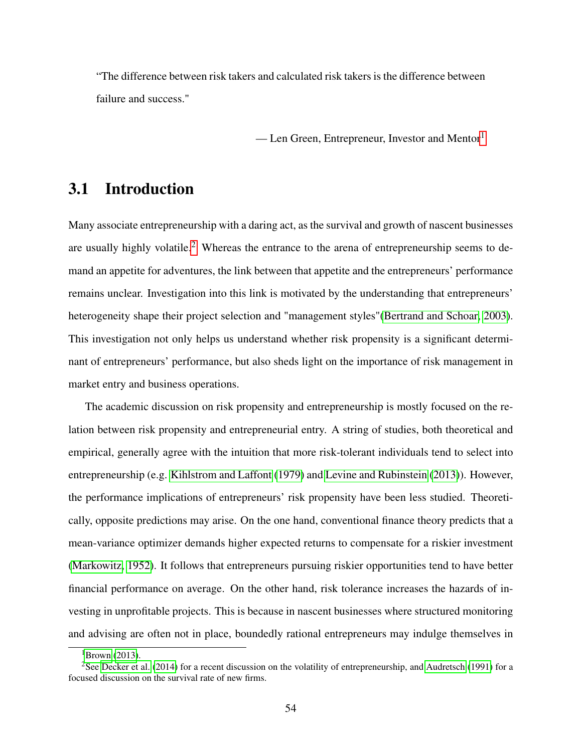> "The difference between risk takers and calculated risk takers is the difference between failure and success."
>
> — Len Green, Entrepreneur, Investor and Mentor[1]

## 3.1 Introduction

Many associate entrepreneurship with a daring act, as the survival and growth of nascent businesses are usually highly volatile.[2] Whereas the entrance to the arena of entrepreneurship seems to demand an appetite for adventures, the link between that appetite and the entrepreneurs' performance remains unclear. Investigation into this link is motivated by the understanding that entrepreneurs' heterogeneity shape their project selection and "management styles"(Bertrand and Schoar, 2003). This investigation not only helps us understand whether risk propensity is a significant determinant of entrepreneurs' performance, but also sheds light on the importance of risk management in market entry and business operations.

The academic discussion on risk propensity and entrepreneurship is mostly focused on the relation between risk propensity and entrepreneurial entry. A string of studies, both theoretical and empirical, generally agree with the intuition that more risk-tolerant individuals tend to select into entrepreneurship (e.g. Kihlstrom and Laffont (1979) and Levine and Rubinstein (2013)). However, the performance implications of entrepreneurs' risk propensity have been less studied. Theoretically, opposite predictions may arise. On the one hand, conventional finance theory predicts that a mean-variance optimizer demands higher expected returns to compensate for a riskier investment (Markowitz, 1952). It follows that entrepreneurs pursuing riskier opportunities tend to have better financial performance on average. On the other hand, risk tolerance increases the hazards of investing in unprofitable projects. This is because in nascent businesses where structured monitoring and advising are often not in place, boundedly rational entrepreneurs may indulge themselves in

---

[1] Brown (2013).

[2] See Decker et al. (2014) for a recent discussion on the volatility of entrepreneurship, and Audretsch (1991) for a focused discussion on the survival rate of new firms.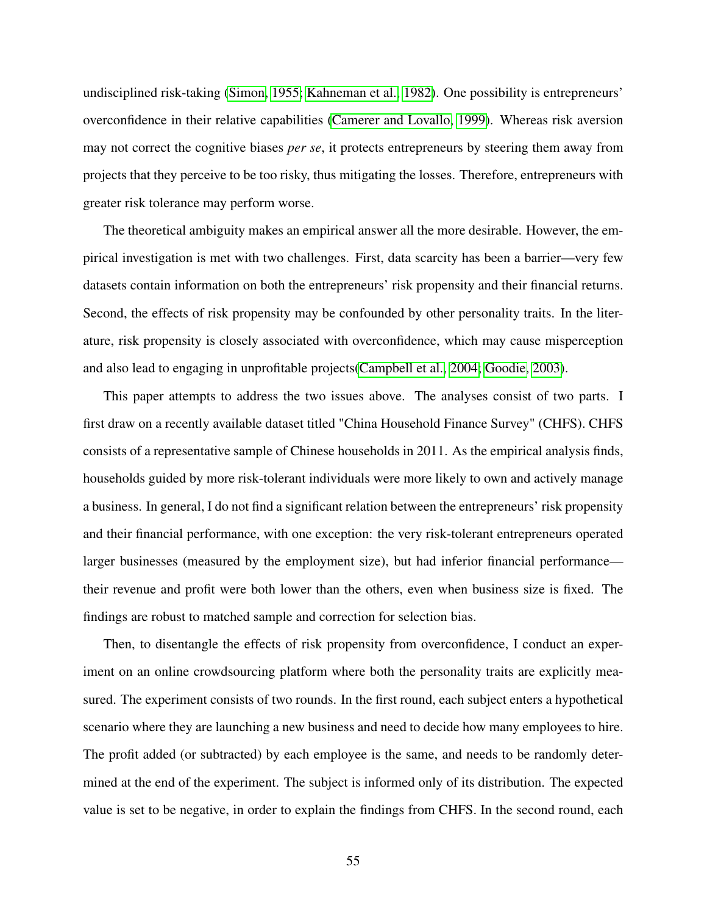undisciplined risk-taking (Simon, 1955; Kahneman et al., 1982). One possibility is entrepreneurs' overconfidence in their relative capabilities (Camerer and Lovallo, 1999). Whereas risk aversion may not correct the cognitive biases *per se*, it protects entrepreneurs by steering them away from projects that they perceive to be too risky, thus mitigating the losses. Therefore, entrepreneurs with greater risk tolerance may perform worse.

The theoretical ambiguity makes an empirical answer all the more desirable. However, the empirical investigation is met with two challenges. First, data scarcity has been a barrier—very few datasets contain information on both the entrepreneurs' risk propensity and their financial returns. Second, the effects of risk propensity may be confounded by other personality traits. In the literature, risk propensity is closely associated with overconfidence, which may cause misperception and also lead to engaging in unprofitable projects(Campbell et al., 2004; Goodie, 2003).

This paper attempts to address the two issues above. The analyses consist of two parts. I first draw on a recently available dataset titled "China Household Finance Survey" (CHFS). CHFS consists of a representative sample of Chinese households in 2011. As the empirical analysis finds, households guided by more risk-tolerant individuals were more likely to own and actively manage a business. In general, I do not find a significant relation between the entrepreneurs' risk propensity and their financial performance, with one exception: the very risk-tolerant entrepreneurs operated larger businesses (measured by the employment size), but had inferior financial performance—their revenue and profit were both lower than the others, even when business size is fixed. The findings are robust to matched sample and correction for selection bias.

Then, to disentangle the effects of risk propensity from overconfidence, I conduct an experiment on an online crowdsourcing platform where both the personality traits are explicitly measured. The experiment consists of two rounds. In the first round, each subject enters a hypothetical scenario where they are launching a new business and need to decide how many employees to hire. The profit added (or subtracted) by each employee is the same, and needs to be randomly determined at the end of the experiment. The subject is informed only of its distribution. The expected value is set to be negative, in order to explain the findings from CHFS. In the second round, each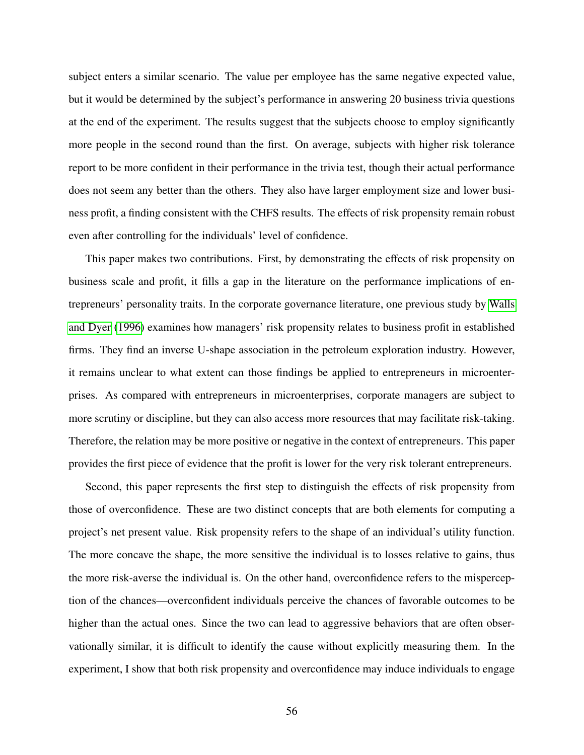subject enters a similar scenario. The value per employee has the same negative expected value, but it would be determined by the subject's performance in answering 20 business trivia questions at the end of the experiment. The results suggest that the subjects choose to employ significantly more people in the second round than the first. On average, subjects with higher risk tolerance report to be more confident in their performance in the trivia test, though their actual performance does not seem any better than the others. They also have larger employment size and lower business profit, a finding consistent with the CHFS results. The effects of risk propensity remain robust even after controlling for the individuals' level of confidence.

This paper makes two contributions. First, by demonstrating the effects of risk propensity on business scale and profit, it fills a gap in the literature on the performance implications of entrepreneurs' personality traits. In the corporate governance literature, one previous study by Walls and Dyer (1996) examines how managers' risk propensity relates to business profit in established firms. They find an inverse U-shape association in the petroleum exploration industry. However, it remains unclear to what extent can those findings be applied to entrepreneurs in microenterprises. As compared with entrepreneurs in microenterprises, corporate managers are subject to more scrutiny or discipline, but they can also access more resources that may facilitate risk-taking. Therefore, the relation may be more positive or negative in the context of entrepreneurs. This paper provides the first piece of evidence that the profit is lower for the very risk tolerant entrepreneurs.

Second, this paper represents the first step to distinguish the effects of risk propensity from those of overconfidence. These are two distinct concepts that are both elements for computing a project's net present value. Risk propensity refers to the shape of an individual's utility function. The more concave the shape, the more sensitive the individual is to losses relative to gains, thus the more risk-averse the individual is. On the other hand, overconfidence refers to the misperception of the chances—overconfident individuals perceive the chances of favorable outcomes to be higher than the actual ones. Since the two can lead to aggressive behaviors that are often observationally similar, it is difficult to identify the cause without explicitly measuring them. In the experiment, I show that both risk propensity and overconfidence may induce individuals to engage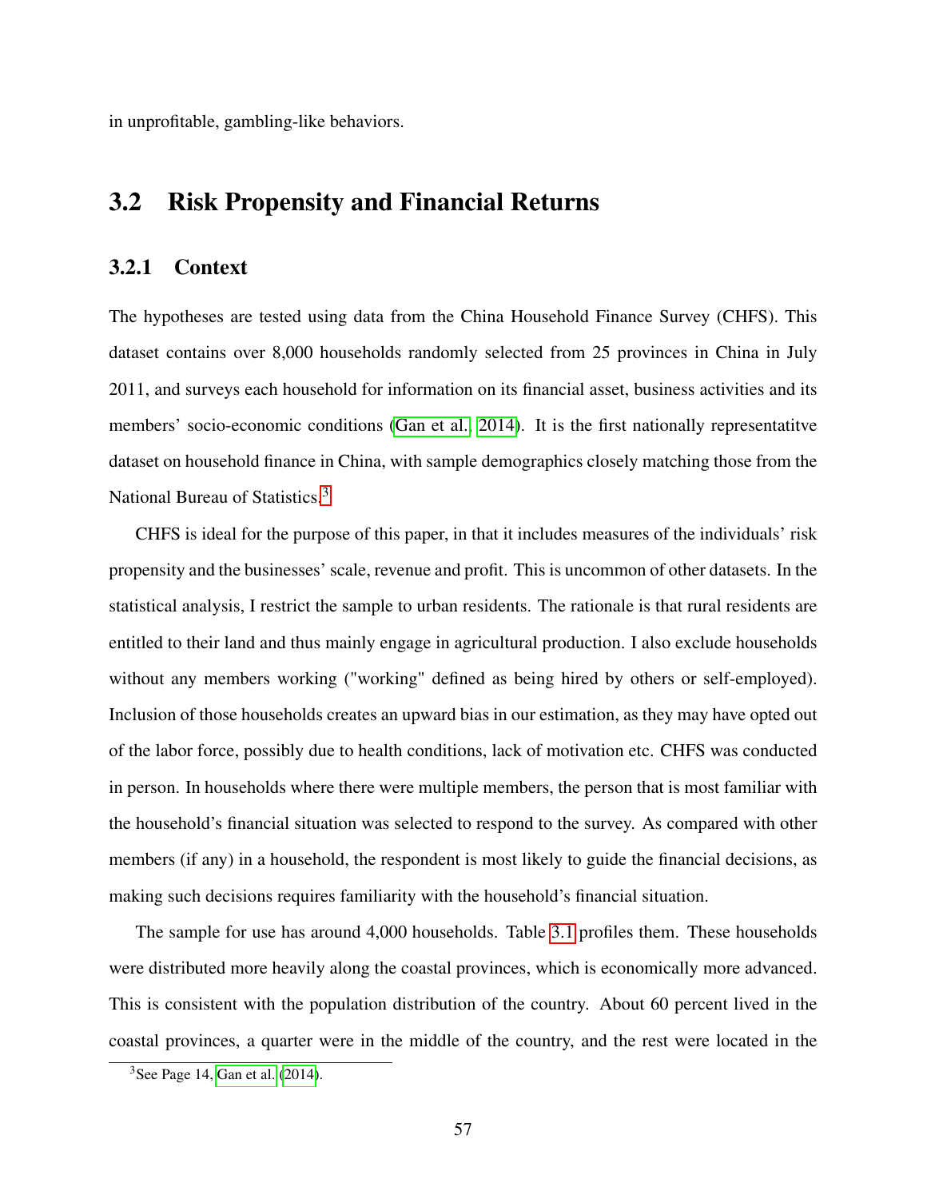in unprofitable, gambling-like behaviors.

## 3.2 Risk Propensity and Financial Returns

### 3.2.1 Context

The hypotheses are tested using data from the China Household Finance Survey (CHFS). This dataset contains over 8,000 households randomly selected from 25 provinces in China in July 2011, and surveys each household for information on its financial asset, business activities and its members' socio-economic conditions (Gan et al., 2014). It is the first nationally representatitve dataset on household finance in China, with sample demographics closely matching those from the National Bureau of Statistics.[3]

CHFS is ideal for the purpose of this paper, in that it includes measures of the individuals' risk propensity and the businesses' scale, revenue and profit. This is uncommon of other datasets. In the statistical analysis, I restrict the sample to urban residents. The rationale is that rural residents are entitled to their land and thus mainly engage in agricultural production. I also exclude households without any members working ("working" defined as being hired by others or self-employed). Inclusion of those households creates an upward bias in our estimation, as they may have opted out of the labor force, possibly due to health conditions, lack of motivation etc. CHFS was conducted in person. In households where there were multiple members, the person that is most familiar with the household's financial situation was selected to respond to the survey. As compared with other members (if any) in a household, the respondent is most likely to guide the financial decisions, as making such decisions requires familiarity with the household's financial situation.

The sample for use has around 4,000 households. Table 3.1 profiles them. These households were distributed more heavily along the coastal provinces, which is economically more advanced. This is consistent with the population distribution of the country. About 60 percent lived in the coastal provinces, a quarter were in the middle of the country, and the rest were located in the

[3] See Page 14, Gan et al. (2014).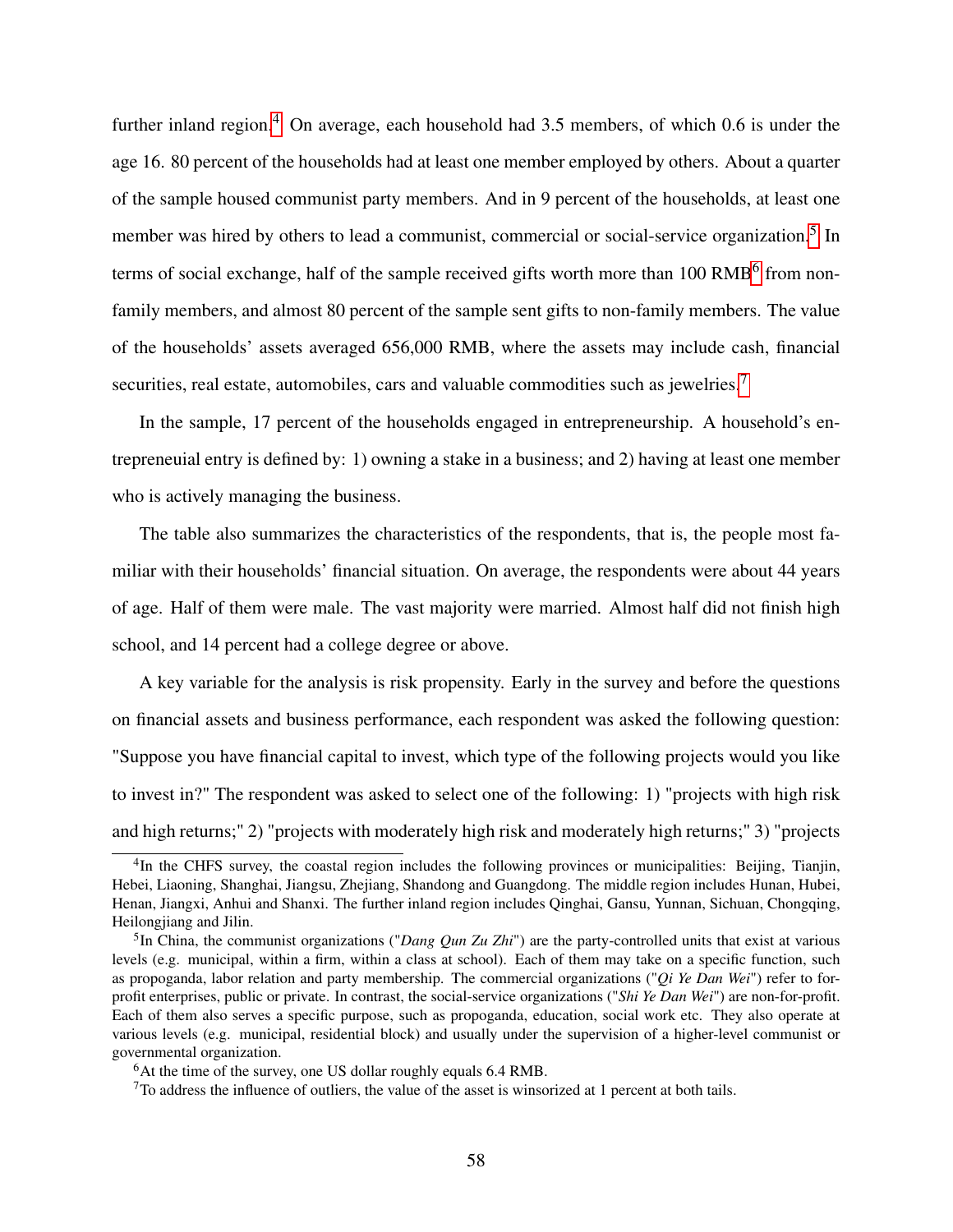further inland region.[4] On average, each household had 3.5 members, of which 0.6 is under the age 16. 80 percent of the households had at least one member employed by others. About a quarter of the sample housed communist party members. And in 9 percent of the households, at least one member was hired by others to lead a communist, commercial or social-service organization.[5] In terms of social exchange, half of the sample received gifts worth more than 100 RMB[6] from non-family members, and almost 80 percent of the sample sent gifts to non-family members. The value of the households' assets averaged 656,000 RMB, where the assets may include cash, financial securities, real estate, automobiles, cars and valuable commodities such as jewelries.[7]

In the sample, 17 percent of the households engaged in entrepreneurship. A household's entrepreneuial entry is defined by: 1) owning a stake in a business; and 2) having at least one member who is actively managing the business.

The table also summarizes the characteristics of the respondents, that is, the people most familiar with their households' financial situation. On average, the respondents were about 44 years of age. Half of them were male. The vast majority were married. Almost half did not finish high school, and 14 percent had a college degree or above.

A key variable for the analysis is risk propensity. Early in the survey and before the questions on financial assets and business performance, each respondent was asked the following question: "Suppose you have financial capital to invest, which type of the following projects would you like to invest in?" The respondent was asked to select one of the following: 1) "projects with high risk and high returns;" 2) "projects with moderately high risk and moderately high returns;" 3) "projects

[4] In the CHFS survey, the coastal region includes the following provinces or municipalities: Beijing, Tianjin, Hebei, Liaoning, Shanghai, Jiangsu, Zhejiang, Shandong and Guangdong. The middle region includes Hunan, Hubei, Henan, Jiangxi, Anhui and Shanxi. The further inland region includes Qinghai, Gansu, Yunnan, Sichuan, Chongqing, Heilongjiang and Jilin.

[5] In China, the communist organizations ("*Dang Qun Zu Zhi*") are the party-controlled units that exist at various levels (e.g. municipal, within a firm, within a class at school). Each of them may take on a specific function, such as propoganda, labor relation and party membership. The commercial organizations ("*Qi Ye Dan Wei*") refer to for-profit enterprises, public or private. In contrast, the social-service organizations ("*Shi Ye Dan Wei*") are non-for-profit. Each of them also serves a specific purpose, such as propoganda, education, social work etc. They also operate at various levels (e.g. municipal, residential block) and usually under the supervision of a higher-level communist or governmental organization.

[6] At the time of the survey, one US dollar roughly equals 6.4 RMB.

[7] To address the influence of outliers, the value of the asset is winsorized at 1 percent at both tails.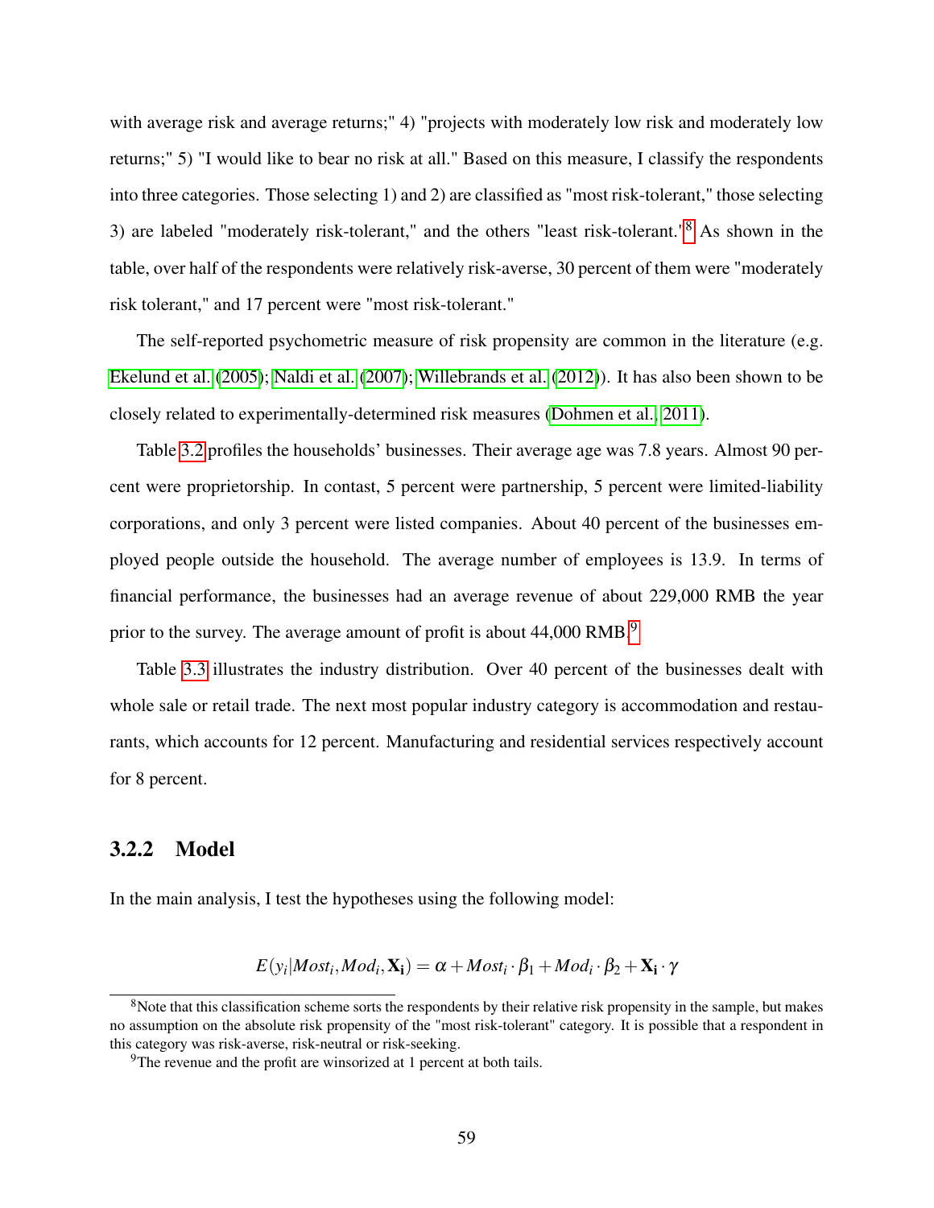with average risk and average returns;" 4) "projects with moderately low risk and moderately low returns;" 5) "I would like to bear no risk at all." Based on this measure, I classify the respondents into three categories. Those selecting 1) and 2) are classified as "most risk-tolerant," those selecting 3) are labeled "moderately risk-tolerant," and the others "least risk-tolerant."[8] As shown in the table, over half of the respondents were relatively risk-averse, 30 percent of them were "moderately risk tolerant," and 17 percent were "most risk-tolerant."

The self-reported psychometric measure of risk propensity are common in the literature (e.g. Ekelund et al. (2005); Naldi et al. (2007); Willebrands et al. (2012)). It has also been shown to be closely related to experimentally-determined risk measures (Dohmen et al., 2011).

Table 3.2 profiles the households' businesses. Their average age was 7.8 years. Almost 90 percent were proprietorship. In contast, 5 percent were partnership, 5 percent were limited-liability corporations, and only 3 percent were listed companies. About 40 percent of the businesses employed people outside the household. The average number of employees is 13.9. In terms of financial performance, the businesses had an average revenue of about 229,000 RMB the year prior to the survey. The average amount of profit is about 44,000 RMB.[9]

Table 3.3 illustrates the industry distribution. Over 40 percent of the businesses dealt with whole sale or retail trade. The next most popular industry category is accommodation and restaurants, which accounts for 12 percent. Manufacturing and residential services respectively account for 8 percent.

### 3.2.2 Model

In the main analysis, I test the hypotheses using the following model:

$$E(y_i|Most_i, Mod_i, \mathbf{X_i}) = \alpha + Most_i \cdot \beta_1 + Mod_i \cdot \beta_2 + \mathbf{X_i} \cdot \gamma$$

[8] Note that this classification scheme sorts the respondents by their relative risk propensity in the sample, but makes no assumption on the absolute risk propensity of the "most risk-tolerant" category. It is possible that a respondent in this category was risk-averse, risk-neutral or risk-seeking.

[9] The revenue and the profit are winsorized at 1 percent at both tails.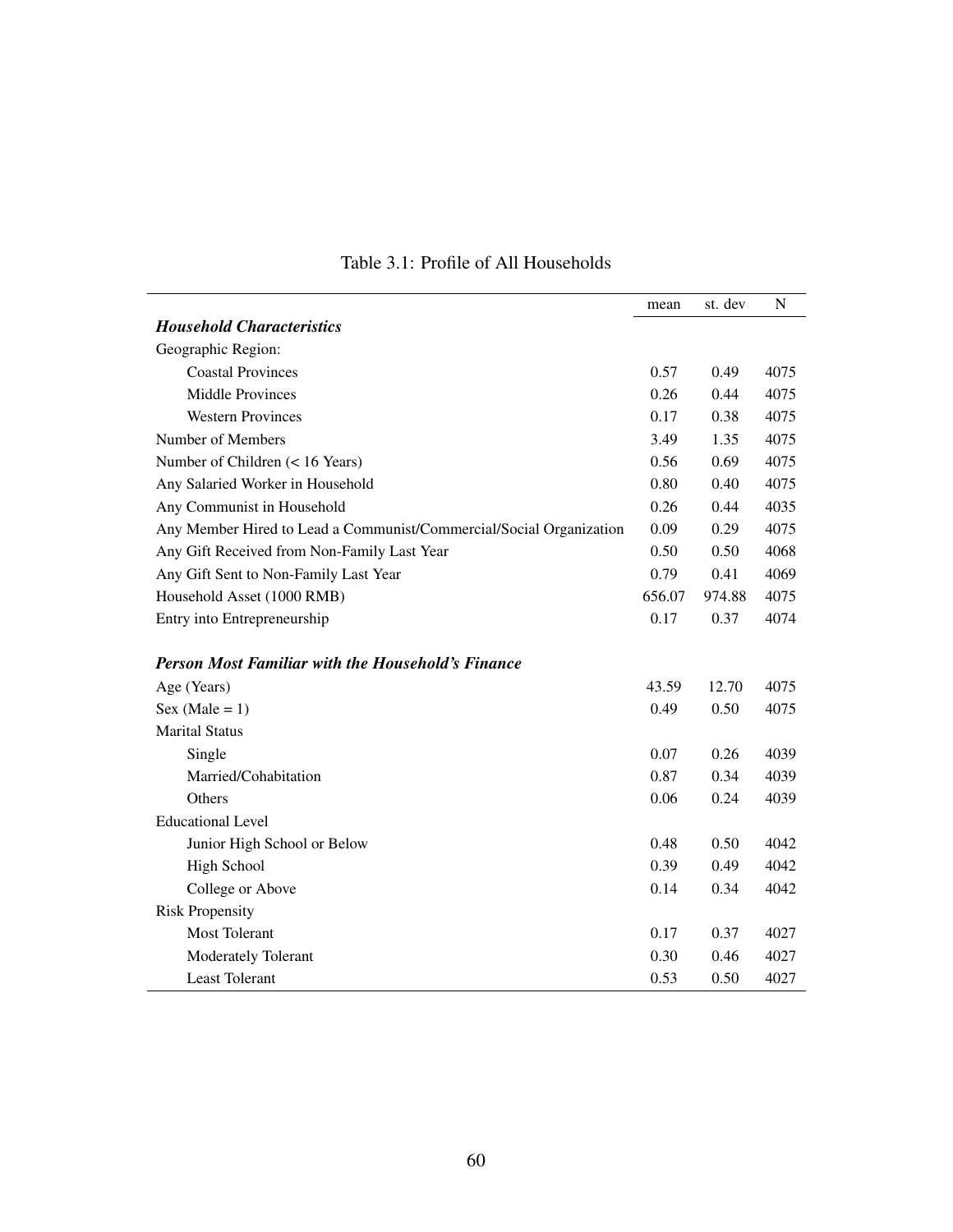Table 3.1: Profile of All Households

| | mean | st. dev | N |
|---|---|---|---|
| ***Household Characteristics*** | | | |
| Geographic Region: | | | |
| Coastal Provinces | 0.57 | 0.49 | 4075 |
| Middle Provinces | 0.26 | 0.44 | 4075 |
| Western Provinces | 0.17 | 0.38 | 4075 |
| Number of Members | 3.49 | 1.35 | 4075 |
| Number of Children (< 16 Years) | 0.56 | 0.69 | 4075 |
| Any Salaried Worker in Household | 0.80 | 0.40 | 4075 |
| Any Communist in Household | 0.26 | 0.44 | 4035 |
| Any Member Hired to Lead a Communist/Commercial/Social Organization | 0.09 | 0.29 | 4075 |
| Any Gift Received from Non-Family Last Year | 0.50 | 0.50 | 4068 |
| Any Gift Sent to Non-Family Last Year | 0.79 | 0.41 | 4069 |
| Household Asset (1000 RMB) | 656.07 | 974.88 | 4075 |
| Entry into Entrepreneurship | 0.17 | 0.37 | 4074 |
| ***Person Most Familiar with the Household's Finance*** | | | |
| Age (Years) | 43.59 | 12.70 | 4075 |
| Sex (Male = 1) | 0.49 | 0.50 | 4075 |
| Marital Status | | | |
| Single | 0.07 | 0.26 | 4039 |
| Married/Cohabitation | 0.87 | 0.34 | 4039 |
| Others | 0.06 | 0.24 | 4039 |
| Educational Level | | | |
| Junior High School or Below | 0.48 | 0.50 | 4042 |
| High School | 0.39 | 0.49 | 4042 |
| College or Above | 0.14 | 0.34 | 4042 |
| Risk Propensity | | | |
| Most Tolerant | 0.17 | 0.37 | 4027 |
| Moderately Tolerant | 0.30 | 0.46 | 4027 |
| Least Tolerant | 0.53 | 0.50 | 4027 |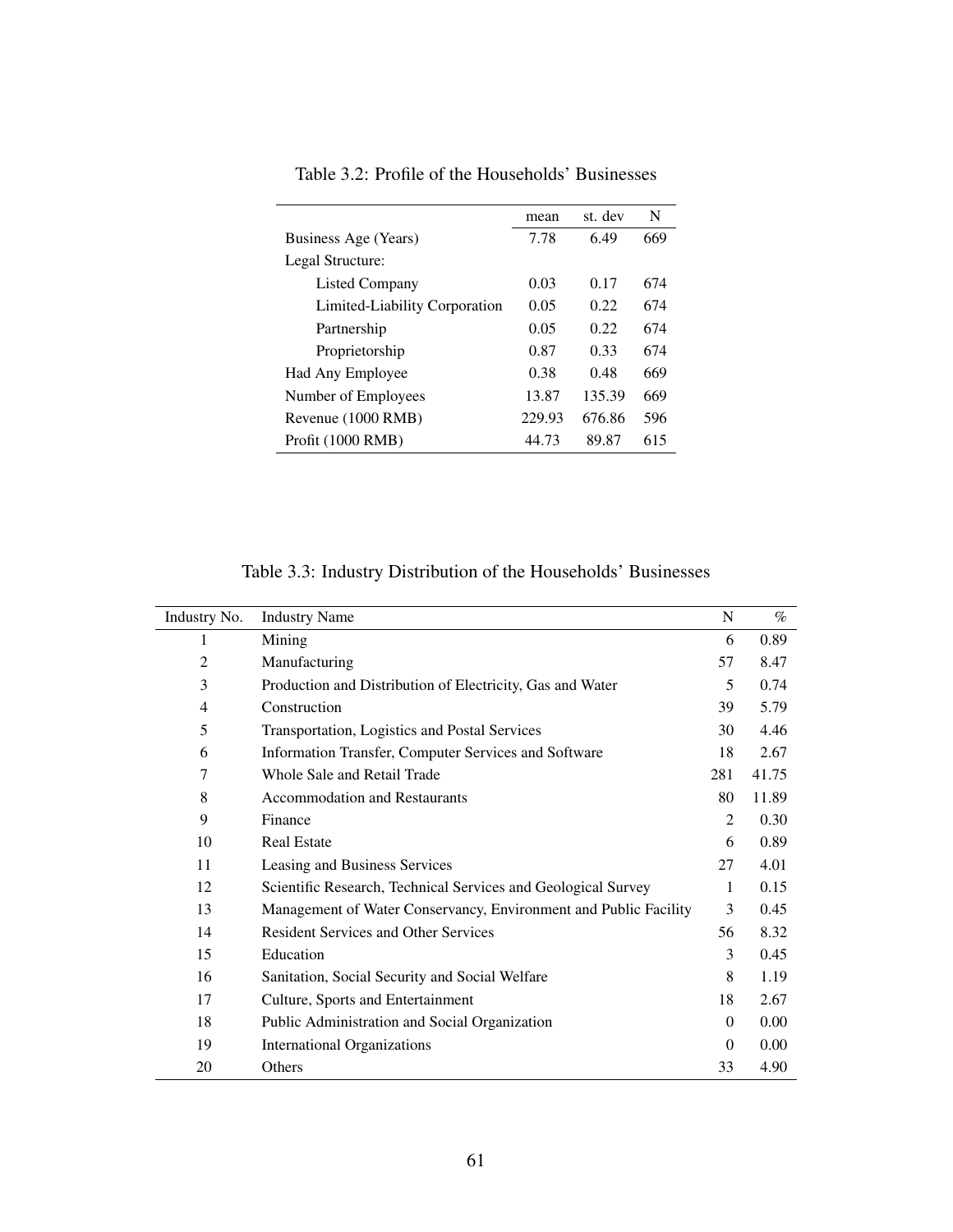Table 3.2: Profile of the Households' Businesses

| | mean | st. dev | N |
|---|---|---|---|
| Business Age (Years) | 7.78 | 6.49 | 669 |
| Legal Structure: | | | |
| Listed Company | 0.03 | 0.17 | 674 |
| Limited-Liability Corporation | 0.05 | 0.22 | 674 |
| Partnership | 0.05 | 0.22 | 674 |
| Proprietorship | 0.87 | 0.33 | 674 |
| Had Any Employee | 0.38 | 0.48 | 669 |
| Number of Employees | 13.87 | 135.39 | 669 |
| Revenue (1000 RMB) | 229.93 | 676.86 | 596 |
| Profit (1000 RMB) | 44.73 | 89.87 | 615 |

Table 3.3: Industry Distribution of the Households' Businesses

| Industry No. | Industry Name | N | % |
|---|---|---|---|
| 1 | Mining | 6 | 0.89 |
| 2 | Manufacturing | 57 | 8.47 |
| 3 | Production and Distribution of Electricity, Gas and Water | 5 | 0.74 |
| 4 | Construction | 39 | 5.79 |
| 5 | Transportation, Logistics and Postal Services | 30 | 4.46 |
| 6 | Information Transfer, Computer Services and Software | 18 | 2.67 |
| 7 | Whole Sale and Retail Trade | 281 | 41.75 |
| 8 | Accommodation and Restaurants | 80 | 11.89 |
| 9 | Finance | 2 | 0.30 |
| 10 | Real Estate | 6 | 0.89 |
| 11 | Leasing and Business Services | 27 | 4.01 |
| 12 | Scientific Research, Technical Services and Geological Survey | 1 | 0.15 |
| 13 | Management of Water Conservancy, Environment and Public Facility | 3 | 0.45 |
| 14 | Resident Services and Other Services | 56 | 8.32 |
| 15 | Education | 3 | 0.45 |
| 16 | Sanitation, Social Security and Social Welfare | 8 | 1.19 |
| 17 | Culture, Sports and Entertainment | 18 | 2.67 |
| 18 | Public Administration and Social Organization | 0 | 0.00 |
| 19 | International Organizations | 0 | 0.00 |
| 20 | Others | 33 | 4.90 |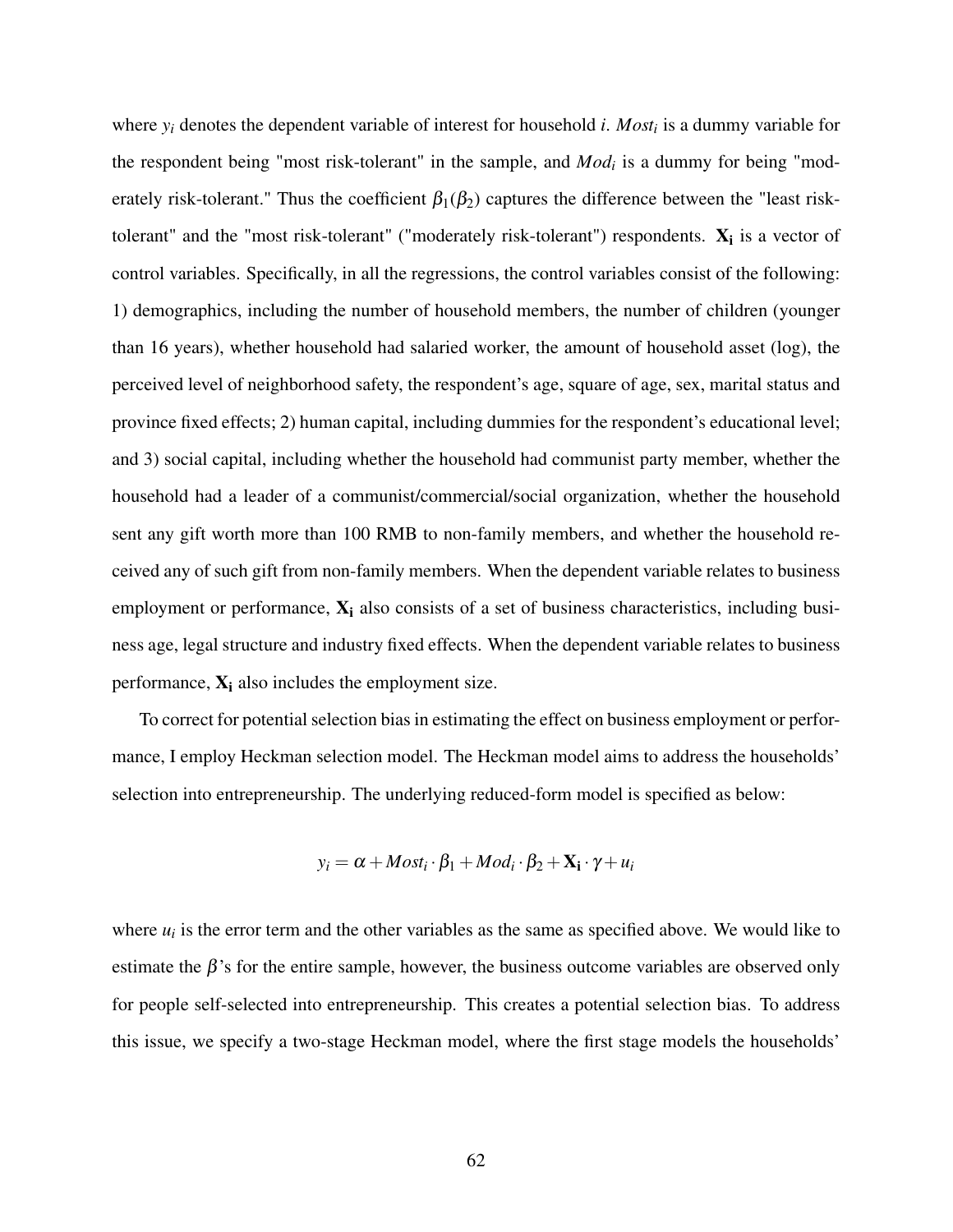where $y_i$ denotes the dependent variable of interest for household $i$. $Most_i$ is a dummy variable for the respondent being "most risk-tolerant" in the sample, and $Mod_i$ is a dummy for being "moderately risk-tolerant." Thus the coefficient $\beta_1(\beta_2)$ captures the difference between the "least risk-tolerant" and the "most risk-tolerant" ("moderately risk-tolerant") respondents. $\mathbf{X_i}$ is a vector of control variables. Specifically, in all the regressions, the control variables consist of the following: 1) demographics, including the number of household members, the number of children (younger than 16 years), whether household had salaried worker, the amount of household asset (log), the perceived level of neighborhood safety, the respondent's age, square of age, sex, marital status and province fixed effects; 2) human capital, including dummies for the respondent's educational level; and 3) social capital, including whether the household had communist party member, whether the household had a leader of a communist/commercial/social organization, whether the household sent any gift worth more than 100 RMB to non-family members, and whether the household received any of such gift from non-family members. When the dependent variable relates to business employment or performance, $\mathbf{X_i}$ also consists of a set of business characteristics, including business age, legal structure and industry fixed effects. When the dependent variable relates to business performance, $\mathbf{X_i}$ also includes the employment size.

To correct for potential selection bias in estimating the effect on business employment or performance, I employ Heckman selection model. The Heckman model aims to address the households' selection into entrepreneurship. The underlying reduced-form model is specified as below:

$$y_i = \alpha + Most_i \cdot \beta_1 + Mod_i \cdot \beta_2 + \mathbf{X_i} \cdot \gamma + u_i$$

where $u_i$ is the error term and the other variables as the same as specified above. We would like to estimate the $\beta$'s for the entire sample, however, the business outcome variables are observed only for people self-selected into entrepreneurship. This creates a potential selection bias. To address this issue, we specify a two-stage Heckman model, where the first stage models the households'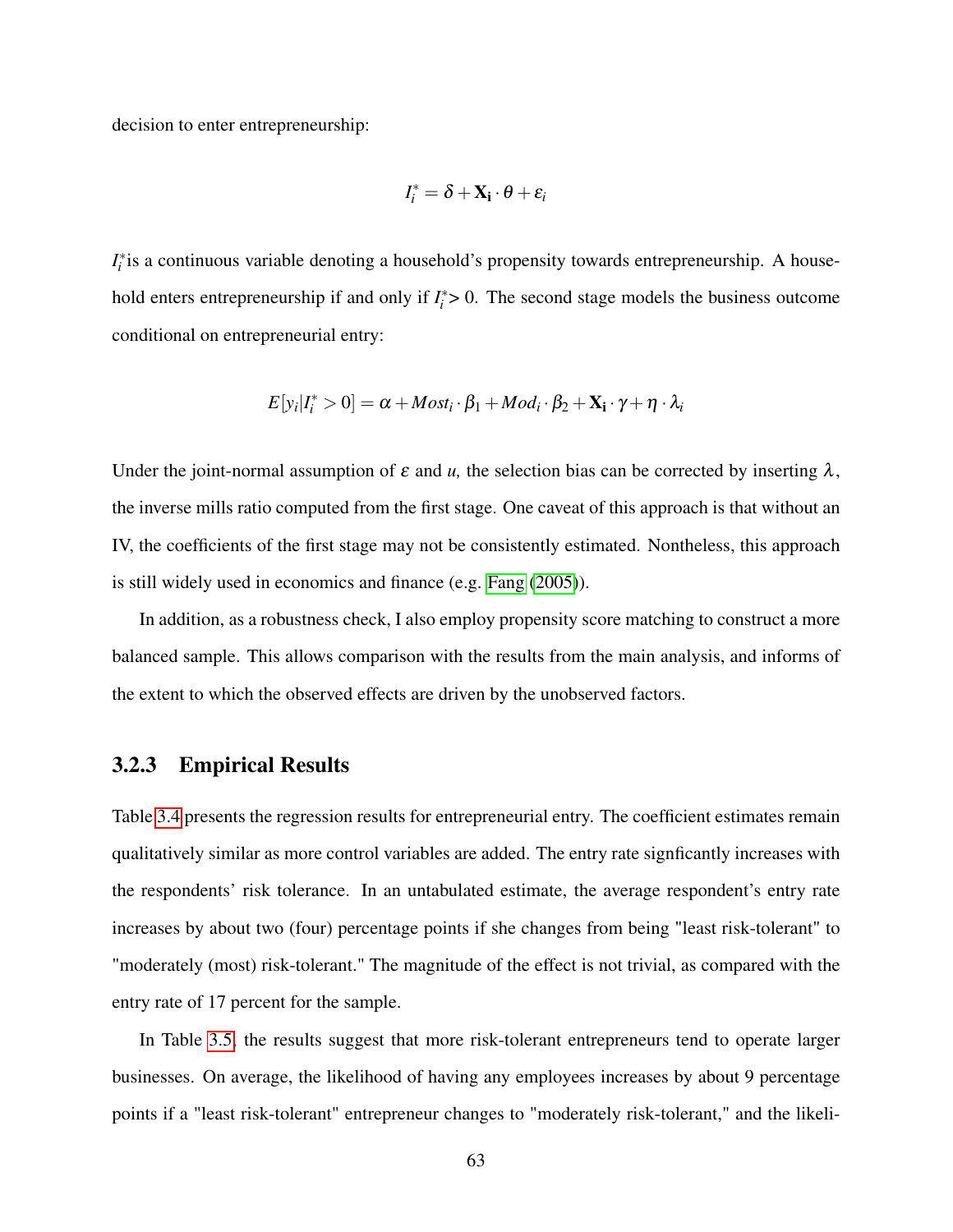decision to enter entrepreneurship:

$$I_i^* = \delta + \mathbf{X_i} \cdot \theta + \varepsilon_i$$

$I_i^*$is a continuous variable denoting a household's propensity towards entrepreneurship. A household enters entrepreneurship if and only if $I_i^*$> 0. The second stage models the business outcome conditional on entrepreneurial entry:

$$E[y_i|I_i^* > 0] = \alpha + Most_i \cdot \beta_1 + Mod_i \cdot \beta_2 + \mathbf{X_i} \cdot \gamma + \eta \cdot \lambda_i$$

Under the joint-normal assumption of $\varepsilon$ and $u$, the selection bias can be corrected by inserting $\lambda$, the inverse mills ratio computed from the first stage. One caveat of this approach is that without an IV, the coefficients of the first stage may not be consistently estimated. Nontheless, this approach is still widely used in economics and finance (e.g. Fang (2005)).

In addition, as a robustness check, I also employ propensity score matching to construct a more balanced sample. This allows comparison with the results from the main analysis, and informs of the extent to which the observed effects are driven by the unobserved factors.

### 3.2.3 Empirical Results

Table 3.4 presents the regression results for entrepreneurial entry. The coefficient estimates remain qualitatively similar as more control variables are added. The entry rate signficantly increases with the respondents' risk tolerance. In an untabulated estimate, the average respondent's entry rate increases by about two (four) percentage points if she changes from being "least risk-tolerant" to "moderately (most) risk-tolerant." The magnitude of the effect is not trivial, as compared with the entry rate of 17 percent for the sample.

In Table 3.5, the results suggest that more risk-tolerant entrepreneurs tend to operate larger businesses. On average, the likelihood of having any employees increases by about 9 percentage points if a "least risk-tolerant" entrepreneur changes to "moderately risk-tolerant," and the likeli-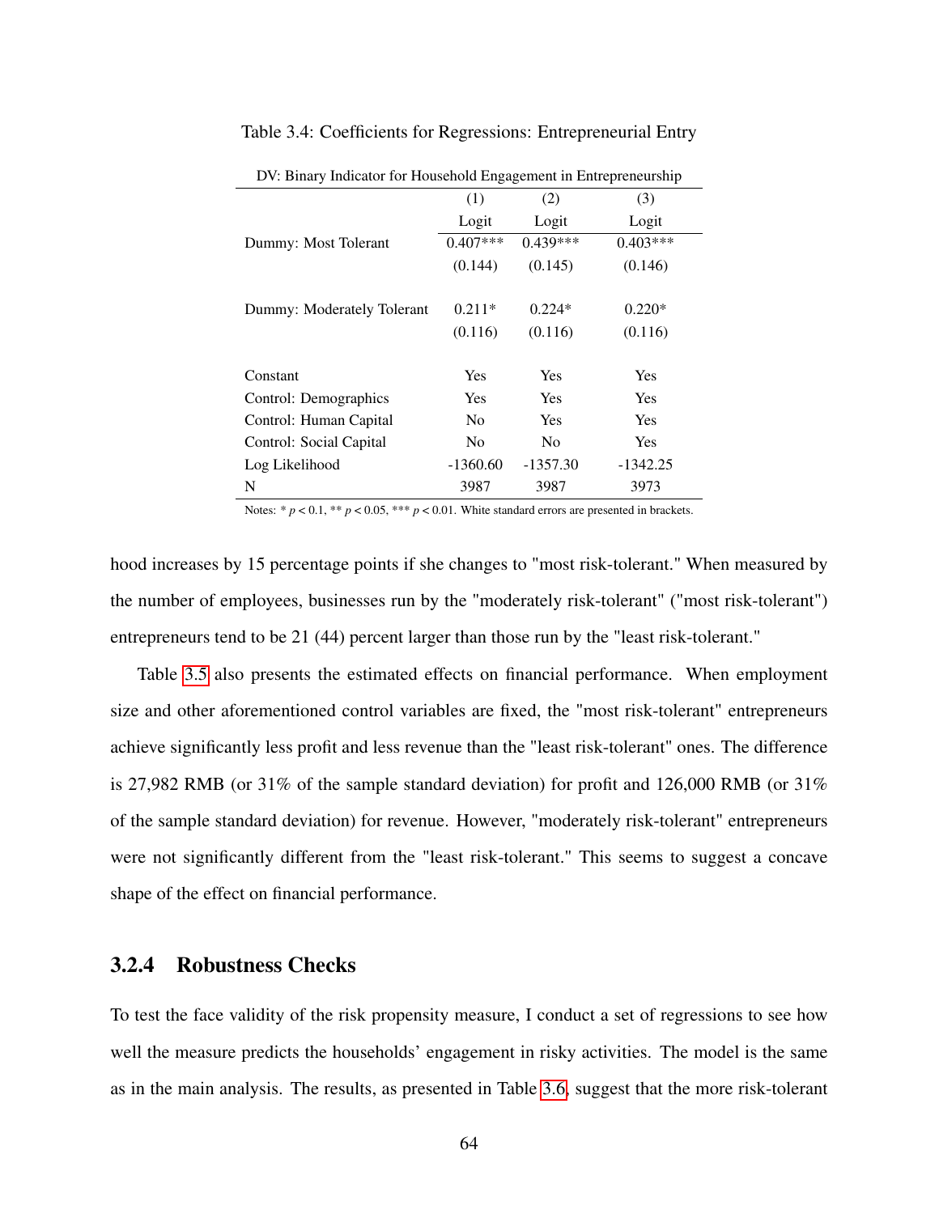Table 3.4: Coefficients for Regressions: Entrepreneurial Entry

| DV: Binary Indicator for Household Engagement in Entrepreneurship | | | |
|---|---|---|---|
| | (1) | (2) | (3) |
| | Logit | Logit | Logit |
| Dummy: Most Tolerant | 0.407*** | 0.439*** | 0.403*** |
| | (0.144) | (0.145) | (0.146) |
| Dummy: Moderately Tolerant | 0.211* | 0.224* | 0.220* |
| | (0.116) | (0.116) | (0.116) |
| Constant | Yes | Yes | Yes |
| Control: Demographics | Yes | Yes | Yes |
| Control: Human Capital | No | Yes | Yes |
| Control: Social Capital | No | No | Yes |
| Log Likelihood | -1360.60 | -1357.30 | -1342.25 |
| N | 3987 | 3987 | 3973 |

Notes: * $p < 0.1$, ** $p < 0.05$, *** $p < 0.01$. White standard errors are presented in brackets.

hood increases by 15 percentage points if she changes to "most risk-tolerant." When measured by the number of employees, businesses run by the "moderately risk-tolerant" ("most risk-tolerant") entrepreneurs tend to be 21 (44) percent larger than those run by the "least risk-tolerant."

Table 3.5 also presents the estimated effects on financial performance. When employment size and other aforementioned control variables are fixed, the "most risk-tolerant" entrepreneurs achieve significantly less profit and less revenue than the "least risk-tolerant" ones. The difference is 27,982 RMB (or 31% of the sample standard deviation) for profit and 126,000 RMB (or 31% of the sample standard deviation) for revenue. However, "moderately risk-tolerant" entrepreneurs were not significantly different from the "least risk-tolerant." This seems to suggest a concave shape of the effect on financial performance.

### 3.2.4 Robustness Checks

To test the face validity of the risk propensity measure, I conduct a set of regressions to see how well the measure predicts the households' engagement in risky activities. The model is the same as in the main analysis. The results, as presented in Table 3.6, suggest that the more risk-tolerant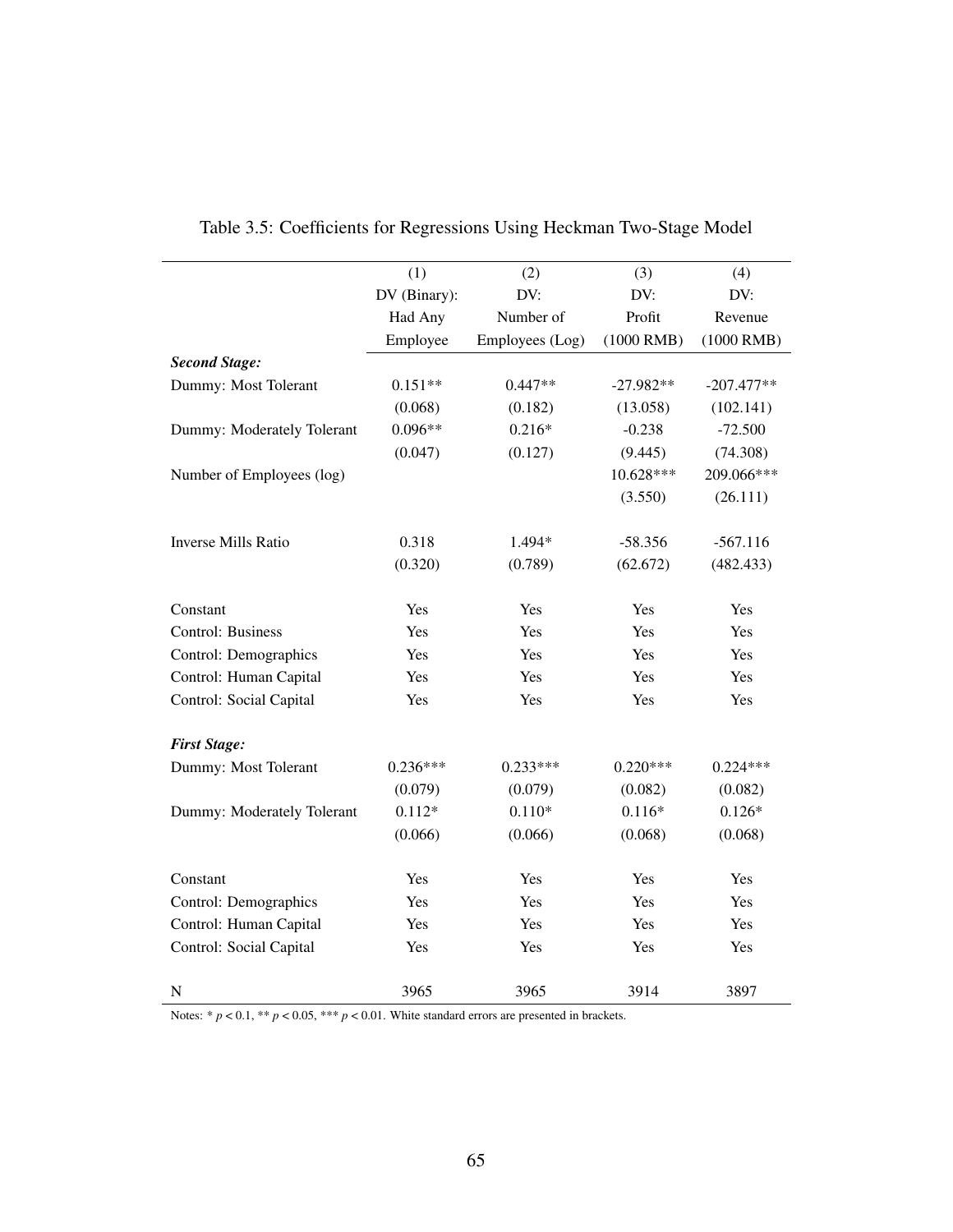Table 3.5: Coefficients for Regressions Using Heckman Two-Stage Model

| | (1) DV (Binary): Had Any Employee | (2) DV: Number of Employees (Log) | (3) DV: Profit (1000 RMB) | (4) DV: Revenue (1000 RMB) |
|---|---|---|---|---|
| ***Second Stage:*** | | | | |
| Dummy: Most Tolerant | 0.151** | 0.447** | -27.982** | -207.477** |
| | (0.068) | (0.182) | (13.058) | (102.141) |
| Dummy: Moderately Tolerant | 0.096** | 0.216* | -0.238 | -72.500 |
| | (0.047) | (0.127) | (9.445) | (74.308) |
| Number of Employees (log) | | | 10.628*** | 209.066*** |
| | | | (3.550) | (26.111) |
| Inverse Mills Ratio | 0.318 | 1.494* | -58.356 | -567.116 |
| | (0.320) | (0.789) | (62.672) | (482.433) |
| Constant | Yes | Yes | Yes | Yes |
| Control: Business | Yes | Yes | Yes | Yes |
| Control: Demographics | Yes | Yes | Yes | Yes |
| Control: Human Capital | Yes | Yes | Yes | Yes |
| Control: Social Capital | Yes | Yes | Yes | Yes |
| ***First Stage:*** | | | | |
| Dummy: Most Tolerant | 0.236*** | 0.233*** | 0.220*** | 0.224*** |
| | (0.079) | (0.079) | (0.082) | (0.082) |
| Dummy: Moderately Tolerant | 0.112* | 0.110* | 0.116* | 0.126* |
| | (0.066) | (0.066) | (0.068) | (0.068) |
| Constant | Yes | Yes | Yes | Yes |
| Control: Demographics | Yes | Yes | Yes | Yes |
| Control: Human Capital | Yes | Yes | Yes | Yes |
| Control: Social Capital | Yes | Yes | Yes | Yes |
| N | 3965 | 3965 | 3914 | 3897 |

Notes: * $p < 0.1$, ** $p < 0.05$, *** $p < 0.01$. White standard errors are presented in brackets.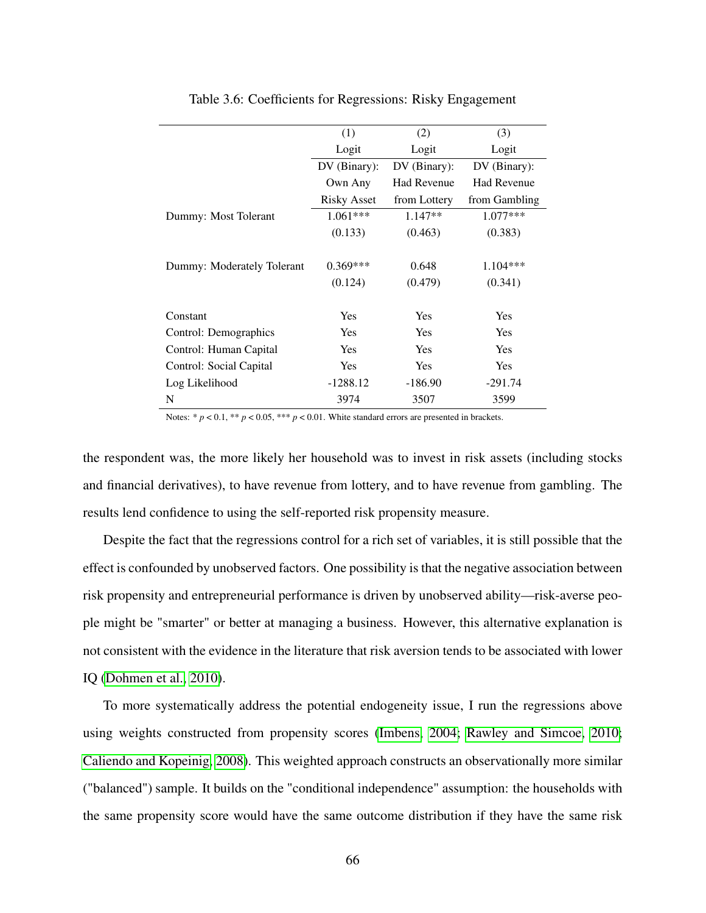Table 3.6: Coefficients for Regressions: Risky Engagement

| | (1) | (2) | (3) |
|---|---|---|---|
| | Logit | Logit | Logit |
| | DV (Binary): Own Any Risky Asset | DV (Binary): Had Revenue from Lottery | DV (Binary): Had Revenue from Gambling |
| Dummy: Most Tolerant | 1.061*** | 1.147** | 1.077*** |
| | (0.133) | (0.463) | (0.383) |
| Dummy: Moderately Tolerant | 0.369*** | 0.648 | 1.104*** |
| | (0.124) | (0.479) | (0.341) |
| Constant | Yes | Yes | Yes |
| Control: Demographics | Yes | Yes | Yes |
| Control: Human Capital | Yes | Yes | Yes |
| Control: Social Capital | Yes | Yes | Yes |
| Log Likelihood | -1288.12 | -186.90 | -291.74 |
| N | 3974 | 3507 | 3599 |

Notes: * $p < 0.1$, ** $p < 0.05$, *** $p < 0.01$. White standard errors are presented in brackets.

the respondent was, the more likely her household was to invest in risk assets (including stocks and financial derivatives), to have revenue from lottery, and to have revenue from gambling. The results lend confidence to using the self-reported risk propensity measure.

Despite the fact that the regressions control for a rich set of variables, it is still possible that the effect is confounded by unobserved factors. One possibility is that the negative association between risk propensity and entrepreneurial performance is driven by unobserved ability—risk-averse people might be "smarter" or better at managing a business. However, this alternative explanation is not consistent with the evidence in the literature that risk aversion tends to be associated with lower IQ (Dohmen et al., 2010).

To more systematically address the potential endogeneity issue, I run the regressions above using weights constructed from propensity scores (Imbens, 2004; Rawley and Simcoe, 2010; Caliendo and Kopeinig, 2008). This weighted approach constructs an observationally more similar ("balanced") sample. It builds on the "conditional independence" assumption: the households with the same propensity score would have the same outcome distribution if they have the same risk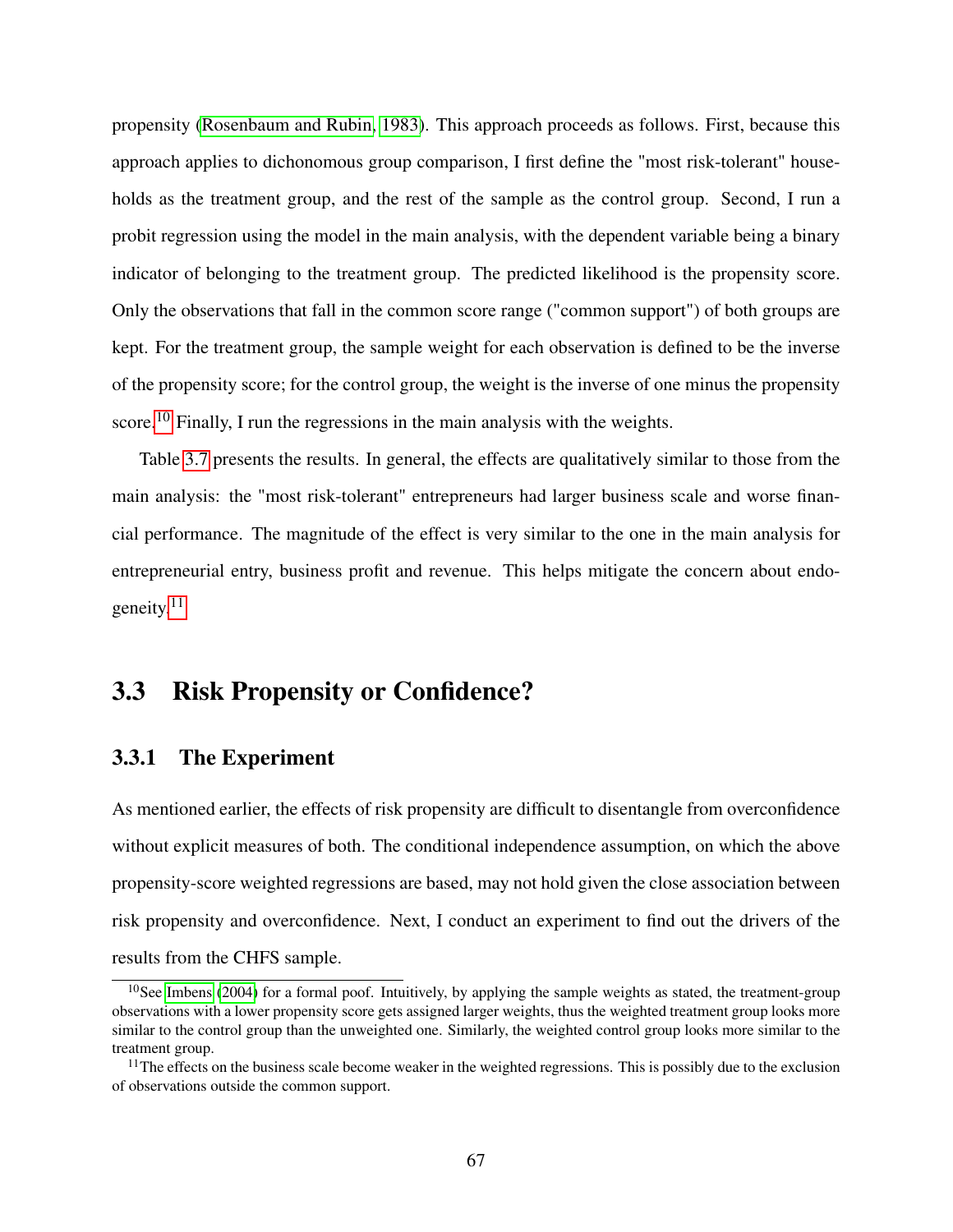propensity (Rosenbaum and Rubin, 1983). This approach proceeds as follows. First, because this approach applies to dichonomous group comparison, I first define the "most risk-tolerant" households as the treatment group, and the rest of the sample as the control group. Second, I run a probit regression using the model in the main analysis, with the dependent variable being a binary indicator of belonging to the treatment group. The predicted likelihood is the propensity score. Only the observations that fall in the common score range ("common support") of both groups are kept. For the treatment group, the sample weight for each observation is defined to be the inverse of the propensity score; for the control group, the weight is the inverse of one minus the propensity score.[10] Finally, I run the regressions in the main analysis with the weights.

Table 3.7 presents the results. In general, the effects are qualitatively similar to those from the main analysis: the "most risk-tolerant" entrepreneurs had larger business scale and worse financial performance. The magnitude of the effect is very similar to the one in the main analysis for entrepreneurial entry, business profit and revenue. This helps mitigate the concern about endogeneity.[11]

## 3.3 Risk Propensity or Confidence?

### 3.3.1 The Experiment

As mentioned earlier, the effects of risk propensity are difficult to disentangle from overconfidence without explicit measures of both. The conditional independence assumption, on which the above propensity-score weighted regressions are based, may not hold given the close association between risk propensity and overconfidence. Next, I conduct an experiment to find out the drivers of the results from the CHFS sample.

[10] See Imbens (2004) for a formal poof. Intuitively, by applying the sample weights as stated, the treatment-group observations with a lower propensity score gets assigned larger weights, thus the weighted treatment group looks more similar to the control group than the unweighted one. Similarly, the weighted control group looks more similar to the treatment group.

[11] The effects on the business scale become weaker in the weighted regressions. This is possibly due to the exclusion of observations outside the common support.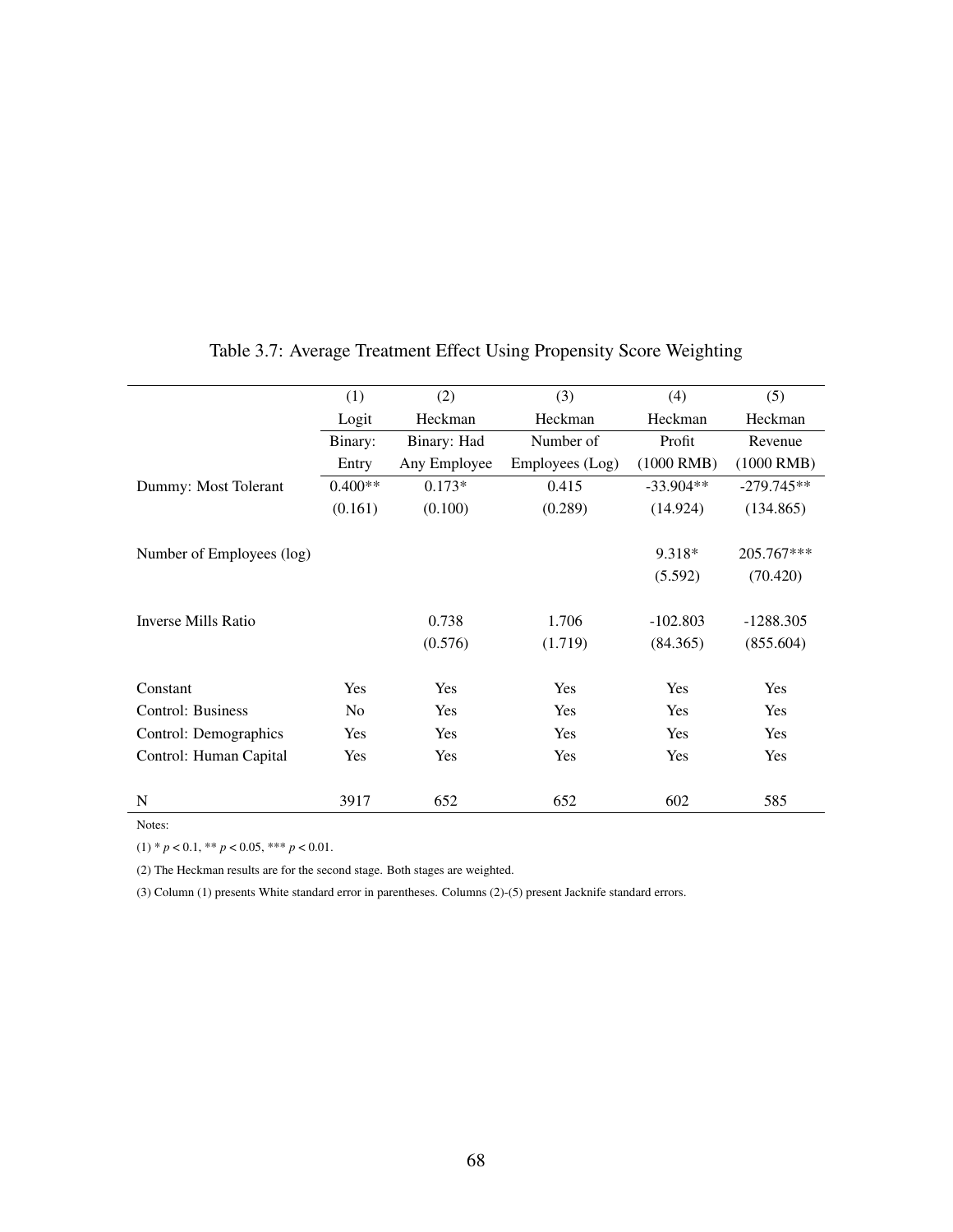Table 3.7: Average Treatment Effect Using Propensity Score Weighting

| | (1) | (2) | (3) | (4) | (5) |
|---|---|---|---|---|---|
| | Logit | Heckman | Heckman | Heckman | Heckman |
| | Binary: Entry | Binary: Had Any Employee | Number of Employees (Log) | Profit (1000 RMB) | Revenue (1000 RMB) |
| Dummy: Most Tolerant | 0.400** | 0.173* | 0.415 | -33.904** | -279.745** |
| | (0.161) | (0.100) | (0.289) | (14.924) | (134.865) |
| Number of Employees (log) | | | | 9.318* | 205.767*** |
| | | | | (5.592) | (70.420) |
| Inverse Mills Ratio | | 0.738 | 1.706 | -102.803 | -1288.305 |
| | | (0.576) | (1.719) | (84.365) | (855.604) |
| Constant | Yes | Yes | Yes | Yes | Yes |
| Control: Business | No | Yes | Yes | Yes | Yes |
| Control: Demographics | Yes | Yes | Yes | Yes | Yes |
| Control: Human Capital | Yes | Yes | Yes | Yes | Yes |
| N | 3917 | 652 | 652 | 602 | 585 |

Notes:

(1) * $p < 0.1$, ** $p < 0.05$, *** $p < 0.01$.

(2) The Heckman results are for the second stage. Both stages are weighted.

(3) Column (1) presents White standard error in parentheses. Columns (2)-(5) present Jacknife standard errors.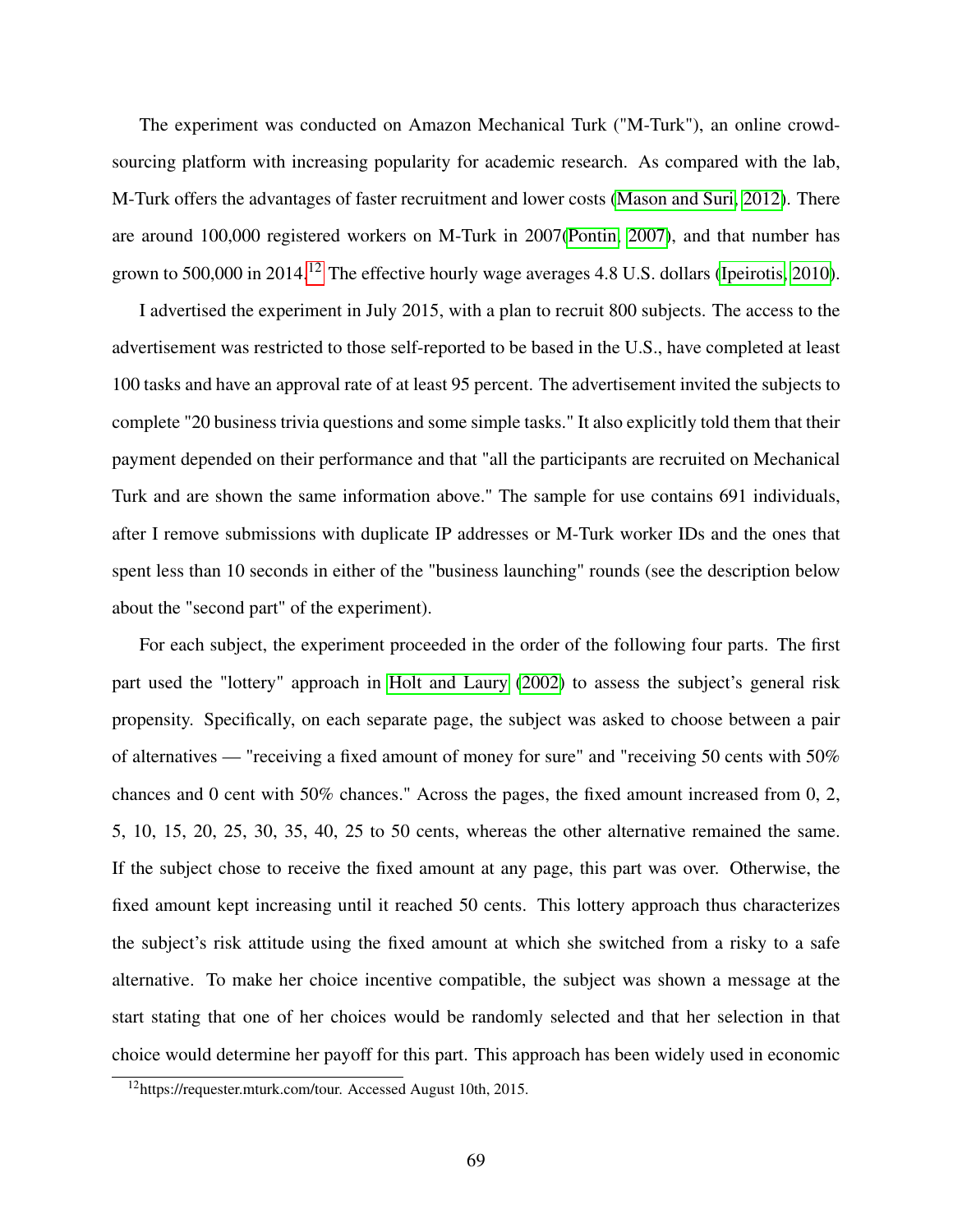The experiment was conducted on Amazon Mechanical Turk ("M-Turk"), an online crowdsourcing platform with increasing popularity for academic research. As compared with the lab, M-Turk offers the advantages of faster recruitment and lower costs (Mason and Suri, 2012). There are around 100,000 registered workers on M-Turk in 2007(Pontin, 2007), and that number has grown to 500,000 in 2014.[12] The effective hourly wage averages 4.8 U.S. dollars (Ipeirotis, 2010).

I advertised the experiment in July 2015, with a plan to recruit 800 subjects. The access to the advertisement was restricted to those self-reported to be based in the U.S., have completed at least 100 tasks and have an approval rate of at least 95 percent. The advertisement invited the subjects to complete "20 business trivia questions and some simple tasks." It also explicitly told them that their payment depended on their performance and that "all the participants are recruited on Mechanical Turk and are shown the same information above." The sample for use contains 691 individuals, after I remove submissions with duplicate IP addresses or M-Turk worker IDs and the ones that spent less than 10 seconds in either of the "business launching" rounds (see the description below about the "second part" of the experiment).

For each subject, the experiment proceeded in the order of the following four parts. The first part used the "lottery" approach in Holt and Laury (2002) to assess the subject's general risk propensity. Specifically, on each separate page, the subject was asked to choose between a pair of alternatives — "receiving a fixed amount of money for sure" and "receiving 50 cents with 50% chances and 0 cent with 50% chances." Across the pages, the fixed amount increased from 0, 2, 5, 10, 15, 20, 25, 30, 35, 40, 25 to 50 cents, whereas the other alternative remained the same. If the subject chose to receive the fixed amount at any page, this part was over. Otherwise, the fixed amount kept increasing until it reached 50 cents. This lottery approach thus characterizes the subject's risk attitude using the fixed amount at which she switched from a risky to a safe alternative. To make her choice incentive compatible, the subject was shown a message at the start stating that one of her choices would be randomly selected and that her selection in that choice would determine her payoff for this part. This approach has been widely used in economic

[12] https://requester.mturk.com/tour. Accessed August 10th, 2015.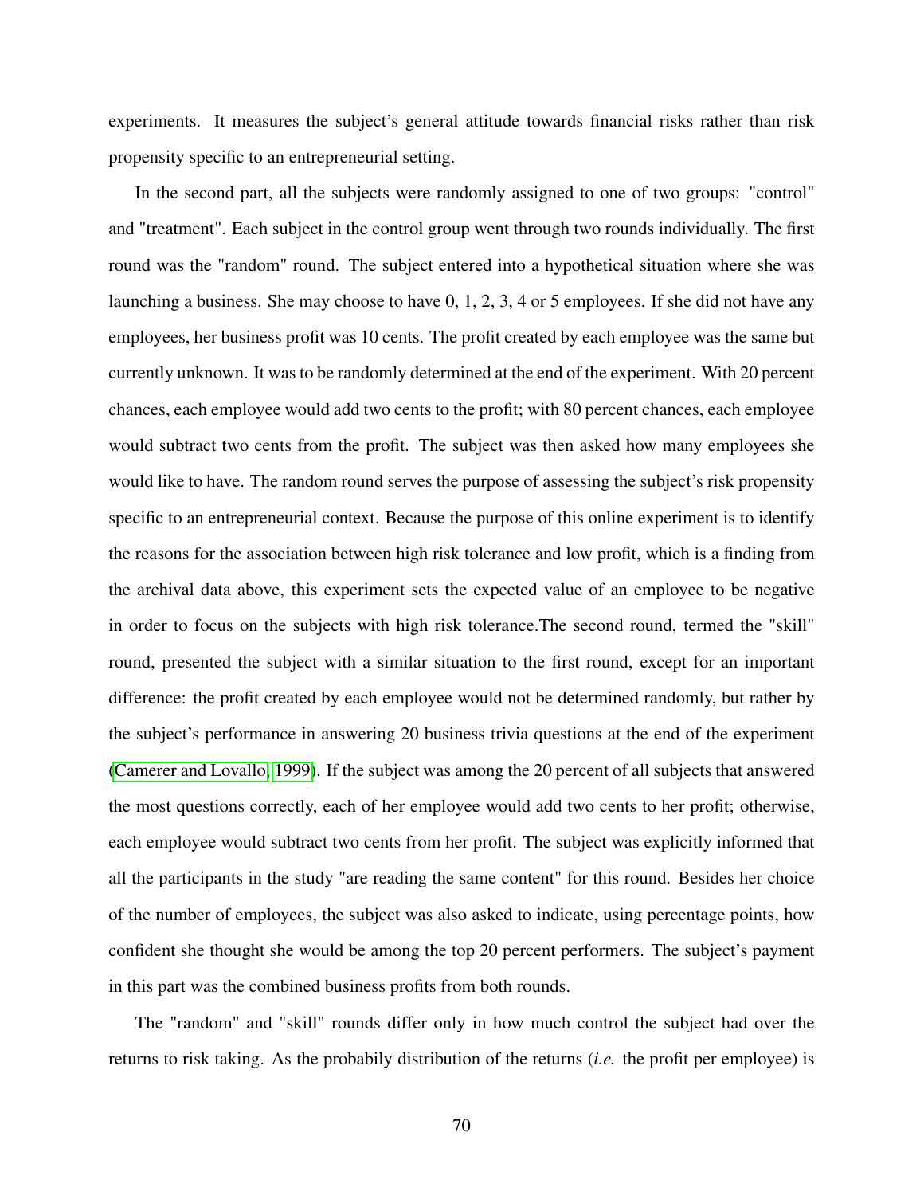experiments. It measures the subject's general attitude towards financial risks rather than risk propensity specific to an entrepreneurial setting.

In the second part, all the subjects were randomly assigned to one of two groups: "control" and "treatment". Each subject in the control group went through two rounds individually. The first round was the "random" round. The subject entered into a hypothetical situation where she was launching a business. She may choose to have 0, 1, 2, 3, 4 or 5 employees. If she did not have any employees, her business profit was 10 cents. The profit created by each employee was the same but currently unknown. It was to be randomly determined at the end of the experiment. With 20 percent chances, each employee would add two cents to the profit; with 80 percent chances, each employee would subtract two cents from the profit. The subject was then asked how many employees she would like to have. The random round serves the purpose of assessing the subject's risk propensity specific to an entrepreneurial context. Because the purpose of this online experiment is to identify the reasons for the association between high risk tolerance and low profit, which is a finding from the archival data above, this experiment sets the expected value of an employee to be negative in order to focus on the subjects with high risk tolerance.The second round, termed the "skill" round, presented the subject with a similar situation to the first round, except for an important difference: the profit created by each employee would not be determined randomly, but rather by the subject's performance in answering 20 business trivia questions at the end of the experiment (Camerer and Lovallo, 1999). If the subject was among the 20 percent of all subjects that answered the most questions correctly, each of her employee would add two cents to her profit; otherwise, each employee would subtract two cents from her profit. The subject was explicitly informed that all the participants in the study "are reading the same content" for this round. Besides her choice of the number of employees, the subject was also asked to indicate, using percentage points, how confident she thought she would be among the top 20 percent performers. The subject's payment in this part was the combined business profits from both rounds.

The "random" and "skill" rounds differ only in how much control the subject had over the returns to risk taking. As the probabily distribution of the returns (*i.e.* the profit per employee) is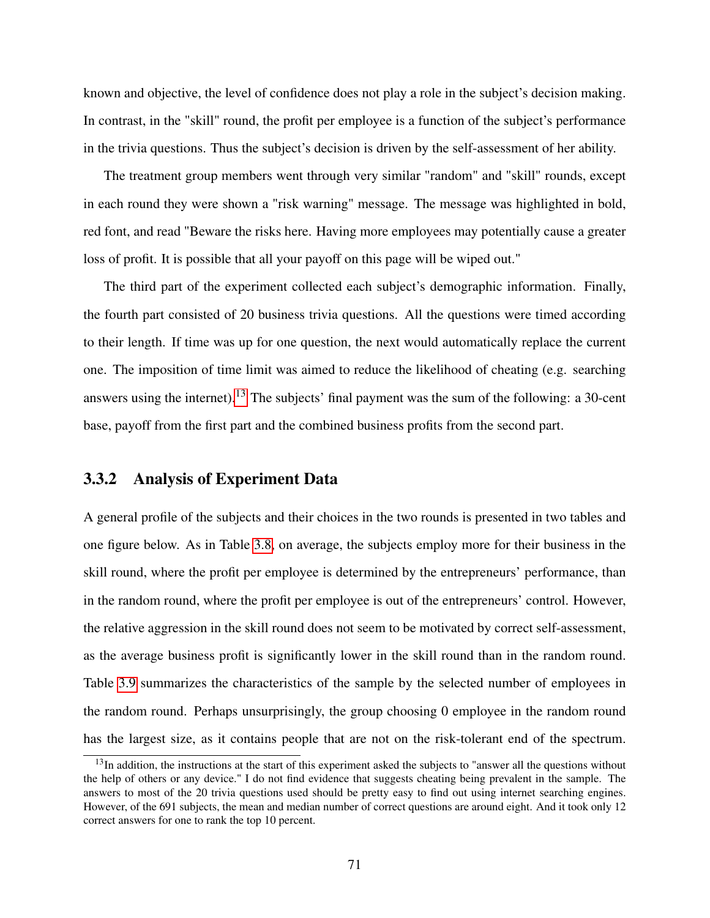known and objective, the level of confidence does not play a role in the subject's decision making. In contrast, in the "skill" round, the profit per employee is a function of the subject's performance in the trivia questions. Thus the subject's decision is driven by the self-assessment of her ability.

The treatment group members went through very similar "random" and "skill" rounds, except in each round they were shown a "risk warning" message. The message was highlighted in bold, red font, and read "Beware the risks here. Having more employees may potentially cause a greater loss of profit. It is possible that all your payoff on this page will be wiped out."

The third part of the experiment collected each subject's demographic information. Finally, the fourth part consisted of 20 business trivia questions. All the questions were timed according to their length. If time was up for one question, the next would automatically replace the current one. The imposition of time limit was aimed to reduce the likelihood of cheating (e.g. searching answers using the internet).[13] The subjects' final payment was the sum of the following: a 30-cent base, payoff from the first part and the combined business profits from the second part.

### 3.3.2 Analysis of Experiment Data

A general profile of the subjects and their choices in the two rounds is presented in two tables and one figure below. As in Table 3.8, on average, the subjects employ more for their business in the skill round, where the profit per employee is determined by the entrepreneurs' performance, than in the random round, where the profit per employee is out of the entrepreneurs' control. However, the relative aggression in the skill round does not seem to be motivated by correct self-assessment, as the average business profit is significantly lower in the skill round than in the random round. Table 3.9 summarizes the characteristics of the sample by the selected number of employees in the random round. Perhaps unsurprisingly, the group choosing 0 employee in the random round has the largest size, as it contains people that are not on the risk-tolerant end of the spectrum.

[13] In addition, the instructions at the start of this experiment asked the subjects to "answer all the questions without the help of others or any device." I do not find evidence that suggests cheating being prevalent in the sample. The answers to most of the 20 trivia questions used should be pretty easy to find out using internet searching engines. However, of the 691 subjects, the mean and median number of correct questions are around eight. And it took only 12 correct answers for one to rank the top 10 percent.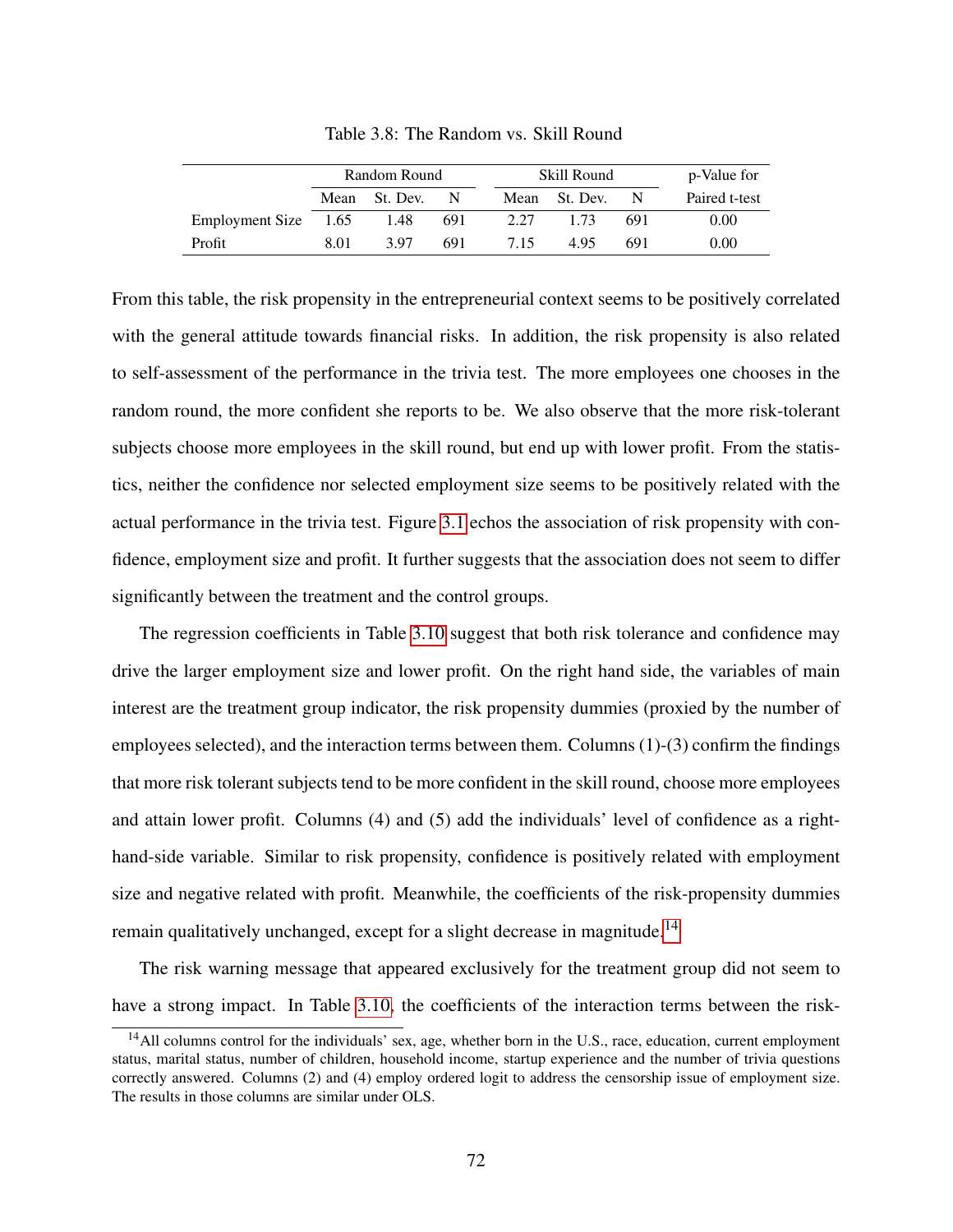Table 3.8: The Random vs. Skill Round

| | Random Round | | | Skill Round | | | p-Value for |
|---|---|---|---|---|---|---|---|
| | Mean | St. Dev. | N | Mean | St. Dev. | N | Paired t-test |
| Employment Size | 1.65 | 1.48 | 691 | 2.27 | 1.73 | 691 | 0.00 |
| Profit | 8.01 | 3.97 | 691 | 7.15 | 4.95 | 691 | 0.00 |

From this table, the risk propensity in the entrepreneurial context seems to be positively correlated with the general attitude towards financial risks. In addition, the risk propensity is also related to self-assessment of the performance in the trivia test. The more employees one chooses in the random round, the more confident she reports to be. We also observe that the more risk-tolerant subjects choose more employees in the skill round, but end up with lower profit. From the statistics, neither the confidence nor selected employment size seems to be positively related with the actual performance in the trivia test. Figure 3.1 echos the association of risk propensity with confidence, employment size and profit. It further suggests that the association does not seem to differ significantly between the treatment and the control groups.

The regression coefficients in Table 3.10 suggest that both risk tolerance and confidence may drive the larger employment size and lower profit. On the right hand side, the variables of main interest are the treatment group indicator, the risk propensity dummies (proxied by the number of employees selected), and the interaction terms between them. Columns (1)-(3) confirm the findings that more risk tolerant subjects tend to be more confident in the skill round, choose more employees and attain lower profit. Columns (4) and (5) add the individuals' level of confidence as a right-hand-side variable. Similar to risk propensity, confidence is positively related with employment size and negative related with profit. Meanwhile, the coefficients of the risk-propensity dummies remain qualitatively unchanged, except for a slight decrease in magnitude.[14]

The risk warning message that appeared exclusively for the treatment group did not seem to have a strong impact. In Table 3.10, the coefficients of the interaction terms between the risk-

[14] All columns control for the individuals' sex, age, whether born in the U.S., race, education, current employment status, marital status, number of children, household income, startup experience and the number of trivia questions correctly answered. Columns (2) and (4) employ ordered logit to address the censorship issue of employment size. The results in those columns are similar under OLS.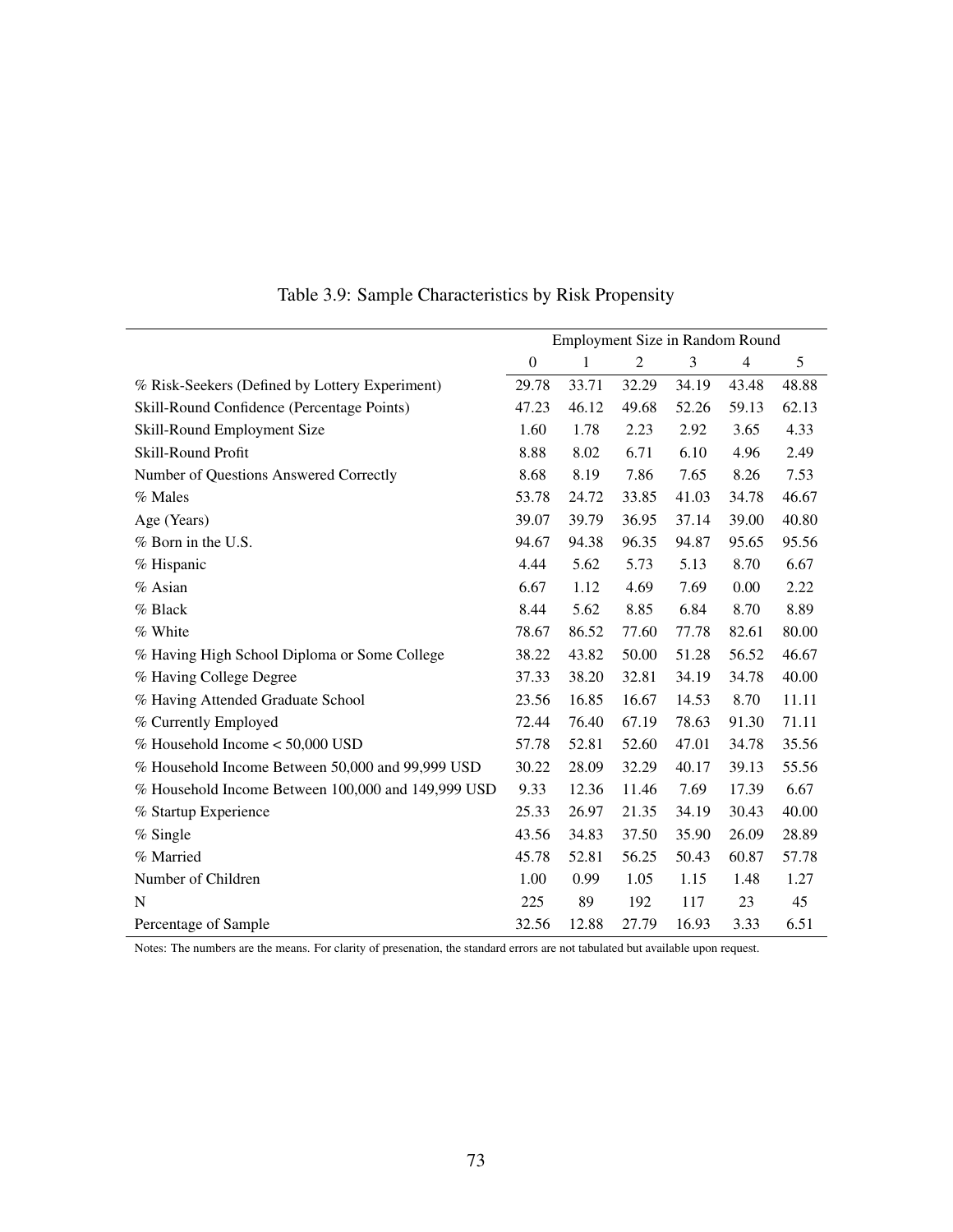Table 3.9: Sample Characteristics by Risk Propensity

| | Employment Size in Random Round | | | | | |
|---|---|---|---|---|---|---|
| | 0 | 1 | 2 | 3 | 4 | 5 |
| % Risk-Seekers (Defined by Lottery Experiment) | 29.78 | 33.71 | 32.29 | 34.19 | 43.48 | 48.88 |
| Skill-Round Confidence (Percentage Points) | 47.23 | 46.12 | 49.68 | 52.26 | 59.13 | 62.13 |
| Skill-Round Employment Size | 1.60 | 1.78 | 2.23 | 2.92 | 3.65 | 4.33 |
| Skill-Round Profit | 8.88 | 8.02 | 6.71 | 6.10 | 4.96 | 2.49 |
| Number of Questions Answered Correctly | 8.68 | 8.19 | 7.86 | 7.65 | 8.26 | 7.53 |
| % Males | 53.78 | 24.72 | 33.85 | 41.03 | 34.78 | 46.67 |
| Age (Years) | 39.07 | 39.79 | 36.95 | 37.14 | 39.00 | 40.80 |
| % Born in the U.S. | 94.67 | 94.38 | 96.35 | 94.87 | 95.65 | 95.56 |
| % Hispanic | 4.44 | 5.62 | 5.73 | 5.13 | 8.70 | 6.67 |
| % Asian | 6.67 | 1.12 | 4.69 | 7.69 | 0.00 | 2.22 |
| % Black | 8.44 | 5.62 | 8.85 | 6.84 | 8.70 | 8.89 |
| % White | 78.67 | 86.52 | 77.60 | 77.78 | 82.61 | 80.00 |
| % Having High School Diploma or Some College | 38.22 | 43.82 | 50.00 | 51.28 | 56.52 | 46.67 |
| % Having College Degree | 37.33 | 38.20 | 32.81 | 34.19 | 34.78 | 40.00 |
| % Having Attended Graduate School | 23.56 | 16.85 | 16.67 | 14.53 | 8.70 | 11.11 |
| % Currently Employed | 72.44 | 76.40 | 67.19 | 78.63 | 91.30 | 71.11 |
| % Household Income < 50,000 USD | 57.78 | 52.81 | 52.60 | 47.01 | 34.78 | 35.56 |
| % Household Income Between 50,000 and 99,999 USD | 30.22 | 28.09 | 32.29 | 40.17 | 39.13 | 55.56 |
| % Household Income Between 100,000 and 149,999 USD | 9.33 | 12.36 | 11.46 | 7.69 | 17.39 | 6.67 |
| % Startup Experience | 25.33 | 26.97 | 21.35 | 34.19 | 30.43 | 40.00 |
| % Single | 43.56 | 34.83 | 37.50 | 35.90 | 26.09 | 28.89 |
| % Married | 45.78 | 52.81 | 56.25 | 50.43 | 60.87 | 57.78 |
| Number of Children | 1.00 | 0.99 | 1.05 | 1.15 | 1.48 | 1.27 |
| N | 225 | 89 | 192 | 117 | 23 | 45 |
| Percentage of Sample | 32.56 | 12.88 | 27.79 | 16.93 | 3.33 | 6.51 |

Notes: The numbers are the means. For clarity of presenation, the standard errors are not tabulated but available upon request.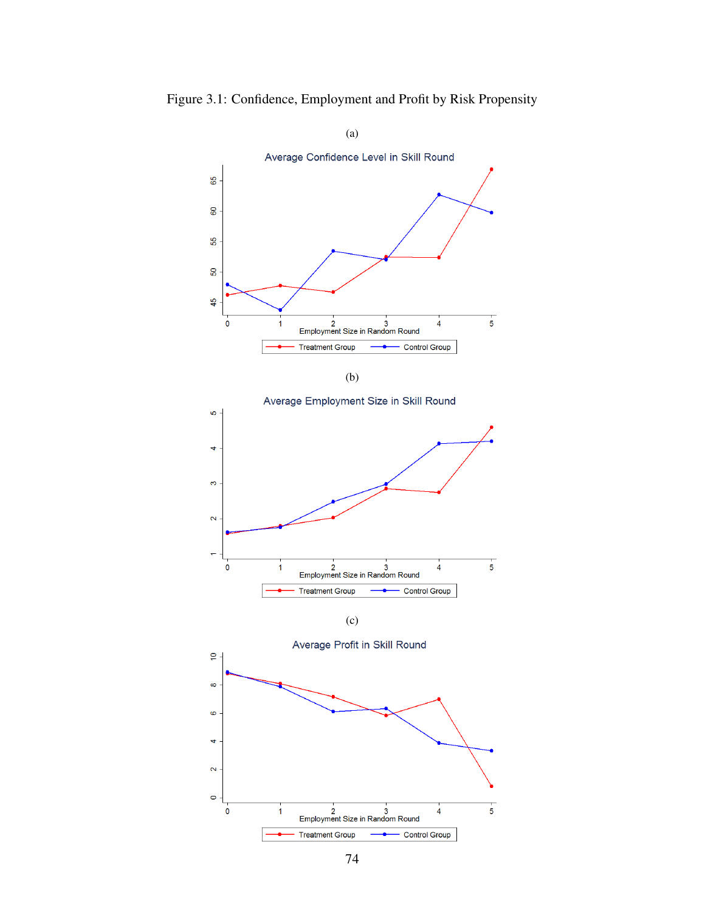Figure 3.1: Confidence, Employment and Profit by Risk Propensity

(a)

Average Confidence Level in Skill Round

Employment Size in Random Round

Treatment Group — Control Group

(b)

Average Employment Size in Skill Round

Employment Size in Random Round

Treatment Group — Control Group

(c)

Average Profit in Skill Round

Employment Size in Random Round

Treatment Group — Control Group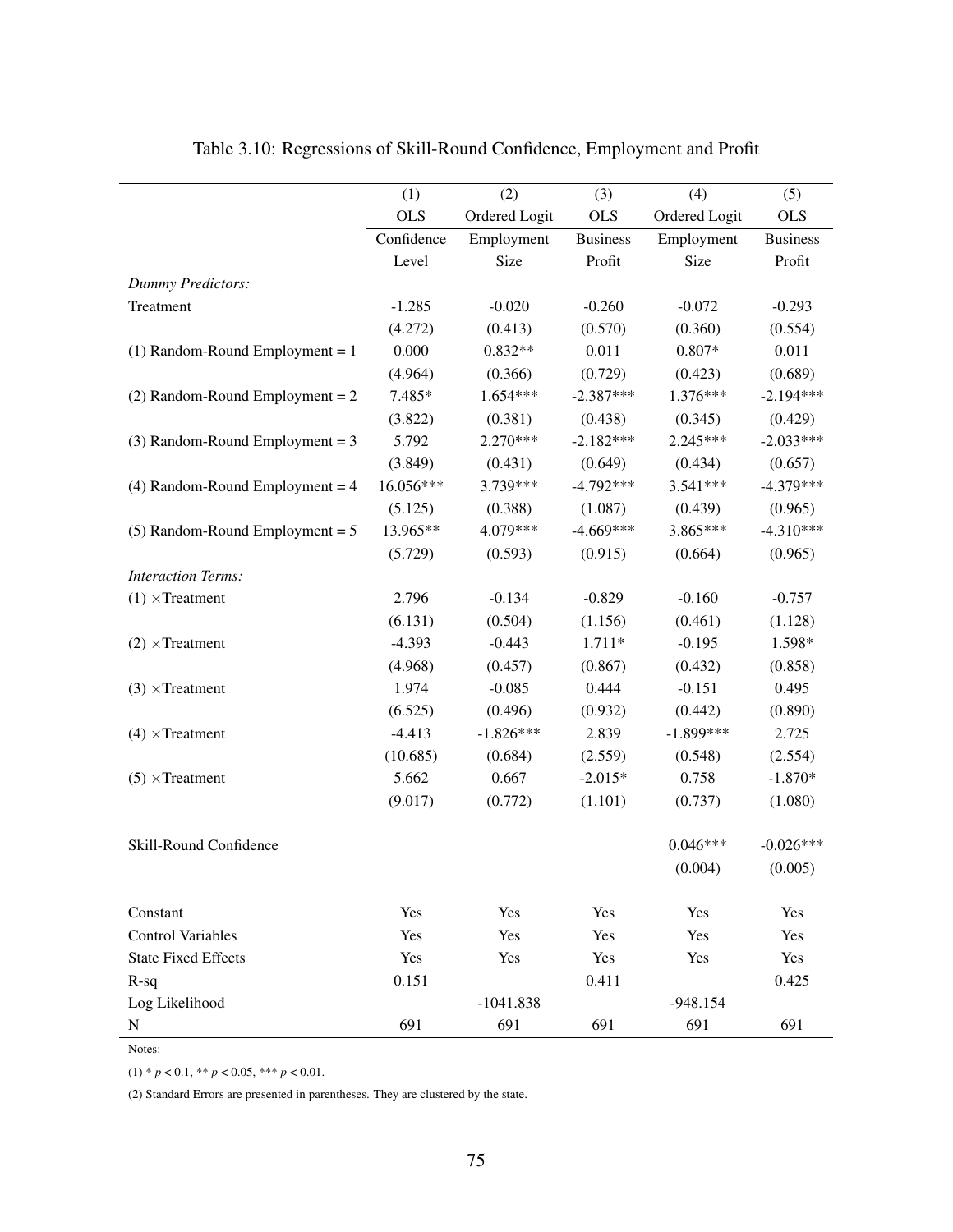Table 3.10: Regressions of Skill-Round Confidence, Employment and Profit

| | (1) | (2) | (3) | (4) | (5) |
|---|---|---|---|---|---|
| | OLS | Ordered Logit | OLS | Ordered Logit | OLS |
| | Confidence Level | Employment Size | Business Profit | Employment Size | Business Profit |
| *Dummy Predictors:* | | | | | |
| Treatment | -1.285 | -0.020 | -0.260 | -0.072 | -0.293 |
| | (4.272) | (0.413) | (0.570) | (0.360) | (0.554) |
| (1) Random-Round Employment = 1 | 0.000 | 0.832** | 0.011 | 0.807* | 0.011 |
| | (4.964) | (0.366) | (0.729) | (0.423) | (0.689) |
| (2) Random-Round Employment = 2 | 7.485* | 1.654*** | -2.387*** | 1.376*** | -2.194*** |
| | (3.822) | (0.381) | (0.438) | (0.345) | (0.429) |
| (3) Random-Round Employment = 3 | 5.792 | 2.270*** | -2.182*** | 2.245*** | -2.033*** |
| | (3.849) | (0.431) | (0.649) | (0.434) | (0.657) |
| (4) Random-Round Employment = 4 | 16.056*** | 3.739*** | -4.792*** | 3.541*** | -4.379*** |
| | (5.125) | (0.388) | (1.087) | (0.439) | (0.965) |
| (5) Random-Round Employment = 5 | 13.965** | 4.079*** | -4.669*** | 3.865*** | -4.310*** |
| | (5.729) | (0.593) | (0.915) | (0.664) | (0.965) |
| *Interaction Terms:* | | | | | |
| (1) ×Treatment | 2.796 | -0.134 | -0.829 | -0.160 | -0.757 |
| | (6.131) | (0.504) | (1.156) | (0.461) | (1.128) |
| (2) ×Treatment | -4.393 | -0.443 | 1.711* | -0.195 | 1.598* |
| | (4.968) | (0.457) | (0.867) | (0.432) | (0.858) |
| (3) ×Treatment | 1.974 | -0.085 | 0.444 | -0.151 | 0.495 |
| | (6.525) | (0.496) | (0.932) | (0.442) | (0.890) |
| (4) ×Treatment | -4.413 | -1.826*** | 2.839 | -1.899*** | 2.725 |
| | (10.685) | (0.684) | (2.559) | (0.548) | (2.554) |
| (5) ×Treatment | 5.662 | 0.667 | -2.015* | 0.758 | -1.870* |
| | (9.017) | (0.772) | (1.101) | (0.737) | (1.080) |
| Skill-Round Confidence | | | | 0.046*** | -0.026*** |
| | | | | (0.004) | (0.005) |
| Constant | Yes | Yes | Yes | Yes | Yes |
| Control Variables | Yes | Yes | Yes | Yes | Yes |
| State Fixed Effects | Yes | Yes | Yes | Yes | Yes |
| R-sq | 0.151 | | 0.411 | | 0.425 |
| Log Likelihood | | -1041.838 | | -948.154 | |
| N | 691 | 691 | 691 | 691 | 691 |

Notes:

(1) * $p < 0.1$, ** $p < 0.05$, *** $p < 0.01$.

(2) Standard Errors are presented in parentheses. They are clustered by the state.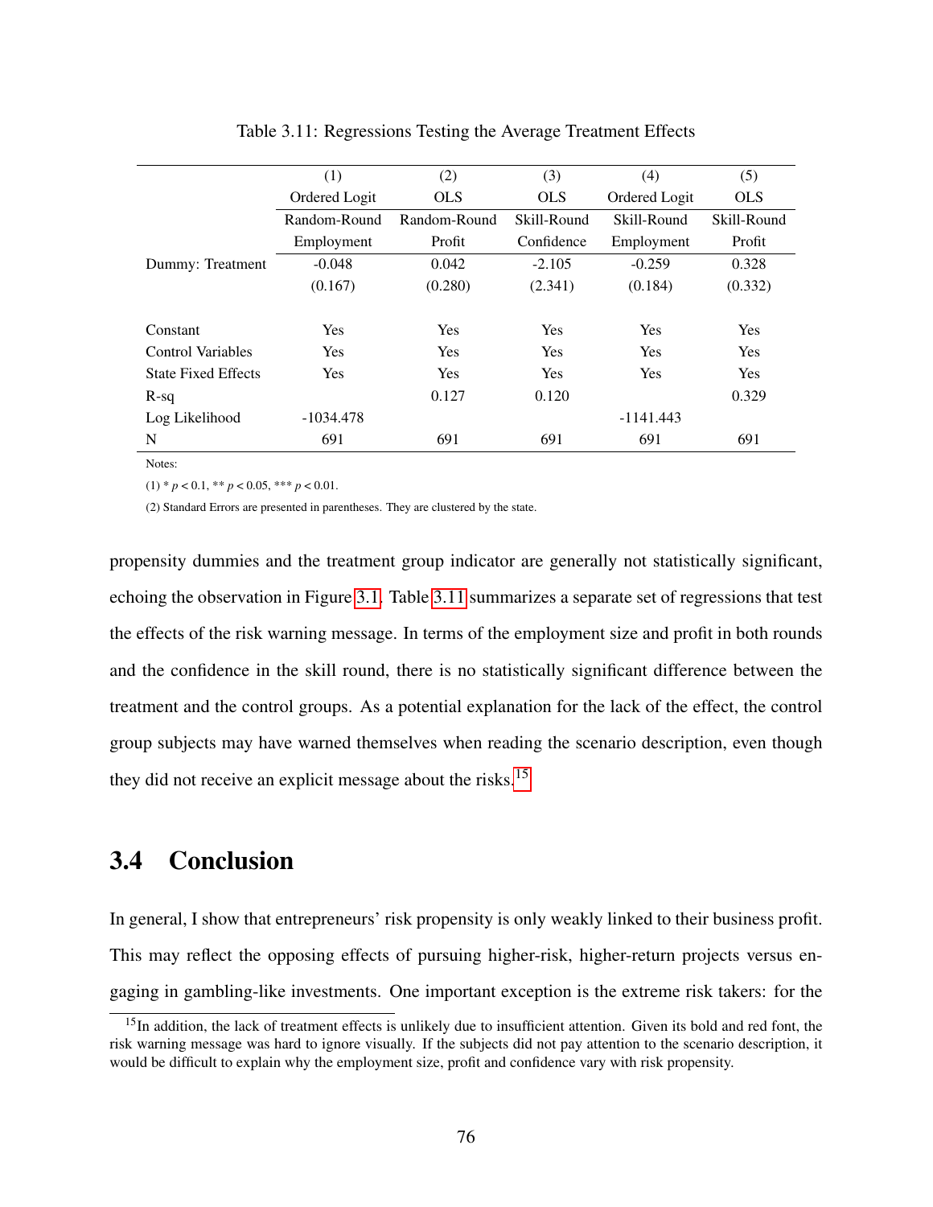Table 3.11: Regressions Testing the Average Treatment Effects

| | (1) | (2) | (3) | (4) | (5) |
|---|---|---|---|---|---|
| | Ordered Logit | OLS | OLS | Ordered Logit | OLS |
| | Random-Round Employment | Random-Round Profit | Skill-Round Confidence | Skill-Round Employment | Skill-Round Profit |
| Dummy: Treatment | -0.048 | 0.042 | -2.105 | -0.259 | 0.328 |
| | (0.167) | (0.280) | (2.341) | (0.184) | (0.332) |
| Constant | Yes | Yes | Yes | Yes | Yes |
| Control Variables | Yes | Yes | Yes | Yes | Yes |
| State Fixed Effects | Yes | Yes | Yes | Yes | Yes |
| R-sq | | 0.127 | 0.120 | | 0.329 |
| Log Likelihood | -1034.478 | | | -1141.443 | |
| N | 691 | 691 | 691 | 691 | 691 |

Notes:

(1) * $p < 0.1$, ** $p < 0.05$, *** $p < 0.01$.

(2) Standard Errors are presented in parentheses. They are clustered by the state.

propensity dummies and the treatment group indicator are generally not statistically significant, echoing the observation in Figure 3.1. Table 3.11 summarizes a separate set of regressions that test the effects of the risk warning message. In terms of the employment size and profit in both rounds and the confidence in the skill round, there is no statistically significant difference between the treatment and the control groups. As a potential explanation for the lack of the effect, the control group subjects may have warned themselves when reading the scenario description, even though they did not receive an explicit message about the risks.[15]

## 3.4 Conclusion

In general, I show that entrepreneurs' risk propensity is only weakly linked to their business profit. This may reflect the opposing effects of pursuing higher-risk, higher-return projects versus engaging in gambling-like investments. One important exception is the extreme risk takers: for the

[15] In addition, the lack of treatment effects is unlikely due to insufficient attention. Given its bold and red font, the risk warning message was hard to ignore visually. If the subjects did not pay attention to the scenario description, it would be difficult to explain why the employment size, profit and confidence vary with risk propensity.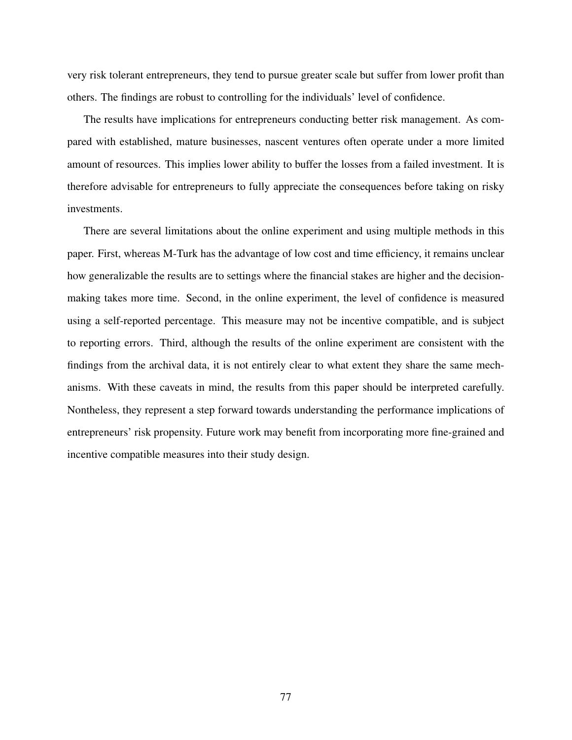very risk tolerant entrepreneurs, they tend to pursue greater scale but suffer from lower profit than others. The findings are robust to controlling for the individuals' level of confidence.

The results have implications for entrepreneurs conducting better risk management. As compared with established, mature businesses, nascent ventures often operate under a more limited amount of resources. This implies lower ability to buffer the losses from a failed investment. It is therefore advisable for entrepreneurs to fully appreciate the consequences before taking on risky investments.

There are several limitations about the online experiment and using multiple methods in this paper. First, whereas M-Turk has the advantage of low cost and time efficiency, it remains unclear how generalizable the results are to settings where the financial stakes are higher and the decision-making takes more time. Second, in the online experiment, the level of confidence is measured using a self-reported percentage. This measure may not be incentive compatible, and is subject to reporting errors. Third, although the results of the online experiment are consistent with the findings from the archival data, it is not entirely clear to what extent they share the same mechanisms. With these caveats in mind, the results from this paper should be interpreted carefully. Nontheless, they represent a step forward towards understanding the performance implications of entrepreneurs' risk propensity. Future work may benefit from incorporating more fine-grained and incentive compatible measures into their study design.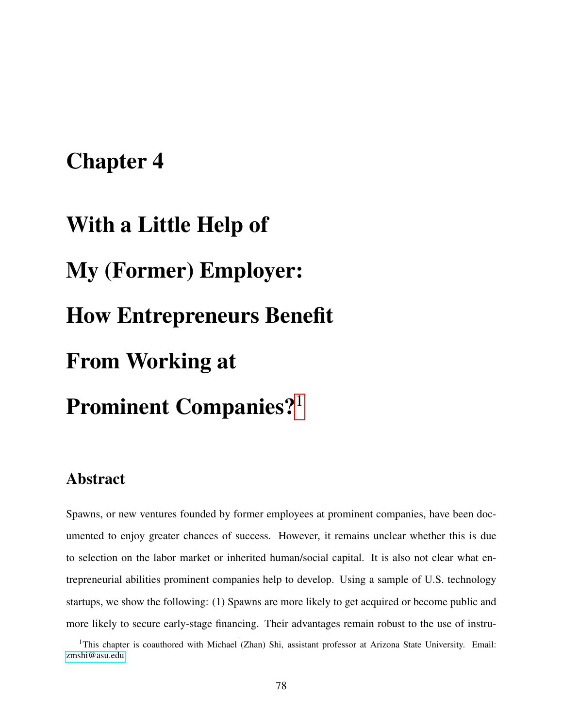# Chapter 4

# With a Little Help of My (Former) Employer: How Entrepreneurs Benefit From Working at Prominent Companies?[1]

## Abstract

Spawns, or new ventures founded by former employees at prominent companies, have been documented to enjoy greater chances of success. However, it remains unclear whether this is due to selection on the labor market or inherited human/social capital. It is also not clear what entrepreneurial abilities prominent companies help to develop. Using a sample of U.S. technology startups, we show the following: (1) Spawns are more likely to get acquired or become public and more likely to secure early-stage financing. Their advantages remain robust to the use of instru-

[1] This chapter is coauthored with Michael (Zhan) Shi, assistant professor at Arizona State University. Email: zmshi@asu.edu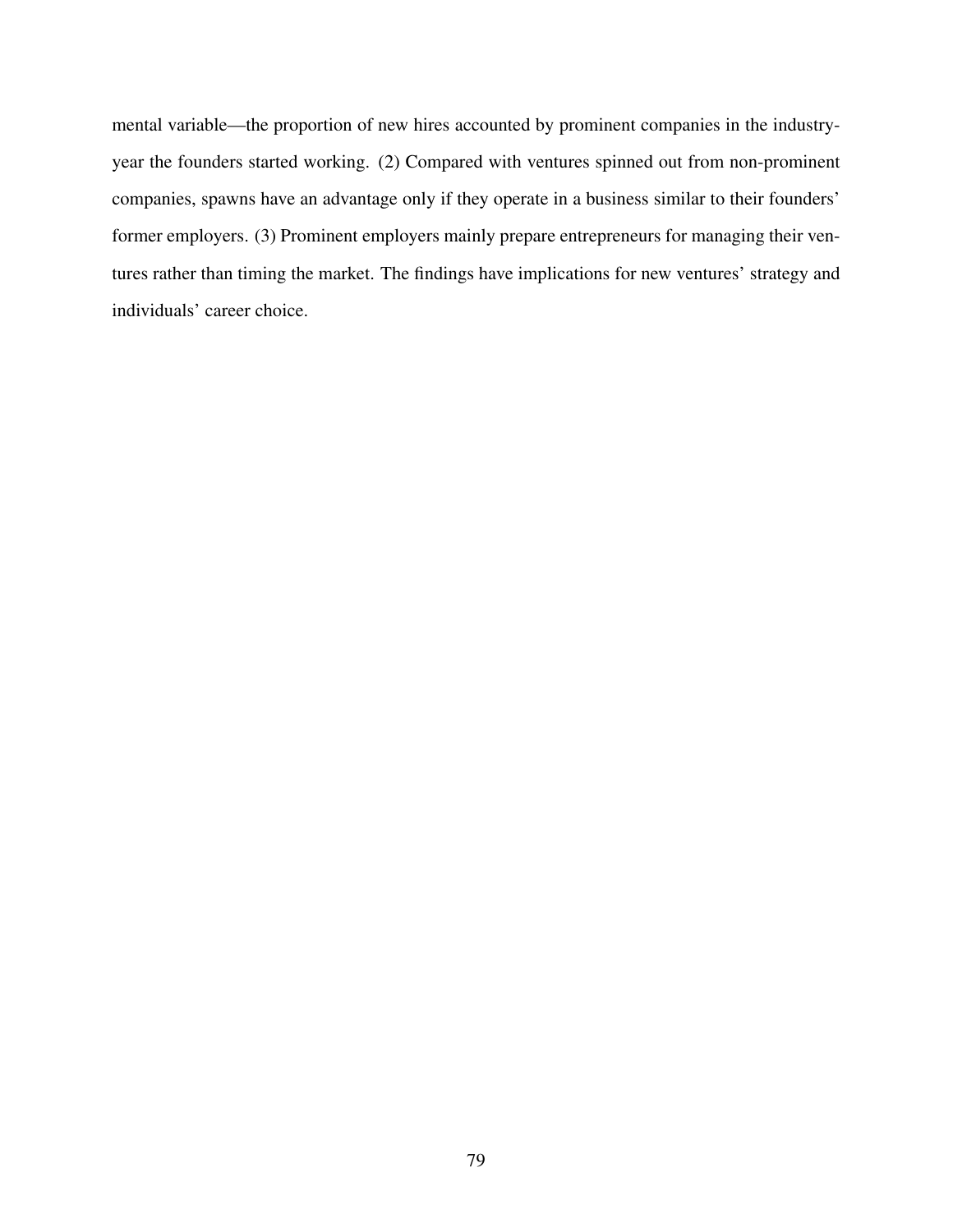mental variable—the proportion of new hires accounted by prominent companies in the industry-year the founders started working. (2) Compared with ventures spinned out from non-prominent companies, spawns have an advantage only if they operate in a business similar to their founders' former employers. (3) Prominent employers mainly prepare entrepreneurs for managing their ventures rather than timing the market. The findings have implications for new ventures' strategy and individuals' career choice.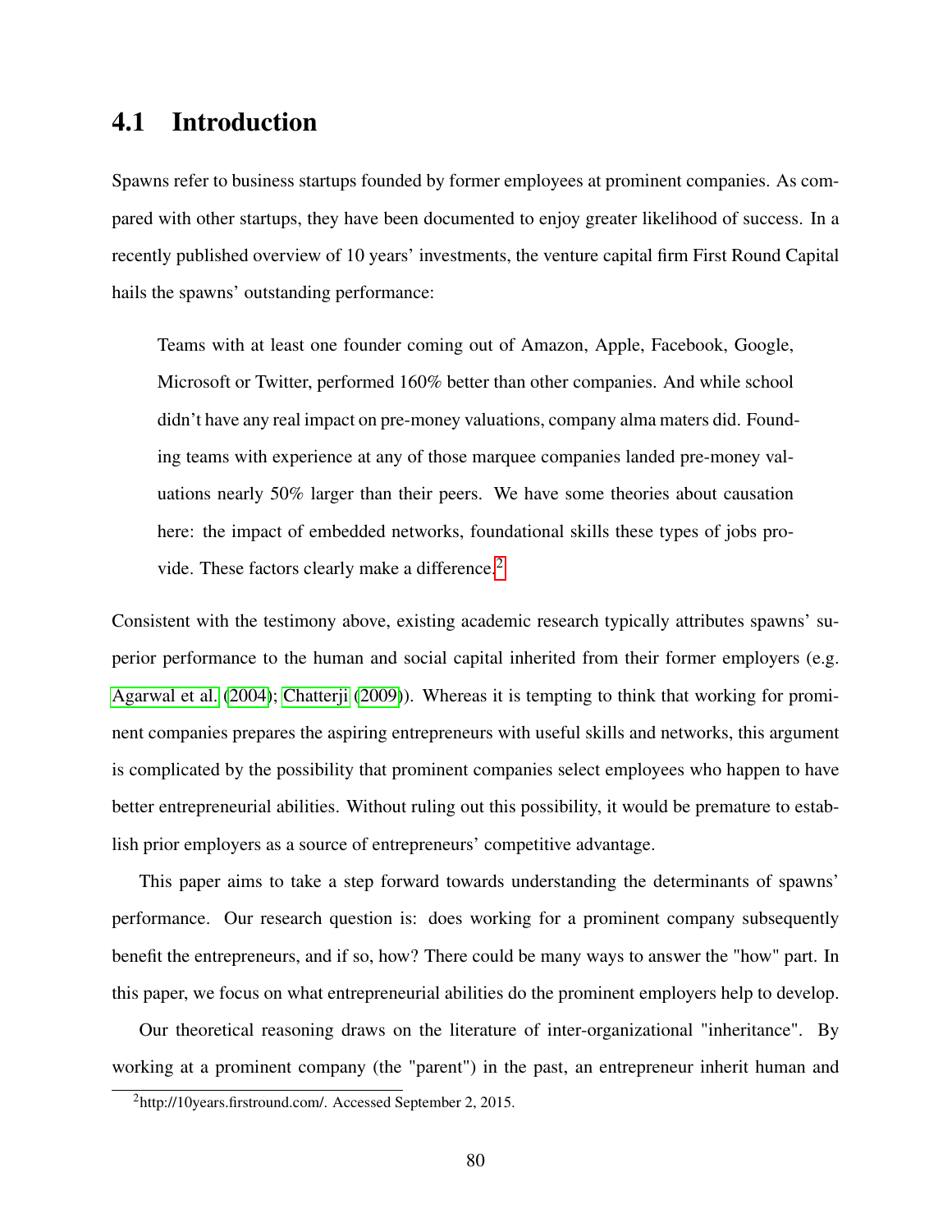## 4.1 Introduction

Spawns refer to business startups founded by former employees at prominent companies. As compared with other startups, they have been documented to enjoy greater likelihood of success. In a recently published overview of 10 years' investments, the venture capital firm First Round Capital hails the spawns' outstanding performance:

> Teams with at least one founder coming out of Amazon, Apple, Facebook, Google, Microsoft or Twitter, performed 160% better than other companies. And while school didn't have any real impact on pre-money valuations, company alma maters did. Founding teams with experience at any of those marquee companies landed pre-money valuations nearly 50% larger than their peers. We have some theories about causation here: the impact of embedded networks, foundational skills these types of jobs provide. These factors clearly make a difference.[2]

Consistent with the testimony above, existing academic research typically attributes spawns' superior performance to the human and social capital inherited from their former employers (e.g. Agarwal et al. (2004); Chatterji (2009)). Whereas it is tempting to think that working for prominent companies prepares the aspiring entrepreneurs with useful skills and networks, this argument is complicated by the possibility that prominent companies select employees who happen to have better entrepreneurial abilities. Without ruling out this possibility, it would be premature to establish prior employers as a source of entrepreneurs' competitive advantage.

This paper aims to take a step forward towards understanding the determinants of spawns' performance. Our research question is: does working for a prominent company subsequently benefit the entrepreneurs, and if so, how? There could be many ways to answer the "how" part. In this paper, we focus on what entrepreneurial abilities do the prominent employers help to develop.

Our theoretical reasoning draws on the literature of inter-organizational "inheritance". By working at a prominent company (the "parent") in the past, an entrepreneur inherit human and

[2] http://10years.firstround.com/. Accessed September 2, 2015.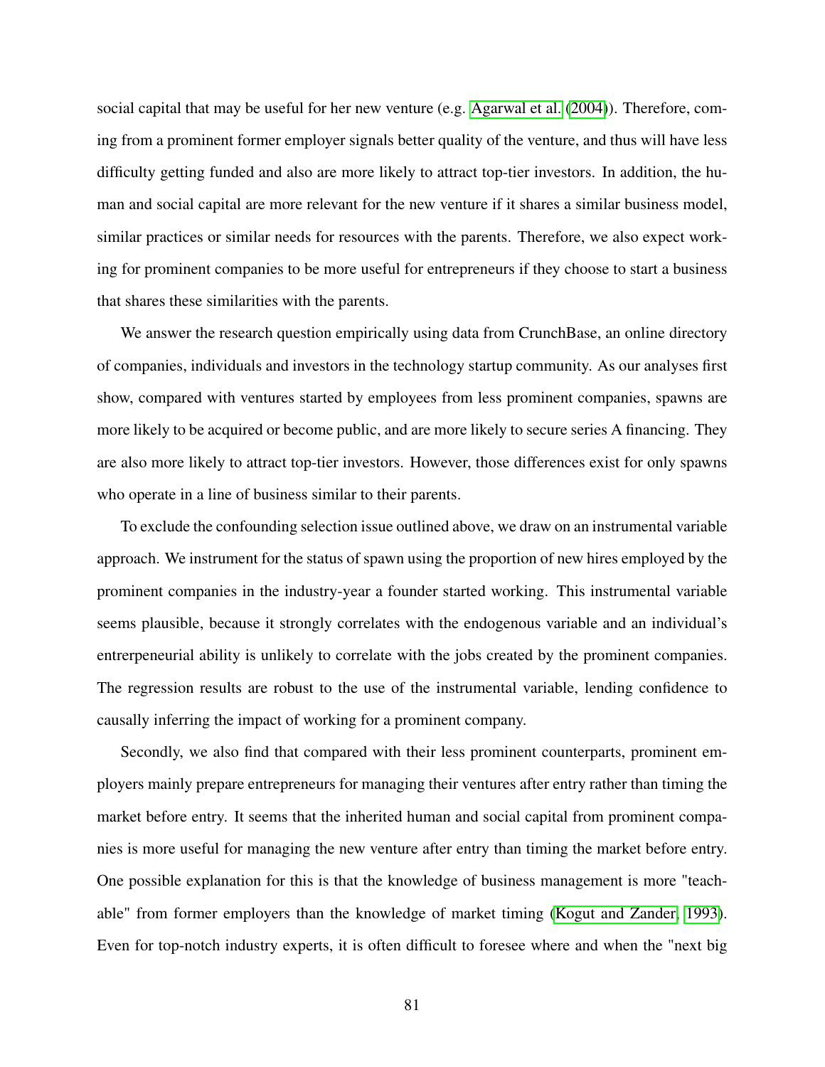social capital that may be useful for her new venture (e.g. Agarwal et al. (2004)). Therefore, coming from a prominent former employer signals better quality of the venture, and thus will have less difficulty getting funded and also are more likely to attract top-tier investors. In addition, the human and social capital are more relevant for the new venture if it shares a similar business model, similar practices or similar needs for resources with the parents. Therefore, we also expect working for prominent companies to be more useful for entrepreneurs if they choose to start a business that shares these similarities with the parents.

We answer the research question empirically using data from CrunchBase, an online directory of companies, individuals and investors in the technology startup community. As our analyses first show, compared with ventures started by employees from less prominent companies, spawns are more likely to be acquired or become public, and are more likely to secure series A financing. They are also more likely to attract top-tier investors. However, those differences exist for only spawns who operate in a line of business similar to their parents.

To exclude the confounding selection issue outlined above, we draw on an instrumental variable approach. We instrument for the status of spawn using the proportion of new hires employed by the prominent companies in the industry-year a founder started working. This instrumental variable seems plausible, because it strongly correlates with the endogenous variable and an individual's entrerpeneurial ability is unlikely to correlate with the jobs created by the prominent companies. The regression results are robust to the use of the instrumental variable, lending confidence to causally inferring the impact of working for a prominent company.

Secondly, we also find that compared with their less prominent counterparts, prominent employers mainly prepare entrepreneurs for managing their ventures after entry rather than timing the market before entry. It seems that the inherited human and social capital from prominent companies is more useful for managing the new venture after entry than timing the market before entry. One possible explanation for this is that the knowledge of business management is more "teachable" from former employers than the knowledge of market timing (Kogut and Zander, 1993). Even for top-notch industry experts, it is often difficult to foresee where and when the "next big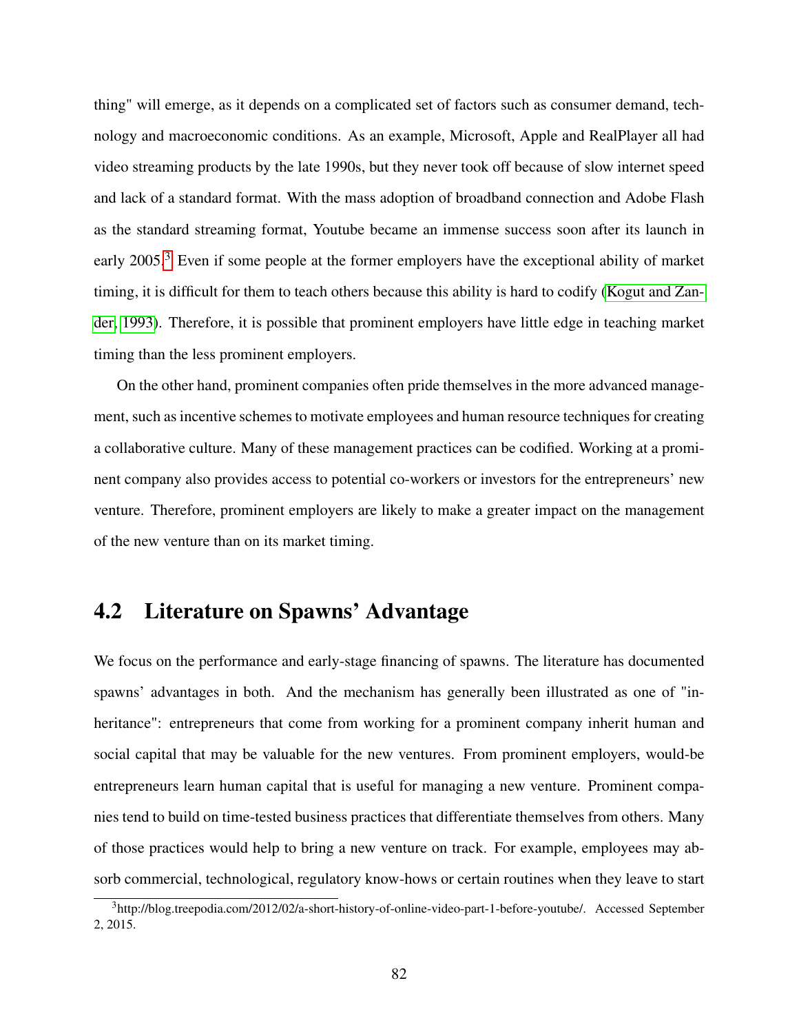thing" will emerge, as it depends on a complicated set of factors such as consumer demand, technology and macroeconomic conditions. As an example, Microsoft, Apple and RealPlayer all had video streaming products by the late 1990s, but they never took off because of slow internet speed and lack of a standard format. With the mass adoption of broadband connection and Adobe Flash as the standard streaming format, Youtube became an immense success soon after its launch in early 2005.[3] Even if some people at the former employers have the exceptional ability of market timing, it is difficult for them to teach others because this ability is hard to codify (Kogut and Zander, 1993). Therefore, it is possible that prominent employers have little edge in teaching market timing than the less prominent employers.

On the other hand, prominent companies often pride themselves in the more advanced management, such as incentive schemes to motivate employees and human resource techniques for creating a collaborative culture. Many of these management practices can be codified. Working at a prominent company also provides access to potential co-workers or investors for the entrepreneurs' new venture. Therefore, prominent employers are likely to make a greater impact on the management of the new venture than on its market timing.

## 4.2 Literature on Spawns' Advantage

We focus on the performance and early-stage financing of spawns. The literature has documented spawns' advantages in both. And the mechanism has generally been illustrated as one of "inheritance": entrepreneurs that come from working for a prominent company inherit human and social capital that may be valuable for the new ventures. From prominent employers, would-be entrepreneurs learn human capital that is useful for managing a new venture. Prominent companies tend to build on time-tested business practices that differentiate themselves from others. Many of those practices would help to bring a new venture on track. For example, employees may absorb commercial, technological, regulatory know-hows or certain routines when they leave to start

[3] http://blog.treepodia.com/2012/02/a-short-history-of-online-video-part-1-before-youtube/. Accessed September 2, 2015.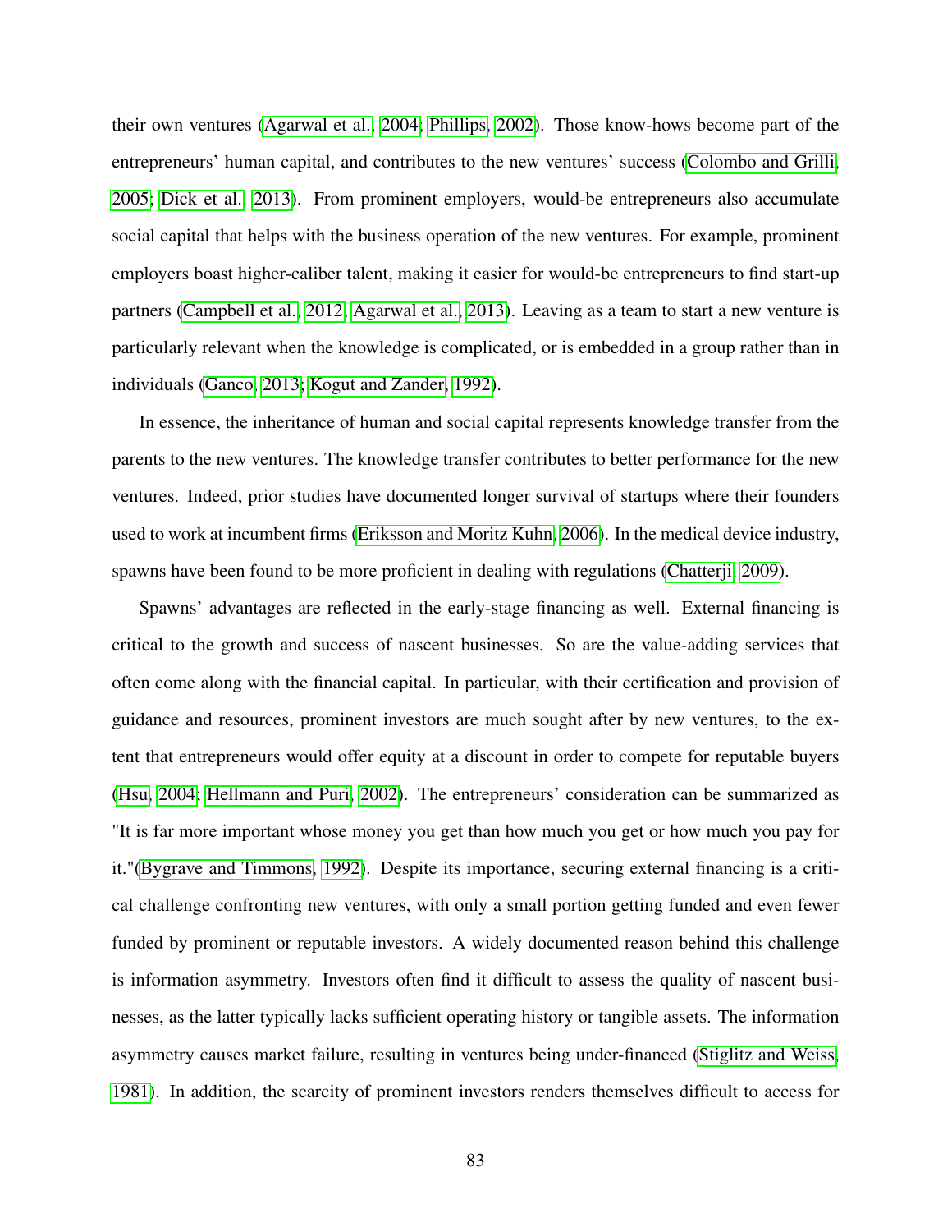their own ventures (Agarwal et al., 2004; Phillips, 2002). Those know-hows become part of the entrepreneurs' human capital, and contributes to the new ventures' success (Colombo and Grilli, 2005; Dick et al., 2013). From prominent employers, would-be entrepreneurs also accumulate social capital that helps with the business operation of the new ventures. For example, prominent employers boast higher-caliber talent, making it easier for would-be entrepreneurs to find start-up partners (Campbell et al., 2012; Agarwal et al., 2013). Leaving as a team to start a new venture is particularly relevant when the knowledge is complicated, or is embedded in a group rather than in individuals (Ganco, 2013; Kogut and Zander, 1992).

In essence, the inheritance of human and social capital represents knowledge transfer from the parents to the new ventures. The knowledge transfer contributes to better performance for the new ventures. Indeed, prior studies have documented longer survival of startups where their founders used to work at incumbent firms (Eriksson and Moritz Kuhn, 2006). In the medical device industry, spawns have been found to be more proficient in dealing with regulations (Chatterji, 2009).

Spawns' advantages are reflected in the early-stage financing as well. External financing is critical to the growth and success of nascent businesses. So are the value-adding services that often come along with the financial capital. In particular, with their certification and provision of guidance and resources, prominent investors are much sought after by new ventures, to the extent that entrepreneurs would offer equity at a discount in order to compete for reputable buyers (Hsu, 2004; Hellmann and Puri, 2002). The entrepreneurs' consideration can be summarized as "It is far more important whose money you get than how much you get or how much you pay for it."(Bygrave and Timmons, 1992). Despite its importance, securing external financing is a critical challenge confronting new ventures, with only a small portion getting funded and even fewer funded by prominent or reputable investors. A widely documented reason behind this challenge is information asymmetry. Investors often find it difficult to assess the quality of nascent businesses, as the latter typically lacks sufficient operating history or tangible assets. The information asymmetry causes market failure, resulting in ventures being under-financed (Stiglitz and Weiss, 1981). In addition, the scarcity of prominent investors renders themselves difficult to access for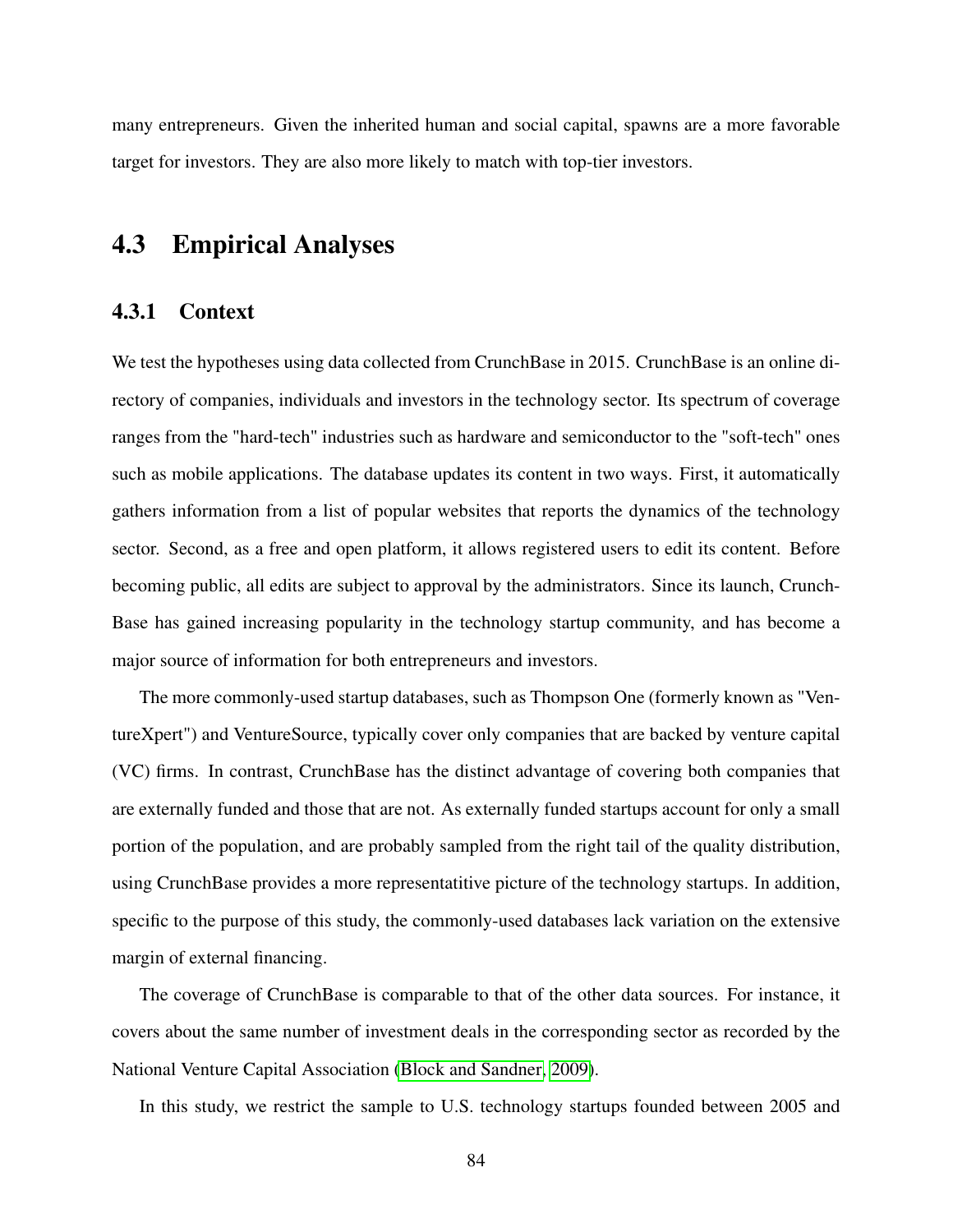many entrepreneurs. Given the inherited human and social capital, spawns are a more favorable target for investors. They are also more likely to match with top-tier investors.

## 4.3 Empirical Analyses

### 4.3.1 Context

We test the hypotheses using data collected from CrunchBase in 2015. CrunchBase is an online directory of companies, individuals and investors in the technology sector. Its spectrum of coverage ranges from the "hard-tech" industries such as hardware and semiconductor to the "soft-tech" ones such as mobile applications. The database updates its content in two ways. First, it automatically gathers information from a list of popular websites that reports the dynamics of the technology sector. Second, as a free and open platform, it allows registered users to edit its content. Before becoming public, all edits are subject to approval by the administrators. Since its launch, CrunchBase has gained increasing popularity in the technology startup community, and has become a major source of information for both entrepreneurs and investors.

The more commonly-used startup databases, such as Thompson One (formerly known as "VentureXpert") and VentureSource, typically cover only companies that are backed by venture capital (VC) firms. In contrast, CrunchBase has the distinct advantage of covering both companies that are externally funded and those that are not. As externally funded startups account for only a small portion of the population, and are probably sampled from the right tail of the quality distribution, using CrunchBase provides a more representatitive picture of the technology startups. In addition, specific to the purpose of this study, the commonly-used databases lack variation on the extensive margin of external financing.

The coverage of CrunchBase is comparable to that of the other data sources. For instance, it covers about the same number of investment deals in the corresponding sector as recorded by the National Venture Capital Association (Block and Sandner, 2009).

In this study, we restrict the sample to U.S. technology startups founded between 2005 and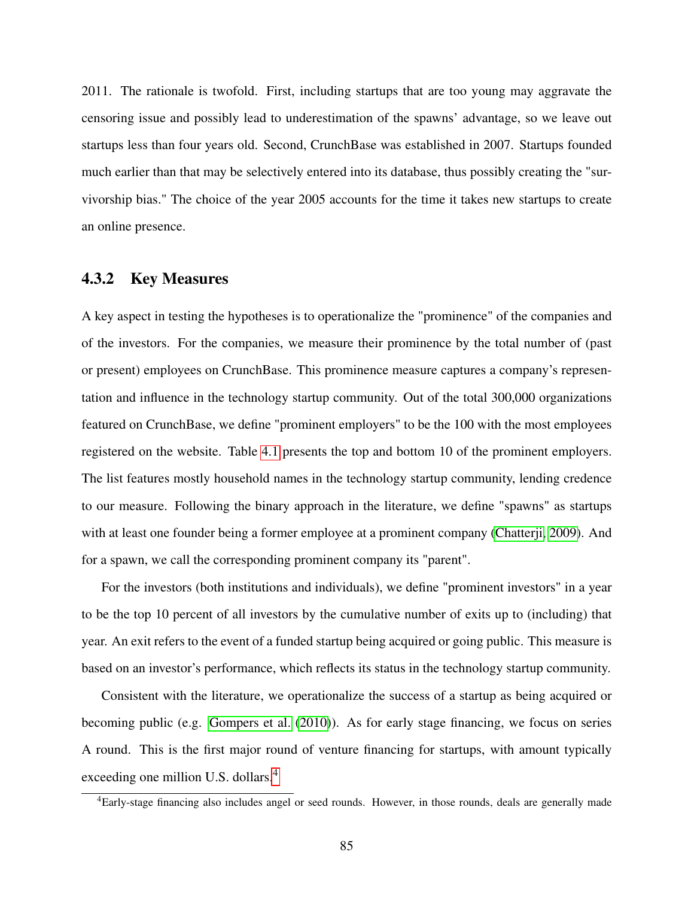2011. The rationale is twofold. First, including startups that are too young may aggravate the censoring issue and possibly lead to underestimation of the spawns' advantage, so we leave out startups less than four years old. Second, CrunchBase was established in 2007. Startups founded much earlier than that may be selectively entered into its database, thus possibly creating the "survivorship bias." The choice of the year 2005 accounts for the time it takes new startups to create an online presence.

### 4.3.2 Key Measures

A key aspect in testing the hypotheses is to operationalize the "prominence" of the companies and of the investors. For the companies, we measure their prominence by the total number of (past or present) employees on CrunchBase. This prominence measure captures a company's representation and influence in the technology startup community. Out of the total 300,000 organizations featured on CrunchBase, we define "prominent employers" to be the 100 with the most employees registered on the website. Table 4.1 presents the top and bottom 10 of the prominent employers. The list features mostly household names in the technology startup community, lending credence to our measure. Following the binary approach in the literature, we define "spawns" as startups with at least one founder being a former employee at a prominent company (Chatterji, 2009). And for a spawn, we call the corresponding prominent company its "parent".

For the investors (both institutions and individuals), we define "prominent investors" in a year to be the top 10 percent of all investors by the cumulative number of exits up to (including) that year. An exit refers to the event of a funded startup being acquired or going public. This measure is based on an investor's performance, which reflects its status in the technology startup community.

Consistent with the literature, we operationalize the success of a startup as being acquired or becoming public (e.g. Gompers et al. (2010)). As for early stage financing, we focus on series A round. This is the first major round of venture financing for startups, with amount typically exceeding one million U.S. dollars.[4]

[4] Early-stage financing also includes angel or seed rounds. However, in those rounds, deals are generally made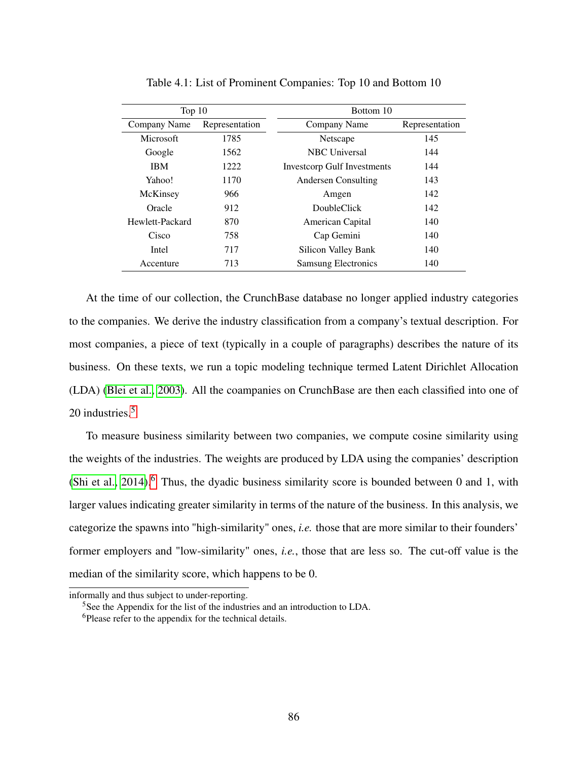Table 4.1: List of Prominent Companies: Top 10 and Bottom 10

| Top 10 | | Bottom 10 | |
|---|---|---|---|
| Company Name | Representation | Company Name | Representation |
| Microsoft | 1785 | Netscape | 145 |
| Google | 1562 | NBC Universal | 144 |
| IBM | 1222 | Investcorp Gulf Investments | 144 |
| Yahoo! | 1170 | Andersen Consulting | 143 |
| McKinsey | 966 | Amgen | 142 |
| Oracle | 912 | DoubleClick | 142 |
| Hewlett-Packard | 870 | American Capital | 140 |
| Cisco | 758 | Cap Gemini | 140 |
| Intel | 717 | Silicon Valley Bank | 140 |
| Accenture | 713 | Samsung Electronics | 140 |

At the time of our collection, the CrunchBase database no longer applied industry categories to the companies. We derive the industry classification from a company's textual description. For most companies, a piece of text (typically in a couple of paragraphs) describes the nature of its business. On these texts, we run a topic modeling technique termed Latent Dirichlet Allocation (LDA) (Blei et al., 2003). All the coampanies on CrunchBase are then each classified into one of 20 industries.[5]

To measure business similarity between two companies, we compute cosine similarity using the weights of the industries. The weights are produced by LDA using the companies' description (Shi et al., 2014).[6] Thus, the dyadic business similarity score is bounded between 0 and 1, with larger values indicating greater similarity in terms of the nature of the business. In this analysis, we categorize the spawns into "high-similarity" ones, *i.e.* those that are more similar to their founders' former employers and "low-similarity" ones, *i.e.*, those that are less so. The cut-off value is the median of the similarity score, which happens to be 0.

informally and thus subject to under-reporting.

[5]See the Appendix for the list of the industries and an introduction to LDA.

[6]Please refer to the appendix for the technical details.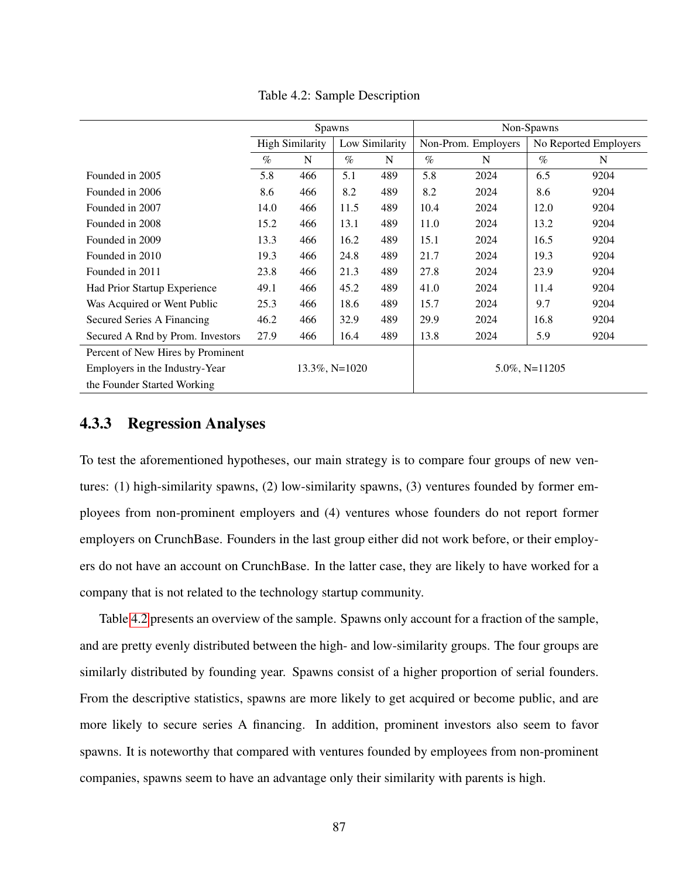Table 4.2: Sample Description

| | Spawns | | | | Non-Spawns | | | |
|---|---|---|---|---|---|---|---|---|
| | High Similarity | | Low Similarity | | Non-Prom. Employers | | No Reported Employers | |
| | % | N | % | N | % | N | % | N |
| Founded in 2005 | 5.8 | 466 | 5.1 | 489 | 5.8 | 2024 | 6.5 | 9204 |
| Founded in 2006 | 8.6 | 466 | 8.2 | 489 | 8.2 | 2024 | 8.6 | 9204 |
| Founded in 2007 | 14.0 | 466 | 11.5 | 489 | 10.4 | 2024 | 12.0 | 9204 |
| Founded in 2008 | 15.2 | 466 | 13.1 | 489 | 11.0 | 2024 | 13.2 | 9204 |
| Founded in 2009 | 13.3 | 466 | 16.2 | 489 | 15.1 | 2024 | 16.5 | 9204 |
| Founded in 2010 | 19.3 | 466 | 24.8 | 489 | 21.7 | 2024 | 19.3 | 9204 |
| Founded in 2011 | 23.8 | 466 | 21.3 | 489 | 27.8 | 2024 | 23.9 | 9204 |
| Had Prior Startup Experience | 49.1 | 466 | 45.2 | 489 | 41.0 | 2024 | 11.4 | 9204 |
| Was Acquired or Went Public | 25.3 | 466 | 18.6 | 489 | 15.7 | 2024 | 9.7 | 9204 |
| Secured Series A Financing | 46.2 | 466 | 32.9 | 489 | 29.9 | 2024 | 16.8 | 9204 |
| Secured A Rnd by Prom. Investors | 27.9 | 466 | 16.4 | 489 | 13.8 | 2024 | 5.9 | 9204 |
| Percent of New Hires by Prominent Employers in the Industry-Year the Founder Started Working | 13.3%, N=1020 | | | | 5.0%, N=11205 | | | |

### 4.3.3 Regression Analyses

To test the aforementioned hypotheses, our main strategy is to compare four groups of new ventures: (1) high-similarity spawns, (2) low-similarity spawns, (3) ventures founded by former employees from non-prominent employers and (4) ventures whose founders do not report former employers on CrunchBase. Founders in the last group either did not work before, or their employers do not have an account on CrunchBase. In the latter case, they are likely to have worked for a company that is not related to the technology startup community.

Table 4.2 presents an overview of the sample. Spawns only account for a fraction of the sample, and are pretty evenly distributed between the high- and low-similarity groups. The four groups are similarly distributed by founding year. Spawns consist of a higher proportion of serial founders. From the descriptive statistics, spawns are more likely to get acquired or become public, and are more likely to secure series A financing. In addition, prominent investors also seem to favor spawns. It is noteworthy that compared with ventures founded by employees from non-prominent companies, spawns seem to have an advantage only their similarity with parents is high.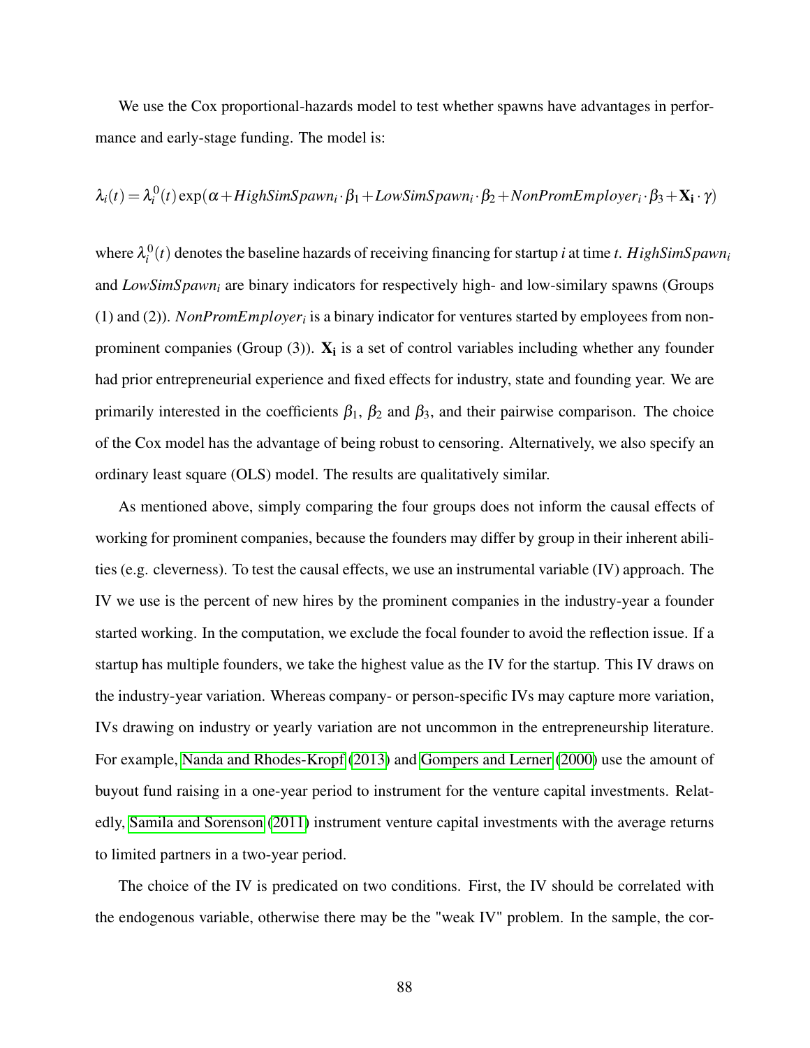We use the Cox proportional-hazards model to test whether spawns have advantages in performance and early-stage funding. The model is:

$$\lambda_i(t) = \lambda_i^0(t)\exp(\alpha + HighSimSpawn_i \cdot \beta_1 + LowSimSpawn_i \cdot \beta_2 + NonPromEmployer_i \cdot \beta_3 + \mathbf{X_i} \cdot \gamma)$$

where $\lambda_i^0(t)$ denotes the baseline hazards of receiving financing for startup $i$ at time $t$. $HighSimSpawn_i$ and $LowSimSpawn_i$ are binary indicators for respectively high- and low-similary spawns (Groups (1) and (2)). $NonPromEmployer_i$ is a binary indicator for ventures started by employees from non-prominent companies (Group (3)). $\mathbf{X_i}$ is a set of control variables including whether any founder had prior entrepreneurial experience and fixed effects for industry, state and founding year. We are primarily interested in the coefficients $\beta_1$, $\beta_2$ and $\beta_3$, and their pairwise comparison. The choice of the Cox model has the advantage of being robust to censoring. Alternatively, we also specify an ordinary least square (OLS) model. The results are qualitatively similar.

As mentioned above, simply comparing the four groups does not inform the causal effects of working for prominent companies, because the founders may differ by group in their inherent abilities (e.g. cleverness). To test the causal effects, we use an instrumental variable (IV) approach. The IV we use is the percent of new hires by the prominent companies in the industry-year a founder started working. In the computation, we exclude the focal founder to avoid the reflection issue. If a startup has multiple founders, we take the highest value as the IV for the startup. This IV draws on the industry-year variation. Whereas company- or person-specific IVs may capture more variation, IVs drawing on industry or yearly variation are not uncommon in the entrepreneurship literature. For example, Nanda and Rhodes-Kropf (2013) and Gompers and Lerner (2000) use the amount of buyout fund raising in a one-year period to instrument for the venture capital investments. Relatedly, Samila and Sorenson (2011) instrument venture capital investments with the average returns to limited partners in a two-year period.

The choice of the IV is predicated on two conditions. First, the IV should be correlated with the endogenous variable, otherwise there may be the "weak IV" problem. In the sample, the cor-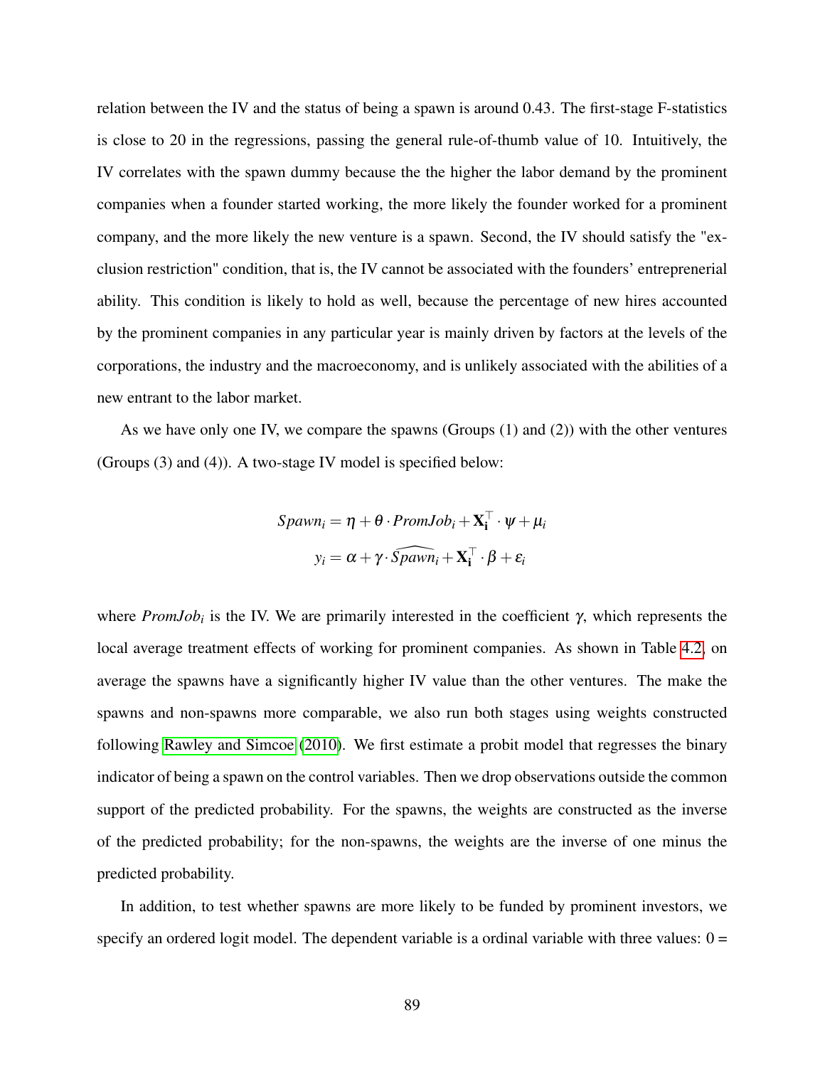relation between the IV and the status of being a spawn is around 0.43. The first-stage F-statistics is close to 20 in the regressions, passing the general rule-of-thumb value of 10. Intuitively, the IV correlates with the spawn dummy because the the higher the labor demand by the prominent companies when a founder started working, the more likely the founder worked for a prominent company, and the more likely the new venture is a spawn. Second, the IV should satisfy the "exclusion restriction" condition, that is, the IV cannot be associated with the founders' entreprenerial ability. This condition is likely to hold as well, because the percentage of new hires accounted by the prominent companies in any particular year is mainly driven by factors at the levels of the corporations, the industry and the macroeconomy, and is unlikely associated with the abilities of a new entrant to the labor market.

As we have only one IV, we compare the spawns (Groups (1) and (2)) with the other ventures (Groups (3) and (4)). A two-stage IV model is specified below:

$$Spawn_i = \eta + \theta \cdot PromJob_i + \mathbf{X_i}^\top \cdot \psi + \mu_i$$

$$y_i = \alpha + \gamma \cdot \widehat{Spawn}_i + \mathbf{X_i}^\top \cdot \beta + \varepsilon_i$$

where $PromJob_i$ is the IV. We are primarily interested in the coefficient $\gamma$, which represents the local average treatment effects of working for prominent companies. As shown in Table 4.2, on average the spawns have a significantly higher IV value than the other ventures. The make the spawns and non-spawns more comparable, we also run both stages using weights constructed following Rawley and Simcoe (2010). We first estimate a probit model that regresses the binary indicator of being a spawn on the control variables. Then we drop observations outside the common support of the predicted probability. For the spawns, the weights are constructed as the inverse of the predicted probability; for the non-spawns, the weights are the inverse of one minus the predicted probability.

In addition, to test whether spawns are more likely to be funded by prominent investors, we specify an ordered logit model. The dependent variable is a ordinal variable with three values: 0 =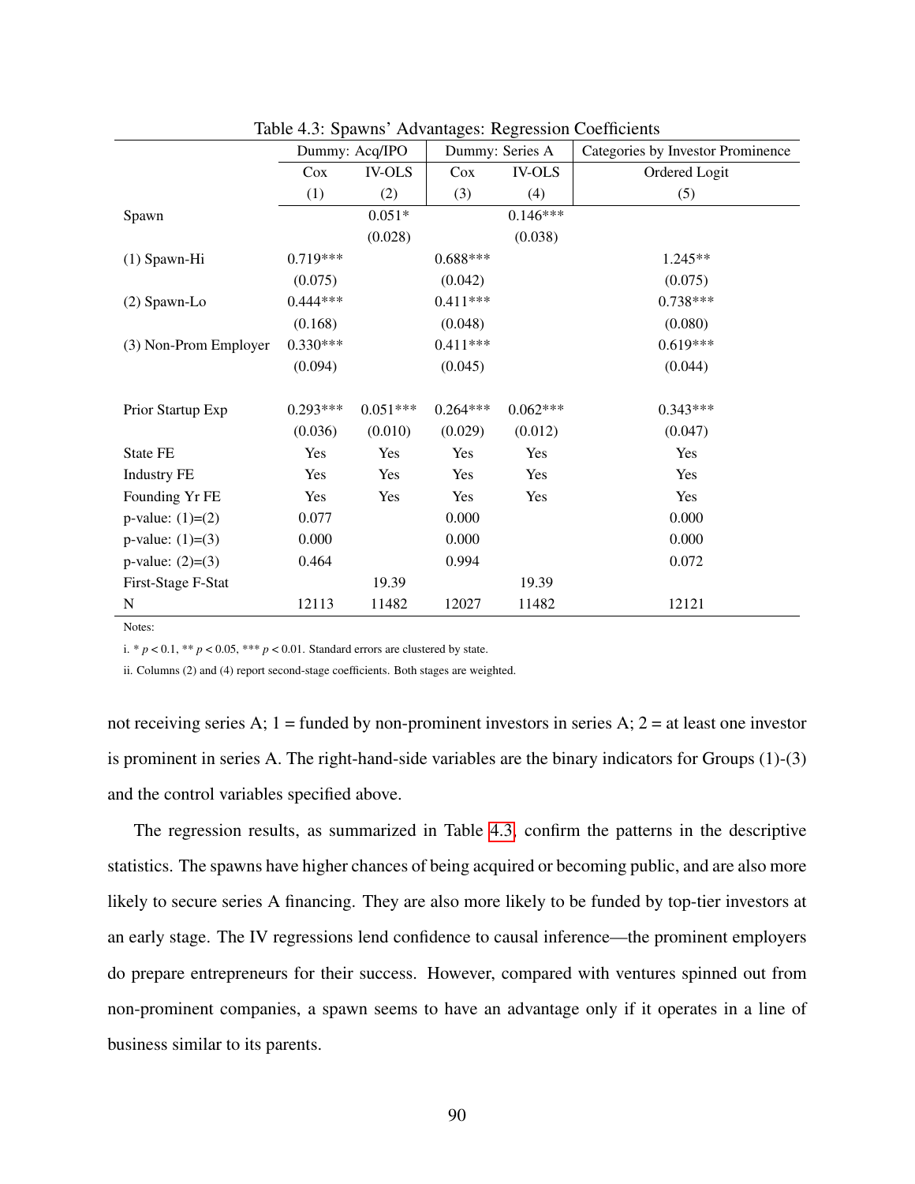Table 4.3: Spawns' Advantages: Regression Coefficients

| | Dummy: Acq/IPO | | Dummy: Series A | | Categories by Investor Prominence |
|---|---|---|---|---|---|
| | Cox | IV-OLS | Cox | IV-OLS | Ordered Logit |
| | (1) | (2) | (3) | (4) | (5) |
| Spawn | | 0.051* | | 0.146*** | |
| | | (0.028) | | (0.038) | |
| (1) Spawn-Hi | 0.719*** | | 0.688*** | | 1.245** |
| | (0.075) | | (0.042) | | (0.075) |
| (2) Spawn-Lo | 0.444*** | | 0.411*** | | 0.738*** |
| | (0.168) | | (0.048) | | (0.080) |
| (3) Non-Prom Employer | 0.330*** | | 0.411*** | | 0.619*** |
| | (0.094) | | (0.045) | | (0.044) |
| Prior Startup Exp | 0.293*** | 0.051*** | 0.264*** | 0.062*** | 0.343*** |
| | (0.036) | (0.010) | (0.029) | (0.012) | (0.047) |
| State FE | Yes | Yes | Yes | Yes | Yes |
| Industry FE | Yes | Yes | Yes | Yes | Yes |
| Founding Yr FE | Yes | Yes | Yes | Yes | Yes |
| p-value: (1)=(2) | 0.077 | | 0.000 | | 0.000 |
| p-value: (1)=(3) | 0.000 | | 0.000 | | 0.000 |
| p-value: (2)=(3) | 0.464 | | 0.994 | | 0.072 |
| First-Stage F-Stat | | 19.39 | | 19.39 | |
| N | 12113 | 11482 | 12027 | 11482 | 12121 |

Notes:

i. * $p < 0.1$, ** $p < 0.05$, *** $p < 0.01$. Standard errors are clustered by state.

ii. Columns (2) and (4) report second-stage coefficients. Both stages are weighted.

not receiving series A; 1 = funded by non-prominent investors in series A; 2 = at least one investor is prominent in series A. The right-hand-side variables are the binary indicators for Groups (1)-(3) and the control variables specified above.

The regression results, as summarized in Table 4.3, confirm the patterns in the descriptive statistics. The spawns have higher chances of being acquired or becoming public, and are also more likely to secure series A financing. They are also more likely to be funded by top-tier investors at an early stage. The IV regressions lend confidence to causal inference—the prominent employers do prepare entrepreneurs for their success. However, compared with ventures spinned out from non-prominent companies, a spawn seems to have an advantage only if it operates in a line of business similar to its parents.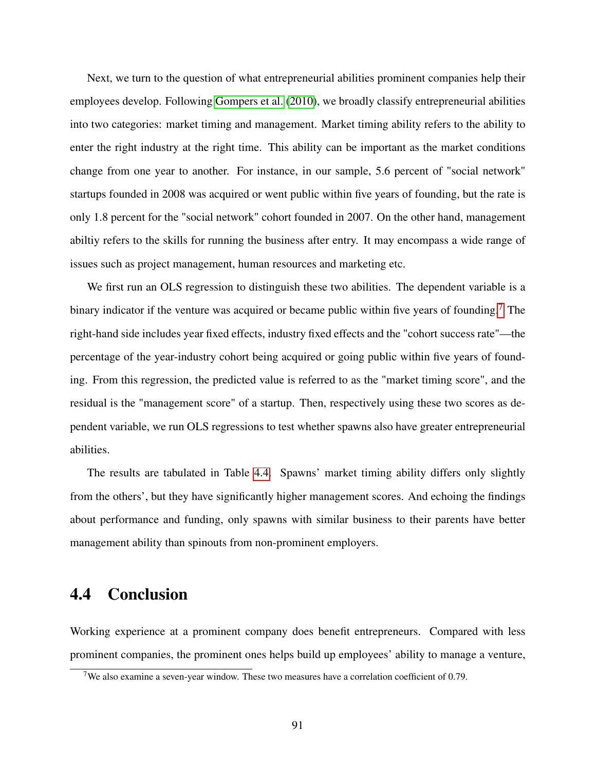Next, we turn to the question of what entrepreneurial abilities prominent companies help their employees develop. Following Gompers et al. (2010), we broadly classify entrepreneurial abilities into two categories: market timing and management. Market timing ability refers to the ability to enter the right industry at the right time. This ability can be important as the market conditions change from one year to another. For instance, in our sample, 5.6 percent of "social network" startups founded in 2008 was acquired or went public within five years of founding, but the rate is only 1.8 percent for the "social network" cohort founded in 2007. On the other hand, management abiltiy refers to the skills for running the business after entry. It may encompass a wide range of issues such as project management, human resources and marketing etc.

We first run an OLS regression to distinguish these two abilities. The dependent variable is a binary indicator if the venture was acquired or became public within five years of founding.[7] The right-hand side includes year fixed effects, industry fixed effects and the "cohort success rate"—the percentage of the year-industry cohort being acquired or going public within five years of founding. From this regression, the predicted value is referred to as the "market timing score", and the residual is the "management score" of a startup. Then, respectively using these two scores as dependent variable, we run OLS regressions to test whether spawns also have greater entrepreneurial abilities.

The results are tabulated in Table 4.4. Spawns' market timing ability differs only slightly from the others', but they have significantly higher management scores. And echoing the findings about performance and funding, only spawns with similar business to their parents have better management ability than spinouts from non-prominent employers.

## 4.4 Conclusion

Working experience at a prominent company does benefit entrepreneurs. Compared with less prominent companies, the prominent ones helps build up employees' ability to manage a venture,

[7] We also examine a seven-year window. These two measures have a correlation coefficient of 0.79.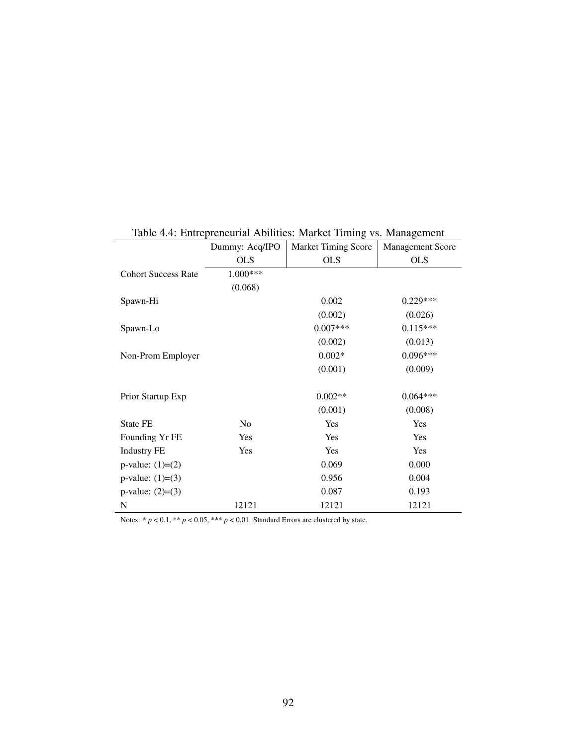Table 4.4: Entrepreneurial Abilities: Market Timing vs. Management

| | Dummy: Acq/IPO | Market Timing Score | Management Score |
|---|---|---|---|
| | OLS | OLS | OLS |
| Cohort Success Rate | 1.000*** | | |
| | (0.068) | | |
| Spawn-Hi | | 0.002 | 0.229*** |
| | | (0.002) | (0.026) |
| Spawn-Lo | | 0.007*** | 0.115*** |
| | | (0.002) | (0.013) |
| Non-Prom Employer | | 0.002* | 0.096*** |
| | | (0.001) | (0.009) |
| Prior Startup Exp | | 0.002** | 0.064*** |
| | | (0.001) | (0.008) |
| State FE | No | Yes | Yes |
| Founding Yr FE | Yes | Yes | Yes |
| Industry FE | Yes | Yes | Yes |
| p-value: (1)=(2) | | 0.069 | 0.000 |
| p-value: (1)=(3) | | 0.956 | 0.004 |
| p-value: (2)=(3) | | 0.087 | 0.193 |
| N | 12121 | 12121 | 12121 |

Notes: * $p < 0.1$, ** $p < 0.05$, *** $p < 0.01$. Standard Errors are clustered by state.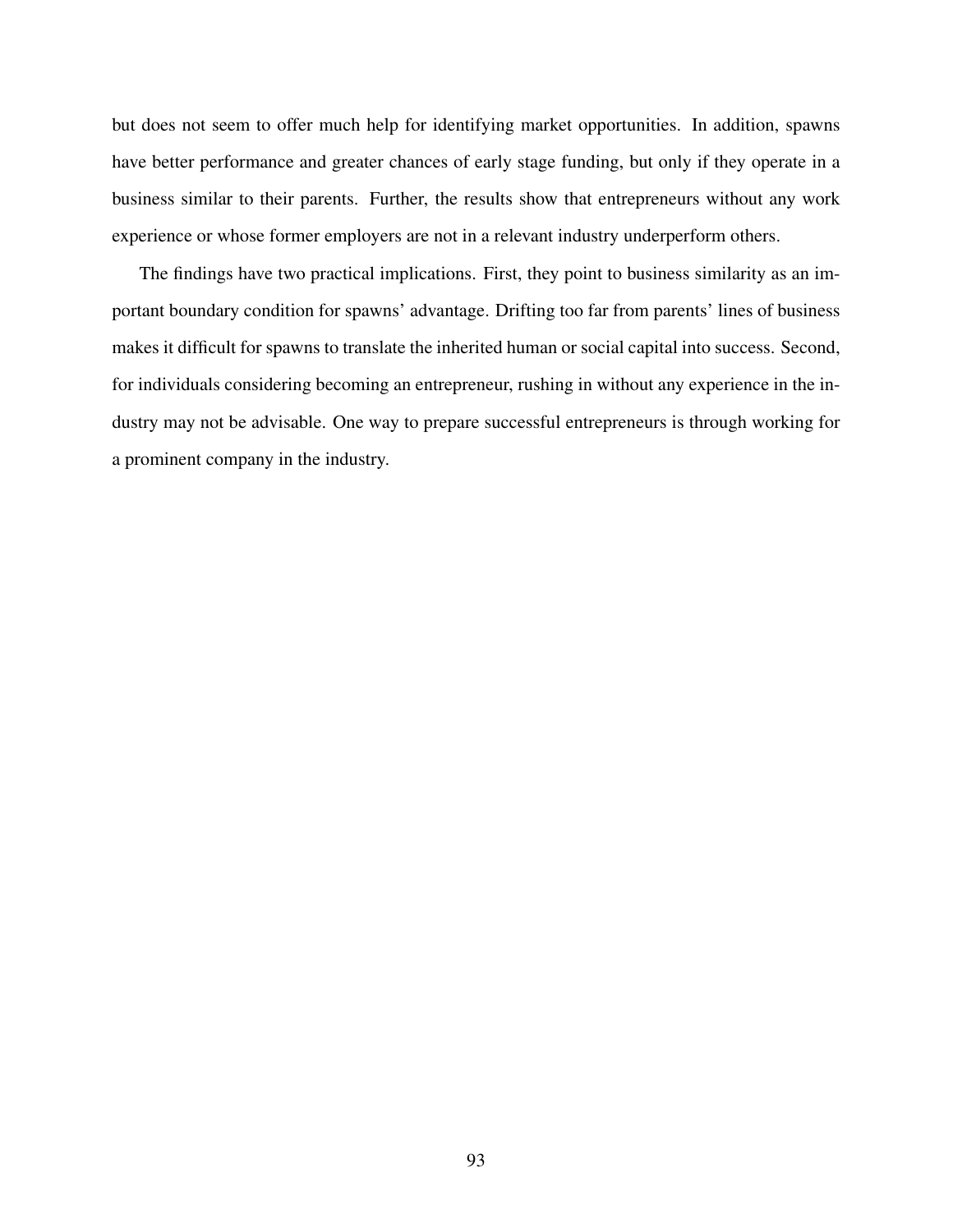but does not seem to offer much help for identifying market opportunities. In addition, spawns have better performance and greater chances of early stage funding, but only if they operate in a business similar to their parents. Further, the results show that entrepreneurs without any work experience or whose former employers are not in a relevant industry underperform others.

The findings have two practical implications. First, they point to business similarity as an important boundary condition for spawns' advantage. Drifting too far from parents' lines of business makes it difficult for spawns to translate the inherited human or social capital into success. Second, for individuals considering becoming an entrepreneur, rushing in without any experience in the industry may not be advisable. One way to prepare successful entrepreneurs is through working for a prominent company in the industry.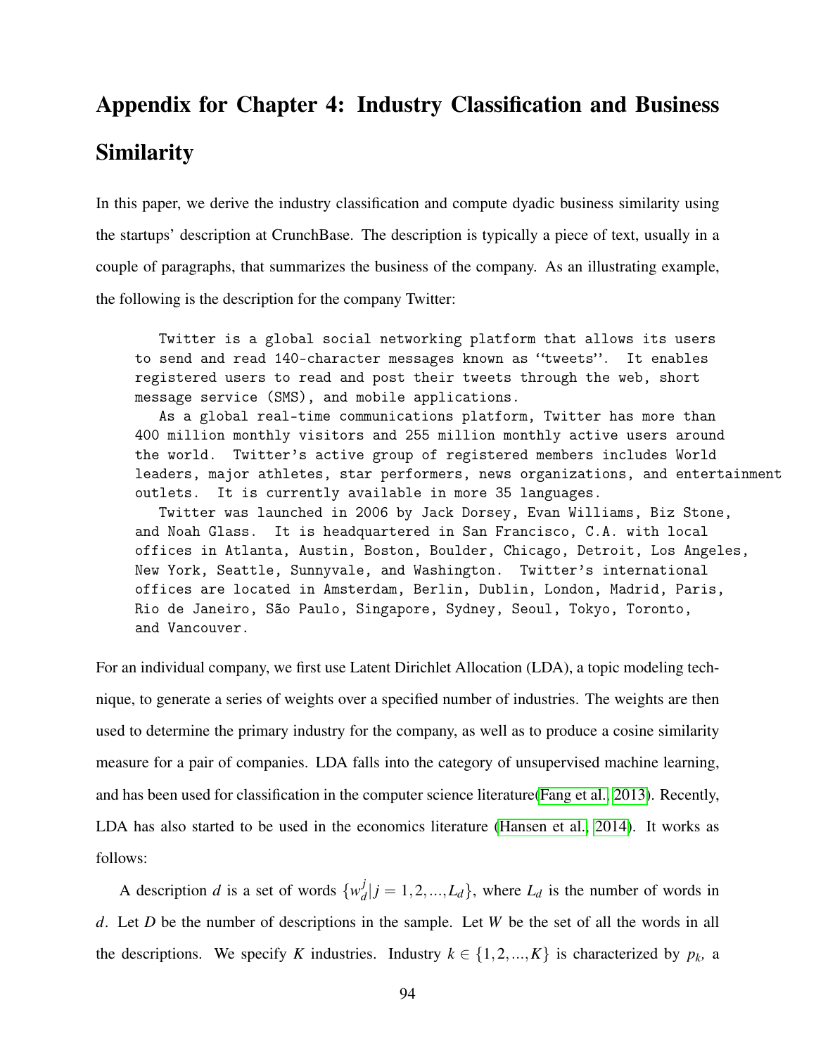# Appendix for Chapter 4: Industry Classification and Business Similarity

In this paper, we derive the industry classification and compute dyadic business similarity using the startups' description at CrunchBase. The description is typically a piece of text, usually in a couple of paragraphs, that summarizes the business of the company. As an illustrating example, the following is the description for the company Twitter:

```
   Twitter is a global social networking platform that allows its users
to send and read 140-character messages known as ‘‘tweets’’.  It enables
registered users to read and post their tweets through the web, short
message service (SMS), and mobile applications.
   As a global real-time communications platform, Twitter has more than
400 million monthly visitors and 255 million monthly active users around
the world.  Twitter's active group of registered members includes World
leaders, major athletes, star performers, news organizations, and entertainment
outlets.  It is currently available in more 35 languages.
   Twitter was launched in 2006 by Jack Dorsey, Evan Williams, Biz Stone,
and Noah Glass.  It is headquartered in San Francisco, C.A. with local
offices in Atlanta, Austin, Boston, Boulder, Chicago, Detroit, Los Angeles,
New York, Seattle, Sunnyvale, and Washington.  Twitter's international
offices are located in Amsterdam, Berlin, Dublin, London, Madrid, Paris,
Rio de Janeiro, São Paulo, Singapore, Sydney, Seoul, Tokyo, Toronto,
and Vancouver.
```

For an individual company, we first use Latent Dirichlet Allocation (LDA), a topic modeling technique, to generate a series of weights over a specified number of industries. The weights are then used to determine the primary industry for the company, as well as to produce a cosine similarity measure for a pair of companies. LDA falls into the category of unsupervised machine learning, and has been used for classification in the computer science literature(Fang et al., 2013). Recently, LDA has also started to be used in the economics literature (Hansen et al., 2014). It works as follows:

A description $d$ is a set of words $\{w_d^j | j = 1, 2, ..., L_d\}$, where $L_d$ is the number of words in $d$. Let $D$ be the number of descriptions in the sample. Let $W$ be the set of all the words in all the descriptions. We specify $K$ industries. Industry $k \in \{1, 2, ..., K\}$ is characterized by $p_k$, a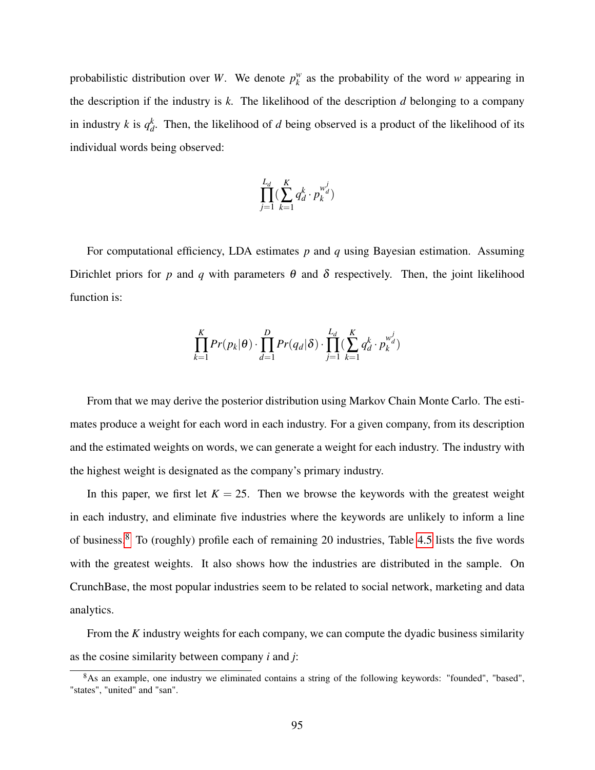probabilistic distribution over $W$. We denote $p_k^w$ as the probability of the word $w$ appearing in the description if the industry is $k$. The likelihood of the description $d$ belonging to a company in industry $k$ is $q_d^k$. Then, the likelihood of $d$ being observed is a product of the likelihood of its individual words being observed:

$$\prod_{j=1}^{L_d} \left( \sum_{k=1}^{K} q_d^k \cdot p_k^{w_d^j} \right)$$

For computational efficiency, LDA estimates $p$ and $q$ using Bayesian estimation. Assuming Dirichlet priors for $p$ and $q$ with parameters $\theta$ and $\delta$ respectively. Then, the joint likelihood function is:

$$\prod_{k=1}^{K} Pr(p_k|\theta) \cdot \prod_{d=1}^{D} Pr(q_d|\delta) \cdot \prod_{j=1}^{L_d} \left( \sum_{k=1}^{K} q_d^k \cdot p_k^{w_d^j} \right)$$

From that we may derive the posterior distribution using Markov Chain Monte Carlo. The estimates produce a weight for each word in each industry. For a given company, from its description and the estimated weights on words, we can generate a weight for each industry. The industry with the highest weight is designated as the company's primary industry.

In this paper, we first let $K = 25$. Then we browse the keywords with the greatest weight in each industry, and eliminate five industries where the keywords are unlikely to inform a line of business.[8] To (roughly) profile each of remaining 20 industries, Table 4.5 lists the five words with the greatest weights. It also shows how the industries are distributed in the sample. On CrunchBase, the most popular industries seem to be related to social network, marketing and data analytics.

From the $K$ industry weights for each company, we can compute the dyadic business similarity as the cosine similarity between company $i$ and $j$:

[8] As an example, one industry we eliminated contains a string of the following keywords: "founded", "based", "states", "united" and "san".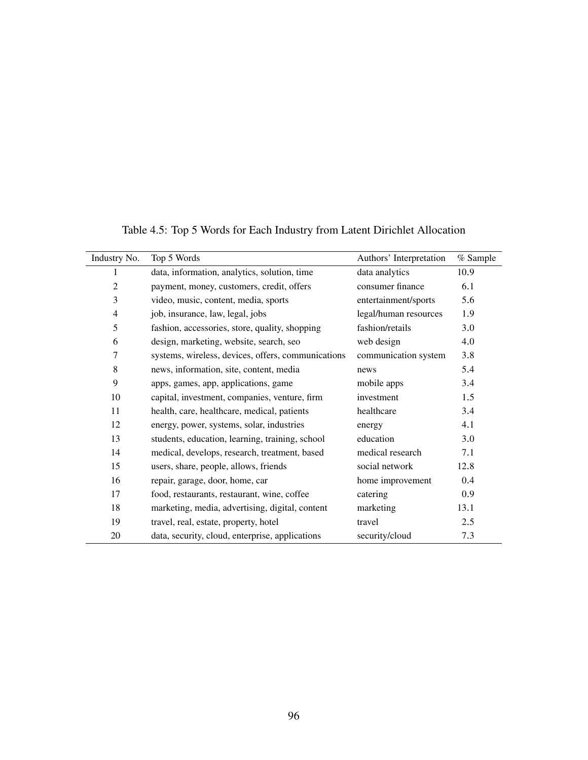Table 4.5: Top 5 Words for Each Industry from Latent Dirichlet Allocation

| Industry No. | Top 5 Words | Authors' Interpretation | % Sample |
|---|---|---|---|
| 1 | data, information, analytics, solution, time | data analytics | 10.9 |
| 2 | payment, money, customers, credit, offers | consumer finance | 6.1 |
| 3 | video, music, content, media, sports | entertainment/sports | 5.6 |
| 4 | job, insurance, law, legal, jobs | legal/human resources | 1.9 |
| 5 | fashion, accessories, store, quality, shopping | fashion/retails | 3.0 |
| 6 | design, marketing, website, search, seo | web design | 4.0 |
| 7 | systems, wireless, devices, offers, communications | communication system | 3.8 |
| 8 | news, information, site, content, media | news | 5.4 |
| 9 | apps, games, app, applications, game | mobile apps | 3.4 |
| 10 | capital, investment, companies, venture, firm | investment | 1.5 |
| 11 | health, care, healthcare, medical, patients | healthcare | 3.4 |
| 12 | energy, power, systems, solar, industries | energy | 4.1 |
| 13 | students, education, learning, training, school | education | 3.0 |
| 14 | medical, develops, research, treatment, based | medical research | 7.1 |
| 15 | users, share, people, allows, friends | social network | 12.8 |
| 16 | repair, garage, door, home, car | home improvement | 0.4 |
| 17 | food, restaurants, restaurant, wine, coffee | catering | 0.9 |
| 18 | marketing, media, advertising, digital, content | marketing | 13.1 |
| 19 | travel, real, estate, property, hotel | travel | 2.5 |
| 20 | data, security, cloud, enterprise, applications | security/cloud | 7.3 |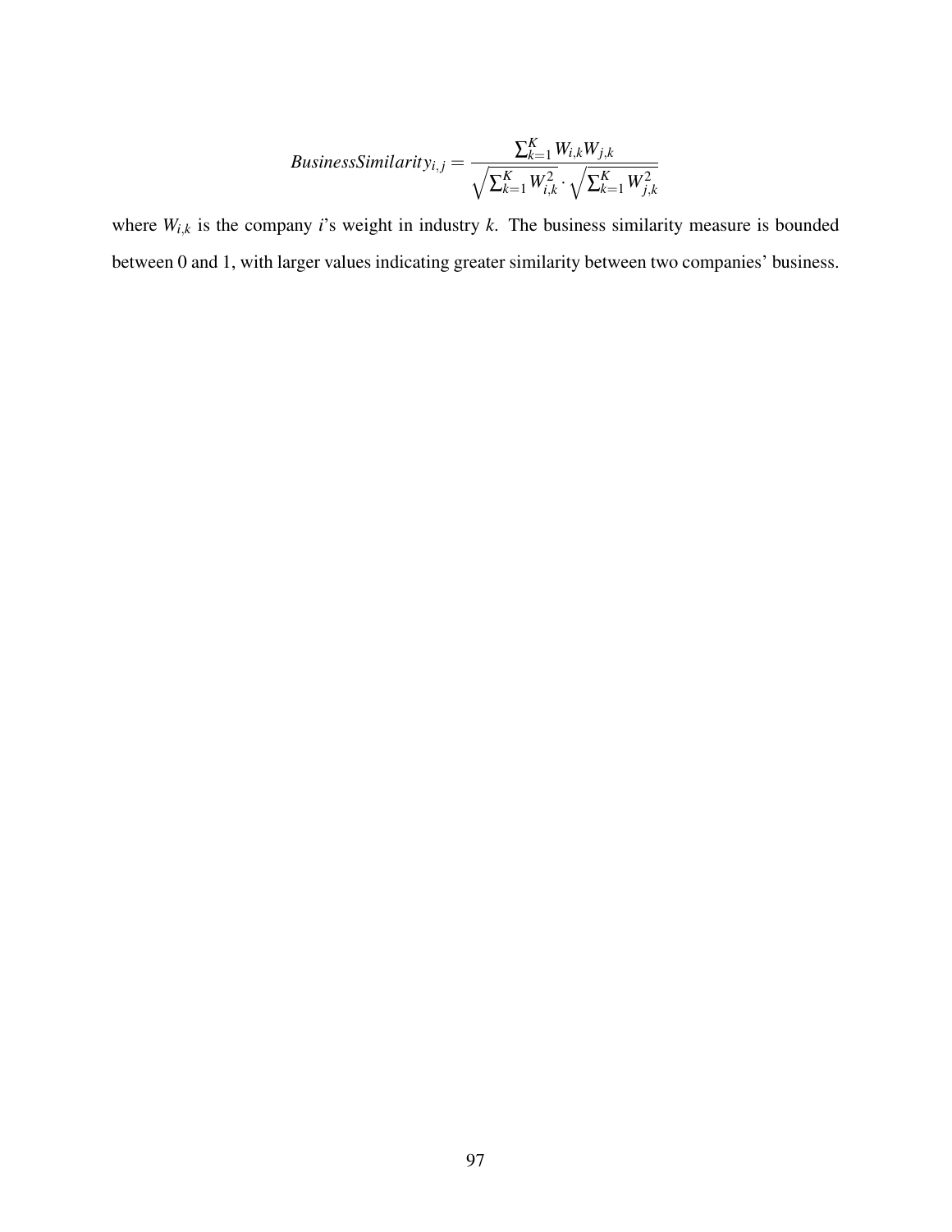$$BusinessSimilarity_{i,j} = \frac{\sum_{k=1}^{K} W_{i,k} W_{j,k}}{\sqrt{\sum_{k=1}^{K} W_{i,k}^2} \cdot \sqrt{\sum_{k=1}^{K} W_{j,k}^2}}$$

where $W_{i,k}$ is the company $i$'s weight in industry $k$. The business similarity measure is bounded between 0 and 1, with larger values indicating greater similarity between two companies' business.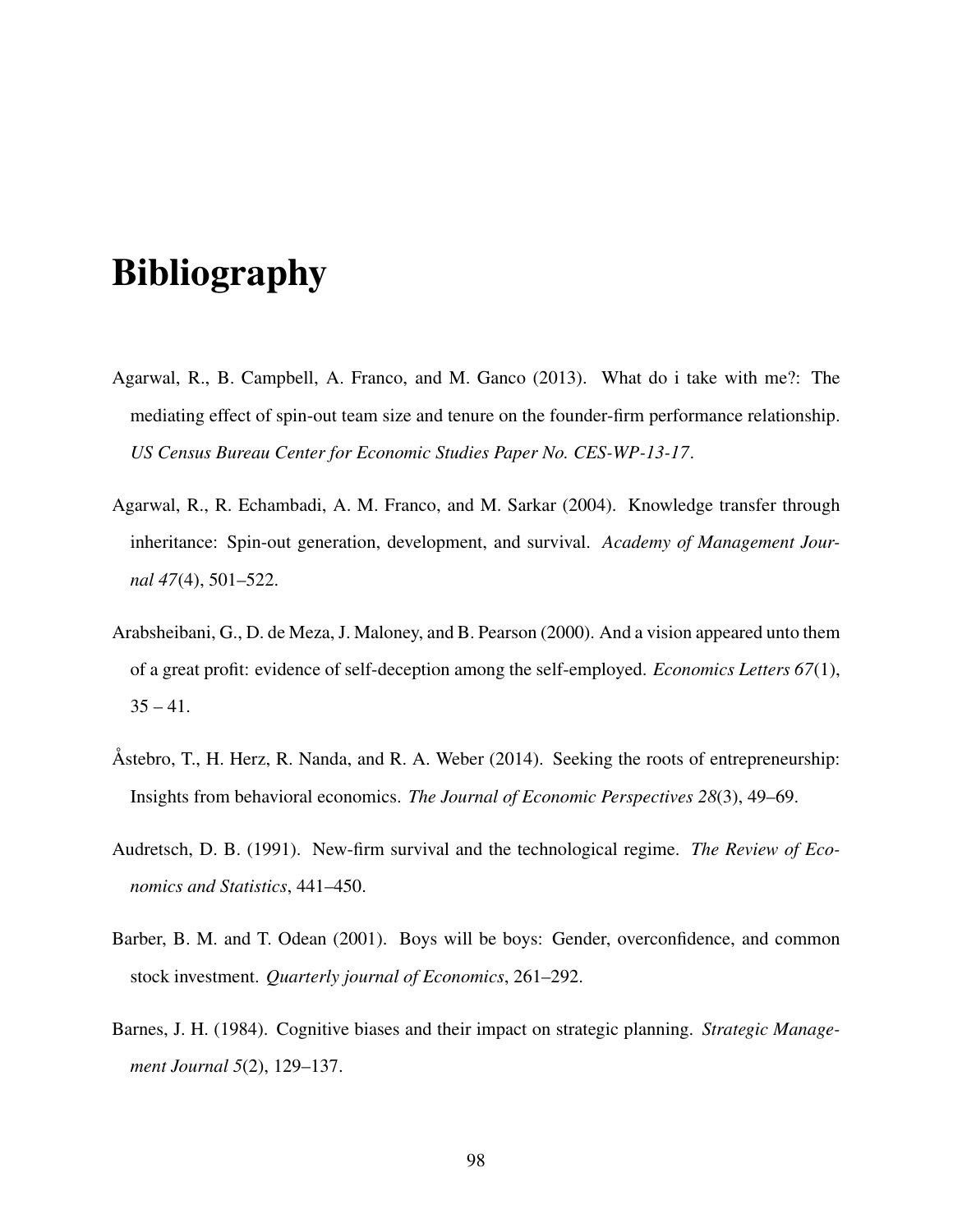# Bibliography

Agarwal, R., B. Campbell, A. Franco, and M. Ganco (2013). What do i take with me?: The mediating effect of spin-out team size and tenure on the founder-firm performance relationship. *US Census Bureau Center for Economic Studies Paper No. CES-WP-13-17*.

Agarwal, R., R. Echambadi, A. M. Franco, and M. Sarkar (2004). Knowledge transfer through inheritance: Spin-out generation, development, and survival. *Academy of Management Journal 47*(4), 501–522.

Arabsheibani, G., D. de Meza, J. Maloney, and B. Pearson (2000). And a vision appeared unto them of a great profit: evidence of self-deception among the self-employed. *Economics Letters 67*(1), 35 – 41.

Åstebro, T., H. Herz, R. Nanda, and R. A. Weber (2014). Seeking the roots of entrepreneurship: Insights from behavioral economics. *The Journal of Economic Perspectives 28*(3), 49–69.

Audretsch, D. B. (1991). New-firm survival and the technological regime. *The Review of Economics and Statistics*, 441–450.

Barber, B. M. and T. Odean (2001). Boys will be boys: Gender, overconfidence, and common stock investment. *Quarterly journal of Economics*, 261–292.

Barnes, J. H. (1984). Cognitive biases and their impact on strategic planning. *Strategic Management Journal 5*(2), 129–137.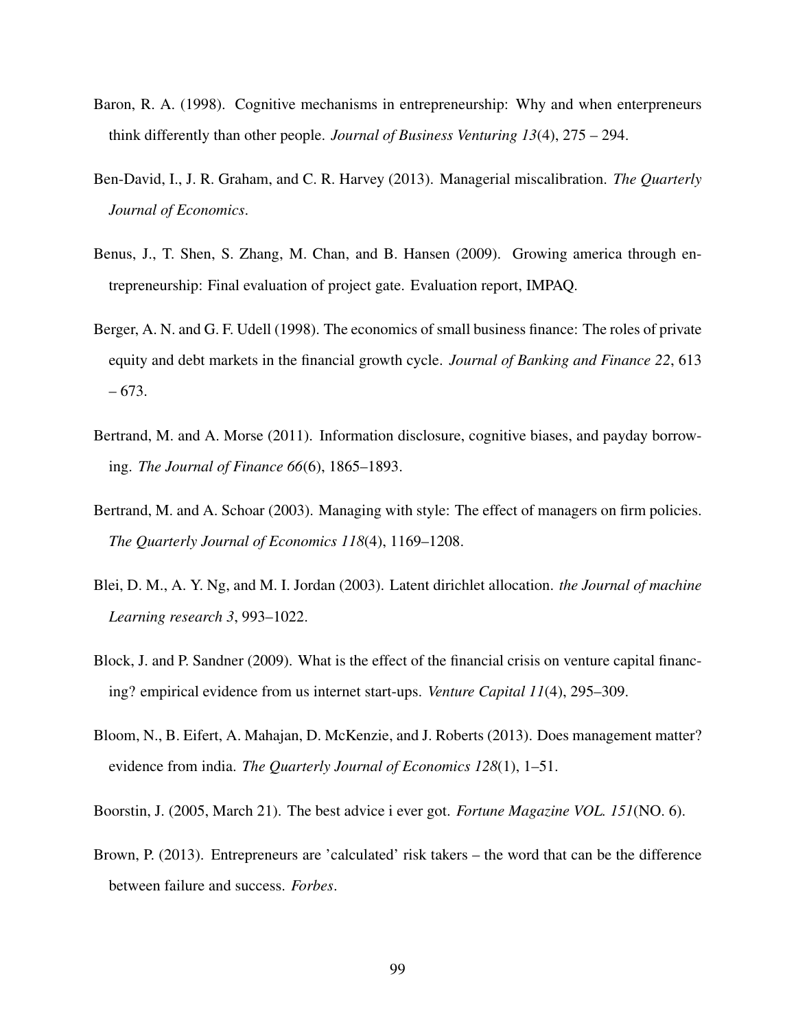Baron, R. A. (1998). Cognitive mechanisms in entrepreneurship: Why and when enterpreneurs think differently than other people. *Journal of Business Venturing 13*(4), 275 – 294.

Ben-David, I., J. R. Graham, and C. R. Harvey (2013). Managerial miscalibration. *The Quarterly Journal of Economics*.

Benus, J., T. Shen, S. Zhang, M. Chan, and B. Hansen (2009). Growing america through entrepreneurship: Final evaluation of project gate. Evaluation report, IMPAQ.

Berger, A. N. and G. F. Udell (1998). The economics of small business finance: The roles of private equity and debt markets in the financial growth cycle. *Journal of Banking and Finance 22*, 613 – 673.

Bertrand, M. and A. Morse (2011). Information disclosure, cognitive biases, and payday borrowing. *The Journal of Finance 66*(6), 1865–1893.

Bertrand, M. and A. Schoar (2003). Managing with style: The effect of managers on firm policies. *The Quarterly Journal of Economics 118*(4), 1169–1208.

Blei, D. M., A. Y. Ng, and M. I. Jordan (2003). Latent dirichlet allocation. *the Journal of machine Learning research 3*, 993–1022.

Block, J. and P. Sandner (2009). What is the effect of the financial crisis on venture capital financing? empirical evidence from us internet start-ups. *Venture Capital 11*(4), 295–309.

Bloom, N., B. Eifert, A. Mahajan, D. McKenzie, and J. Roberts (2013). Does management matter? evidence from india. *The Quarterly Journal of Economics 128*(1), 1–51.

Boorstin, J. (2005, March 21). The best advice i ever got. *Fortune Magazine VOL. 151*(NO. 6).

Brown, P. (2013). Entrepreneurs are 'calculated' risk takers – the word that can be the difference between failure and success. *Forbes*.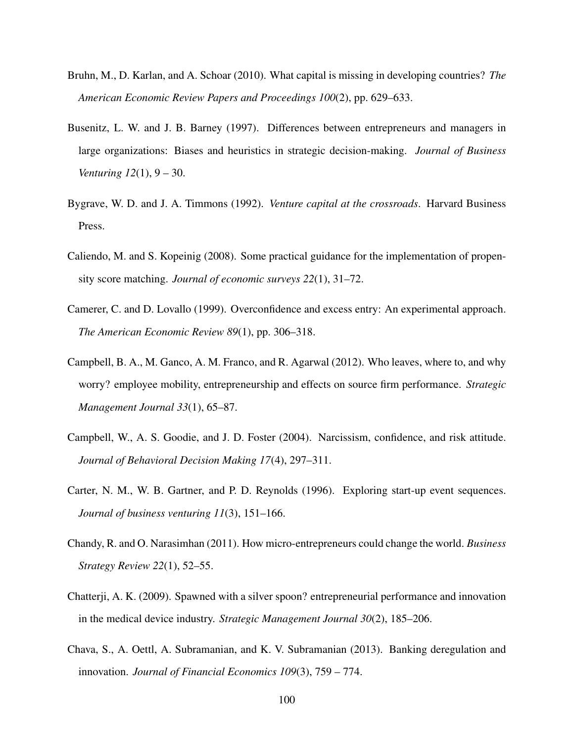Bruhn, M., D. Karlan, and A. Schoar (2010). What capital is missing in developing countries? *The American Economic Review Papers and Proceedings 100*(2), pp. 629–633.

Busenitz, L. W. and J. B. Barney (1997). Differences between entrepreneurs and managers in large organizations: Biases and heuristics in strategic decision-making. *Journal of Business Venturing 12*(1), 9 – 30.

Bygrave, W. D. and J. A. Timmons (1992). *Venture capital at the crossroads*. Harvard Business Press.

Caliendo, M. and S. Kopeinig (2008). Some practical guidance for the implementation of propensity score matching. *Journal of economic surveys 22*(1), 31–72.

Camerer, C. and D. Lovallo (1999). Overconfidence and excess entry: An experimental approach. *The American Economic Review 89*(1), pp. 306–318.

Campbell, B. A., M. Ganco, A. M. Franco, and R. Agarwal (2012). Who leaves, where to, and why worry? employee mobility, entrepreneurship and effects on source firm performance. *Strategic Management Journal 33*(1), 65–87.

Campbell, W., A. S. Goodie, and J. D. Foster (2004). Narcissism, confidence, and risk attitude. *Journal of Behavioral Decision Making 17*(4), 297–311.

Carter, N. M., W. B. Gartner, and P. D. Reynolds (1996). Exploring start-up event sequences. *Journal of business venturing 11*(3), 151–166.

Chandy, R. and O. Narasimhan (2011). How micro-entrepreneurs could change the world. *Business Strategy Review 22*(1), 52–55.

Chatterji, A. K. (2009). Spawned with a silver spoon? entrepreneurial performance and innovation in the medical device industry. *Strategic Management Journal 30*(2), 185–206.

Chava, S., A. Oettl, A. Subramanian, and K. V. Subramanian (2013). Banking deregulation and innovation. *Journal of Financial Economics 109*(3), 759 – 774.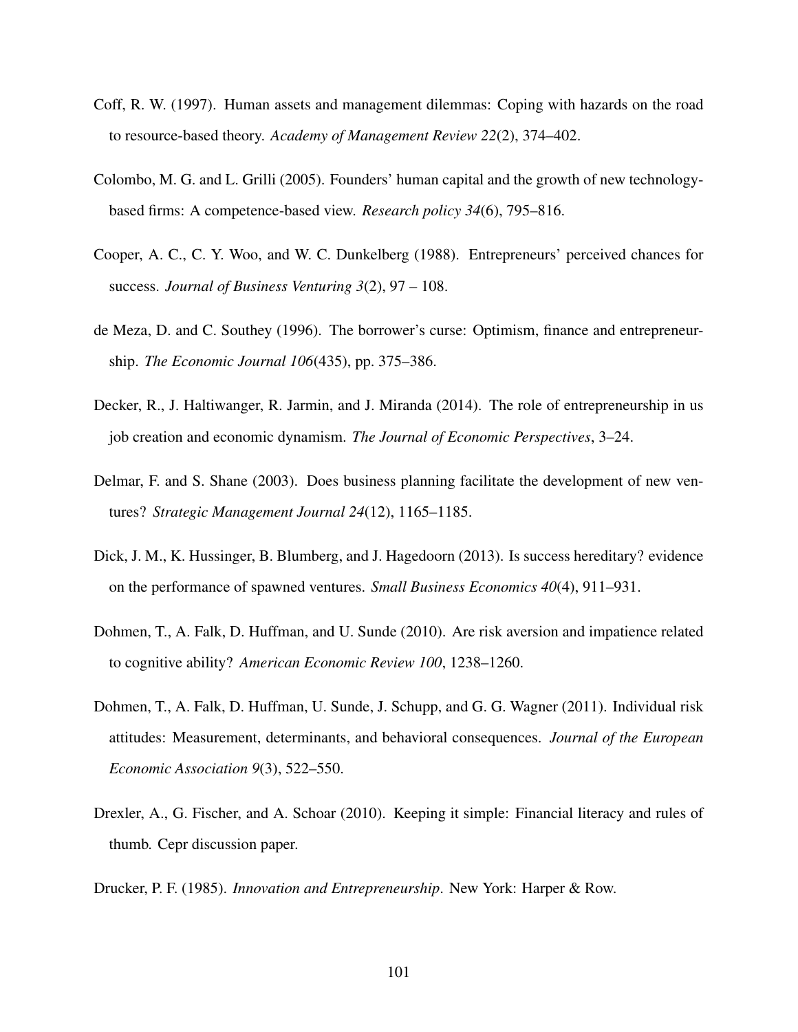Coff, R. W. (1997). Human assets and management dilemmas: Coping with hazards on the road to resource-based theory. *Academy of Management Review 22*(2), 374–402.

Colombo, M. G. and L. Grilli (2005). Founders' human capital and the growth of new technology-based firms: A competence-based view. *Research policy 34*(6), 795–816.

Cooper, A. C., C. Y. Woo, and W. C. Dunkelberg (1988). Entrepreneurs' perceived chances for success. *Journal of Business Venturing 3*(2), 97 – 108.

de Meza, D. and C. Southey (1996). The borrower's curse: Optimism, finance and entrepreneurship. *The Economic Journal 106*(435), pp. 375–386.

Decker, R., J. Haltiwanger, R. Jarmin, and J. Miranda (2014). The role of entrepreneurship in us job creation and economic dynamism. *The Journal of Economic Perspectives*, 3–24.

Delmar, F. and S. Shane (2003). Does business planning facilitate the development of new ventures? *Strategic Management Journal 24*(12), 1165–1185.

Dick, J. M., K. Hussinger, B. Blumberg, and J. Hagedoorn (2013). Is success hereditary? evidence on the performance of spawned ventures. *Small Business Economics 40*(4), 911–931.

Dohmen, T., A. Falk, D. Huffman, and U. Sunde (2010). Are risk aversion and impatience related to cognitive ability? *American Economic Review 100*, 1238–1260.

Dohmen, T., A. Falk, D. Huffman, U. Sunde, J. Schupp, and G. G. Wagner (2011). Individual risk attitudes: Measurement, determinants, and behavioral consequences. *Journal of the European Economic Association 9*(3), 522–550.

Drexler, A., G. Fischer, and A. Schoar (2010). Keeping it simple: Financial literacy and rules of thumb. Cepr discussion paper.

Drucker, P. F. (1985). *Innovation and Entrepreneurship*. New York: Harper & Row.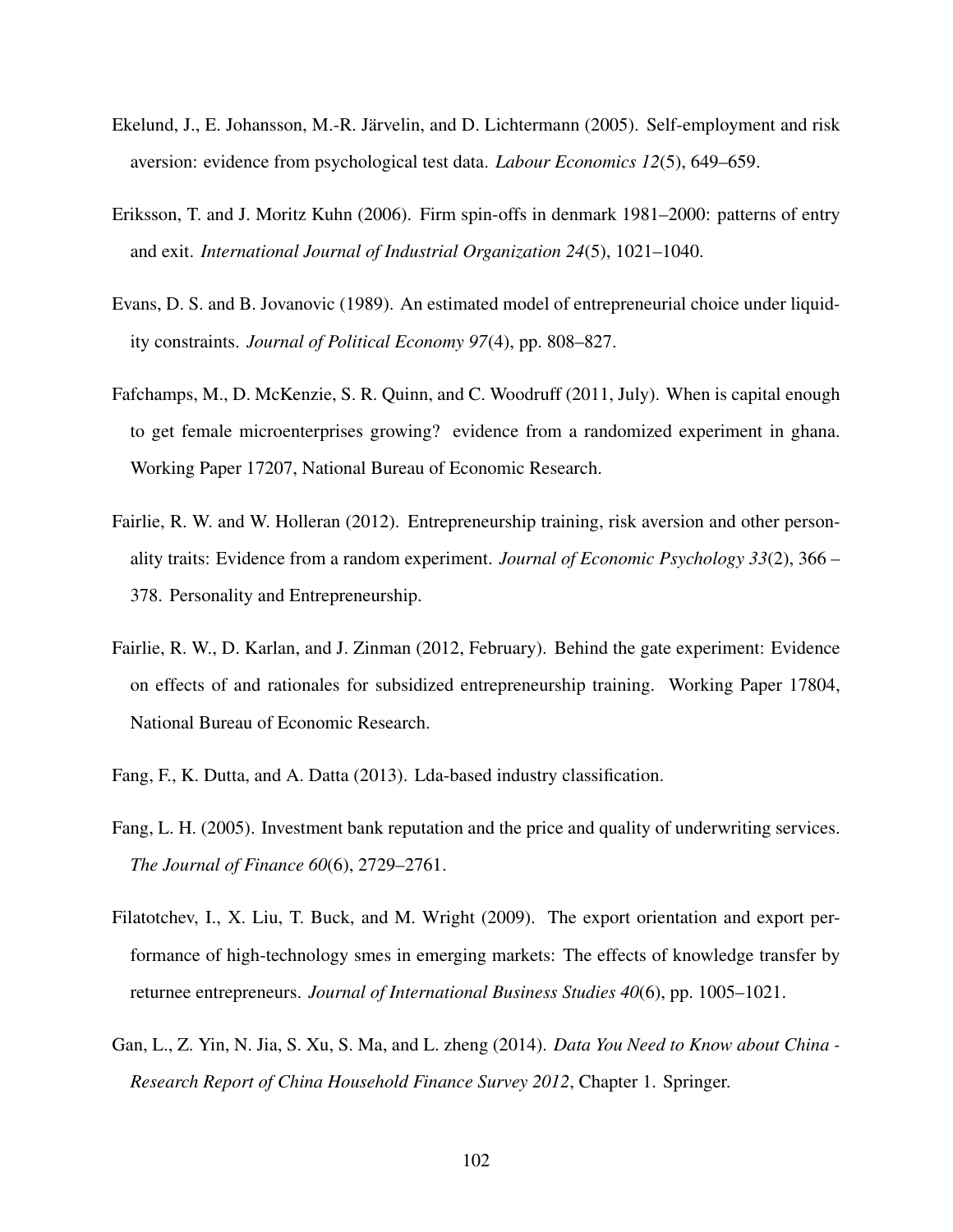Ekelund, J., E. Johansson, M.-R. Järvelin, and D. Lichtermann (2005). Self-employment and risk aversion: evidence from psychological test data. *Labour Economics 12*(5), 649–659.

Eriksson, T. and J. Moritz Kuhn (2006). Firm spin-offs in denmark 1981–2000: patterns of entry and exit. *International Journal of Industrial Organization 24*(5), 1021–1040.

Evans, D. S. and B. Jovanovic (1989). An estimated model of entrepreneurial choice under liquidity constraints. *Journal of Political Economy 97*(4), pp. 808–827.

Fafchamps, M., D. McKenzie, S. R. Quinn, and C. Woodruff (2011, July). When is capital enough to get female microenterprises growing? evidence from a randomized experiment in ghana. Working Paper 17207, National Bureau of Economic Research.

Fairlie, R. W. and W. Holleran (2012). Entrepreneurship training, risk aversion and other personality traits: Evidence from a random experiment. *Journal of Economic Psychology 33*(2), 366 – 378. Personality and Entrepreneurship.

Fairlie, R. W., D. Karlan, and J. Zinman (2012, February). Behind the gate experiment: Evidence on effects of and rationales for subsidized entrepreneurship training. Working Paper 17804, National Bureau of Economic Research.

Fang, F., K. Dutta, and A. Datta (2013). Lda-based industry classification.

Fang, L. H. (2005). Investment bank reputation and the price and quality of underwriting services. *The Journal of Finance 60*(6), 2729–2761.

Filatotchev, I., X. Liu, T. Buck, and M. Wright (2009). The export orientation and export performance of high-technology smes in emerging markets: The effects of knowledge transfer by returnee entrepreneurs. *Journal of International Business Studies 40*(6), pp. 1005–1021.

Gan, L., Z. Yin, N. Jia, S. Xu, S. Ma, and L. zheng (2014). *Data You Need to Know about China - Research Report of China Household Finance Survey 2012*, Chapter 1. Springer.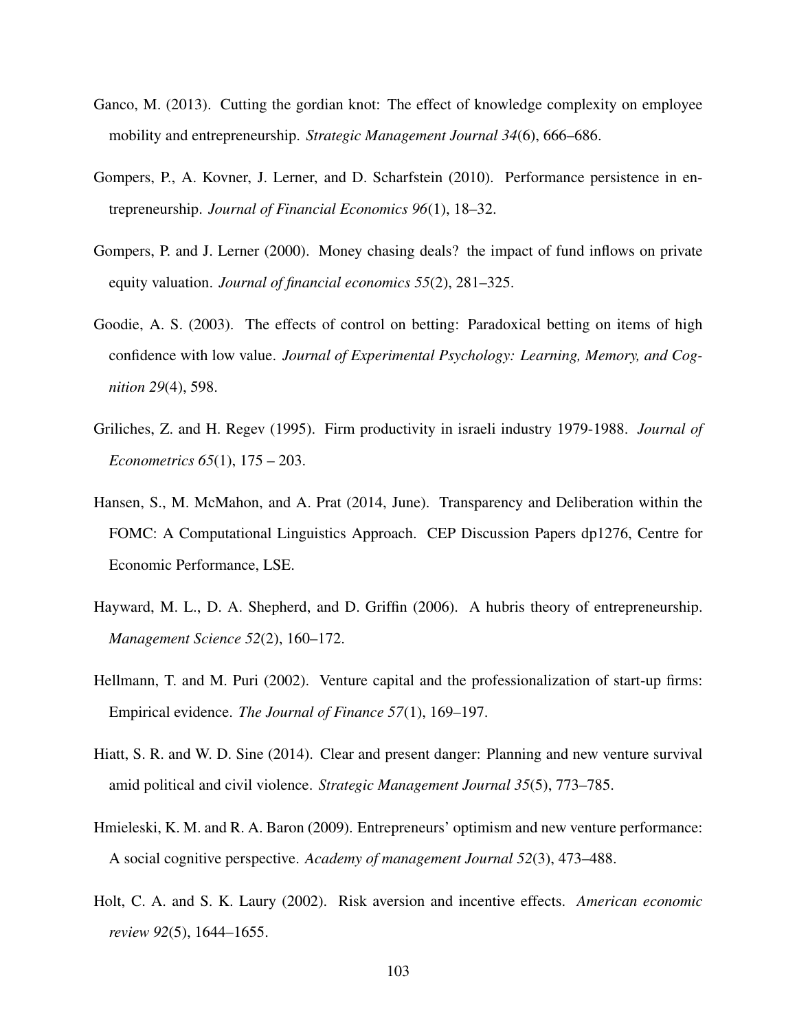Ganco, M. (2013). Cutting the gordian knot: The effect of knowledge complexity on employee mobility and entrepreneurship. *Strategic Management Journal 34*(6), 666–686.

Gompers, P., A. Kovner, J. Lerner, and D. Scharfstein (2010). Performance persistence in entrepreneurship. *Journal of Financial Economics 96*(1), 18–32.

Gompers, P. and J. Lerner (2000). Money chasing deals? the impact of fund inflows on private equity valuation. *Journal of financial economics 55*(2), 281–325.

Goodie, A. S. (2003). The effects of control on betting: Paradoxical betting on items of high confidence with low value. *Journal of Experimental Psychology: Learning, Memory, and Cognition 29*(4), 598.

Griliches, Z. and H. Regev (1995). Firm productivity in israeli industry 1979-1988. *Journal of Econometrics 65*(1), 175 – 203.

Hansen, S., M. McMahon, and A. Prat (2014, June). Transparency and Deliberation within the FOMC: A Computational Linguistics Approach. CEP Discussion Papers dp1276, Centre for Economic Performance, LSE.

Hayward, M. L., D. A. Shepherd, and D. Griffin (2006). A hubris theory of entrepreneurship. *Management Science 52*(2), 160–172.

Hellmann, T. and M. Puri (2002). Venture capital and the professionalization of start-up firms: Empirical evidence. *The Journal of Finance 57*(1), 169–197.

Hiatt, S. R. and W. D. Sine (2014). Clear and present danger: Planning and new venture survival amid political and civil violence. *Strategic Management Journal 35*(5), 773–785.

Hmieleski, K. M. and R. A. Baron (2009). Entrepreneurs' optimism and new venture performance: A social cognitive perspective. *Academy of management Journal 52*(3), 473–488.

Holt, C. A. and S. K. Laury (2002). Risk aversion and incentive effects. *American economic review 92*(5), 1644–1655.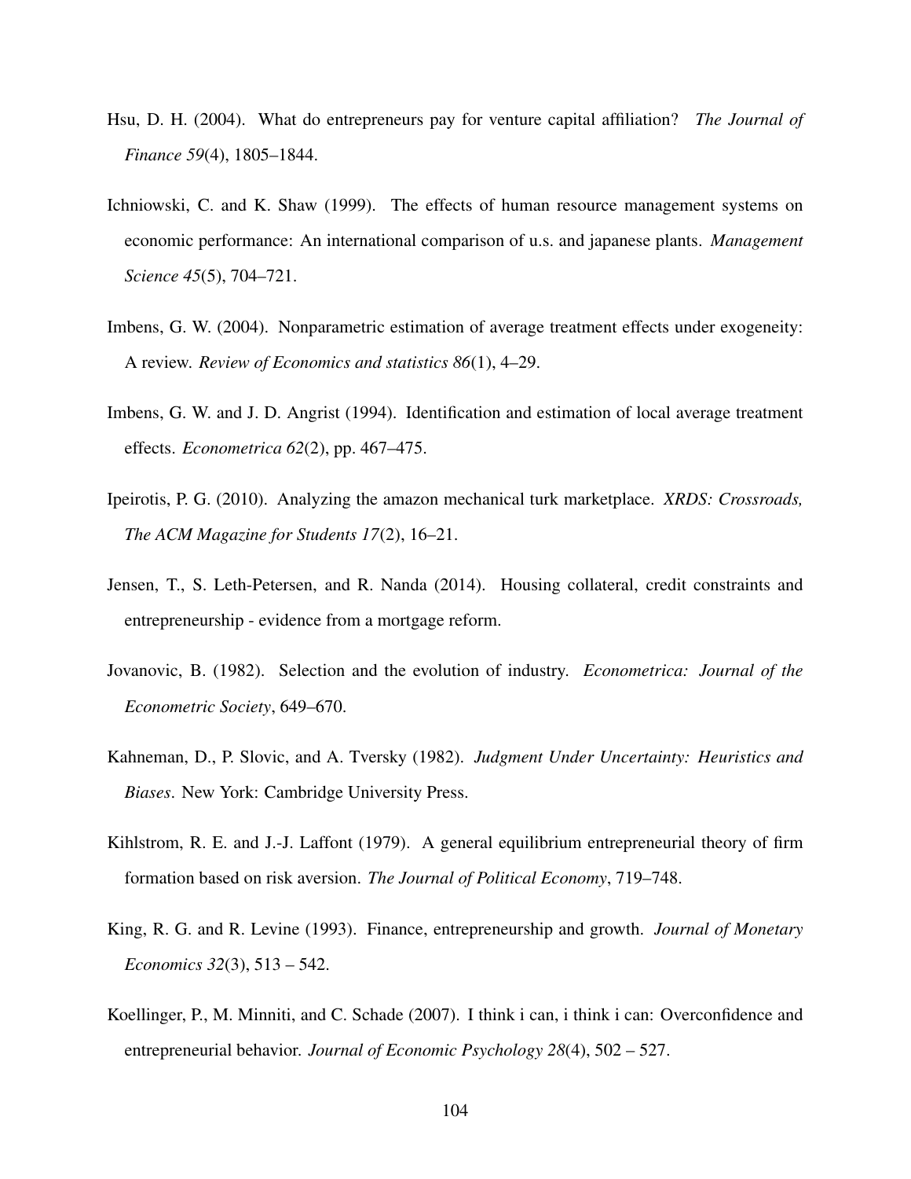Hsu, D. H. (2004). What do entrepreneurs pay for venture capital affiliation? *The Journal of Finance 59*(4), 1805–1844.

Ichniowski, C. and K. Shaw (1999). The effects of human resource management systems on economic performance: An international comparison of u.s. and japanese plants. *Management Science 45*(5), 704–721.

Imbens, G. W. (2004). Nonparametric estimation of average treatment effects under exogeneity: A review. *Review of Economics and statistics 86*(1), 4–29.

Imbens, G. W. and J. D. Angrist (1994). Identification and estimation of local average treatment effects. *Econometrica 62*(2), pp. 467–475.

Ipeirotis, P. G. (2010). Analyzing the amazon mechanical turk marketplace. *XRDS: Crossroads, The ACM Magazine for Students 17*(2), 16–21.

Jensen, T., S. Leth-Petersen, and R. Nanda (2014). Housing collateral, credit constraints and entrepreneurship - evidence from a mortgage reform.

Jovanovic, B. (1982). Selection and the evolution of industry. *Econometrica: Journal of the Econometric Society*, 649–670.

Kahneman, D., P. Slovic, and A. Tversky (1982). *Judgment Under Uncertainty: Heuristics and Biases*. New York: Cambridge University Press.

Kihlstrom, R. E. and J.-J. Laffont (1979). A general equilibrium entrepreneurial theory of firm formation based on risk aversion. *The Journal of Political Economy*, 719–748.

King, R. G. and R. Levine (1993). Finance, entrepreneurship and growth. *Journal of Monetary Economics 32*(3), 513 – 542.

Koellinger, P., M. Minniti, and C. Schade (2007). I think i can, i think i can: Overconfidence and entrepreneurial behavior. *Journal of Economic Psychology 28*(4), 502 – 527.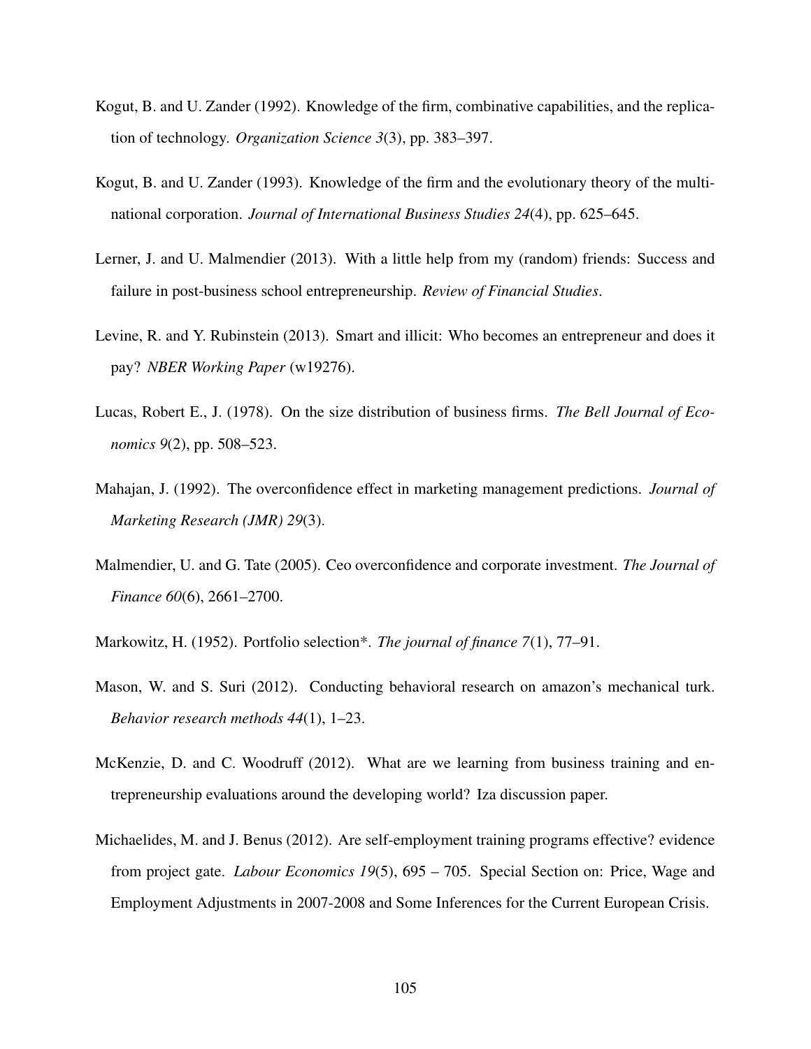Kogut, B. and U. Zander (1992). Knowledge of the firm, combinative capabilities, and the replication of technology. *Organization Science 3*(3), pp. 383–397.

Kogut, B. and U. Zander (1993). Knowledge of the firm and the evolutionary theory of the multinational corporation. *Journal of International Business Studies 24*(4), pp. 625–645.

Lerner, J. and U. Malmendier (2013). With a little help from my (random) friends: Success and failure in post-business school entrepreneurship. *Review of Financial Studies*.

Levine, R. and Y. Rubinstein (2013). Smart and illicit: Who becomes an entrepreneur and does it pay? *NBER Working Paper* (w19276).

Lucas, Robert E., J. (1978). On the size distribution of business firms. *The Bell Journal of Economics 9*(2), pp. 508–523.

Mahajan, J. (1992). The overconfidence effect in marketing management predictions. *Journal of Marketing Research (JMR) 29*(3).

Malmendier, U. and G. Tate (2005). Ceo overconfidence and corporate investment. *The Journal of Finance 60*(6), 2661–2700.

Markowitz, H. (1952). Portfolio selection*. *The journal of finance 7*(1), 77–91.

Mason, W. and S. Suri (2012). Conducting behavioral research on amazon's mechanical turk. *Behavior research methods 44*(1), 1–23.

McKenzie, D. and C. Woodruff (2012). What are we learning from business training and entrepreneurship evaluations around the developing world? Iza discussion paper.

Michaelides, M. and J. Benus (2012). Are self-employment training programs effective? evidence from project gate. *Labour Economics 19*(5), 695 – 705. Special Section on: Price, Wage and Employment Adjustments in 2007-2008 and Some Inferences for the Current European Crisis.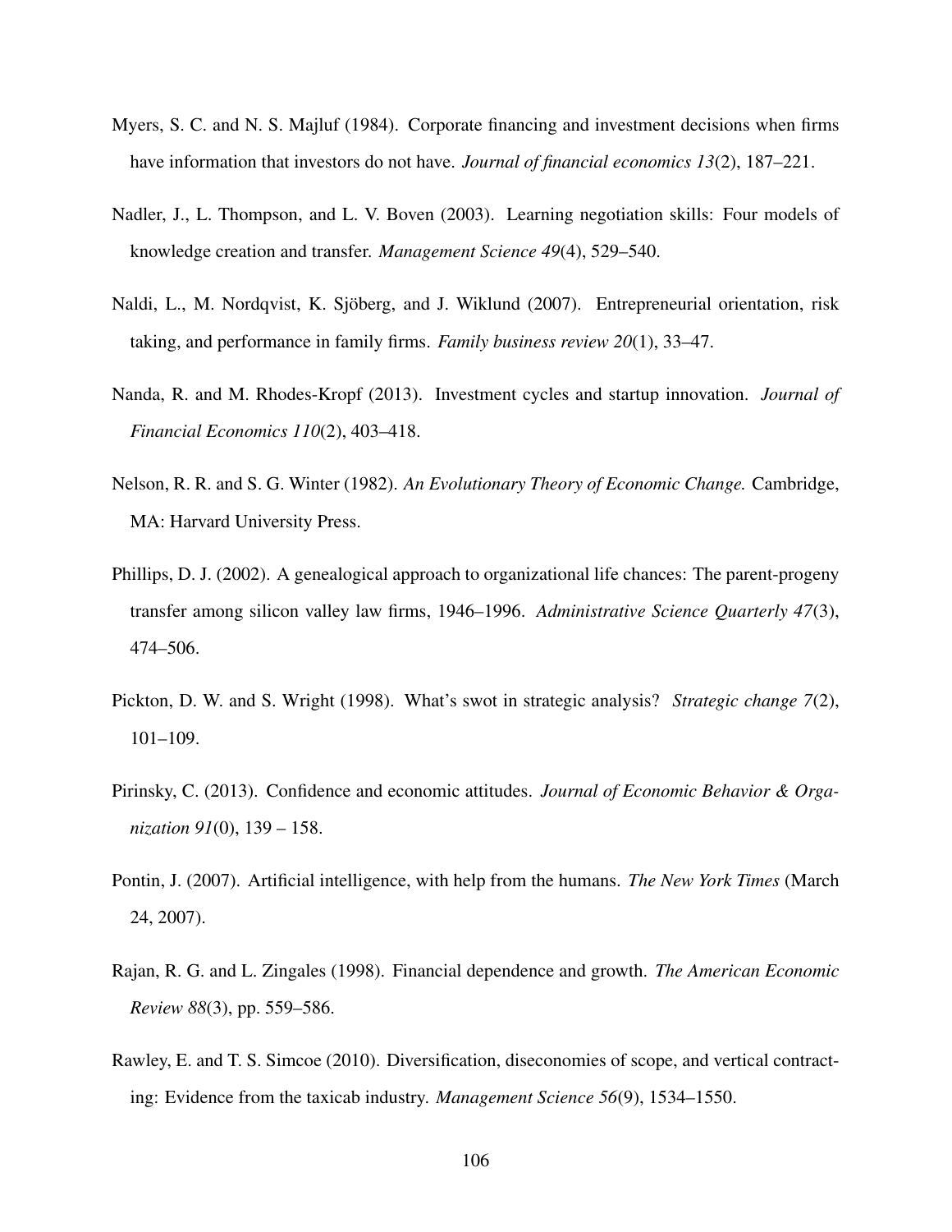Myers, S. C. and N. S. Majluf (1984). Corporate financing and investment decisions when firms have information that investors do not have. *Journal of financial economics 13*(2), 187–221.

Nadler, J., L. Thompson, and L. V. Boven (2003). Learning negotiation skills: Four models of knowledge creation and transfer. *Management Science 49*(4), 529–540.

Naldi, L., M. Nordqvist, K. Sjöberg, and J. Wiklund (2007). Entrepreneurial orientation, risk taking, and performance in family firms. *Family business review 20*(1), 33–47.

Nanda, R. and M. Rhodes-Kropf (2013). Investment cycles and startup innovation. *Journal of Financial Economics 110*(2), 403–418.

Nelson, R. R. and S. G. Winter (1982). *An Evolutionary Theory of Economic Change.* Cambridge, MA: Harvard University Press.

Phillips, D. J. (2002). A genealogical approach to organizational life chances: The parent-progeny transfer among silicon valley law firms, 1946–1996. *Administrative Science Quarterly 47*(3), 474–506.

Pickton, D. W. and S. Wright (1998). What's swot in strategic analysis? *Strategic change 7*(2), 101–109.

Pirinsky, C. (2013). Confidence and economic attitudes. *Journal of Economic Behavior & Organization 91*(0), 139 – 158.

Pontin, J. (2007). Artificial intelligence, with help from the humans. *The New York Times* (March 24, 2007).

Rajan, R. G. and L. Zingales (1998). Financial dependence and growth. *The American Economic Review 88*(3), pp. 559–586.

Rawley, E. and T. S. Simcoe (2010). Diversification, diseconomies of scope, and vertical contracting: Evidence from the taxicab industry. *Management Science 56*(9), 1534–1550.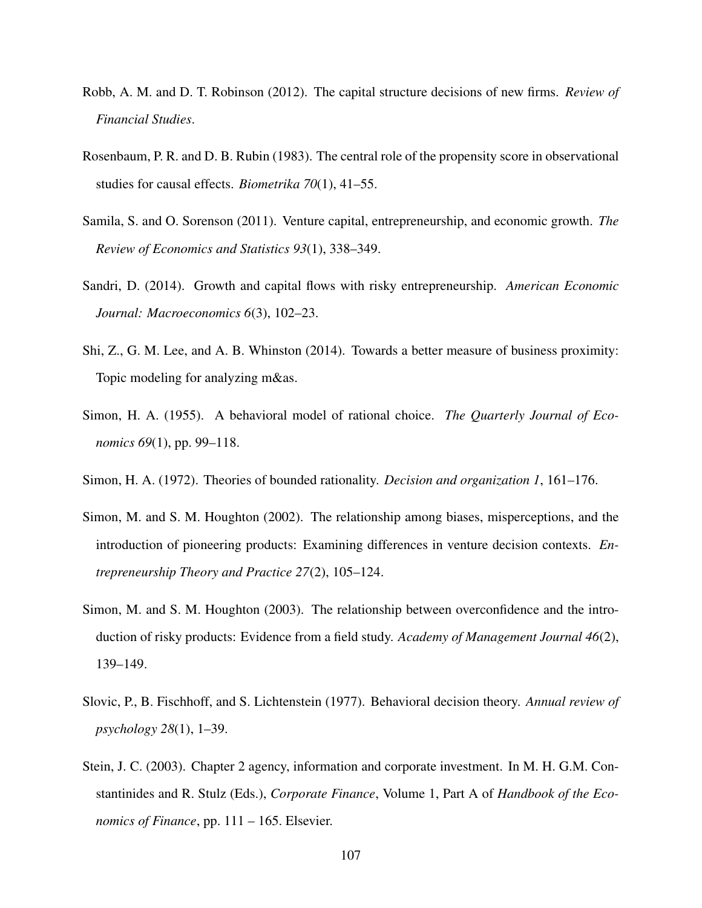Robb, A. M. and D. T. Robinson (2012). The capital structure decisions of new firms. *Review of Financial Studies*.

Rosenbaum, P. R. and D. B. Rubin (1983). The central role of the propensity score in observational studies for causal effects. *Biometrika 70*(1), 41–55.

Samila, S. and O. Sorenson (2011). Venture capital, entrepreneurship, and economic growth. *The Review of Economics and Statistics 93*(1), 338–349.

Sandri, D. (2014). Growth and capital flows with risky entrepreneurship. *American Economic Journal: Macroeconomics 6*(3), 102–23.

Shi, Z., G. M. Lee, and A. B. Whinston (2014). Towards a better measure of business proximity: Topic modeling for analyzing m&as.

Simon, H. A. (1955). A behavioral model of rational choice. *The Quarterly Journal of Economics 69*(1), pp. 99–118.

Simon, H. A. (1972). Theories of bounded rationality. *Decision and organization 1*, 161–176.

Simon, M. and S. M. Houghton (2002). The relationship among biases, misperceptions, and the introduction of pioneering products: Examining differences in venture decision contexts. *Entrepreneurship Theory and Practice 27*(2), 105–124.

Simon, M. and S. M. Houghton (2003). The relationship between overconfidence and the introduction of risky products: Evidence from a field study. *Academy of Management Journal 46*(2), 139–149.

Slovic, P., B. Fischhoff, and S. Lichtenstein (1977). Behavioral decision theory. *Annual review of psychology 28*(1), 1–39.

Stein, J. C. (2003). Chapter 2 agency, information and corporate investment. In M. H. G.M. Constantinides and R. Stulz (Eds.), *Corporate Finance*, Volume 1, Part A of *Handbook of the Economics of Finance*, pp. 111 – 165. Elsevier.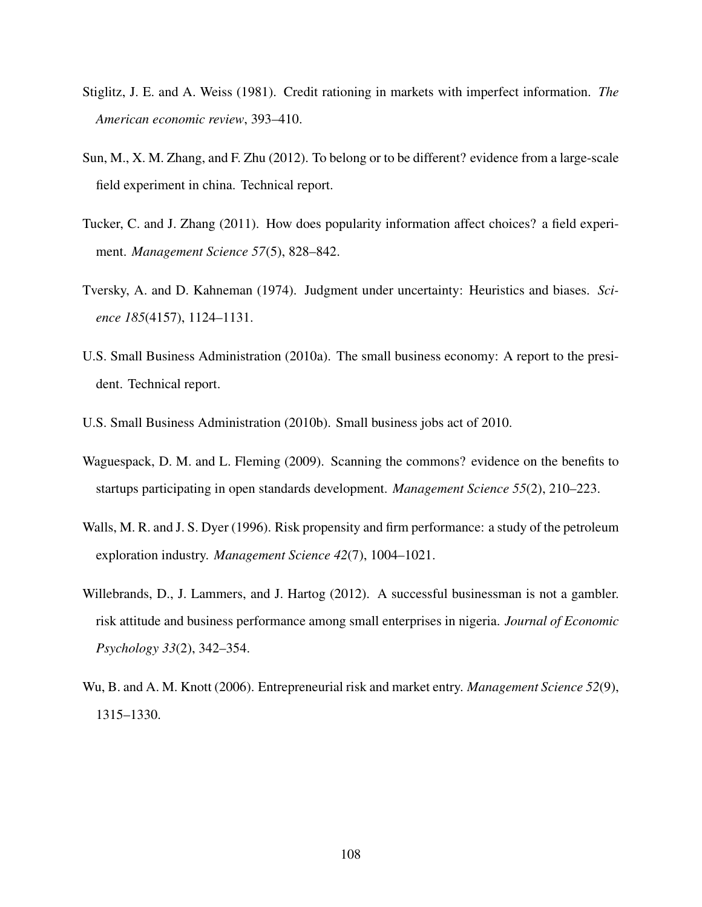Stiglitz, J. E. and A. Weiss (1981). Credit rationing in markets with imperfect information. *The American economic review*, 393–410.

Sun, M., X. M. Zhang, and F. Zhu (2012). To belong or to be different? evidence from a large-scale field experiment in china. Technical report.

Tucker, C. and J. Zhang (2011). How does popularity information affect choices? a field experiment. *Management Science 57*(5), 828–842.

Tversky, A. and D. Kahneman (1974). Judgment under uncertainty: Heuristics and biases. *Science 185*(4157), 1124–1131.

U.S. Small Business Administration (2010a). The small business economy: A report to the president. Technical report.

U.S. Small Business Administration (2010b). Small business jobs act of 2010.

Waguespack, D. M. and L. Fleming (2009). Scanning the commons? evidence on the benefits to startups participating in open standards development. *Management Science 55*(2), 210–223.

Walls, M. R. and J. S. Dyer (1996). Risk propensity and firm performance: a study of the petroleum exploration industry. *Management Science 42*(7), 1004–1021.

Willebrands, D., J. Lammers, and J. Hartog (2012). A successful businessman is not a gambler. risk attitude and business performance among small enterprises in nigeria. *Journal of Economic Psychology 33*(2), 342–354.

Wu, B. and A. M. Knott (2006). Entrepreneurial risk and market entry. *Management Science 52*(9), 1315–1330.